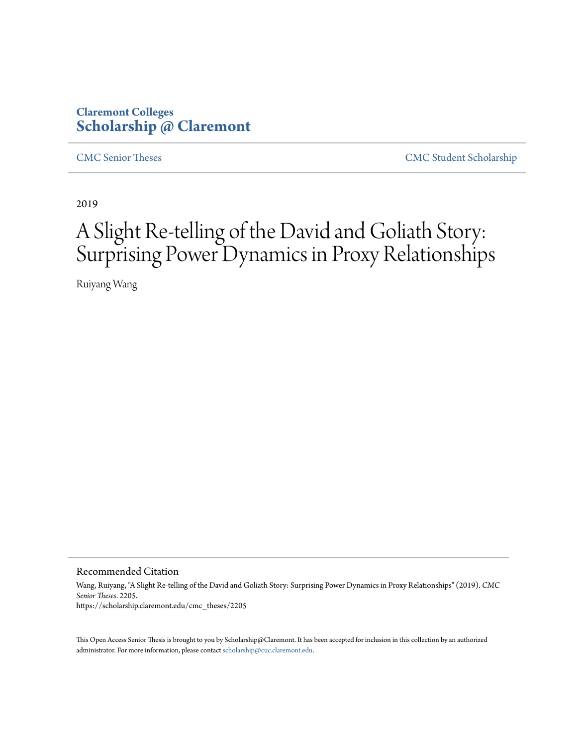Claremont Colleges
**Scholarship @ Claremont**

CMC Senior Theses | CMC Student Scholarship

2019

# A Slight Re-telling of the David and Goliath Story: Surprising Power Dynamics in Proxy Relationships

Ruiyang Wang

## Recommended Citation

Wang, Ruiyang, "A Slight Re-telling of the David and Goliath Story: Surprising Power Dynamics in Proxy Relationships" (2019). *CMC Senior Theses*. 2205.
https://scholarship.claremont.edu/cmc_theses/2205

This Open Access Senior Thesis is brought to you by Scholarship@Claremont. It has been accepted for inclusion in this collection by an authorized administrator. For more information, please contact scholarship@cuc.claremont.edu.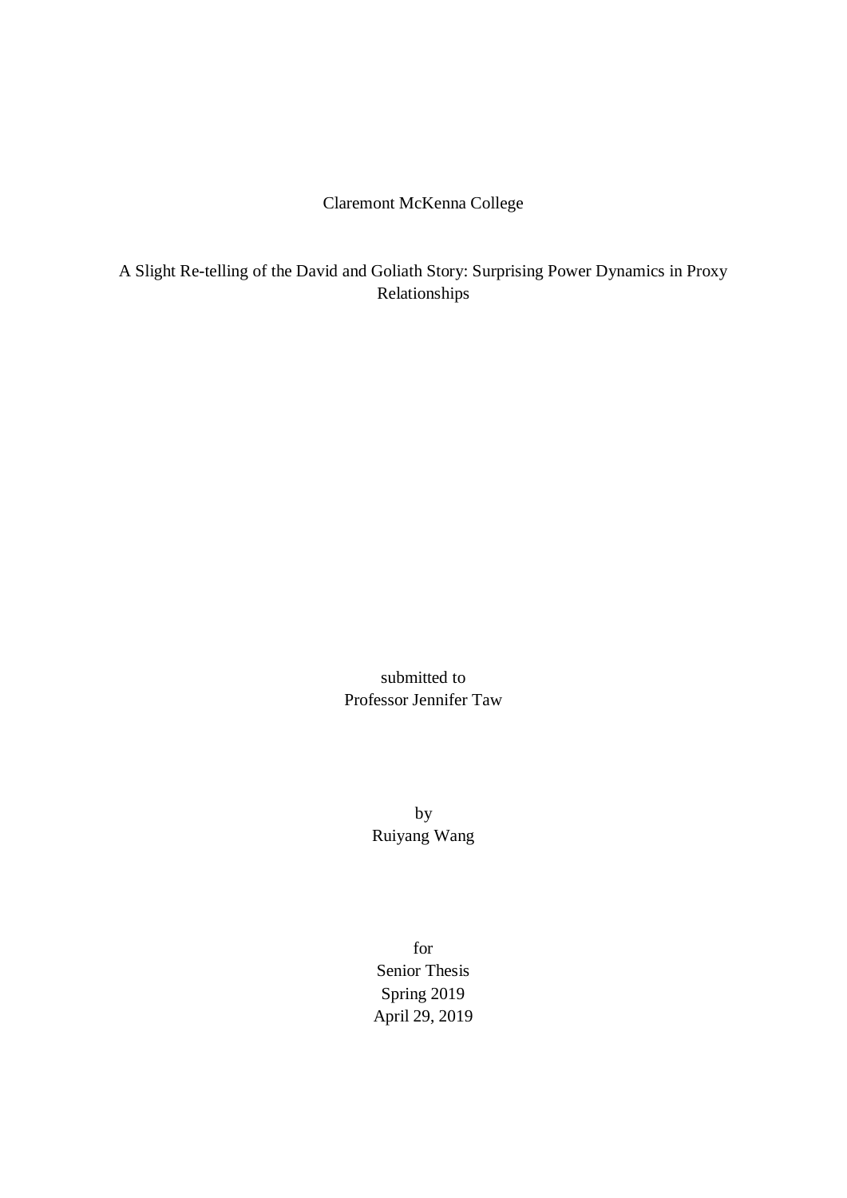Claremont McKenna College

# A Slight Re-telling of the David and Goliath Story: Surprising Power Dynamics in Proxy Relationships

submitted to
Professor Jennifer Taw

by
Ruiyang Wang

for
Senior Thesis
Spring 2019
April 29, 2019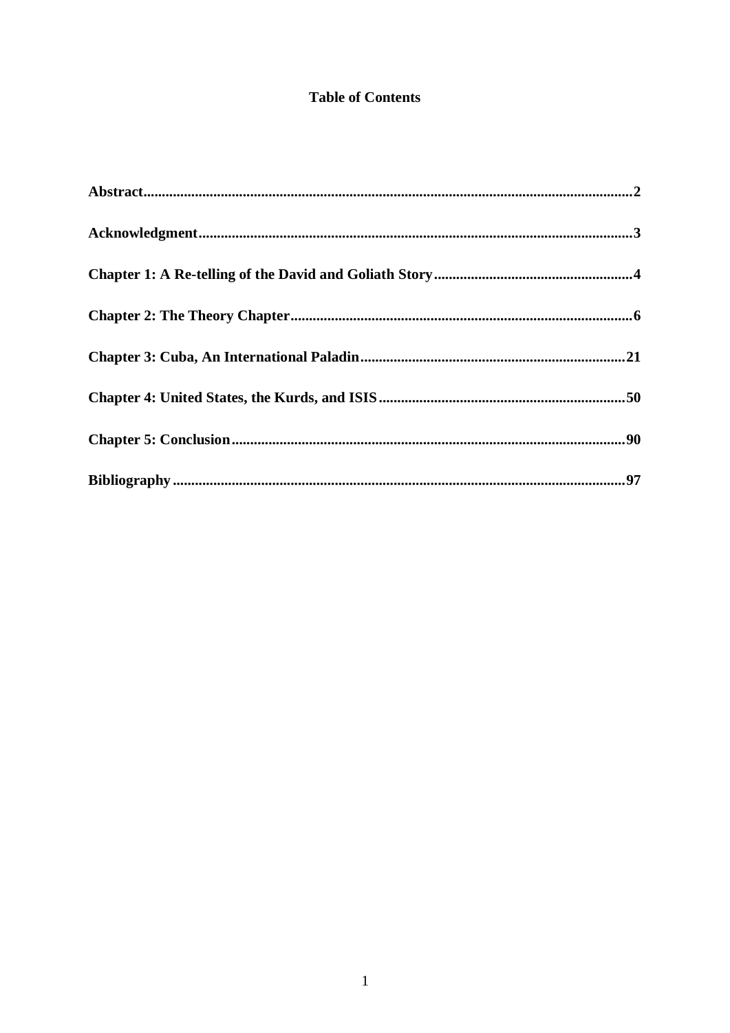# Table of Contents

**Abstract**......................................................................................................................................**2**

**Acknowledgment**......................................................................................................................**3**

**Chapter 1: A Re-telling of the David and Goliath Story**......................................................**4**

**Chapter 2: The Theory Chapter**............................................................................................**6**

**Chapter 3: Cuba, An International Paladin**........................................................................**21**

**Chapter 4: United States, the Kurds, and ISIS**..................................................................**50**

**Chapter 5: Conclusion**..........................................................................................................**90**

**Bibliography**..........................................................................................................................**97**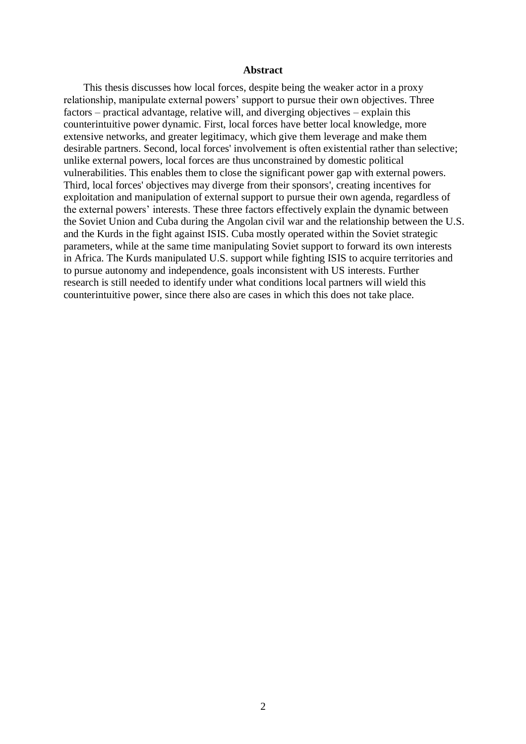## Abstract

This thesis discusses how local forces, despite being the weaker actor in a proxy relationship, manipulate external powers' support to pursue their own objectives. Three factors – practical advantage, relative will, and diverging objectives – explain this counterintuitive power dynamic. First, local forces have better local knowledge, more extensive networks, and greater legitimacy, which give them leverage and make them desirable partners. Second, local forces' involvement is often existential rather than selective; unlike external powers, local forces are thus unconstrained by domestic political vulnerabilities. This enables them to close the significant power gap with external powers. Third, local forces' objectives may diverge from their sponsors', creating incentives for exploitation and manipulation of external support to pursue their own agenda, regardless of the external powers' interests. These three factors effectively explain the dynamic between the Soviet Union and Cuba during the Angolan civil war and the relationship between the U.S. and the Kurds in the fight against ISIS. Cuba mostly operated within the Soviet strategic parameters, while at the same time manipulating Soviet support to forward its own interests in Africa. The Kurds manipulated U.S. support while fighting ISIS to acquire territories and to pursue autonomy and independence, goals inconsistent with US interests. Further research is still needed to identify under what conditions local partners will wield this counterintuitive power, since there also are cases in which this does not take place.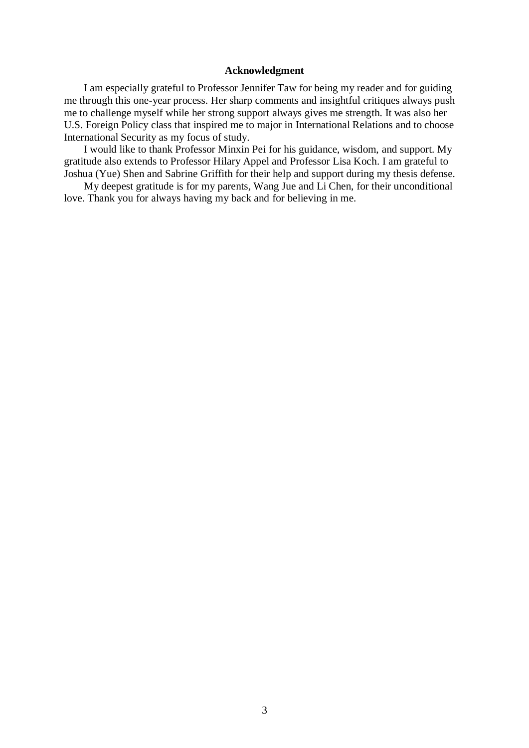# Acknowledgment

I am especially grateful to Professor Jennifer Taw for being my reader and for guiding me through this one-year process. Her sharp comments and insightful critiques always push me to challenge myself while her strong support always gives me strength. It was also her U.S. Foreign Policy class that inspired me to major in International Relations and to choose International Security as my focus of study.

I would like to thank Professor Minxin Pei for his guidance, wisdom, and support. My gratitude also extends to Professor Hilary Appel and Professor Lisa Koch. I am grateful to Joshua (Yue) Shen and Sabrine Griffith for their help and support during my thesis defense.

My deepest gratitude is for my parents, Wang Jue and Li Chen, for their unconditional love. Thank you for always having my back and for believing in me.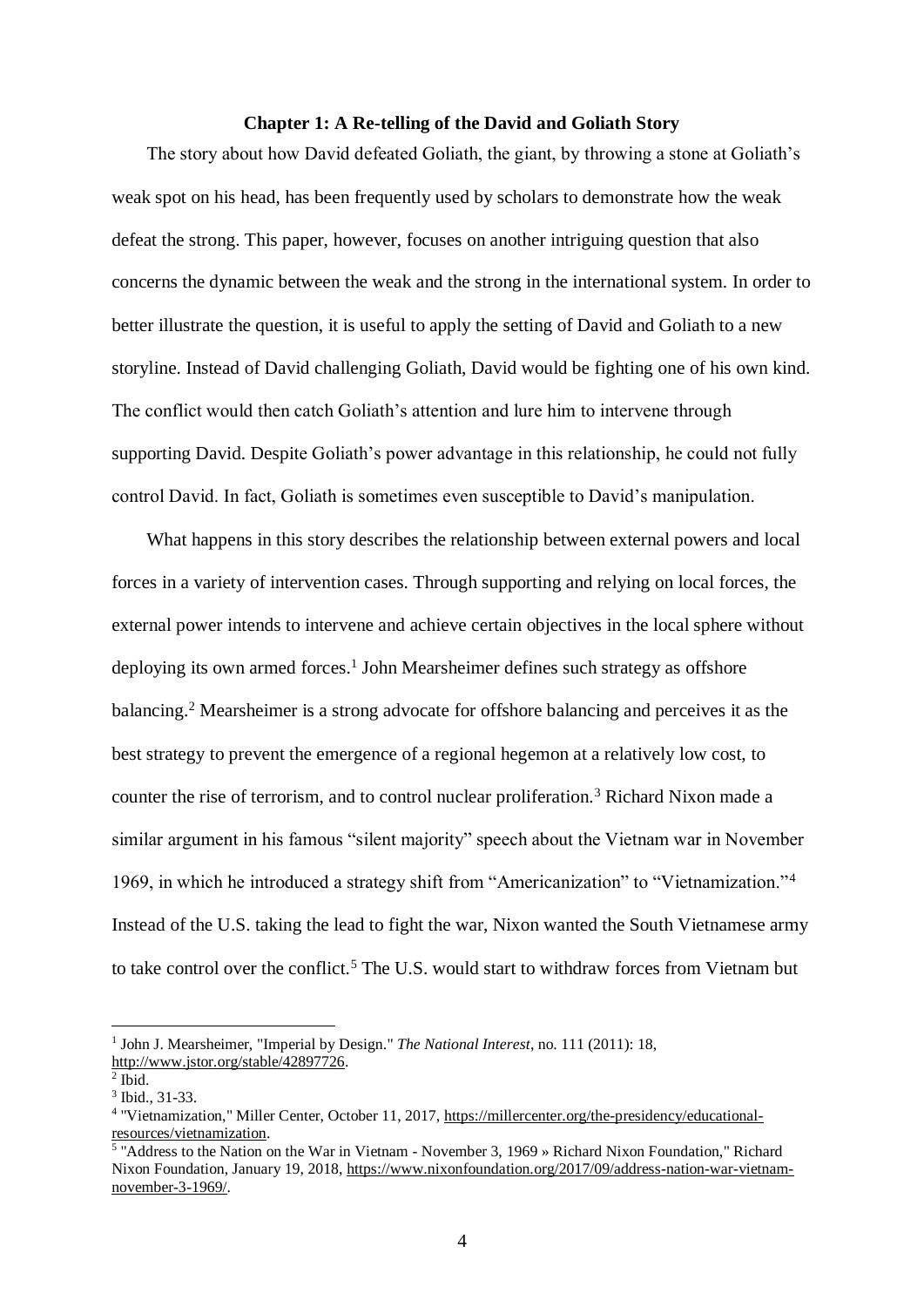### Chapter 1: A Re-telling of the David and Goliath Story

The story about how David defeated Goliath, the giant, by throwing a stone at Goliath's weak spot on his head, has been frequently used by scholars to demonstrate how the weak defeat the strong. This paper, however, focuses on another intriguing question that also concerns the dynamic between the weak and the strong in the international system. In order to better illustrate the question, it is useful to apply the setting of David and Goliath to a new storyline. Instead of David challenging Goliath, David would be fighting one of his own kind. The conflict would then catch Goliath's attention and lure him to intervene through supporting David. Despite Goliath's power advantage in this relationship, he could not fully control David. In fact, Goliath is sometimes even susceptible to David's manipulation.

What happens in this story describes the relationship between external powers and local forces in a variety of intervention cases. Through supporting and relying on local forces, the external power intends to intervene and achieve certain objectives in the local sphere without deploying its own armed forces.[1] John Mearsheimer defines such strategy as offshore balancing.[2] Mearsheimer is a strong advocate for offshore balancing and perceives it as the best strategy to prevent the emergence of a regional hegemon at a relatively low cost, to counter the rise of terrorism, and to control nuclear proliferation.[3] Richard Nixon made a similar argument in his famous "silent majority" speech about the Vietnam war in November 1969, in which he introduced a strategy shift from "Americanization" to "Vietnamization."[4] Instead of the U.S. taking the lead to fight the war, Nixon wanted the South Vietnamese army to take control over the conflict.[5] The U.S. would start to withdraw forces from Vietnam but

---

[1] John J. Mearsheimer, "Imperial by Design." *The National Interest*, no. 111 (2011): 18, http://www.jstor.org/stable/42897726.

[2] Ibid.

[3] Ibid., 31-33.

[4] "Vietnamization," Miller Center, October 11, 2017, https://millercenter.org/the-presidency/educational-resources/vietnamization.

[5] "Address to the Nation on the War in Vietnam - November 3, 1969 » Richard Nixon Foundation," Richard Nixon Foundation, January 19, 2018, https://www.nixonfoundation.org/2017/09/address-nation-war-vietnam-november-3-1969/.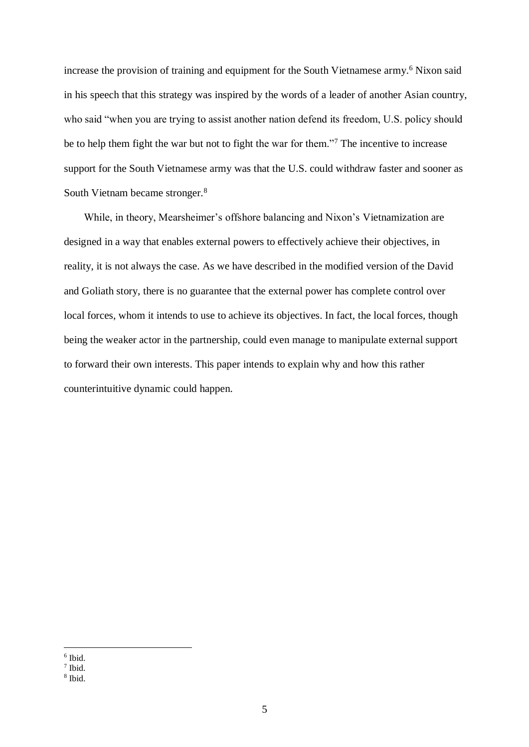increase the provision of training and equipment for the South Vietnamese army.[6] Nixon said in his speech that this strategy was inspired by the words of a leader of another Asian country, who said "when you are trying to assist another nation defend its freedom, U.S. policy should be to help them fight the war but not to fight the war for them."[7] The incentive to increase support for the South Vietnamese army was that the U.S. could withdraw faster and sooner as South Vietnam became stronger.[8]

While, in theory, Mearsheimer's offshore balancing and Nixon's Vietnamization are designed in a way that enables external powers to effectively achieve their objectives, in reality, it is not always the case. As we have described in the modified version of the David and Goliath story, there is no guarantee that the external power has complete control over local forces, whom it intends to use to achieve its objectives. In fact, the local forces, though being the weaker actor in the partnership, could even manage to manipulate external support to forward their own interests. This paper intends to explain why and how this rather counterintuitive dynamic could happen.

---

[6] Ibid.
[7] Ibid.
[8] Ibid.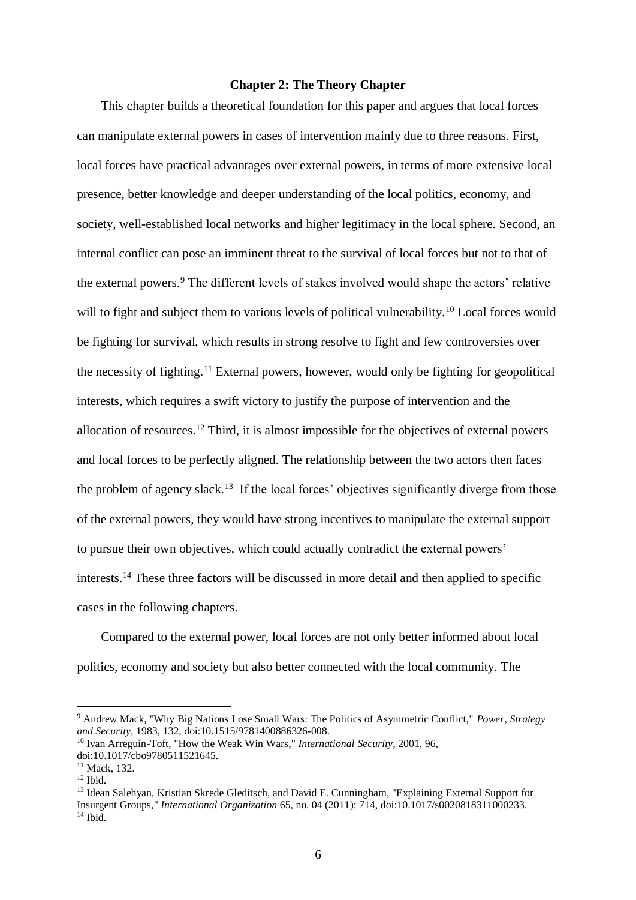## Chapter 2: The Theory Chapter

This chapter builds a theoretical foundation for this paper and argues that local forces can manipulate external powers in cases of intervention mainly due to three reasons. First, local forces have practical advantages over external powers, in terms of more extensive local presence, better knowledge and deeper understanding of the local politics, economy, and society, well-established local networks and higher legitimacy in the local sphere. Second, an internal conflict can pose an imminent threat to the survival of local forces but not to that of the external powers.[9] The different levels of stakes involved would shape the actors' relative will to fight and subject them to various levels of political vulnerability.[10] Local forces would be fighting for survival, which results in strong resolve to fight and few controversies over the necessity of fighting.[11] External powers, however, would only be fighting for geopolitical interests, which requires a swift victory to justify the purpose of intervention and the allocation of resources.[12] Third, it is almost impossible for the objectives of external powers and local forces to be perfectly aligned. The relationship between the two actors then faces the problem of agency slack.[13] If the local forces' objectives significantly diverge from those of the external powers, they would have strong incentives to manipulate the external support to pursue their own objectives, which could actually contradict the external powers' interests.[14] These three factors will be discussed in more detail and then applied to specific cases in the following chapters.

Compared to the external power, local forces are not only better informed about local politics, economy and society but also better connected with the local community. The

---

[9] Andrew Mack, "Why Big Nations Lose Small Wars: The Politics of Asymmetric Conflict," *Power, Strategy and Security*, 1983, 132, doi:10.1515/9781400886326-008.

[10] Ivan Arreguín-Toft, "How the Weak Win Wars," *International Security*, 2001, 96, doi:10.1017/cbo9780511521645.

[11] Mack, 132.

[12] Ibid.

[13] Idean Salehyan, Kristian Skrede Gleditsch, and David E. Cunningham, "Explaining External Support for Insurgent Groups," *International Organization* 65, no. 04 (2011): 714, doi:10.1017/s0020818311000233.

[14] Ibid.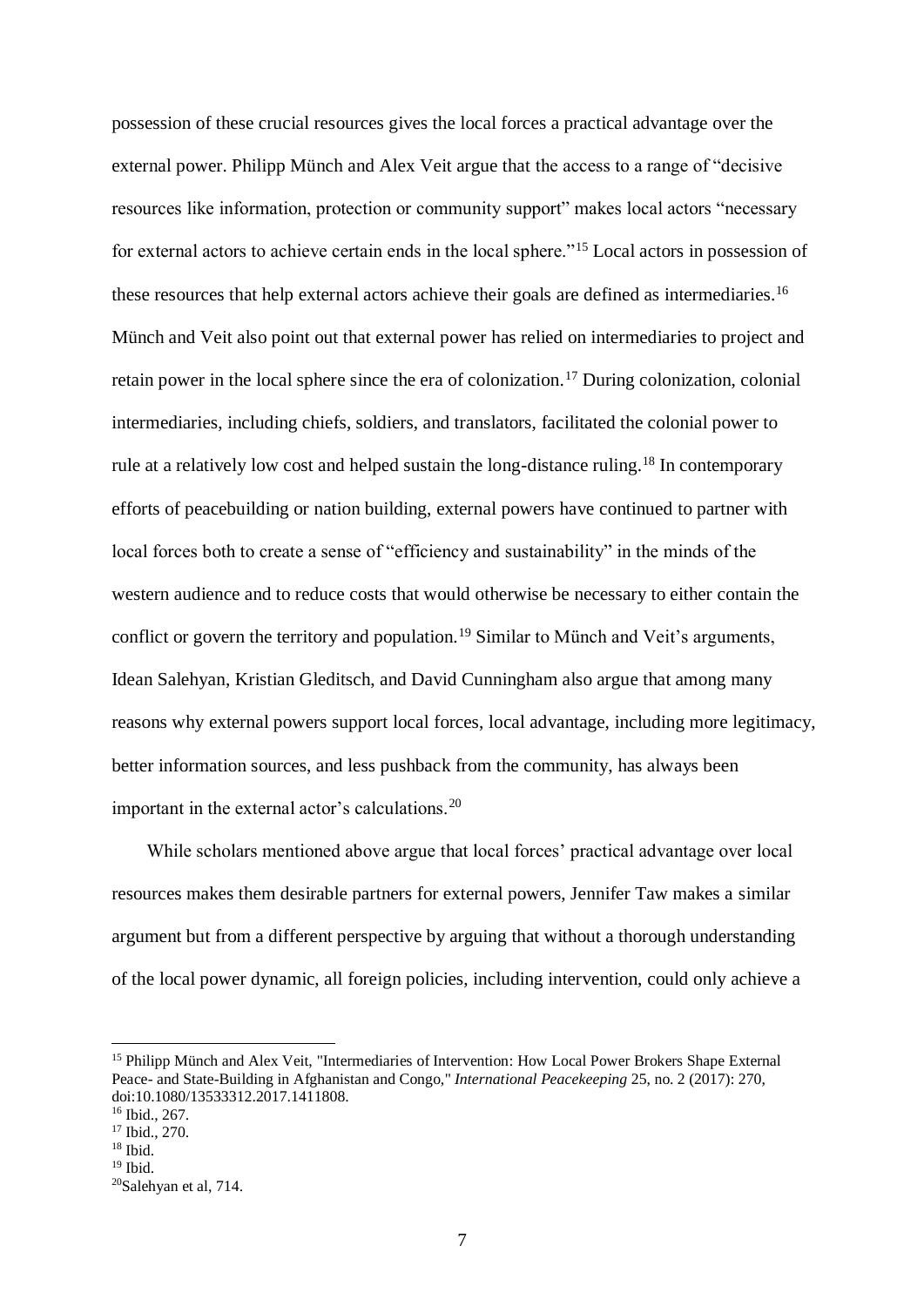possession of these crucial resources gives the local forces a practical advantage over the external power. Philipp Münch and Alex Veit argue that the access to a range of "decisive resources like information, protection or community support" makes local actors "necessary for external actors to achieve certain ends in the local sphere."[15] Local actors in possession of these resources that help external actors achieve their goals are defined as intermediaries.[16] Münch and Veit also point out that external power has relied on intermediaries to project and retain power in the local sphere since the era of colonization.[17] During colonization, colonial intermediaries, including chiefs, soldiers, and translators, facilitated the colonial power to rule at a relatively low cost and helped sustain the long-distance ruling.[18] In contemporary efforts of peacebuilding or nation building, external powers have continued to partner with local forces both to create a sense of "efficiency and sustainability" in the minds of the western audience and to reduce costs that would otherwise be necessary to either contain the conflict or govern the territory and population.[19] Similar to Münch and Veit's arguments, Idean Salehyan, Kristian Gleditsch, and David Cunningham also argue that among many reasons why external powers support local forces, local advantage, including more legitimacy, better information sources, and less pushback from the community, has always been important in the external actor's calculations.[20]

While scholars mentioned above argue that local forces' practical advantage over local resources makes them desirable partners for external powers, Jennifer Taw makes a similar argument but from a different perspective by arguing that without a thorough understanding of the local power dynamic, all foreign policies, including intervention, could only achieve a

---

[15] Philipp Münch and Alex Veit, "Intermediaries of Intervention: How Local Power Brokers Shape External Peace- and State-Building in Afghanistan and Congo," *International Peacekeeping* 25, no. 2 (2017): 270, doi:10.1080/13533312.2017.1411808.

[16] Ibid., 267.

[17] Ibid., 270.

[18] Ibid.

[19] Ibid.

[20] Salehyan et al, 714.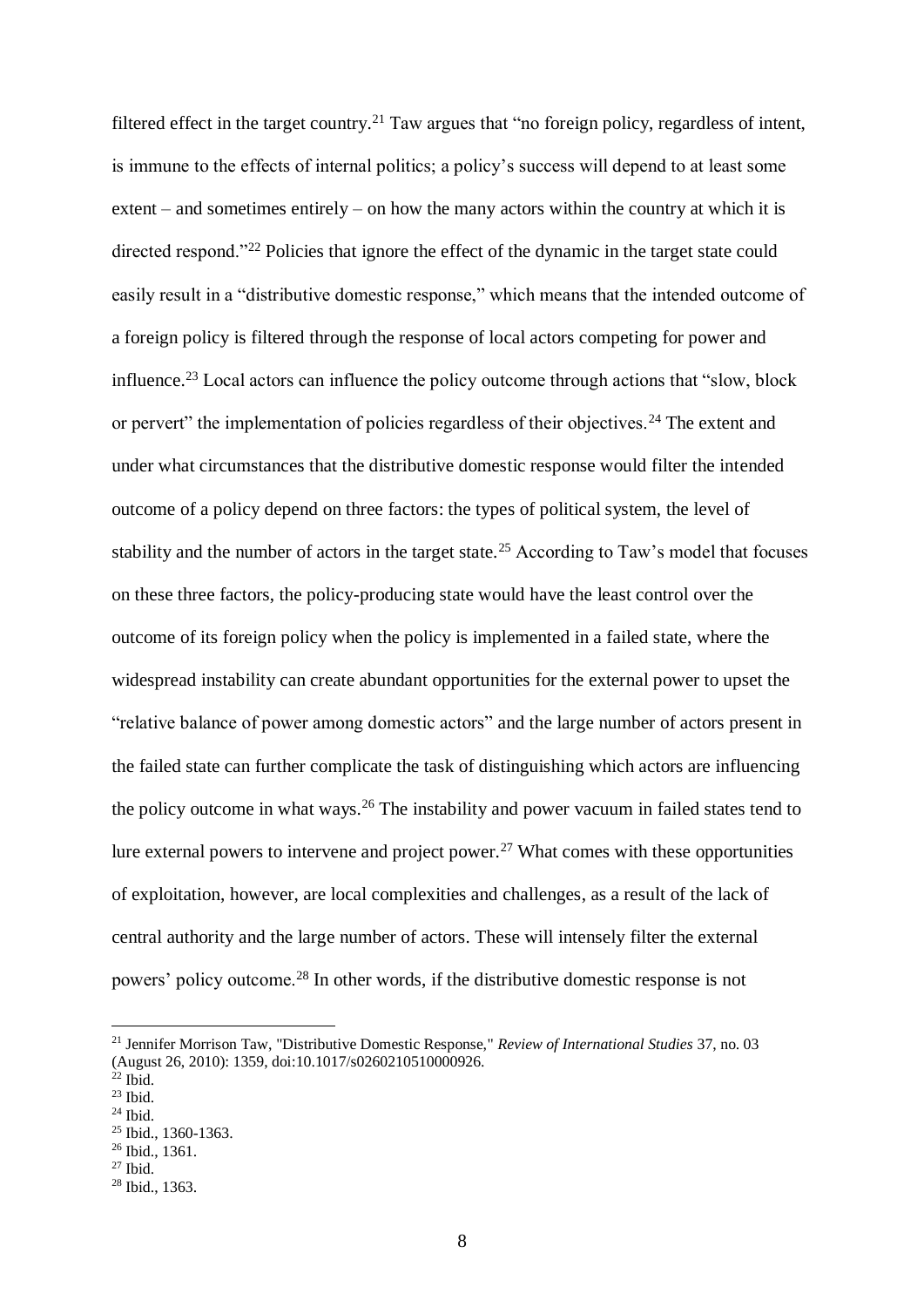filtered effect in the target country.[21] Taw argues that "no foreign policy, regardless of intent, is immune to the effects of internal politics; a policy's success will depend to at least some extent – and sometimes entirely – on how the many actors within the country at which it is directed respond."[22] Policies that ignore the effect of the dynamic in the target state could easily result in a "distributive domestic response," which means that the intended outcome of a foreign policy is filtered through the response of local actors competing for power and influence.[23] Local actors can influence the policy outcome through actions that "slow, block or pervert" the implementation of policies regardless of their objectives.[24] The extent and under what circumstances that the distributive domestic response would filter the intended outcome of a policy depend on three factors: the types of political system, the level of stability and the number of actors in the target state.[25] According to Taw's model that focuses on these three factors, the policy-producing state would have the least control over the outcome of its foreign policy when the policy is implemented in a failed state, where the widespread instability can create abundant opportunities for the external power to upset the "relative balance of power among domestic actors" and the large number of actors present in the failed state can further complicate the task of distinguishing which actors are influencing the policy outcome in what ways.[26] The instability and power vacuum in failed states tend to lure external powers to intervene and project power.[27] What comes with these opportunities of exploitation, however, are local complexities and challenges, as a result of the lack of central authority and the large number of actors. These will intensely filter the external powers' policy outcome.[28] In other words, if the distributive domestic response is not

[21] Jennifer Morrison Taw, "Distributive Domestic Response," *Review of International Studies* 37, no. 03 (August 26, 2010): 1359, doi:10.1017/s0260210510000926.
[22] Ibid.
[23] Ibid.
[24] Ibid.
[25] Ibid., 1360-1363.
[26] Ibid., 1361.
[27] Ibid.
[28] Ibid., 1363.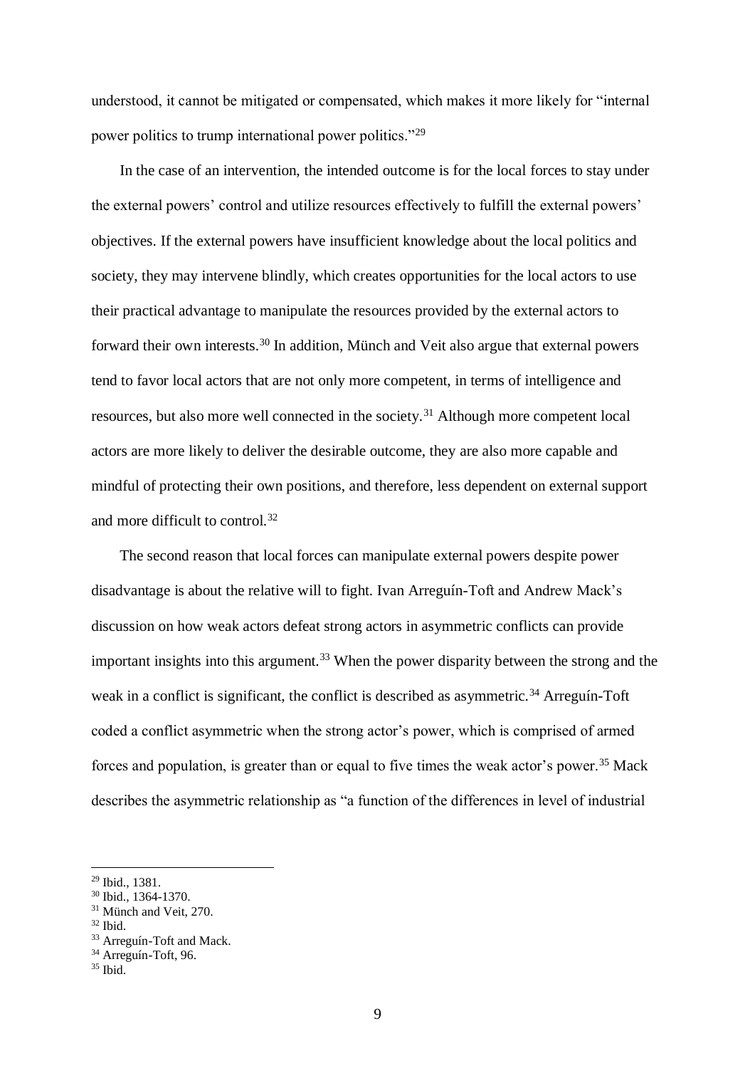understood, it cannot be mitigated or compensated, which makes it more likely for "internal power politics to trump international power politics."[29]

In the case of an intervention, the intended outcome is for the local forces to stay under the external powers' control and utilize resources effectively to fulfill the external powers' objectives. If the external powers have insufficient knowledge about the local politics and society, they may intervene blindly, which creates opportunities for the local actors to use their practical advantage to manipulate the resources provided by the external actors to forward their own interests.[30] In addition, Münch and Veit also argue that external powers tend to favor local actors that are not only more competent, in terms of intelligence and resources, but also more well connected in the society.[31] Although more competent local actors are more likely to deliver the desirable outcome, they are also more capable and mindful of protecting their own positions, and therefore, less dependent on external support and more difficult to control.[32]

The second reason that local forces can manipulate external powers despite power disadvantage is about the relative will to fight. Ivan Arreguín-Toft and Andrew Mack's discussion on how weak actors defeat strong actors in asymmetric conflicts can provide important insights into this argument.[33] When the power disparity between the strong and the weak in a conflict is significant, the conflict is described as asymmetric.[34] Arreguín-Toft coded a conflict asymmetric when the strong actor's power, which is comprised of armed forces and population, is greater than or equal to five times the weak actor's power.[35] Mack describes the asymmetric relationship as "a function of the differences in level of industrial

---

[29] Ibid., 1381.
[30] Ibid., 1364-1370.
[31] Münch and Veit, 270.
[32] Ibid.
[33] Arreguín-Toft and Mack.
[34] Arreguín-Toft, 96.
[35] Ibid.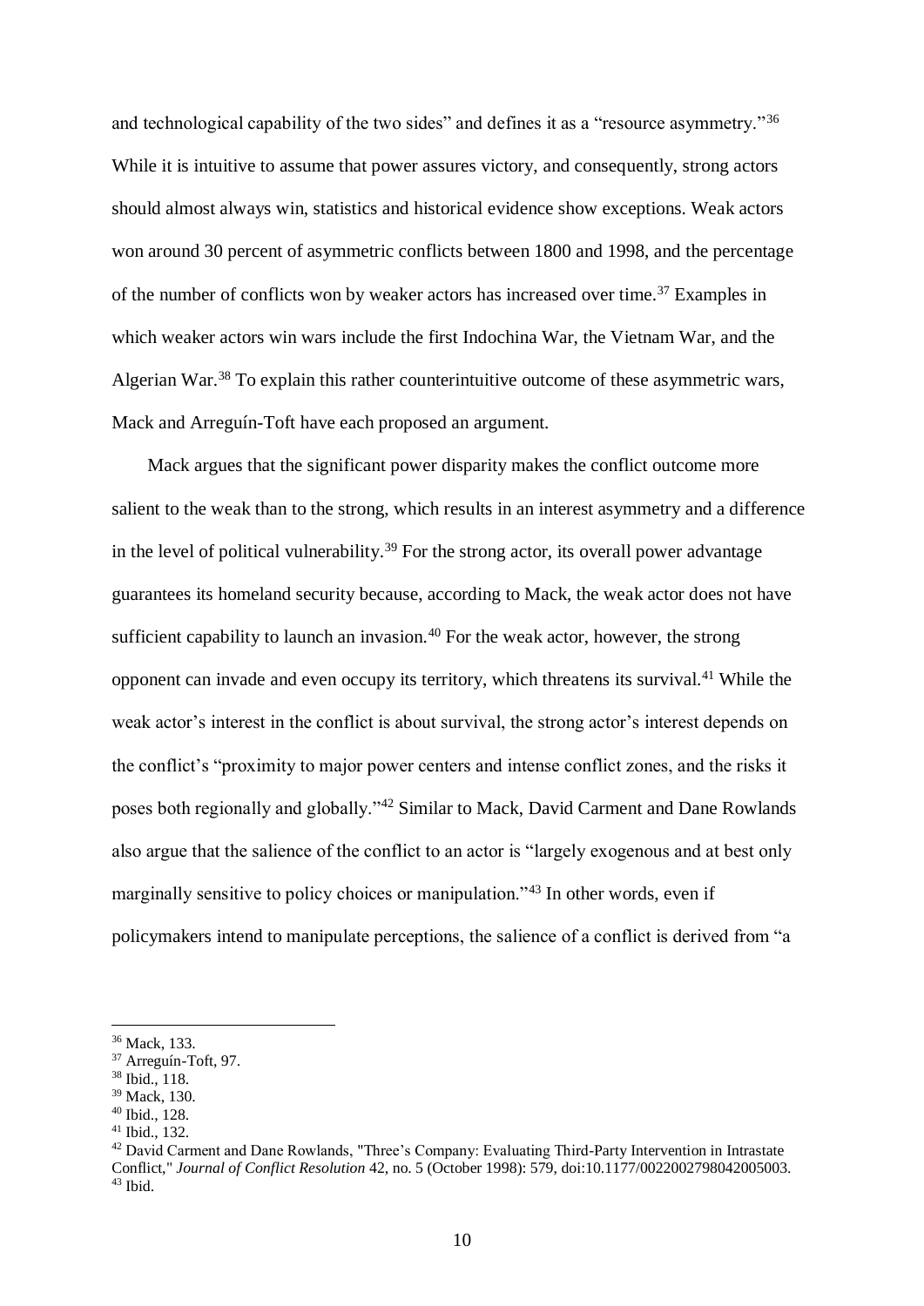and technological capability of the two sides" and defines it as a "resource asymmetry."[36] While it is intuitive to assume that power assures victory, and consequently, strong actors should almost always win, statistics and historical evidence show exceptions. Weak actors won around 30 percent of asymmetric conflicts between 1800 and 1998, and the percentage of the number of conflicts won by weaker actors has increased over time.[37] Examples in which weaker actors win wars include the first Indochina War, the Vietnam War, and the Algerian War.[38] To explain this rather counterintuitive outcome of these asymmetric wars, Mack and Arreguín-Toft have each proposed an argument.

Mack argues that the significant power disparity makes the conflict outcome more salient to the weak than to the strong, which results in an interest asymmetry and a difference in the level of political vulnerability.[39] For the strong actor, its overall power advantage guarantees its homeland security because, according to Mack, the weak actor does not have sufficient capability to launch an invasion.[40] For the weak actor, however, the strong opponent can invade and even occupy its territory, which threatens its survival.[41] While the weak actor's interest in the conflict is about survival, the strong actor's interest depends on the conflict's "proximity to major power centers and intense conflict zones, and the risks it poses both regionally and globally."[42] Similar to Mack, David Carment and Dane Rowlands also argue that the salience of the conflict to an actor is "largely exogenous and at best only marginally sensitive to policy choices or manipulation."[43] In other words, even if policymakers intend to manipulate perceptions, the salience of a conflict is derived from "a

---

[36] Mack, 133.
[37] Arreguín-Toft, 97.
[38] Ibid., 118.
[39] Mack, 130.
[40] Ibid., 128.
[41] Ibid., 132.
[42] David Carment and Dane Rowlands, "Three's Company: Evaluating Third-Party Intervention in Intrastate Conflict," *Journal of Conflict Resolution* 42, no. 5 (October 1998): 579, doi:10.1177/0022002798042005003.
[43] Ibid.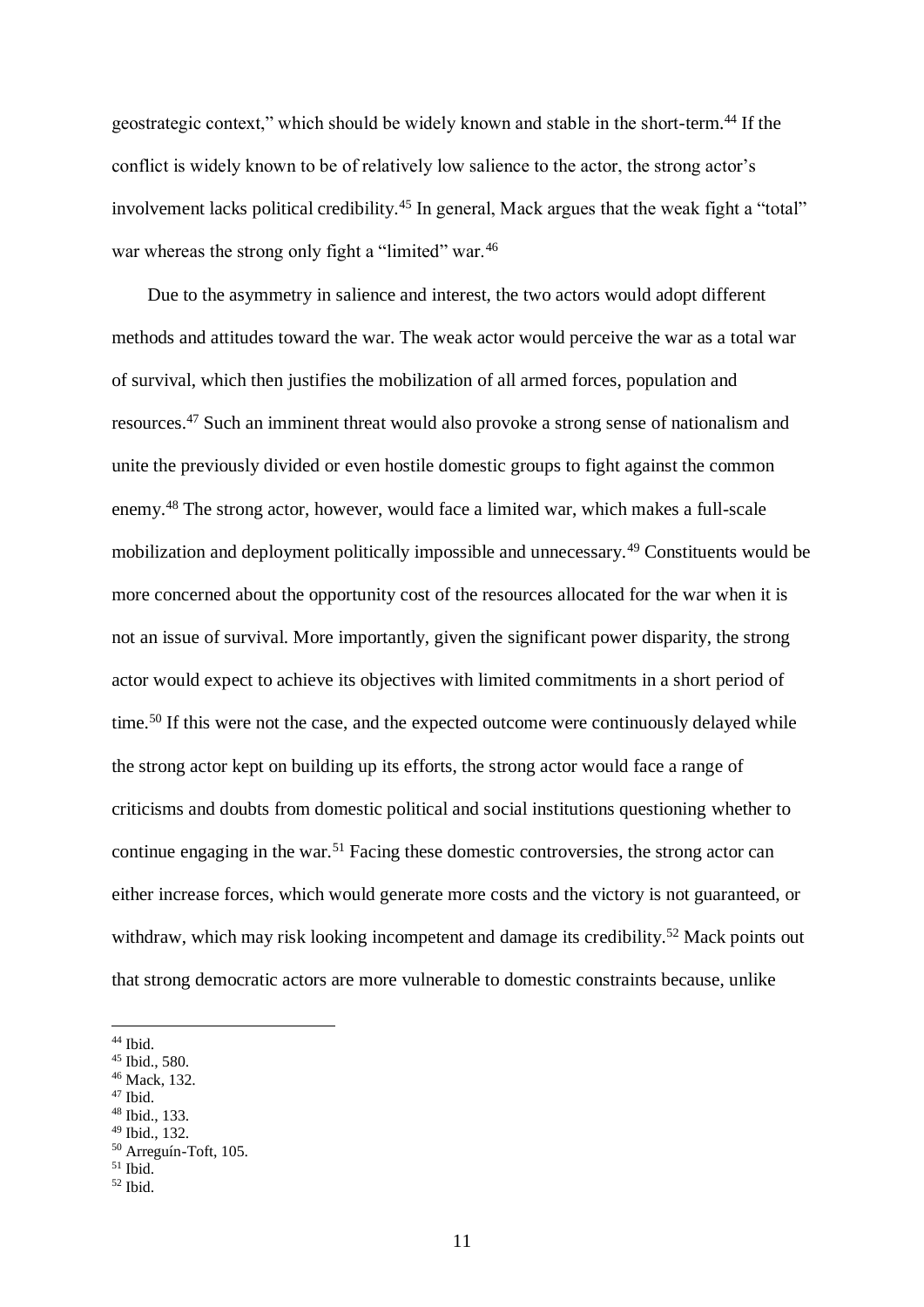geostrategic context," which should be widely known and stable in the short-term.[44] If the conflict is widely known to be of relatively low salience to the actor, the strong actor's involvement lacks political credibility.[45] In general, Mack argues that the weak fight a "total" war whereas the strong only fight a "limited" war.[46]

Due to the asymmetry in salience and interest, the two actors would adopt different methods and attitudes toward the war. The weak actor would perceive the war as a total war of survival, which then justifies the mobilization of all armed forces, population and resources.[47] Such an imminent threat would also provoke a strong sense of nationalism and unite the previously divided or even hostile domestic groups to fight against the common enemy.[48] The strong actor, however, would face a limited war, which makes a full-scale mobilization and deployment politically impossible and unnecessary.[49] Constituents would be more concerned about the opportunity cost of the resources allocated for the war when it is not an issue of survival. More importantly, given the significant power disparity, the strong actor would expect to achieve its objectives with limited commitments in a short period of time.[50] If this were not the case, and the expected outcome were continuously delayed while the strong actor kept on building up its efforts, the strong actor would face a range of criticisms and doubts from domestic political and social institutions questioning whether to continue engaging in the war.[51] Facing these domestic controversies, the strong actor can either increase forces, which would generate more costs and the victory is not guaranteed, or withdraw, which may risk looking incompetent and damage its credibility.[52] Mack points out that strong democratic actors are more vulnerable to domestic constraints because, unlike

---

[44] Ibid.
[45] Ibid., 580.
[46] Mack, 132.
[47] Ibid.
[48] Ibid., 133.
[49] Ibid., 132.
[50] Arreguín-Toft, 105.
[51] Ibid.
[52] Ibid.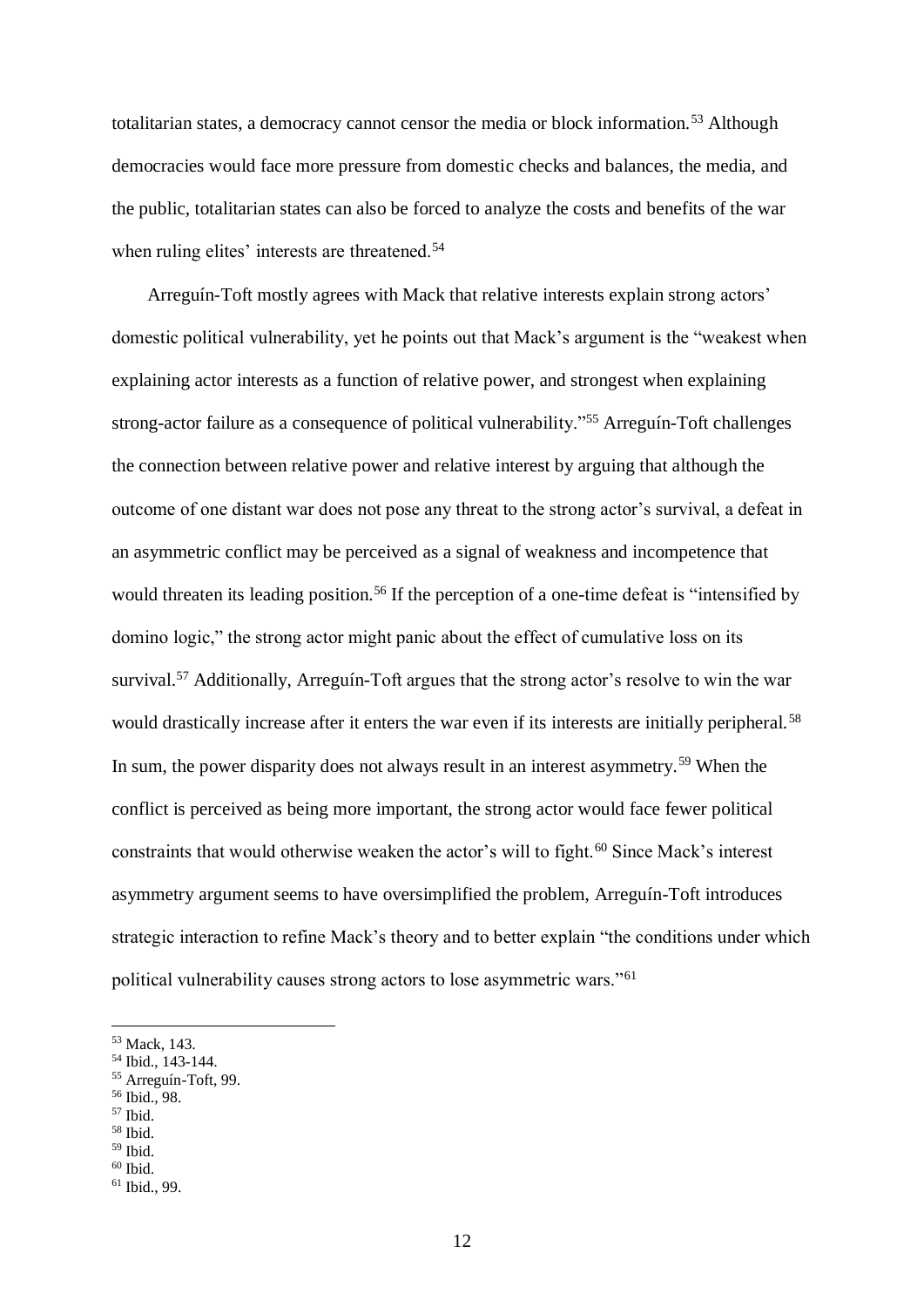totalitarian states, a democracy cannot censor the media or block information.[53] Although democracies would face more pressure from domestic checks and balances, the media, and the public, totalitarian states can also be forced to analyze the costs and benefits of the war when ruling elites' interests are threatened.[54]

Arreguín-Toft mostly agrees with Mack that relative interests explain strong actors' domestic political vulnerability, yet he points out that Mack's argument is the "weakest when explaining actor interests as a function of relative power, and strongest when explaining strong-actor failure as a consequence of political vulnerability."[55] Arreguín-Toft challenges the connection between relative power and relative interest by arguing that although the outcome of one distant war does not pose any threat to the strong actor's survival, a defeat in an asymmetric conflict may be perceived as a signal of weakness and incompetence that would threaten its leading position.[56] If the perception of a one-time defeat is "intensified by domino logic," the strong actor might panic about the effect of cumulative loss on its survival.[57] Additionally, Arreguín-Toft argues that the strong actor's resolve to win the war would drastically increase after it enters the war even if its interests are initially peripheral.[58] In sum, the power disparity does not always result in an interest asymmetry.[59] When the conflict is perceived as being more important, the strong actor would face fewer political constraints that would otherwise weaken the actor's will to fight.[60] Since Mack's interest asymmetry argument seems to have oversimplified the problem, Arreguín-Toft introduces strategic interaction to refine Mack's theory and to better explain "the conditions under which political vulnerability causes strong actors to lose asymmetric wars."[61]

---

[53] Mack, 143.
[54] Ibid., 143-144.
[55] Arreguín-Toft, 99.
[56] Ibid., 98.
[57] Ibid.
[58] Ibid.
[59] Ibid.
[60] Ibid.
[61] Ibid., 99.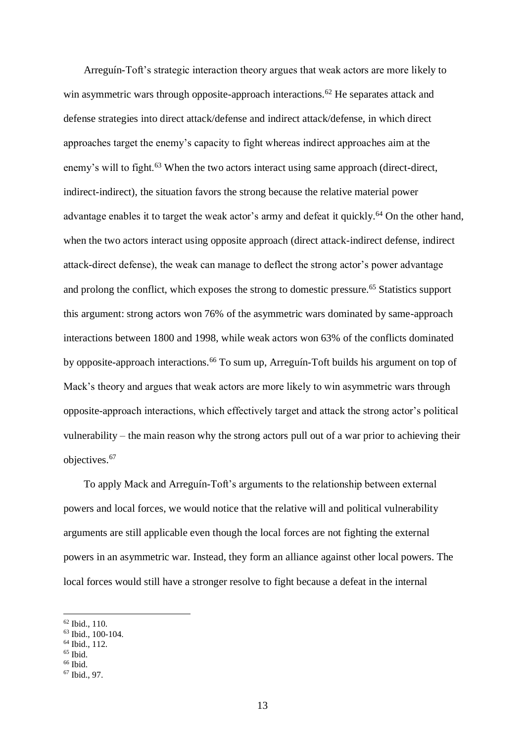Arreguín-Toft's strategic interaction theory argues that weak actors are more likely to win asymmetric wars through opposite-approach interactions.[62] He separates attack and defense strategies into direct attack/defense and indirect attack/defense, in which direct approaches target the enemy's capacity to fight whereas indirect approaches aim at the enemy's will to fight.[63] When the two actors interact using same approach (direct-direct, indirect-indirect), the situation favors the strong because the relative material power advantage enables it to target the weak actor's army and defeat it quickly.[64] On the other hand, when the two actors interact using opposite approach (direct attack-indirect defense, indirect attack-direct defense), the weak can manage to deflect the strong actor's power advantage and prolong the conflict, which exposes the strong to domestic pressure.[65] Statistics support this argument: strong actors won 76% of the asymmetric wars dominated by same-approach interactions between 1800 and 1998, while weak actors won 63% of the conflicts dominated by opposite-approach interactions.[66] To sum up, Arreguín-Toft builds his argument on top of Mack's theory and argues that weak actors are more likely to win asymmetric wars through opposite-approach interactions, which effectively target and attack the strong actor's political vulnerability – the main reason why the strong actors pull out of a war prior to achieving their objectives.[67]

To apply Mack and Arreguín-Toft's arguments to the relationship between external powers and local forces, we would notice that the relative will and political vulnerability arguments are still applicable even though the local forces are not fighting the external powers in an asymmetric war. Instead, they form an alliance against other local powers. The local forces would still have a stronger resolve to fight because a defeat in the internal

[62] Ibid., 110.
[63] Ibid., 100-104.
[64] Ibid., 112.
[65] Ibid.
[66] Ibid.
[67] Ibid., 97.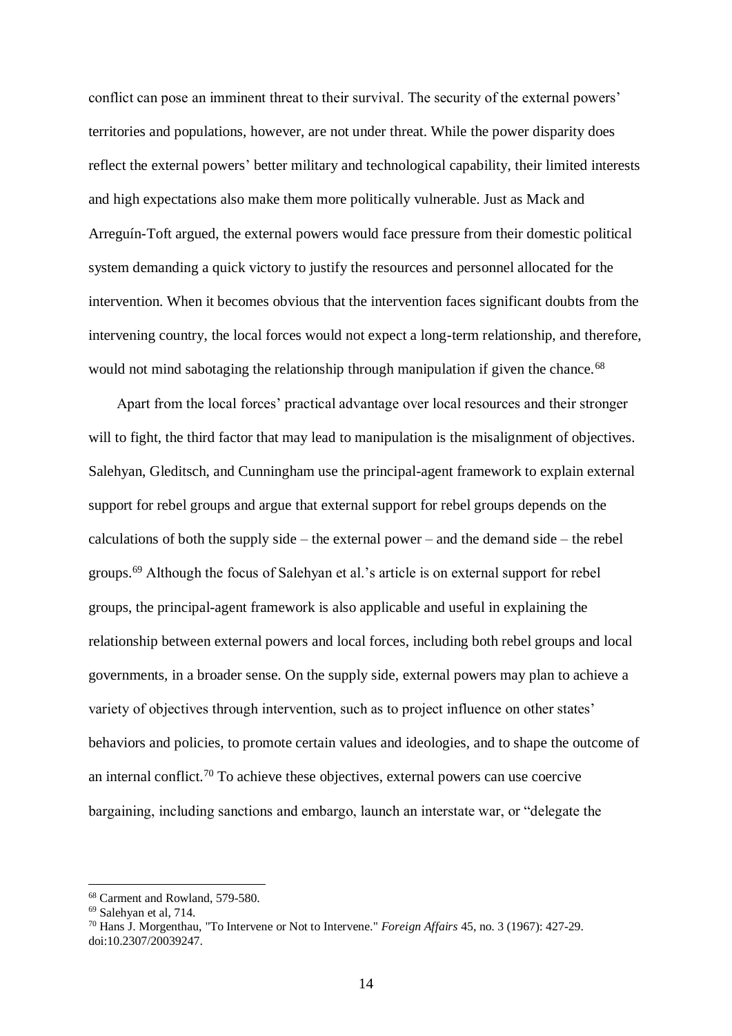conflict can pose an imminent threat to their survival. The security of the external powers' territories and populations, however, are not under threat. While the power disparity does reflect the external powers' better military and technological capability, their limited interests and high expectations also make them more politically vulnerable. Just as Mack and Arreguín-Toft argued, the external powers would face pressure from their domestic political system demanding a quick victory to justify the resources and personnel allocated for the intervention. When it becomes obvious that the intervention faces significant doubts from the intervening country, the local forces would not expect a long-term relationship, and therefore, would not mind sabotaging the relationship through manipulation if given the chance.[68]

Apart from the local forces' practical advantage over local resources and their stronger will to fight, the third factor that may lead to manipulation is the misalignment of objectives. Salehyan, Gleditsch, and Cunningham use the principal-agent framework to explain external support for rebel groups and argue that external support for rebel groups depends on the calculations of both the supply side – the external power – and the demand side – the rebel groups.[69] Although the focus of Salehyan et al.'s article is on external support for rebel groups, the principal-agent framework is also applicable and useful in explaining the relationship between external powers and local forces, including both rebel groups and local governments, in a broader sense. On the supply side, external powers may plan to achieve a variety of objectives through intervention, such as to project influence on other states' behaviors and policies, to promote certain values and ideologies, and to shape the outcome of an internal conflict.[70] To achieve these objectives, external powers can use coercive bargaining, including sanctions and embargo, launch an interstate war, or "delegate the

---

[68] Carment and Rowland, 579-580.

[69] Salehyan et al, 714.

[70] Hans J. Morgenthau, "To Intervene or Not to Intervene." *Foreign Affairs* 45, no. 3 (1967): 427-29. doi:10.2307/20039247.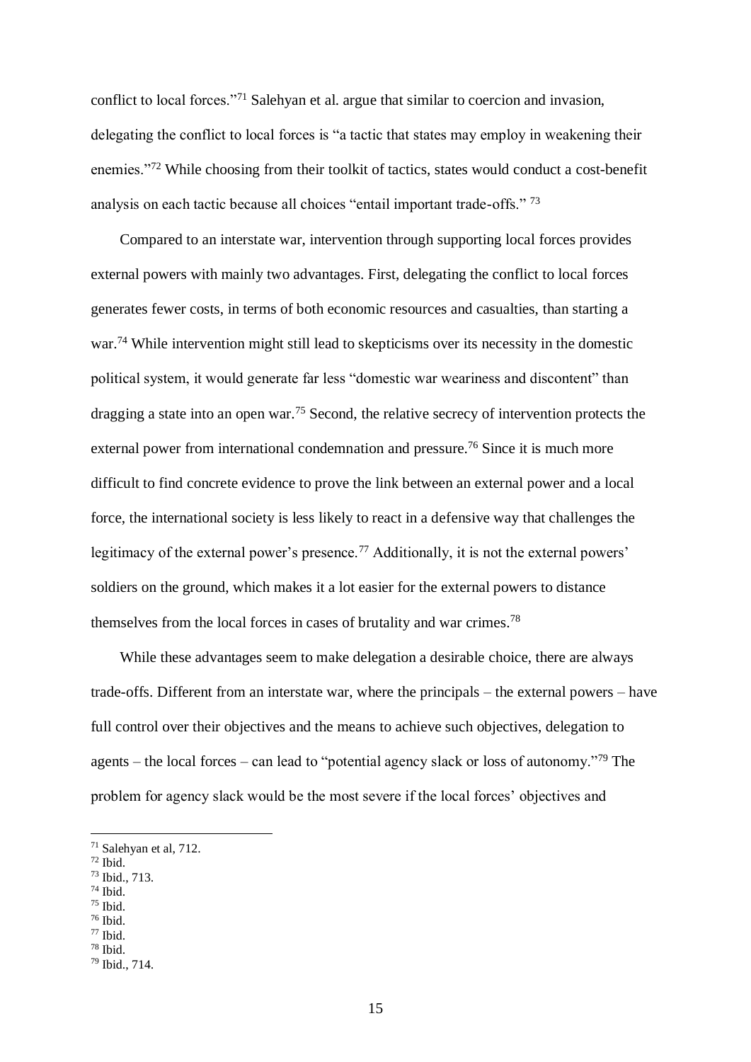conflict to local forces."[71] Salehyan et al. argue that similar to coercion and invasion, delegating the conflict to local forces is "a tactic that states may employ in weakening their enemies."[72] While choosing from their toolkit of tactics, states would conduct a cost-benefit analysis on each tactic because all choices "entail important trade-offs." [73]

Compared to an interstate war, intervention through supporting local forces provides external powers with mainly two advantages. First, delegating the conflict to local forces generates fewer costs, in terms of both economic resources and casualties, than starting a war.[74] While intervention might still lead to skepticisms over its necessity in the domestic political system, it would generate far less "domestic war weariness and discontent" than dragging a state into an open war.[75] Second, the relative secrecy of intervention protects the external power from international condemnation and pressure.[76] Since it is much more difficult to find concrete evidence to prove the link between an external power and a local force, the international society is less likely to react in a defensive way that challenges the legitimacy of the external power's presence.[77] Additionally, it is not the external powers' soldiers on the ground, which makes it a lot easier for the external powers to distance themselves from the local forces in cases of brutality and war crimes.[78]

While these advantages seem to make delegation a desirable choice, there are always trade-offs. Different from an interstate war, where the principals – the external powers – have full control over their objectives and the means to achieve such objectives, delegation to agents – the local forces – can lead to "potential agency slack or loss of autonomy."[79] The problem for agency slack would be the most severe if the local forces' objectives and

---

[71] Salehyan et al, 712.
[72] Ibid.
[73] Ibid., 713.
[74] Ibid.
[75] Ibid.
[76] Ibid.
[77] Ibid.
[78] Ibid.
[79] Ibid., 714.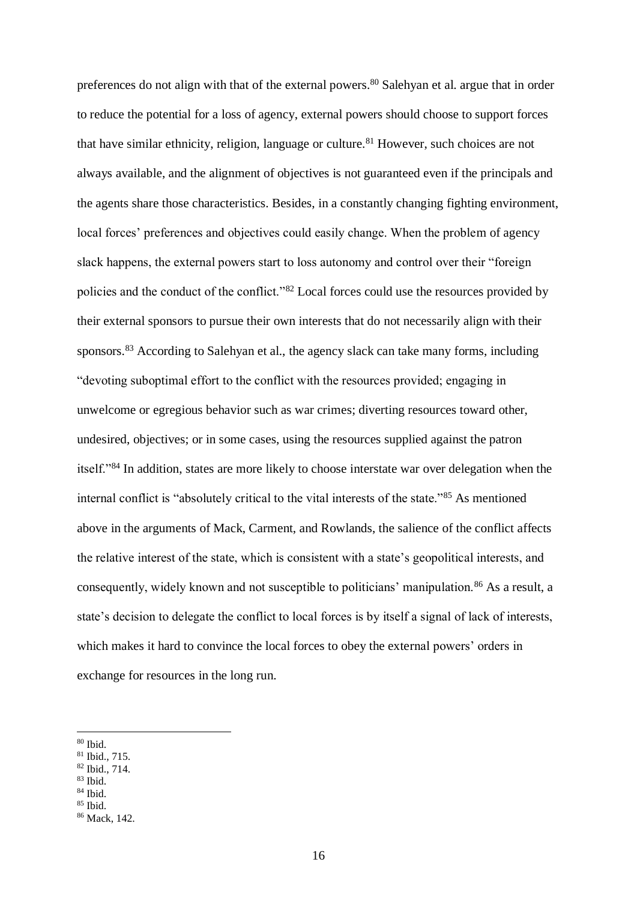preferences do not align with that of the external powers.[80] Salehyan et al. argue that in order to reduce the potential for a loss of agency, external powers should choose to support forces that have similar ethnicity, religion, language or culture.[81] However, such choices are not always available, and the alignment of objectives is not guaranteed even if the principals and the agents share those characteristics. Besides, in a constantly changing fighting environment, local forces' preferences and objectives could easily change. When the problem of agency slack happens, the external powers start to loss autonomy and control over their "foreign policies and the conduct of the conflict."[82] Local forces could use the resources provided by their external sponsors to pursue their own interests that do not necessarily align with their sponsors.[83] According to Salehyan et al., the agency slack can take many forms, including "devoting suboptimal effort to the conflict with the resources provided; engaging in unwelcome or egregious behavior such as war crimes; diverting resources toward other, undesired, objectives; or in some cases, using the resources supplied against the patron itself."[84] In addition, states are more likely to choose interstate war over delegation when the internal conflict is "absolutely critical to the vital interests of the state."[85] As mentioned above in the arguments of Mack, Carment, and Rowlands, the salience of the conflict affects the relative interest of the state, which is consistent with a state's geopolitical interests, and consequently, widely known and not susceptible to politicians' manipulation.[86] As a result, a state's decision to delegate the conflict to local forces is by itself a signal of lack of interests, which makes it hard to convince the local forces to obey the external powers' orders in exchange for resources in the long run.

[80] Ibid.
[81] Ibid., 715.
[82] Ibid., 714.
[83] Ibid.
[84] Ibid.
[85] Ibid.
[86] Mack, 142.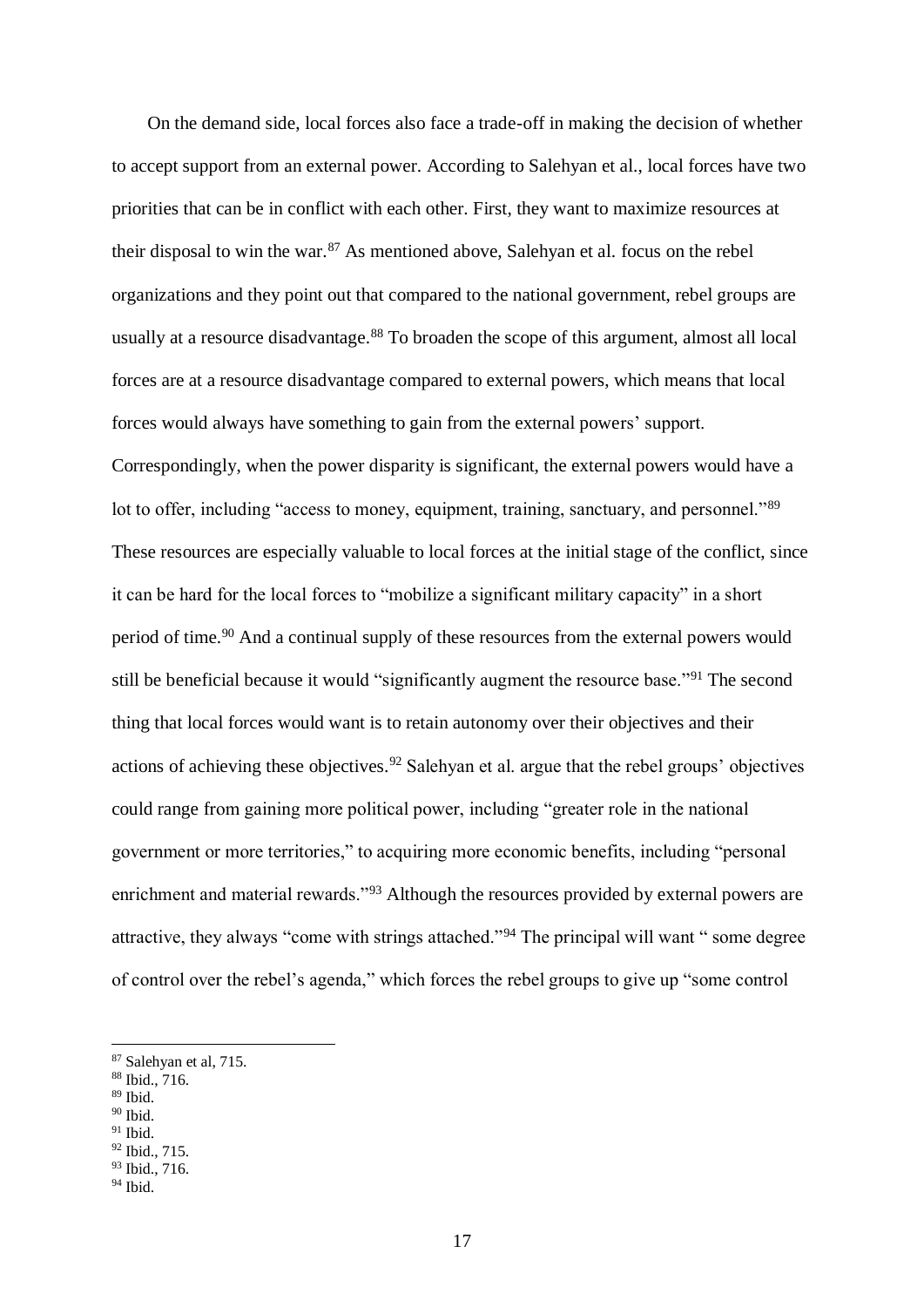On the demand side, local forces also face a trade-off in making the decision of whether to accept support from an external power. According to Salehyan et al., local forces have two priorities that can be in conflict with each other. First, they want to maximize resources at their disposal to win the war.[87] As mentioned above, Salehyan et al. focus on the rebel organizations and they point out that compared to the national government, rebel groups are usually at a resource disadvantage.[88] To broaden the scope of this argument, almost all local forces are at a resource disadvantage compared to external powers, which means that local forces would always have something to gain from the external powers' support. Correspondingly, when the power disparity is significant, the external powers would have a lot to offer, including "access to money, equipment, training, sanctuary, and personnel."[89] These resources are especially valuable to local forces at the initial stage of the conflict, since it can be hard for the local forces to "mobilize a significant military capacity" in a short period of time.[90] And a continual supply of these resources from the external powers would still be beneficial because it would "significantly augment the resource base."[91] The second thing that local forces would want is to retain autonomy over their objectives and their actions of achieving these objectives.[92] Salehyan et al. argue that the rebel groups' objectives could range from gaining more political power, including "greater role in the national government or more territories," to acquiring more economic benefits, including "personal enrichment and material rewards."[93] Although the resources provided by external powers are attractive, they always "come with strings attached."[94] The principal will want " some degree of control over the rebel's agenda," which forces the rebel groups to give up "some control

---

[87] Salehyan et al, 715.
[88] Ibid., 716.
[89] Ibid.
[90] Ibid.
[91] Ibid.
[92] Ibid., 715.
[93] Ibid., 716.
[94] Ibid.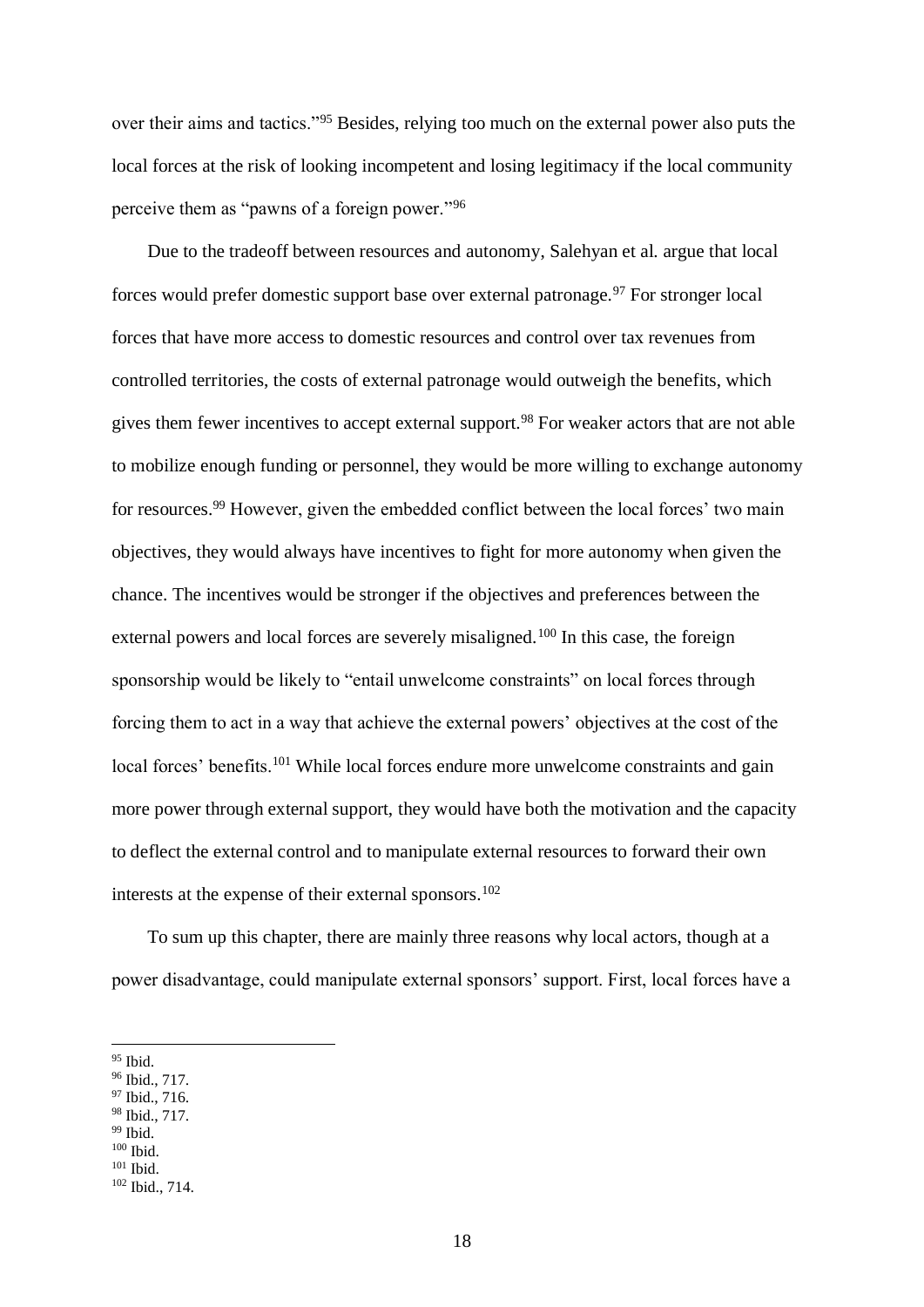over their aims and tactics."[95] Besides, relying too much on the external power also puts the local forces at the risk of looking incompetent and losing legitimacy if the local community perceive them as "pawns of a foreign power."[96]

Due to the tradeoff between resources and autonomy, Salehyan et al. argue that local forces would prefer domestic support base over external patronage.[97] For stronger local forces that have more access to domestic resources and control over tax revenues from controlled territories, the costs of external patronage would outweigh the benefits, which gives them fewer incentives to accept external support.[98] For weaker actors that are not able to mobilize enough funding or personnel, they would be more willing to exchange autonomy for resources.[99] However, given the embedded conflict between the local forces' two main objectives, they would always have incentives to fight for more autonomy when given the chance. The incentives would be stronger if the objectives and preferences between the external powers and local forces are severely misaligned.[100] In this case, the foreign sponsorship would be likely to "entail unwelcome constraints" on local forces through forcing them to act in a way that achieve the external powers' objectives at the cost of the local forces' benefits.[101] While local forces endure more unwelcome constraints and gain more power through external support, they would have both the motivation and the capacity to deflect the external control and to manipulate external resources to forward their own interests at the expense of their external sponsors.[102]

To sum up this chapter, there are mainly three reasons why local actors, though at a power disadvantage, could manipulate external sponsors' support. First, local forces have a

---

[95] Ibid.
[96] Ibid., 717.
[97] Ibid., 716.
[98] Ibid., 717.
[99] Ibid.
[100] Ibid.
[101] Ibid.
[102] Ibid., 714.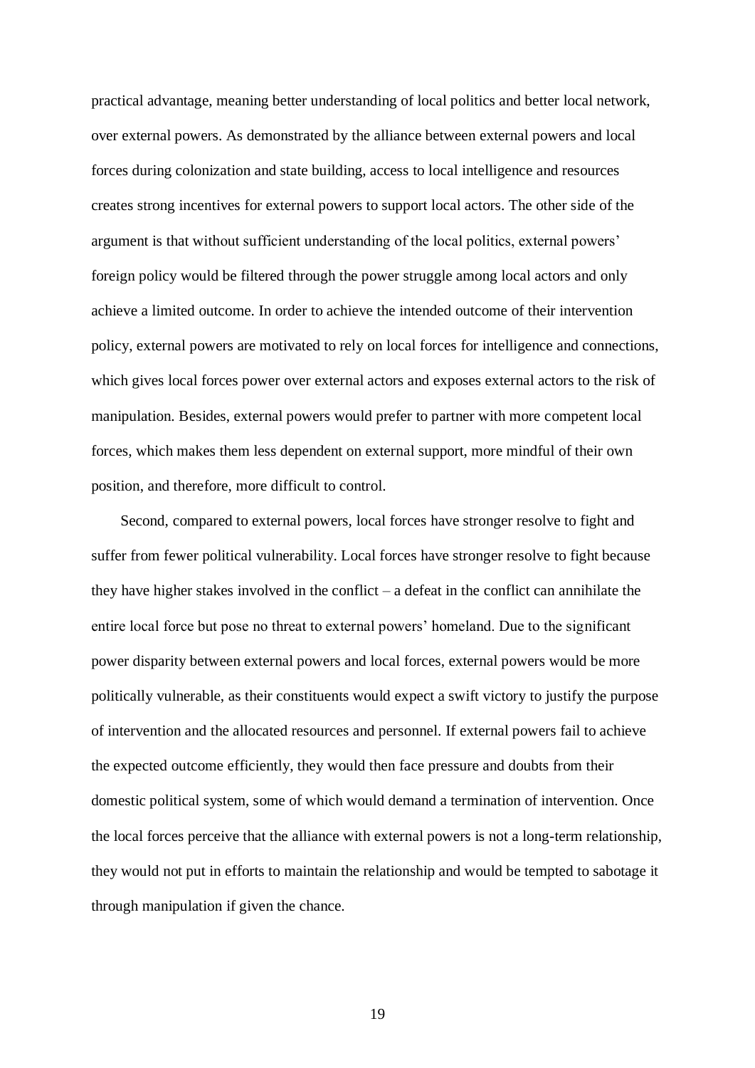practical advantage, meaning better understanding of local politics and better local network, over external powers. As demonstrated by the alliance between external powers and local forces during colonization and state building, access to local intelligence and resources creates strong incentives for external powers to support local actors. The other side of the argument is that without sufficient understanding of the local politics, external powers' foreign policy would be filtered through the power struggle among local actors and only achieve a limited outcome. In order to achieve the intended outcome of their intervention policy, external powers are motivated to rely on local forces for intelligence and connections, which gives local forces power over external actors and exposes external actors to the risk of manipulation. Besides, external powers would prefer to partner with more competent local forces, which makes them less dependent on external support, more mindful of their own position, and therefore, more difficult to control.

Second, compared to external powers, local forces have stronger resolve to fight and suffer from fewer political vulnerability. Local forces have stronger resolve to fight because they have higher stakes involved in the conflict – a defeat in the conflict can annihilate the entire local force but pose no threat to external powers' homeland. Due to the significant power disparity between external powers and local forces, external powers would be more politically vulnerable, as their constituents would expect a swift victory to justify the purpose of intervention and the allocated resources and personnel. If external powers fail to achieve the expected outcome efficiently, they would then face pressure and doubts from their domestic political system, some of which would demand a termination of intervention. Once the local forces perceive that the alliance with external powers is not a long-term relationship, they would not put in efforts to maintain the relationship and would be tempted to sabotage it through manipulation if given the chance.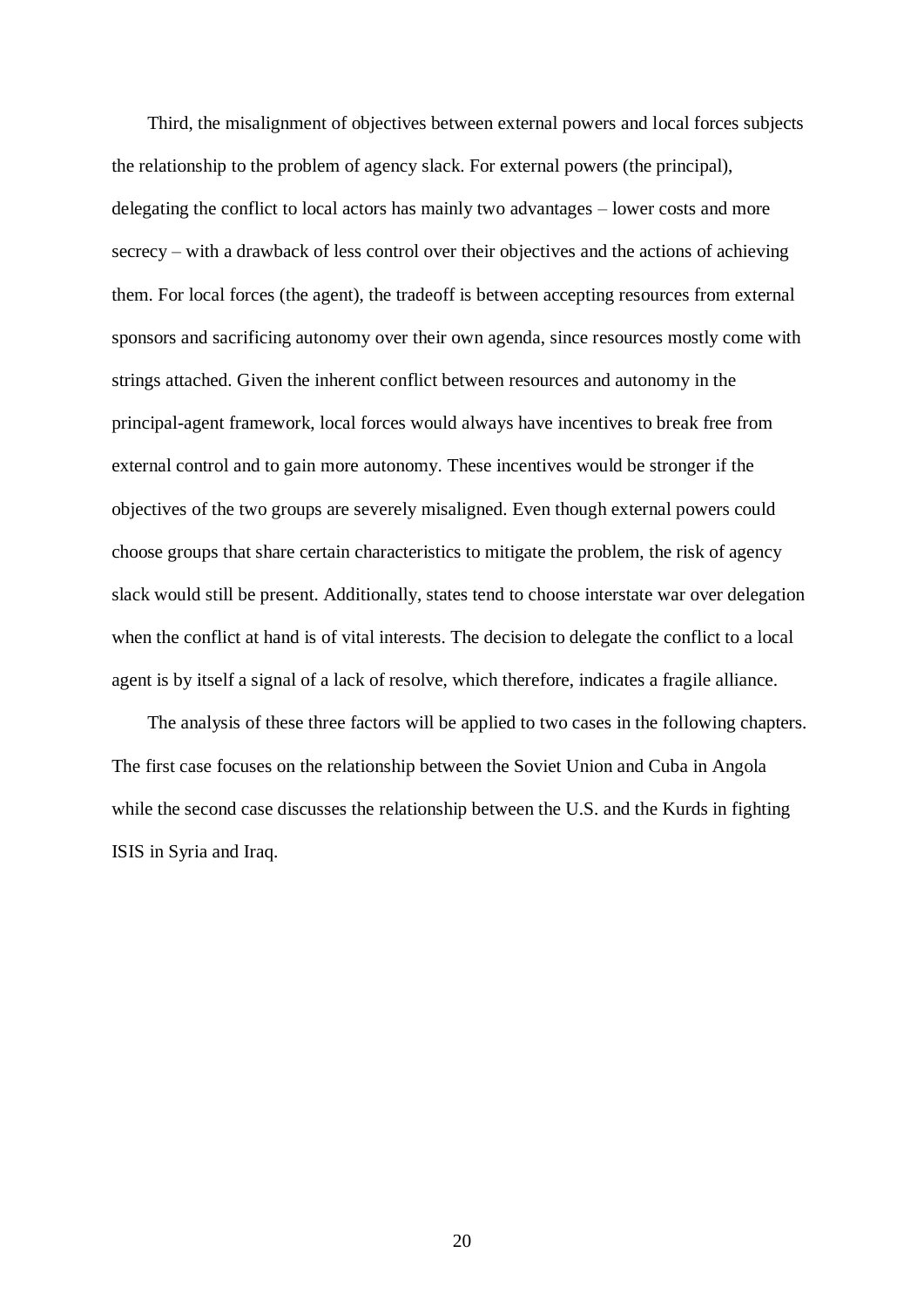Third, the misalignment of objectives between external powers and local forces subjects the relationship to the problem of agency slack. For external powers (the principal), delegating the conflict to local actors has mainly two advantages – lower costs and more secrecy – with a drawback of less control over their objectives and the actions of achieving them. For local forces (the agent), the tradeoff is between accepting resources from external sponsors and sacrificing autonomy over their own agenda, since resources mostly come with strings attached. Given the inherent conflict between resources and autonomy in the principal-agent framework, local forces would always have incentives to break free from external control and to gain more autonomy. These incentives would be stronger if the objectives of the two groups are severely misaligned. Even though external powers could choose groups that share certain characteristics to mitigate the problem, the risk of agency slack would still be present. Additionally, states tend to choose interstate war over delegation when the conflict at hand is of vital interests. The decision to delegate the conflict to a local agent is by itself a signal of a lack of resolve, which therefore, indicates a fragile alliance.

The analysis of these three factors will be applied to two cases in the following chapters. The first case focuses on the relationship between the Soviet Union and Cuba in Angola while the second case discusses the relationship between the U.S. and the Kurds in fighting ISIS in Syria and Iraq.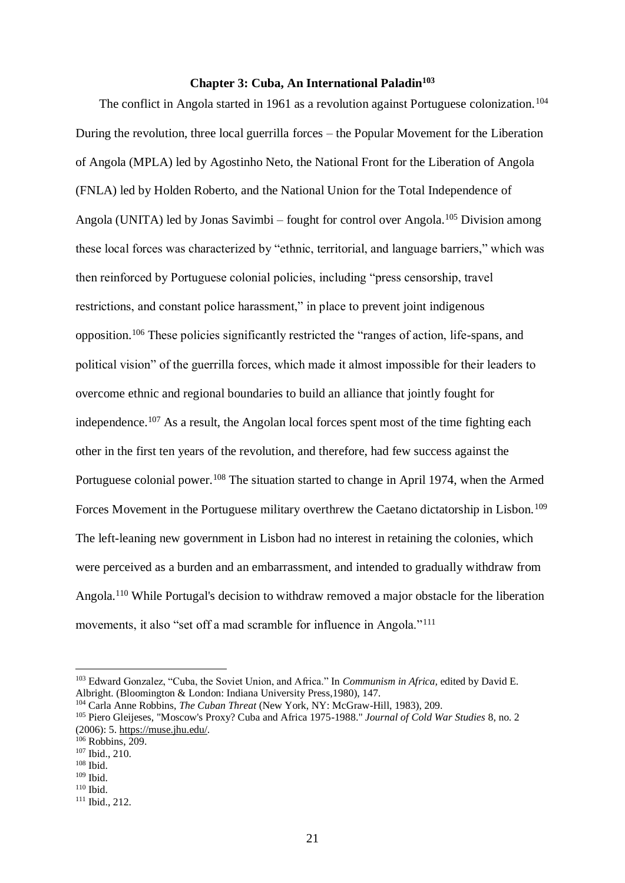### Chapter 3: Cuba, An International Paladin[103]

The conflict in Angola started in 1961 as a revolution against Portuguese colonization.[104] During the revolution, three local guerrilla forces – the Popular Movement for the Liberation of Angola (MPLA) led by Agostinho Neto, the National Front for the Liberation of Angola (FNLA) led by Holden Roberto, and the National Union for the Total Independence of Angola (UNITA) led by Jonas Savimbi – fought for control over Angola.[105] Division among these local forces was characterized by "ethnic, territorial, and language barriers," which was then reinforced by Portuguese colonial policies, including "press censorship, travel restrictions, and constant police harassment," in place to prevent joint indigenous opposition.[106] These policies significantly restricted the "ranges of action, life-spans, and political vision" of the guerrilla forces, which made it almost impossible for their leaders to overcome ethnic and regional boundaries to build an alliance that jointly fought for independence.[107] As a result, the Angolan local forces spent most of the time fighting each other in the first ten years of the revolution, and therefore, had few success against the Portuguese colonial power.[108] The situation started to change in April 1974, when the Armed Forces Movement in the Portuguese military overthrew the Caetano dictatorship in Lisbon.[109] The left-leaning new government in Lisbon had no interest in retaining the colonies, which were perceived as a burden and an embarrassment, and intended to gradually withdraw from Angola.[110] While Portugal's decision to withdraw removed a major obstacle for the liberation movements, it also "set off a mad scramble for influence in Angola."[111]

---

[103] Edward Gonzalez, "Cuba, the Soviet Union, and Africa." In *Communism in Africa,* edited by David E. Albright. (Bloomington & London: Indiana University Press,1980), 147.

[104] Carla Anne Robbins, *The Cuban Threat* (New York, NY: McGraw-Hill, 1983), 209.

[105] Piero Gleijeses, "Moscow's Proxy? Cuba and Africa 1975-1988." *Journal of Cold War Studies* 8, no. 2 (2006): 5. https://muse.jhu.edu/.

[106] Robbins, 209.

[107] Ibid., 210.

[108] Ibid.

[109] Ibid.

[110] Ibid.

[111] Ibid., 212.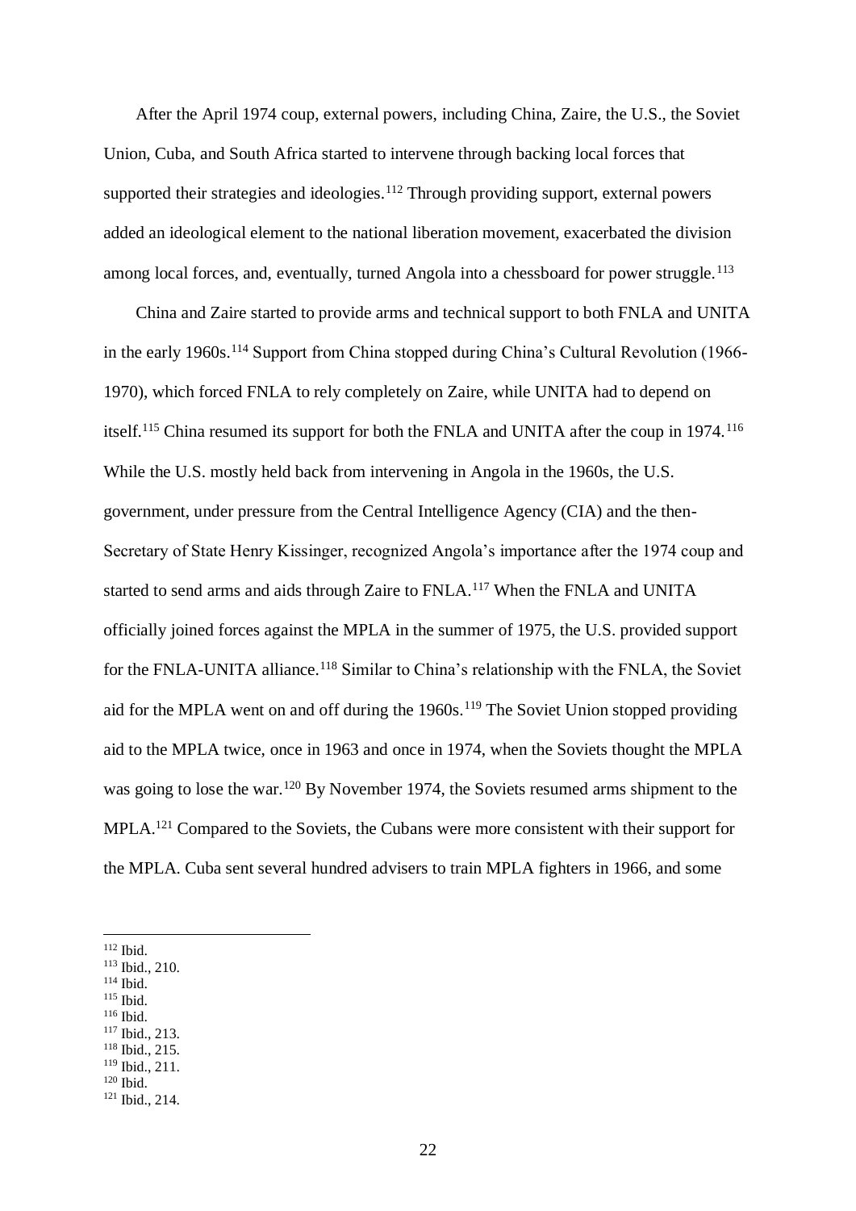After the April 1974 coup, external powers, including China, Zaire, the U.S., the Soviet Union, Cuba, and South Africa started to intervene through backing local forces that supported their strategies and ideologies.[112] Through providing support, external powers added an ideological element to the national liberation movement, exacerbated the division among local forces, and, eventually, turned Angola into a chessboard for power struggle.[113]

China and Zaire started to provide arms and technical support to both FNLA and UNITA in the early 1960s.[114] Support from China stopped during China's Cultural Revolution (1966-1970), which forced FNLA to rely completely on Zaire, while UNITA had to depend on itself.[115] China resumed its support for both the FNLA and UNITA after the coup in 1974.[116] While the U.S. mostly held back from intervening in Angola in the 1960s, the U.S. government, under pressure from the Central Intelligence Agency (CIA) and the then-Secretary of State Henry Kissinger, recognized Angola's importance after the 1974 coup and started to send arms and aids through Zaire to FNLA.[117] When the FNLA and UNITA officially joined forces against the MPLA in the summer of 1975, the U.S. provided support for the FNLA-UNITA alliance.[118] Similar to China's relationship with the FNLA, the Soviet aid for the MPLA went on and off during the 1960s.[119] The Soviet Union stopped providing aid to the MPLA twice, once in 1963 and once in 1974, when the Soviets thought the MPLA was going to lose the war.[120] By November 1974, the Soviets resumed arms shipment to the MPLA.[121] Compared to the Soviets, the Cubans were more consistent with their support for the MPLA. Cuba sent several hundred advisers to train MPLA fighters in 1966, and some

[112] Ibid.
[113] Ibid., 210.
[114] Ibid.
[115] Ibid.
[116] Ibid.
[117] Ibid., 213.
[118] Ibid., 215.
[119] Ibid., 211.
[120] Ibid.
[121] Ibid., 214.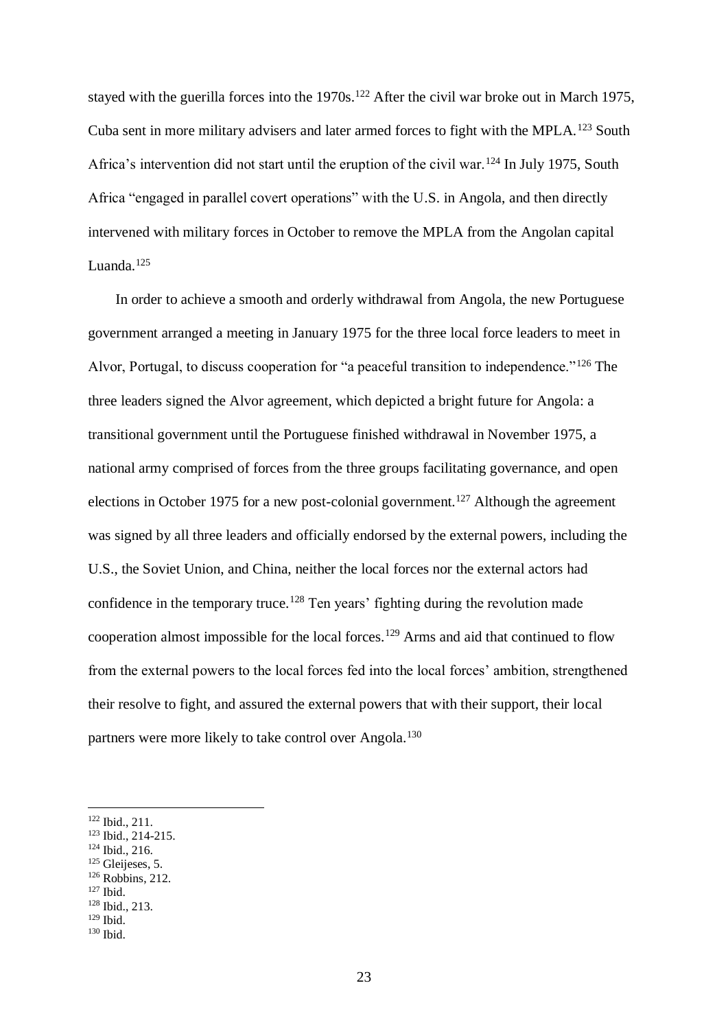stayed with the guerilla forces into the 1970s.[122] After the civil war broke out in March 1975, Cuba sent in more military advisers and later armed forces to fight with the MPLA.[123] South Africa's intervention did not start until the eruption of the civil war.[124] In July 1975, South Africa "engaged in parallel covert operations" with the U.S. in Angola, and then directly intervened with military forces in October to remove the MPLA from the Angolan capital Luanda.[125]

In order to achieve a smooth and orderly withdrawal from Angola, the new Portuguese government arranged a meeting in January 1975 for the three local force leaders to meet in Alvor, Portugal, to discuss cooperation for "a peaceful transition to independence."[126] The three leaders signed the Alvor agreement, which depicted a bright future for Angola: a transitional government until the Portuguese finished withdrawal in November 1975, a national army comprised of forces from the three groups facilitating governance, and open elections in October 1975 for a new post-colonial government.[127] Although the agreement was signed by all three leaders and officially endorsed by the external powers, including the U.S., the Soviet Union, and China, neither the local forces nor the external actors had confidence in the temporary truce.[128] Ten years' fighting during the revolution made cooperation almost impossible for the local forces.[129] Arms and aid that continued to flow from the external powers to the local forces fed into the local forces' ambition, strengthened their resolve to fight, and assured the external powers that with their support, their local partners were more likely to take control over Angola.[130]

---

[122] Ibid., 211.
[123] Ibid., 214-215.
[124] Ibid., 216.
[125] Gleijeses, 5.
[126] Robbins, 212.
[127] Ibid.
[128] Ibid., 213.
[129] Ibid.
[130] Ibid.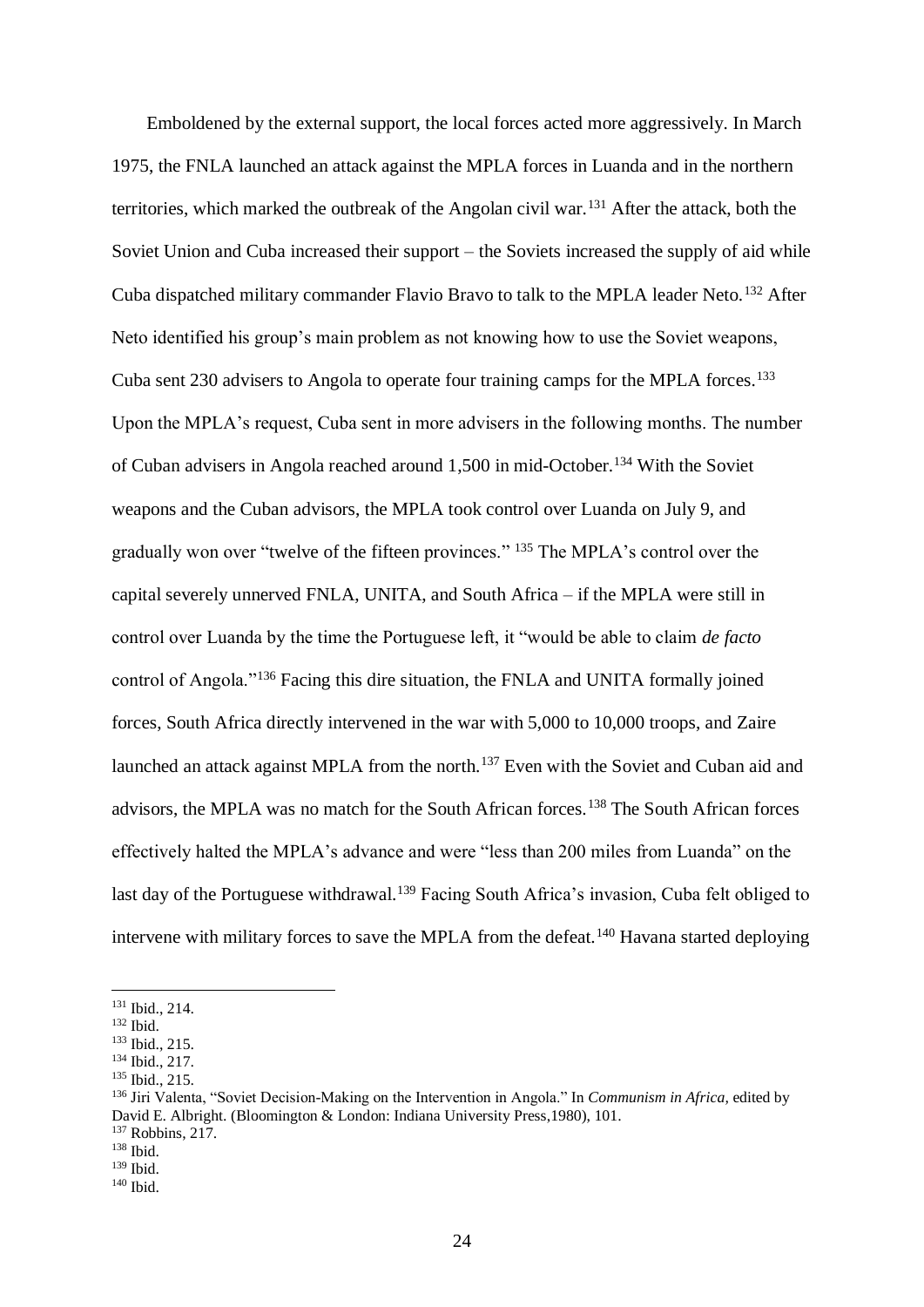Emboldened by the external support, the local forces acted more aggressively. In March 1975, the FNLA launched an attack against the MPLA forces in Luanda and in the northern territories, which marked the outbreak of the Angolan civil war.[131] After the attack, both the Soviet Union and Cuba increased their support – the Soviets increased the supply of aid while Cuba dispatched military commander Flavio Bravo to talk to the MPLA leader Neto.[132] After Neto identified his group's main problem as not knowing how to use the Soviet weapons, Cuba sent 230 advisers to Angola to operate four training camps for the MPLA forces.[133] Upon the MPLA's request, Cuba sent in more advisers in the following months. The number of Cuban advisers in Angola reached around 1,500 in mid-October.[134] With the Soviet weapons and the Cuban advisors, the MPLA took control over Luanda on July 9, and gradually won over "twelve of the fifteen provinces." [135] The MPLA's control over the capital severely unnerved FNLA, UNITA, and South Africa – if the MPLA were still in control over Luanda by the time the Portuguese left, it "would be able to claim *de facto* control of Angola."[136] Facing this dire situation, the FNLA and UNITA formally joined forces, South Africa directly intervened in the war with 5,000 to 10,000 troops, and Zaire launched an attack against MPLA from the north.[137] Even with the Soviet and Cuban aid and advisors, the MPLA was no match for the South African forces.[138] The South African forces effectively halted the MPLA's advance and were "less than 200 miles from Luanda" on the last day of the Portuguese withdrawal.[139] Facing South Africa's invasion, Cuba felt obliged to intervene with military forces to save the MPLA from the defeat.[140] Havana started deploying

---

[131] Ibid., 214.
[132] Ibid.
[133] Ibid., 215.
[134] Ibid., 217.
[135] Ibid., 215.
[136] Jiri Valenta, "Soviet Decision-Making on the Intervention in Angola." In *Communism in Africa,* edited by David E. Albright. (Bloomington & London: Indiana University Press,1980), 101.
[137] Robbins, 217.
[138] Ibid.
[139] Ibid.
[140] Ibid.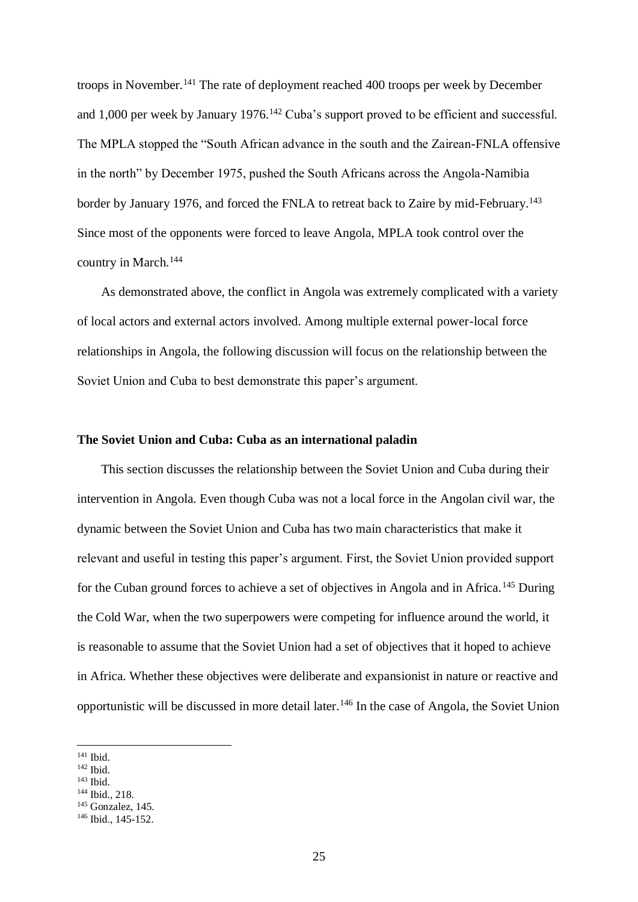troops in November.[141] The rate of deployment reached 400 troops per week by December and 1,000 per week by January 1976.[142] Cuba's support proved to be efficient and successful. The MPLA stopped the "South African advance in the south and the Zairean-FNLA offensive in the north" by December 1975, pushed the South Africans across the Angola-Namibia border by January 1976, and forced the FNLA to retreat back to Zaire by mid-February.[143] Since most of the opponents were forced to leave Angola, MPLA took control over the country in March.[144]

As demonstrated above, the conflict in Angola was extremely complicated with a variety of local actors and external actors involved. Among multiple external power-local force relationships in Angola, the following discussion will focus on the relationship between the Soviet Union and Cuba to best demonstrate this paper's argument.

**The Soviet Union and Cuba: Cuba as an international paladin**

This section discusses the relationship between the Soviet Union and Cuba during their intervention in Angola. Even though Cuba was not a local force in the Angolan civil war, the dynamic between the Soviet Union and Cuba has two main characteristics that make it relevant and useful in testing this paper's argument. First, the Soviet Union provided support for the Cuban ground forces to achieve a set of objectives in Angola and in Africa.[145] During the Cold War, when the two superpowers were competing for influence around the world, it is reasonable to assume that the Soviet Union had a set of objectives that it hoped to achieve in Africa. Whether these objectives were deliberate and expansionist in nature or reactive and opportunistic will be discussed in more detail later.[146] In the case of Angola, the Soviet Union

---

[141] Ibid.
[142] Ibid.
[143] Ibid.
[144] Ibid., 218.
[145] Gonzalez, 145.
[146] Ibid., 145-152.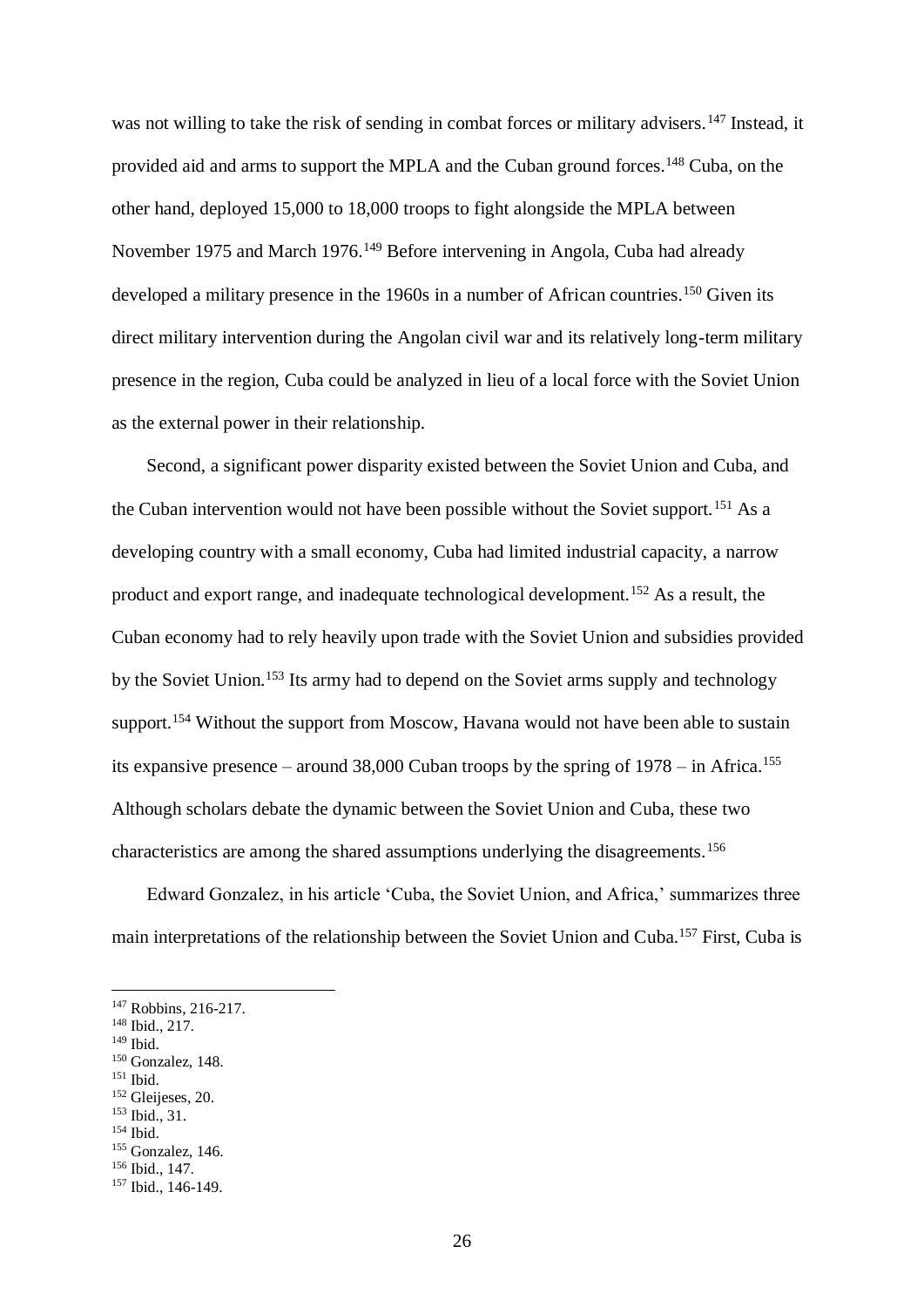was not willing to take the risk of sending in combat forces or military advisers.[147] Instead, it provided aid and arms to support the MPLA and the Cuban ground forces.[148] Cuba, on the other hand, deployed 15,000 to 18,000 troops to fight alongside the MPLA between November 1975 and March 1976.[149] Before intervening in Angola, Cuba had already developed a military presence in the 1960s in a number of African countries.[150] Given its direct military intervention during the Angolan civil war and its relatively long-term military presence in the region, Cuba could be analyzed in lieu of a local force with the Soviet Union as the external power in their relationship.

Second, a significant power disparity existed between the Soviet Union and Cuba, and the Cuban intervention would not have been possible without the Soviet support.[151] As a developing country with a small economy, Cuba had limited industrial capacity, a narrow product and export range, and inadequate technological development.[152] As a result, the Cuban economy had to rely heavily upon trade with the Soviet Union and subsidies provided by the Soviet Union.[153] Its army had to depend on the Soviet arms supply and technology support.[154] Without the support from Moscow, Havana would not have been able to sustain its expansive presence – around 38,000 Cuban troops by the spring of 1978 – in Africa.[155] Although scholars debate the dynamic between the Soviet Union and Cuba, these two characteristics are among the shared assumptions underlying the disagreements.[156]

Edward Gonzalez, in his article 'Cuba, the Soviet Union, and Africa,' summarizes three main interpretations of the relationship between the Soviet Union and Cuba.[157] First, Cuba is

---

[147] Robbins, 216-217.
[148] Ibid., 217.
[149] Ibid.
[150] Gonzalez, 148.
[151] Ibid.
[152] Gleijeses, 20.
[153] Ibid., 31.
[154] Ibid.
[155] Gonzalez, 146.
[156] Ibid., 147.
[157] Ibid., 146-149.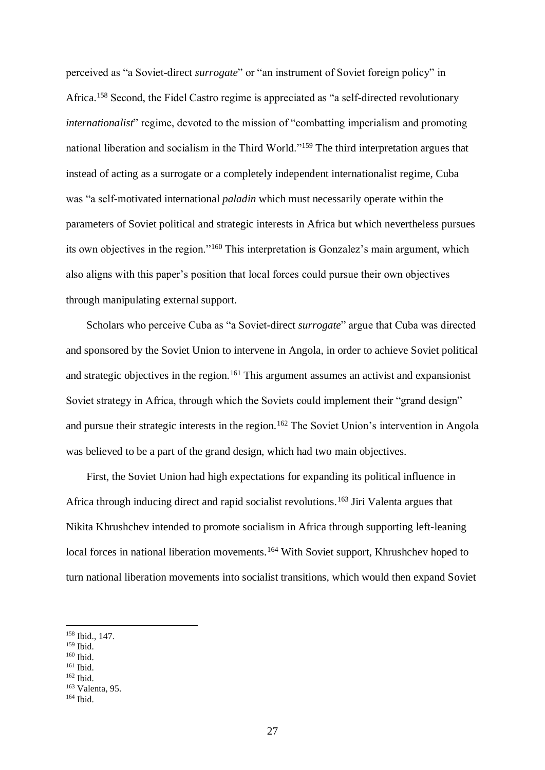perceived as "a Soviet-direct *surrogate*" or "an instrument of Soviet foreign policy" in Africa.[158] Second, the Fidel Castro regime is appreciated as "a self-directed revolutionary *internationalist*" regime, devoted to the mission of "combatting imperialism and promoting national liberation and socialism in the Third World."[159] The third interpretation argues that instead of acting as a surrogate or a completely independent internationalist regime, Cuba was "a self-motivated international *paladin* which must necessarily operate within the parameters of Soviet political and strategic interests in Africa but which nevertheless pursues its own objectives in the region."[160] This interpretation is Gonzalez's main argument, which also aligns with this paper's position that local forces could pursue their own objectives through manipulating external support.

Scholars who perceive Cuba as "a Soviet-direct *surrogate*" argue that Cuba was directed and sponsored by the Soviet Union to intervene in Angola, in order to achieve Soviet political and strategic objectives in the region.[161] This argument assumes an activist and expansionist Soviet strategy in Africa, through which the Soviets could implement their "grand design" and pursue their strategic interests in the region.[162] The Soviet Union's intervention in Angola was believed to be a part of the grand design, which had two main objectives.

First, the Soviet Union had high expectations for expanding its political influence in Africa through inducing direct and rapid socialist revolutions.[163] Jiri Valenta argues that Nikita Khrushchev intended to promote socialism in Africa through supporting left-leaning local forces in national liberation movements.[164] With Soviet support, Khrushchev hoped to turn national liberation movements into socialist transitions, which would then expand Soviet

---

[158] Ibid., 147.
[159] Ibid.
[160] Ibid.
[161] Ibid.
[162] Ibid.
[163] Valenta, 95.
[164] Ibid.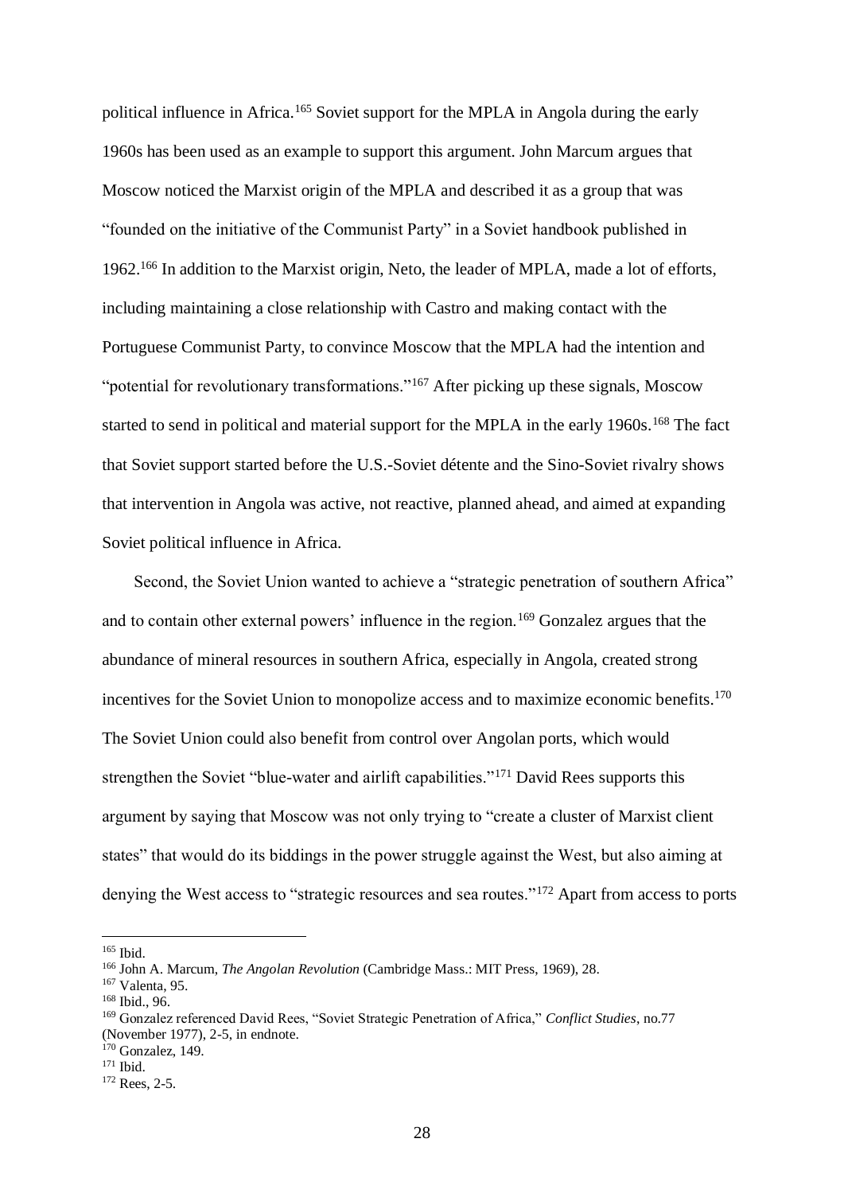political influence in Africa.[165] Soviet support for the MPLA in Angola during the early 1960s has been used as an example to support this argument. John Marcum argues that Moscow noticed the Marxist origin of the MPLA and described it as a group that was "founded on the initiative of the Communist Party" in a Soviet handbook published in 1962.[166] In addition to the Marxist origin, Neto, the leader of MPLA, made a lot of efforts, including maintaining a close relationship with Castro and making contact with the Portuguese Communist Party, to convince Moscow that the MPLA had the intention and "potential for revolutionary transformations."[167] After picking up these signals, Moscow started to send in political and material support for the MPLA in the early 1960s.[168] The fact that Soviet support started before the U.S.-Soviet détente and the Sino-Soviet rivalry shows that intervention in Angola was active, not reactive, planned ahead, and aimed at expanding Soviet political influence in Africa.

Second, the Soviet Union wanted to achieve a "strategic penetration of southern Africa" and to contain other external powers' influence in the region.[169] Gonzalez argues that the abundance of mineral resources in southern Africa, especially in Angola, created strong incentives for the Soviet Union to monopolize access and to maximize economic benefits.[170] The Soviet Union could also benefit from control over Angolan ports, which would strengthen the Soviet "blue-water and airlift capabilities."[171] David Rees supports this argument by saying that Moscow was not only trying to "create a cluster of Marxist client states" that would do its biddings in the power struggle against the West, but also aiming at denying the West access to "strategic resources and sea routes."[172] Apart from access to ports

---

[165] Ibid.

[166] John A. Marcum, *The Angolan Revolution* (Cambridge Mass.: MIT Press, 1969), 28.

[167] Valenta, 95.

[168] Ibid., 96.

[169] Gonzalez referenced David Rees, "Soviet Strategic Penetration of Africa," *Conflict Studies*, no.77 (November 1977), 2-5, in endnote.

[170] Gonzalez, 149.

[171] Ibid.

[172] Rees, 2-5.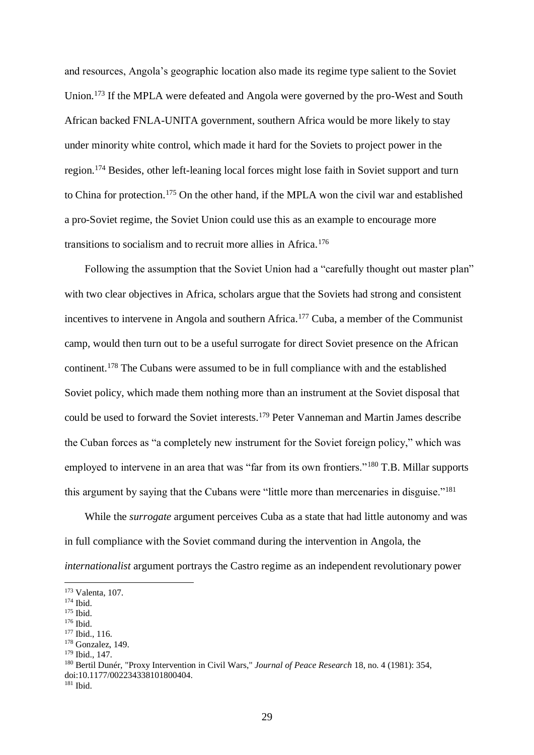and resources, Angola's geographic location also made its regime type salient to the Soviet Union.[173] If the MPLA were defeated and Angola were governed by the pro-West and South African backed FNLA-UNITA government, southern Africa would be more likely to stay under minority white control, which made it hard for the Soviets to project power in the region.[174] Besides, other left-leaning local forces might lose faith in Soviet support and turn to China for protection.[175] On the other hand, if the MPLA won the civil war and established a pro-Soviet regime, the Soviet Union could use this as an example to encourage more transitions to socialism and to recruit more allies in Africa.[176]

Following the assumption that the Soviet Union had a "carefully thought out master plan" with two clear objectives in Africa, scholars argue that the Soviets had strong and consistent incentives to intervene in Angola and southern Africa.[177] Cuba, a member of the Communist camp, would then turn out to be a useful surrogate for direct Soviet presence on the African continent.[178] The Cubans were assumed to be in full compliance with and the established Soviet policy, which made them nothing more than an instrument at the Soviet disposal that could be used to forward the Soviet interests.[179] Peter Vanneman and Martin James describe the Cuban forces as "a completely new instrument for the Soviet foreign policy," which was employed to intervene in an area that was "far from its own frontiers."[180] T.B. Millar supports this argument by saying that the Cubans were "little more than mercenaries in disguise."[181]

While the *surrogate* argument perceives Cuba as a state that had little autonomy and was in full compliance with the Soviet command during the intervention in Angola, the *internationalist* argument portrays the Castro regime as an independent revolutionary power

[173] Valenta, 107.
[174] Ibid.
[175] Ibid.
[176] Ibid.
[177] Ibid., 116.
[178] Gonzalez, 149.
[179] Ibid., 147.
[180] Bertil Dunér, "Proxy Intervention in Civil Wars," *Journal of Peace Research* 18, no. 4 (1981): 354, doi:10.1177/002234338101800404.
[181] Ibid.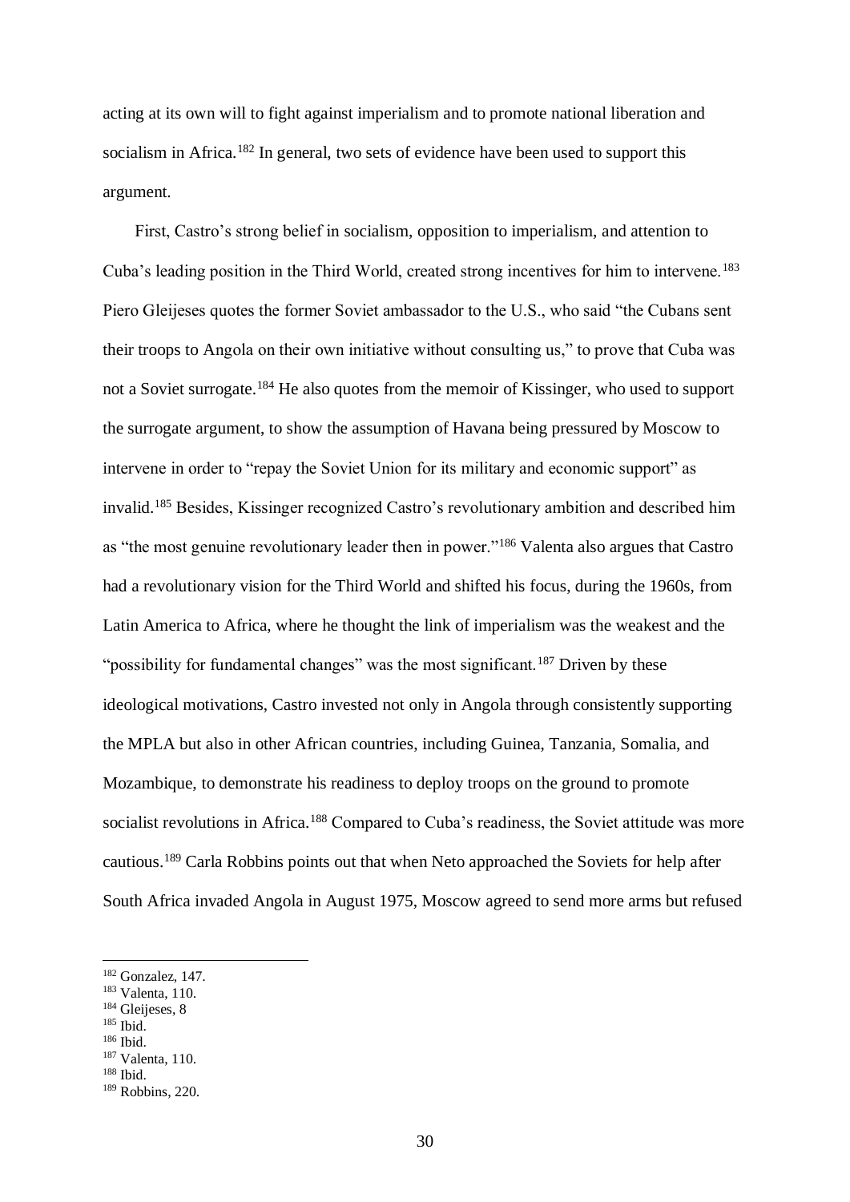acting at its own will to fight against imperialism and to promote national liberation and socialism in Africa.[182] In general, two sets of evidence have been used to support this argument.

First, Castro's strong belief in socialism, opposition to imperialism, and attention to Cuba's leading position in the Third World, created strong incentives for him to intervene.[183] Piero Gleijeses quotes the former Soviet ambassador to the U.S., who said "the Cubans sent their troops to Angola on their own initiative without consulting us," to prove that Cuba was not a Soviet surrogate.[184] He also quotes from the memoir of Kissinger, who used to support the surrogate argument, to show the assumption of Havana being pressured by Moscow to intervene in order to "repay the Soviet Union for its military and economic support" as invalid.[185] Besides, Kissinger recognized Castro's revolutionary ambition and described him as "the most genuine revolutionary leader then in power."[186] Valenta also argues that Castro had a revolutionary vision for the Third World and shifted his focus, during the 1960s, from Latin America to Africa, where he thought the link of imperialism was the weakest and the "possibility for fundamental changes" was the most significant.[187] Driven by these ideological motivations, Castro invested not only in Angola through consistently supporting the MPLA but also in other African countries, including Guinea, Tanzania, Somalia, and Mozambique, to demonstrate his readiness to deploy troops on the ground to promote socialist revolutions in Africa.[188] Compared to Cuba's readiness, the Soviet attitude was more cautious.[189] Carla Robbins points out that when Neto approached the Soviets for help after South Africa invaded Angola in August 1975, Moscow agreed to send more arms but refused

---

[182] Gonzalez, 147.
[183] Valenta, 110.
[184] Gleijeses, 8
[185] Ibid.
[186] Ibid.
[187] Valenta, 110.
[188] Ibid.
[189] Robbins, 220.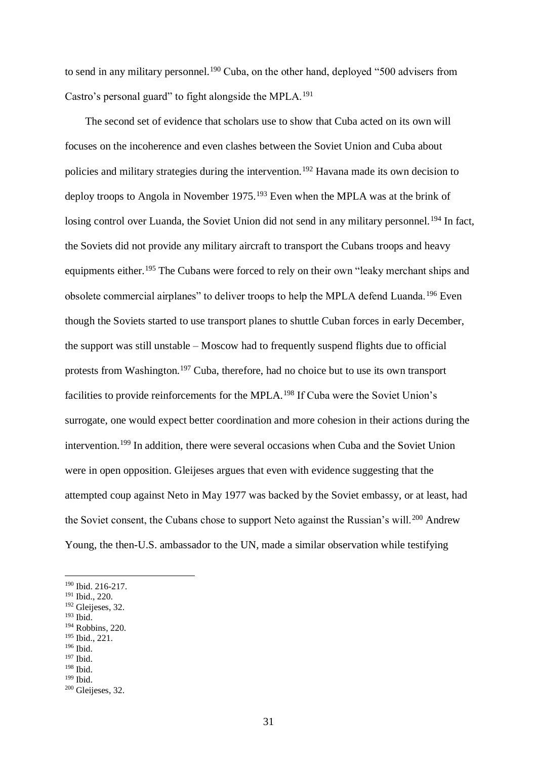to send in any military personnel.[190] Cuba, on the other hand, deployed "500 advisers from Castro's personal guard" to fight alongside the MPLA.[191]

The second set of evidence that scholars use to show that Cuba acted on its own will focuses on the incoherence and even clashes between the Soviet Union and Cuba about policies and military strategies during the intervention.[192] Havana made its own decision to deploy troops to Angola in November 1975.[193] Even when the MPLA was at the brink of losing control over Luanda, the Soviet Union did not send in any military personnel.[194] In fact, the Soviets did not provide any military aircraft to transport the Cubans troops and heavy equipments either.[195] The Cubans were forced to rely on their own "leaky merchant ships and obsolete commercial airplanes" to deliver troops to help the MPLA defend Luanda.[196] Even though the Soviets started to use transport planes to shuttle Cuban forces in early December, the support was still unstable – Moscow had to frequently suspend flights due to official protests from Washington.[197] Cuba, therefore, had no choice but to use its own transport facilities to provide reinforcements for the MPLA.[198] If Cuba were the Soviet Union's surrogate, one would expect better coordination and more cohesion in their actions during the intervention.[199] In addition, there were several occasions when Cuba and the Soviet Union were in open opposition. Gleijeses argues that even with evidence suggesting that the attempted coup against Neto in May 1977 was backed by the Soviet embassy, or at least, had the Soviet consent, the Cubans chose to support Neto against the Russian's will.[200] Andrew Young, the then-U.S. ambassador to the UN, made a similar observation while testifying

---

[190] Ibid. 216-217.
[191] Ibid., 220.
[192] Gleijeses, 32.
[193] Ibid.
[194] Robbins, 220.
[195] Ibid., 221.
[196] Ibid.
[197] Ibid.
[198] Ibid.
[199] Ibid.
[200] Gleijeses, 32.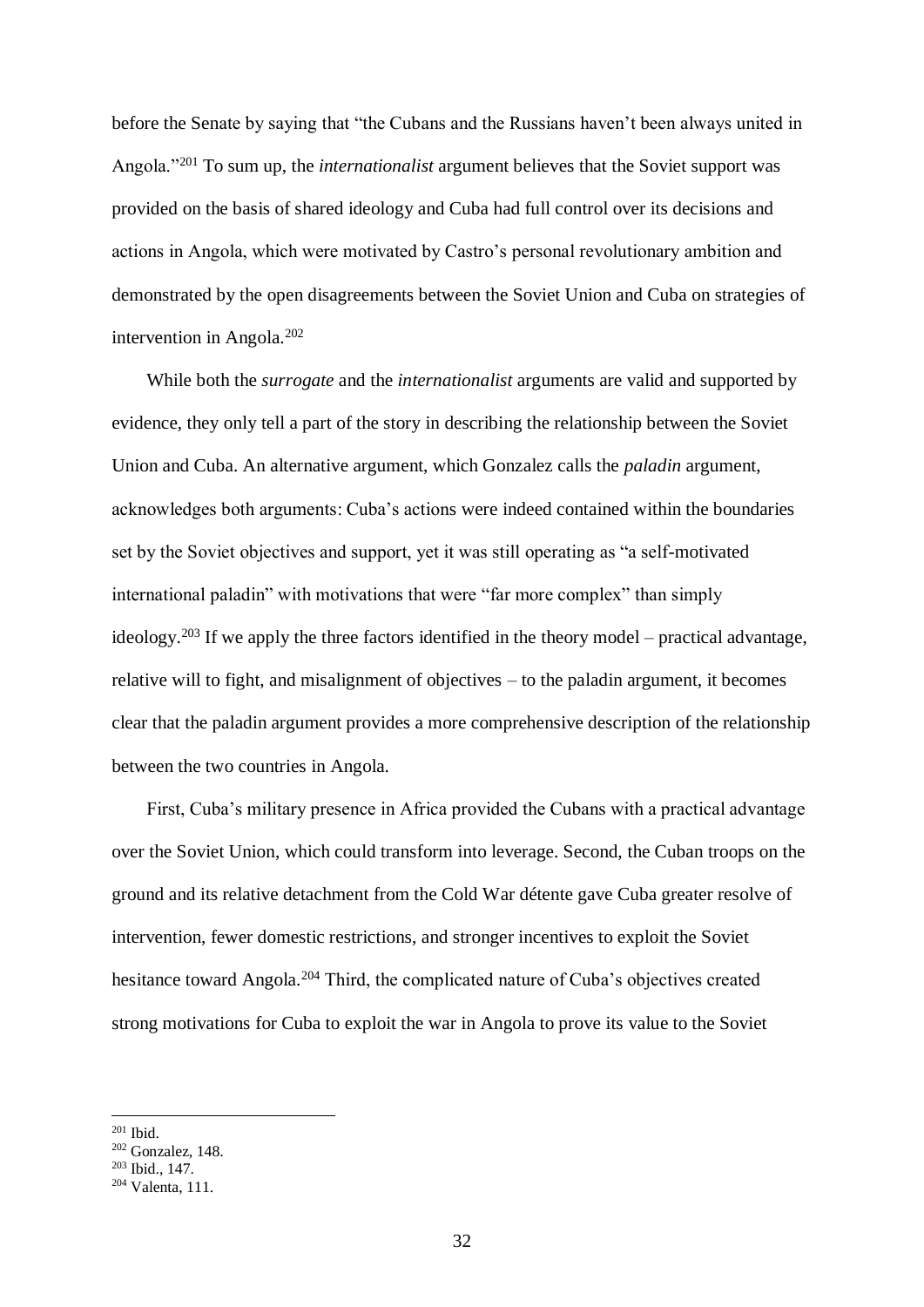before the Senate by saying that "the Cubans and the Russians haven't been always united in Angola."[201] To sum up, the *internationalist* argument believes that the Soviet support was provided on the basis of shared ideology and Cuba had full control over its decisions and actions in Angola, which were motivated by Castro's personal revolutionary ambition and demonstrated by the open disagreements between the Soviet Union and Cuba on strategies of intervention in Angola.[202]

While both the *surrogate* and the *internationalist* arguments are valid and supported by evidence, they only tell a part of the story in describing the relationship between the Soviet Union and Cuba. An alternative argument, which Gonzalez calls the *paladin* argument, acknowledges both arguments: Cuba's actions were indeed contained within the boundaries set by the Soviet objectives and support, yet it was still operating as "a self-motivated international paladin" with motivations that were "far more complex" than simply ideology.[203] If we apply the three factors identified in the theory model – practical advantage, relative will to fight, and misalignment of objectives – to the paladin argument, it becomes clear that the paladin argument provides a more comprehensive description of the relationship between the two countries in Angola.

First, Cuba's military presence in Africa provided the Cubans with a practical advantage over the Soviet Union, which could transform into leverage. Second, the Cuban troops on the ground and its relative detachment from the Cold War détente gave Cuba greater resolve of intervention, fewer domestic restrictions, and stronger incentives to exploit the Soviet hesitance toward Angola.[204] Third, the complicated nature of Cuba's objectives created strong motivations for Cuba to exploit the war in Angola to prove its value to the Soviet

[201] Ibid.

[202] Gonzalez, 148.

[203] Ibid., 147.

[204] Valenta, 111.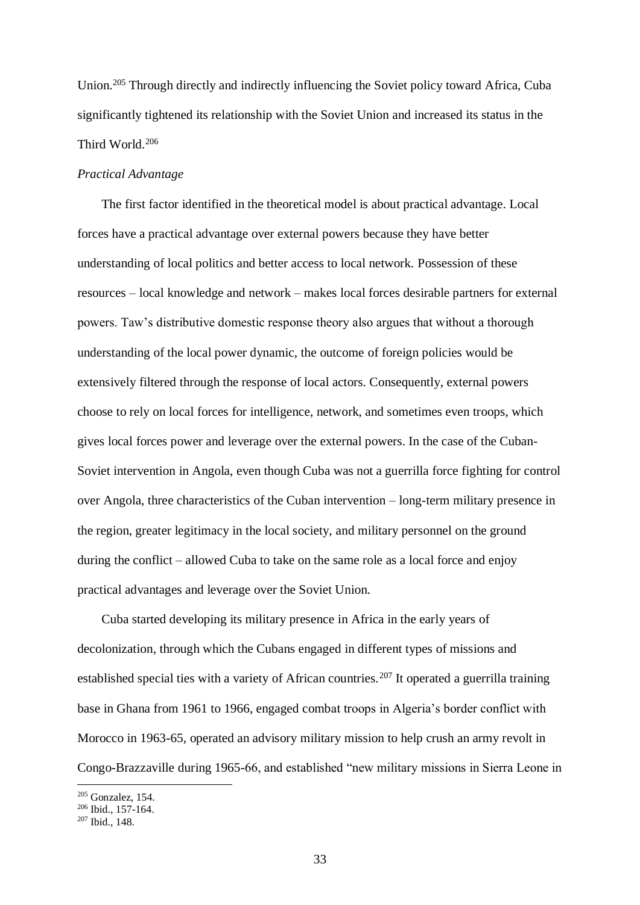Union.[205] Through directly and indirectly influencing the Soviet policy toward Africa, Cuba significantly tightened its relationship with the Soviet Union and increased its status in the Third World.[206]

*Practical Advantage*

The first factor identified in the theoretical model is about practical advantage. Local forces have a practical advantage over external powers because they have better understanding of local politics and better access to local network. Possession of these resources – local knowledge and network – makes local forces desirable partners for external powers. Taw's distributive domestic response theory also argues that without a thorough understanding of the local power dynamic, the outcome of foreign policies would be extensively filtered through the response of local actors. Consequently, external powers choose to rely on local forces for intelligence, network, and sometimes even troops, which gives local forces power and leverage over the external powers. In the case of the Cuban-Soviet intervention in Angola, even though Cuba was not a guerrilla force fighting for control over Angola, three characteristics of the Cuban intervention – long-term military presence in the region, greater legitimacy in the local society, and military personnel on the ground during the conflict – allowed Cuba to take on the same role as a local force and enjoy practical advantages and leverage over the Soviet Union.

Cuba started developing its military presence in Africa in the early years of decolonization, through which the Cubans engaged in different types of missions and established special ties with a variety of African countries.[207] It operated a guerrilla training base in Ghana from 1961 to 1966, engaged combat troops in Algeria's border conflict with Morocco in 1963-65, operated an advisory military mission to help crush an army revolt in Congo-Brazzaville during 1965-66, and established "new military missions in Sierra Leone in

[205] Gonzalez, 154.
[206] Ibid., 157-164.
[207] Ibid., 148.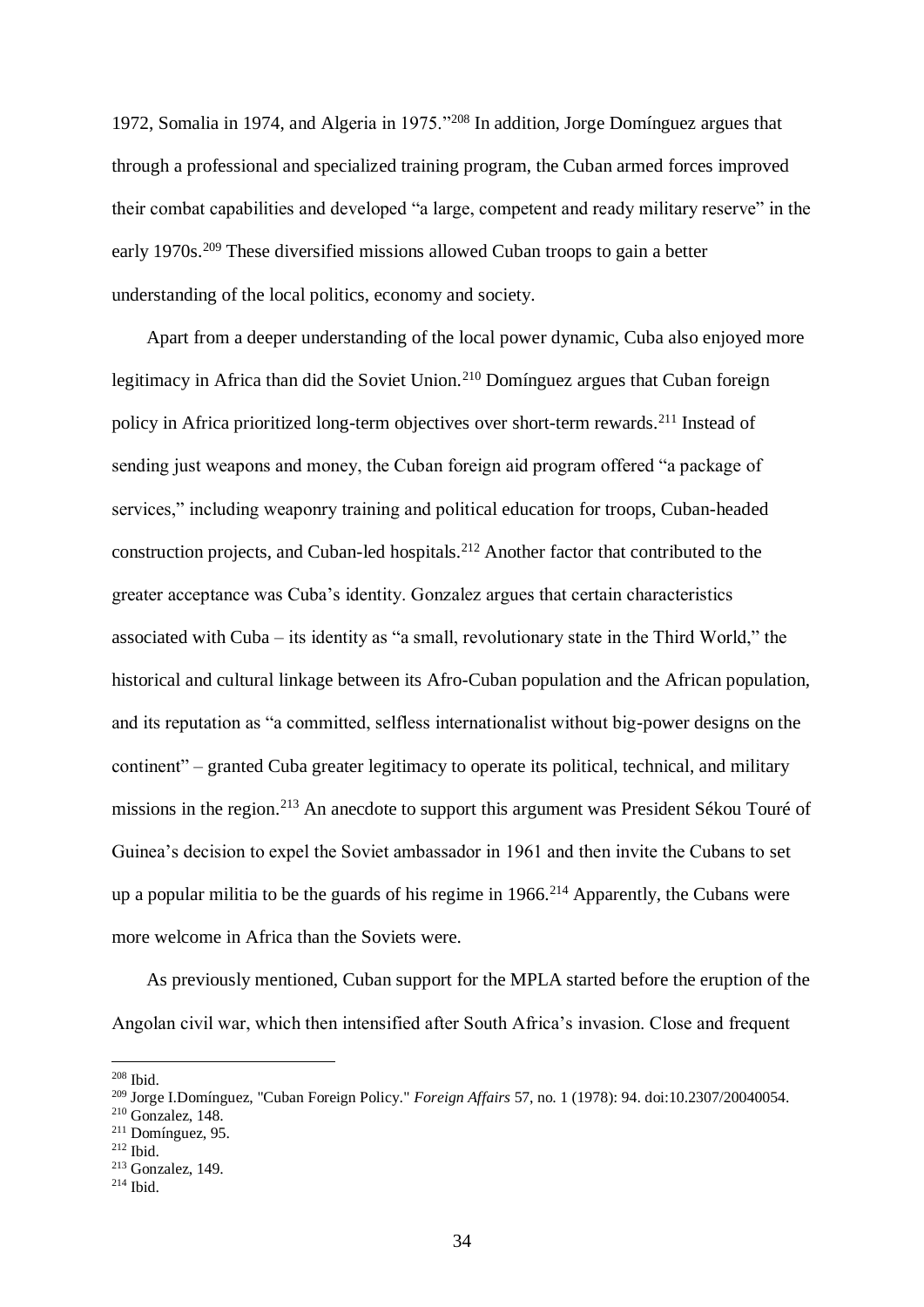1972, Somalia in 1974, and Algeria in 1975."[208] In addition, Jorge Domínguez argues that through a professional and specialized training program, the Cuban armed forces improved their combat capabilities and developed "a large, competent and ready military reserve" in the early 1970s.[209] These diversified missions allowed Cuban troops to gain a better understanding of the local politics, economy and society.

Apart from a deeper understanding of the local power dynamic, Cuba also enjoyed more legitimacy in Africa than did the Soviet Union.[210] Domínguez argues that Cuban foreign policy in Africa prioritized long-term objectives over short-term rewards.[211] Instead of sending just weapons and money, the Cuban foreign aid program offered "a package of services," including weaponry training and political education for troops, Cuban-headed construction projects, and Cuban-led hospitals.[212] Another factor that contributed to the greater acceptance was Cuba's identity. Gonzalez argues that certain characteristics associated with Cuba – its identity as "a small, revolutionary state in the Third World," the historical and cultural linkage between its Afro-Cuban population and the African population, and its reputation as "a committed, selfless internationalist without big-power designs on the continent" – granted Cuba greater legitimacy to operate its political, technical, and military missions in the region.[213] An anecdote to support this argument was President Sékou Touré of Guinea's decision to expel the Soviet ambassador in 1961 and then invite the Cubans to set up a popular militia to be the guards of his regime in 1966.[214] Apparently, the Cubans were more welcome in Africa than the Soviets were.

As previously mentioned, Cuban support for the MPLA started before the eruption of the Angolan civil war, which then intensified after South Africa's invasion. Close and frequent

---

[208] Ibid.

[209] Jorge I.Domínguez, "Cuban Foreign Policy." *Foreign Affairs* 57, no. 1 (1978): 94. doi:10.2307/20040054.

[210] Gonzalez, 148.

[211] Domínguez, 95.

[212] Ibid.

[213] Gonzalez, 149.

[214] Ibid.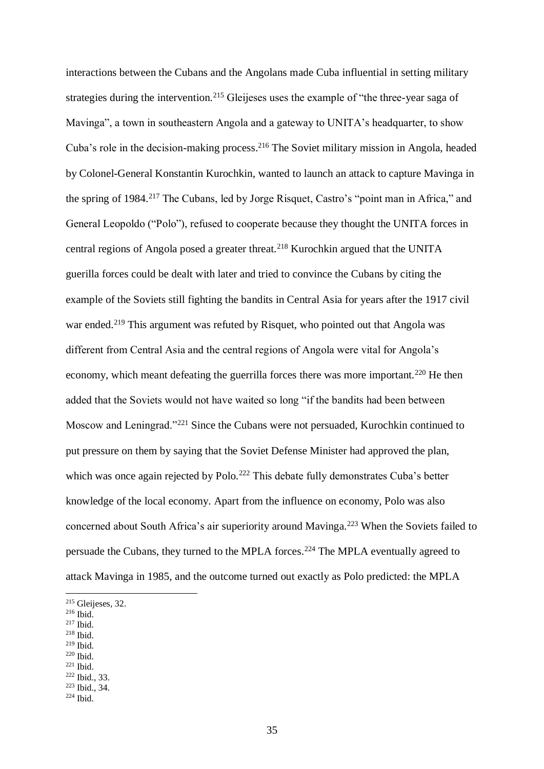interactions between the Cubans and the Angolans made Cuba influential in setting military strategies during the intervention.[215] Gleijeses uses the example of "the three-year saga of Mavinga", a town in southeastern Angola and a gateway to UNITA's headquarter, to show Cuba's role in the decision-making process.[216] The Soviet military mission in Angola, headed by Colonel-General Konstantin Kurochkin, wanted to launch an attack to capture Mavinga in the spring of 1984.[217] The Cubans, led by Jorge Risquet, Castro's "point man in Africa," and General Leopoldo ("Polo"), refused to cooperate because they thought the UNITA forces in central regions of Angola posed a greater threat.[218] Kurochkin argued that the UNITA guerilla forces could be dealt with later and tried to convince the Cubans by citing the example of the Soviets still fighting the bandits in Central Asia for years after the 1917 civil war ended.[219] This argument was refuted by Risquet, who pointed out that Angola was different from Central Asia and the central regions of Angola were vital for Angola's economy, which meant defeating the guerrilla forces there was more important.[220] He then added that the Soviets would not have waited so long "if the bandits had been between Moscow and Leningrad."[221] Since the Cubans were not persuaded, Kurochkin continued to put pressure on them by saying that the Soviet Defense Minister had approved the plan, which was once again rejected by Polo.[222] This debate fully demonstrates Cuba's better knowledge of the local economy. Apart from the influence on economy, Polo was also concerned about South Africa's air superiority around Mavinga.[223] When the Soviets failed to persuade the Cubans, they turned to the MPLA forces.[224] The MPLA eventually agreed to attack Mavinga in 1985, and the outcome turned out exactly as Polo predicted: the MPLA

[215] Gleijeses, 32.
[216] Ibid.
[217] Ibid.
[218] Ibid.
[219] Ibid.
[220] Ibid.
[221] Ibid.
[222] Ibid., 33.
[223] Ibid., 34.
[224] Ibid.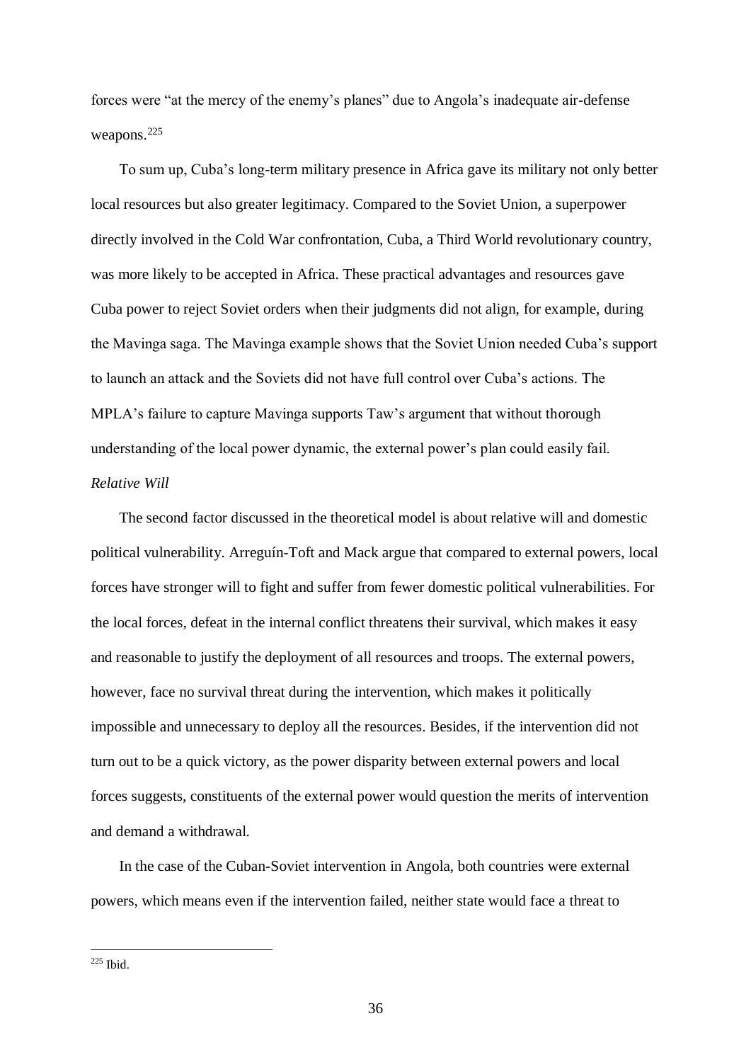forces were "at the mercy of the enemy's planes" due to Angola's inadequate air-defense weapons.[225]

To sum up, Cuba's long-term military presence in Africa gave its military not only better local resources but also greater legitimacy. Compared to the Soviet Union, a superpower directly involved in the Cold War confrontation, Cuba, a Third World revolutionary country, was more likely to be accepted in Africa. These practical advantages and resources gave Cuba power to reject Soviet orders when their judgments did not align, for example, during the Mavinga saga. The Mavinga example shows that the Soviet Union needed Cuba's support to launch an attack and the Soviets did not have full control over Cuba's actions. The MPLA's failure to capture Mavinga supports Taw's argument that without thorough understanding of the local power dynamic, the external power's plan could easily fail.

*Relative Will*

The second factor discussed in the theoretical model is about relative will and domestic political vulnerability. Arreguín-Toft and Mack argue that compared to external powers, local forces have stronger will to fight and suffer from fewer domestic political vulnerabilities. For the local forces, defeat in the internal conflict threatens their survival, which makes it easy and reasonable to justify the deployment of all resources and troops. The external powers, however, face no survival threat during the intervention, which makes it politically impossible and unnecessary to deploy all the resources. Besides, if the intervention did not turn out to be a quick victory, as the power disparity between external powers and local forces suggests, constituents of the external power would question the merits of intervention and demand a withdrawal.

In the case of the Cuban-Soviet intervention in Angola, both countries were external powers, which means even if the intervention failed, neither state would face a threat to

[225] Ibid.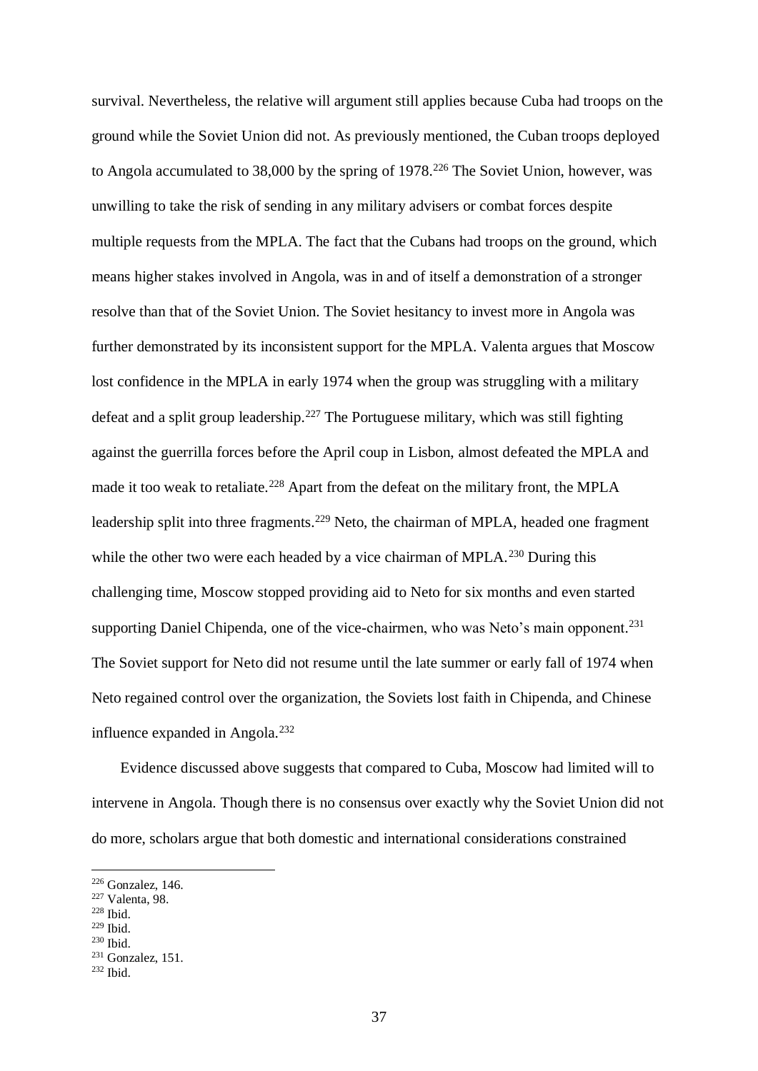survival. Nevertheless, the relative will argument still applies because Cuba had troops on the ground while the Soviet Union did not. As previously mentioned, the Cuban troops deployed to Angola accumulated to 38,000 by the spring of 1978.[226] The Soviet Union, however, was unwilling to take the risk of sending in any military advisers or combat forces despite multiple requests from the MPLA. The fact that the Cubans had troops on the ground, which means higher stakes involved in Angola, was in and of itself a demonstration of a stronger resolve than that of the Soviet Union. The Soviet hesitancy to invest more in Angola was further demonstrated by its inconsistent support for the MPLA. Valenta argues that Moscow lost confidence in the MPLA in early 1974 when the group was struggling with a military defeat and a split group leadership.[227] The Portuguese military, which was still fighting against the guerrilla forces before the April coup in Lisbon, almost defeated the MPLA and made it too weak to retaliate.[228] Apart from the defeat on the military front, the MPLA leadership split into three fragments.[229] Neto, the chairman of MPLA, headed one fragment while the other two were each headed by a vice chairman of MPLA.[230] During this challenging time, Moscow stopped providing aid to Neto for six months and even started supporting Daniel Chipenda, one of the vice-chairmen, who was Neto's main opponent.[231] The Soviet support for Neto did not resume until the late summer or early fall of 1974 when Neto regained control over the organization, the Soviets lost faith in Chipenda, and Chinese influence expanded in Angola.[232]

Evidence discussed above suggests that compared to Cuba, Moscow had limited will to intervene in Angola. Though there is no consensus over exactly why the Soviet Union did not do more, scholars argue that both domestic and international considerations constrained

---

[226] Gonzalez, 146.
[227] Valenta, 98.
[228] Ibid.
[229] Ibid.
[230] Ibid.
[231] Gonzalez, 151.
[232] Ibid.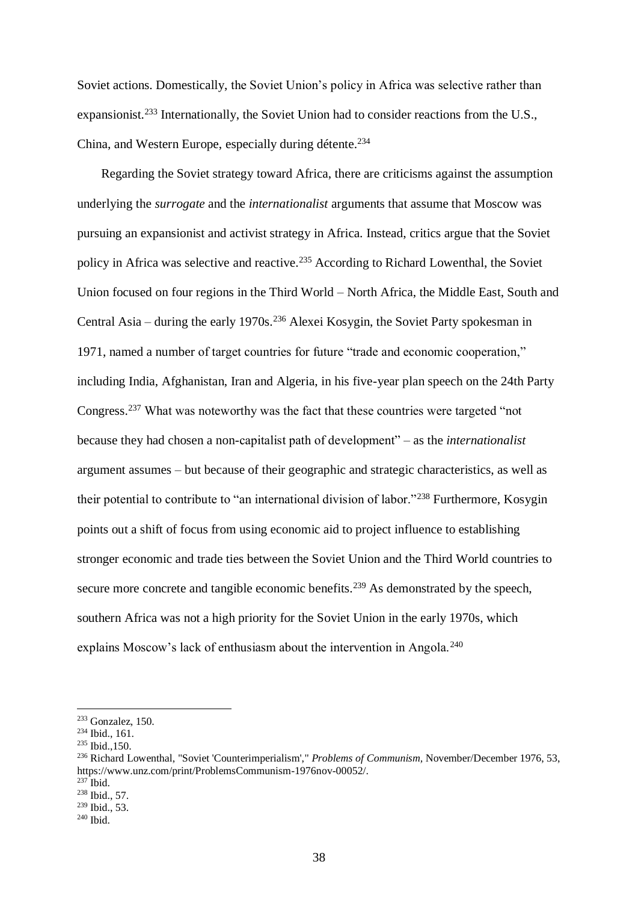Soviet actions. Domestically, the Soviet Union's policy in Africa was selective rather than expansionist.[233] Internationally, the Soviet Union had to consider reactions from the U.S., China, and Western Europe, especially during détente.[234]

Regarding the Soviet strategy toward Africa, there are criticisms against the assumption underlying the *surrogate* and the *internationalist* arguments that assume that Moscow was pursuing an expansionist and activist strategy in Africa. Instead, critics argue that the Soviet policy in Africa was selective and reactive.[235] According to Richard Lowenthal, the Soviet Union focused on four regions in the Third World – North Africa, the Middle East, South and Central Asia – during the early 1970s.[236] Alexei Kosygin, the Soviet Party spokesman in 1971, named a number of target countries for future "trade and economic cooperation," including India, Afghanistan, Iran and Algeria, in his five-year plan speech on the 24th Party Congress.[237] What was noteworthy was the fact that these countries were targeted "not because they had chosen a non-capitalist path of development" – as the *internationalist* argument assumes – but because of their geographic and strategic characteristics, as well as their potential to contribute to "an international division of labor."[238] Furthermore, Kosygin points out a shift of focus from using economic aid to project influence to establishing stronger economic and trade ties between the Soviet Union and the Third World countries to secure more concrete and tangible economic benefits.[239] As demonstrated by the speech, southern Africa was not a high priority for the Soviet Union in the early 1970s, which explains Moscow's lack of enthusiasm about the intervention in Angola.[240]

---

[233] Gonzalez, 150.
[234] Ibid., 161.
[235] Ibid.,150.
[236] Richard Lowenthal, "Soviet 'Counterimperialism'," *Problems of Communism*, November/December 1976, 53, https://www.unz.com/print/ProblemsCommunism-1976nov-00052/.
[237] Ibid.
[238] Ibid., 57.
[239] Ibid., 53.
[240] Ibid.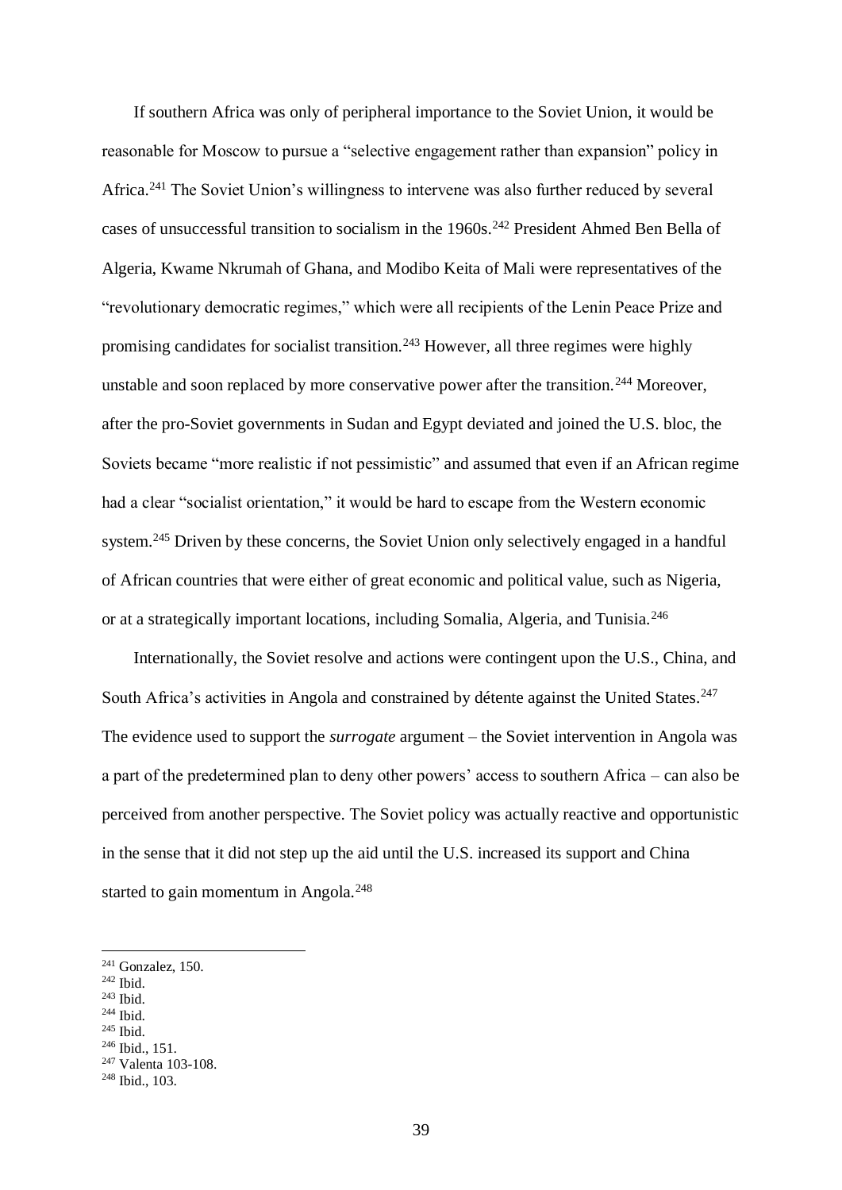If southern Africa was only of peripheral importance to the Soviet Union, it would be reasonable for Moscow to pursue a "selective engagement rather than expansion" policy in Africa.[241] The Soviet Union's willingness to intervene was also further reduced by several cases of unsuccessful transition to socialism in the 1960s.[242] President Ahmed Ben Bella of Algeria, Kwame Nkrumah of Ghana, and Modibo Keita of Mali were representatives of the "revolutionary democratic regimes," which were all recipients of the Lenin Peace Prize and promising candidates for socialist transition.[243] However, all three regimes were highly unstable and soon replaced by more conservative power after the transition.[244] Moreover, after the pro-Soviet governments in Sudan and Egypt deviated and joined the U.S. bloc, the Soviets became "more realistic if not pessimistic" and assumed that even if an African regime had a clear "socialist orientation," it would be hard to escape from the Western economic system.[245] Driven by these concerns, the Soviet Union only selectively engaged in a handful of African countries that were either of great economic and political value, such as Nigeria, or at a strategically important locations, including Somalia, Algeria, and Tunisia.[246]

Internationally, the Soviet resolve and actions were contingent upon the U.S., China, and South Africa's activities in Angola and constrained by détente against the United States.[247] The evidence used to support the *surrogate* argument – the Soviet intervention in Angola was a part of the predetermined plan to deny other powers' access to southern Africa – can also be perceived from another perspective. The Soviet policy was actually reactive and opportunistic in the sense that it did not step up the aid until the U.S. increased its support and China started to gain momentum in Angola.[248]

---

[241] Gonzalez, 150.
[242] Ibid.
[243] Ibid.
[244] Ibid.
[245] Ibid.
[246] Ibid., 151.
[247] Valenta 103-108.
[248] Ibid., 103.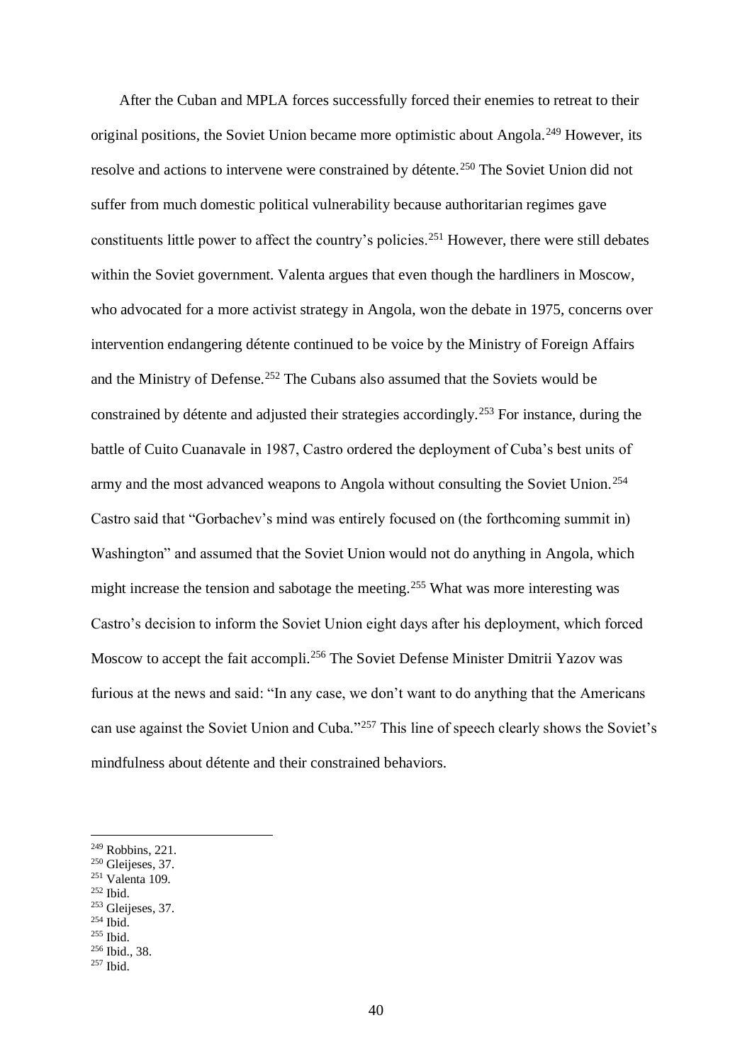After the Cuban and MPLA forces successfully forced their enemies to retreat to their original positions, the Soviet Union became more optimistic about Angola.[249] However, its resolve and actions to intervene were constrained by détente.[250] The Soviet Union did not suffer from much domestic political vulnerability because authoritarian regimes gave constituents little power to affect the country's policies.[251] However, there were still debates within the Soviet government. Valenta argues that even though the hardliners in Moscow, who advocated for a more activist strategy in Angola, won the debate in 1975, concerns over intervention endangering détente continued to be voice by the Ministry of Foreign Affairs and the Ministry of Defense.[252] The Cubans also assumed that the Soviets would be constrained by détente and adjusted their strategies accordingly.[253] For instance, during the battle of Cuito Cuanavale in 1987, Castro ordered the deployment of Cuba's best units of army and the most advanced weapons to Angola without consulting the Soviet Union.[254] Castro said that "Gorbachev's mind was entirely focused on (the forthcoming summit in) Washington" and assumed that the Soviet Union would not do anything in Angola, which might increase the tension and sabotage the meeting.[255] What was more interesting was Castro's decision to inform the Soviet Union eight days after his deployment, which forced Moscow to accept the fait accompli.[256] The Soviet Defense Minister Dmitrii Yazov was furious at the news and said: "In any case, we don't want to do anything that the Americans can use against the Soviet Union and Cuba."[257] This line of speech clearly shows the Soviet's mindfulness about détente and their constrained behaviors.

---

[249] Robbins, 221.
[250] Gleijeses, 37.
[251] Valenta 109.
[252] Ibid.
[253] Gleijeses, 37.
[254] Ibid.
[255] Ibid.
[256] Ibid., 38.
[257] Ibid.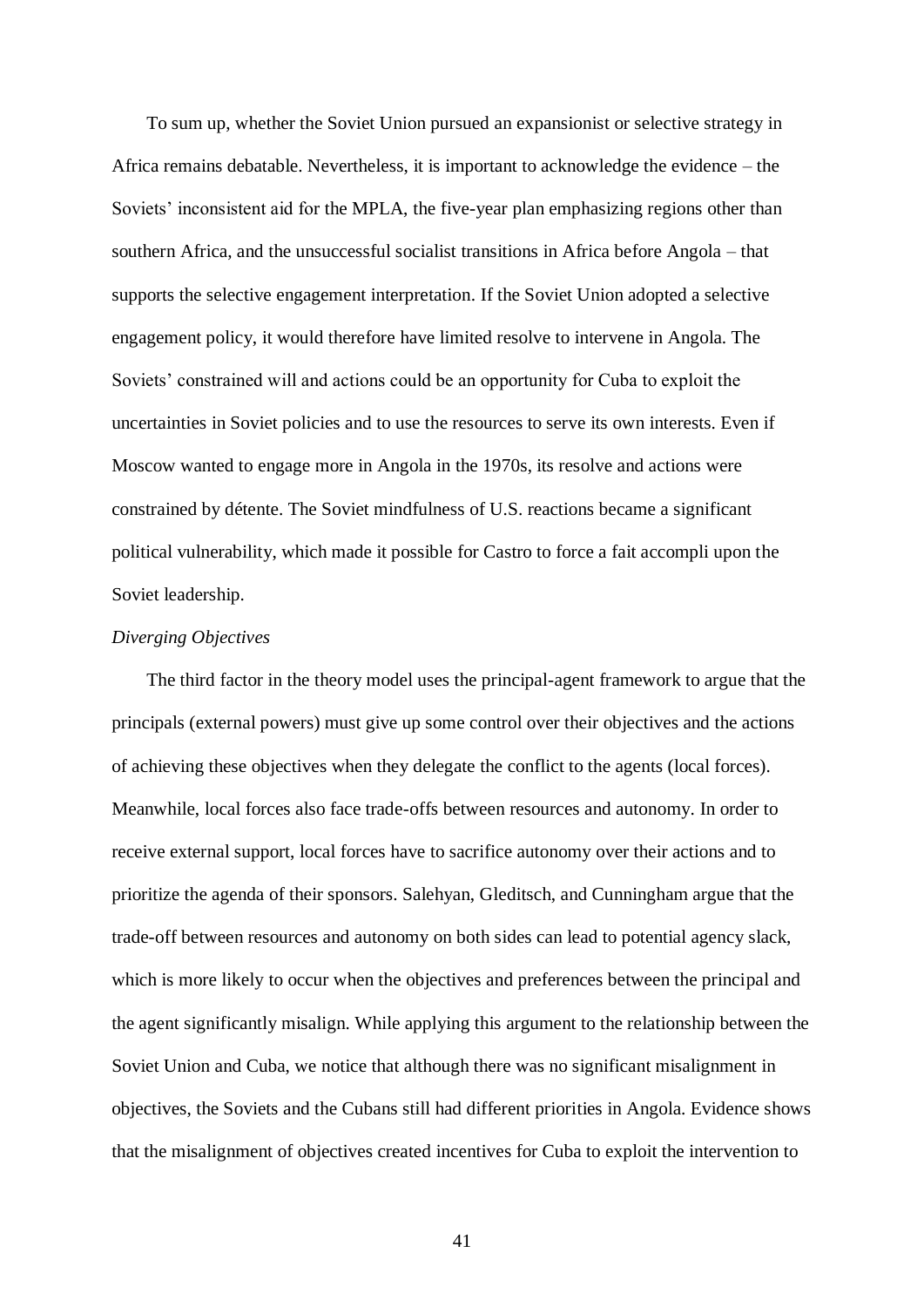To sum up, whether the Soviet Union pursued an expansionist or selective strategy in Africa remains debatable. Nevertheless, it is important to acknowledge the evidence – the Soviets' inconsistent aid for the MPLA, the five-year plan emphasizing regions other than southern Africa, and the unsuccessful socialist transitions in Africa before Angola – that supports the selective engagement interpretation. If the Soviet Union adopted a selective engagement policy, it would therefore have limited resolve to intervene in Angola. The Soviets' constrained will and actions could be an opportunity for Cuba to exploit the uncertainties in Soviet policies and to use the resources to serve its own interests. Even if Moscow wanted to engage more in Angola in the 1970s, its resolve and actions were constrained by détente. The Soviet mindfulness of U.S. reactions became a significant political vulnerability, which made it possible for Castro to force a fait accompli upon the Soviet leadership.

*Diverging Objectives*

The third factor in the theory model uses the principal-agent framework to argue that the principals (external powers) must give up some control over their objectives and the actions of achieving these objectives when they delegate the conflict to the agents (local forces). Meanwhile, local forces also face trade-offs between resources and autonomy. In order to receive external support, local forces have to sacrifice autonomy over their actions and to prioritize the agenda of their sponsors. Salehyan, Gleditsch, and Cunningham argue that the trade-off between resources and autonomy on both sides can lead to potential agency slack, which is more likely to occur when the objectives and preferences between the principal and the agent significantly misalign. While applying this argument to the relationship between the Soviet Union and Cuba, we notice that although there was no significant misalignment in objectives, the Soviets and the Cubans still had different priorities in Angola. Evidence shows that the misalignment of objectives created incentives for Cuba to exploit the intervention to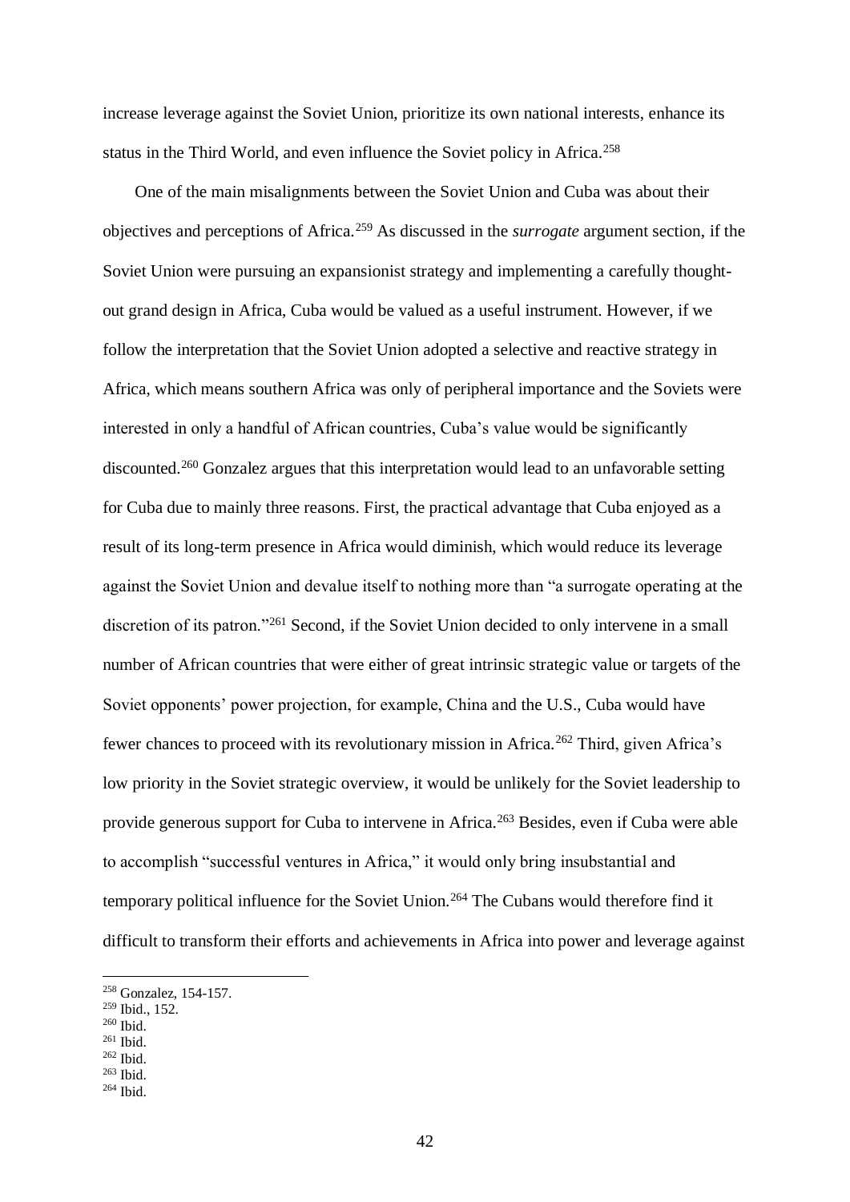increase leverage against the Soviet Union, prioritize its own national interests, enhance its status in the Third World, and even influence the Soviet policy in Africa.[258]

One of the main misalignments between the Soviet Union and Cuba was about their objectives and perceptions of Africa.[259] As discussed in the *surrogate* argument section, if the Soviet Union were pursuing an expansionist strategy and implementing a carefully thought-out grand design in Africa, Cuba would be valued as a useful instrument. However, if we follow the interpretation that the Soviet Union adopted a selective and reactive strategy in Africa, which means southern Africa was only of peripheral importance and the Soviets were interested in only a handful of African countries, Cuba's value would be significantly discounted.[260] Gonzalez argues that this interpretation would lead to an unfavorable setting for Cuba due to mainly three reasons. First, the practical advantage that Cuba enjoyed as a result of its long-term presence in Africa would diminish, which would reduce its leverage against the Soviet Union and devalue itself to nothing more than "a surrogate operating at the discretion of its patron."[261] Second, if the Soviet Union decided to only intervene in a small number of African countries that were either of great intrinsic strategic value or targets of the Soviet opponents' power projection, for example, China and the U.S., Cuba would have fewer chances to proceed with its revolutionary mission in Africa.[262] Third, given Africa's low priority in the Soviet strategic overview, it would be unlikely for the Soviet leadership to provide generous support for Cuba to intervene in Africa.[263] Besides, even if Cuba were able to accomplish "successful ventures in Africa," it would only bring insubstantial and temporary political influence for the Soviet Union.[264] The Cubans would therefore find it difficult to transform their efforts and achievements in Africa into power and leverage against

[258] Gonzalez, 154-157.
[259] Ibid., 152.
[260] Ibid.
[261] Ibid.
[262] Ibid.
[263] Ibid.
[264] Ibid.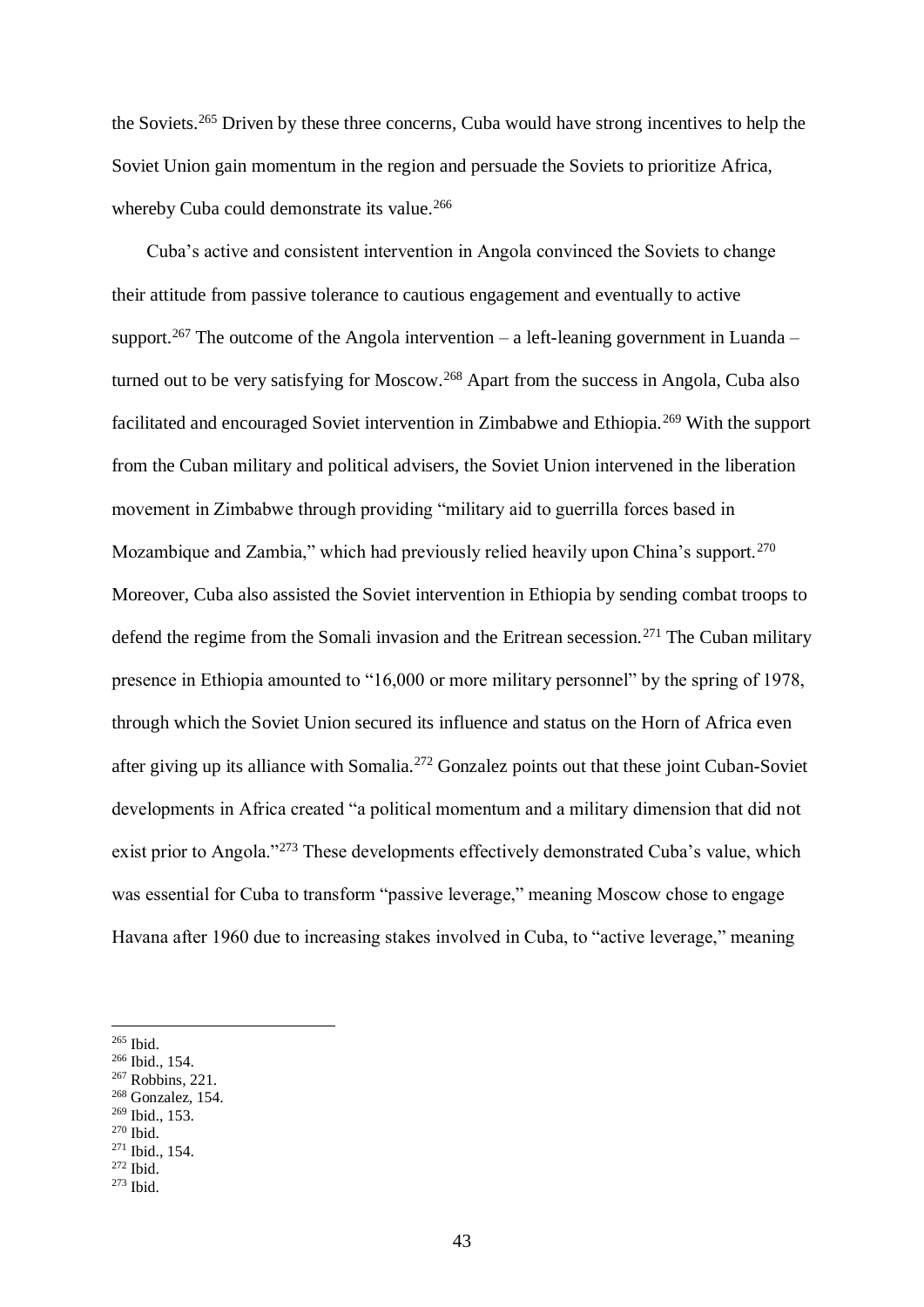the Soviets.[265] Driven by these three concerns, Cuba would have strong incentives to help the Soviet Union gain momentum in the region and persuade the Soviets to prioritize Africa, whereby Cuba could demonstrate its value.[266]

Cuba's active and consistent intervention in Angola convinced the Soviets to change their attitude from passive tolerance to cautious engagement and eventually to active support.[267] The outcome of the Angola intervention – a left-leaning government in Luanda – turned out to be very satisfying for Moscow.[268] Apart from the success in Angola, Cuba also facilitated and encouraged Soviet intervention in Zimbabwe and Ethiopia.[269] With the support from the Cuban military and political advisers, the Soviet Union intervened in the liberation movement in Zimbabwe through providing "military aid to guerrilla forces based in Mozambique and Zambia," which had previously relied heavily upon China's support.[270] Moreover, Cuba also assisted the Soviet intervention in Ethiopia by sending combat troops to defend the regime from the Somali invasion and the Eritrean secession.[271] The Cuban military presence in Ethiopia amounted to "16,000 or more military personnel" by the spring of 1978, through which the Soviet Union secured its influence and status on the Horn of Africa even after giving up its alliance with Somalia.[272] Gonzalez points out that these joint Cuban-Soviet developments in Africa created "a political momentum and a military dimension that did not exist prior to Angola."[273] These developments effectively demonstrated Cuba's value, which was essential for Cuba to transform "passive leverage," meaning Moscow chose to engage Havana after 1960 due to increasing stakes involved in Cuba, to "active leverage," meaning

[265] Ibid.
[266] Ibid., 154.
[267] Robbins, 221.
[268] Gonzalez, 154.
[269] Ibid., 153.
[270] Ibid.
[271] Ibid., 154.
[272] Ibid.
[273] Ibid.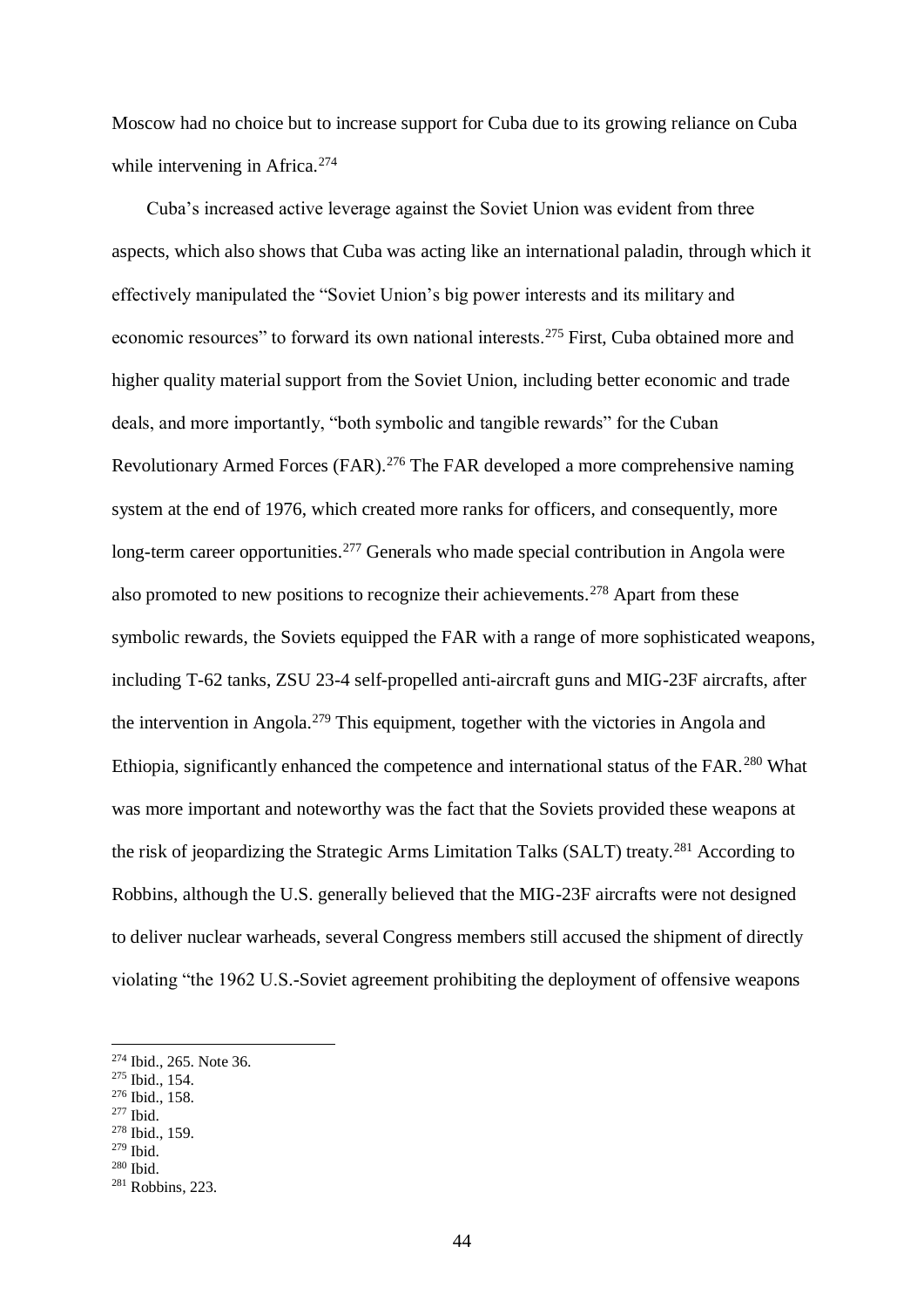Moscow had no choice but to increase support for Cuba due to its growing reliance on Cuba while intervening in Africa.[274]

Cuba's increased active leverage against the Soviet Union was evident from three aspects, which also shows that Cuba was acting like an international paladin, through which it effectively manipulated the "Soviet Union's big power interests and its military and economic resources" to forward its own national interests.[275] First, Cuba obtained more and higher quality material support from the Soviet Union, including better economic and trade deals, and more importantly, "both symbolic and tangible rewards" for the Cuban Revolutionary Armed Forces (FAR).[276] The FAR developed a more comprehensive naming system at the end of 1976, which created more ranks for officers, and consequently, more long-term career opportunities.[277] Generals who made special contribution in Angola were also promoted to new positions to recognize their achievements.[278] Apart from these symbolic rewards, the Soviets equipped the FAR with a range of more sophisticated weapons, including T-62 tanks, ZSU 23-4 self-propelled anti-aircraft guns and MIG-23F aircrafts, after the intervention in Angola.[279] This equipment, together with the victories in Angola and Ethiopia, significantly enhanced the competence and international status of the FAR.[280] What was more important and noteworthy was the fact that the Soviets provided these weapons at the risk of jeopardizing the Strategic Arms Limitation Talks (SALT) treaty.[281] According to Robbins, although the U.S. generally believed that the MIG-23F aircrafts were not designed to deliver nuclear warheads, several Congress members still accused the shipment of directly violating "the 1962 U.S.-Soviet agreement prohibiting the deployment of offensive weapons

---

[274] Ibid., 265. Note 36.
[275] Ibid., 154.
[276] Ibid., 158.
[277] Ibid.
[278] Ibid., 159.
[279] Ibid.
[280] Ibid.
[281] Robbins, 223.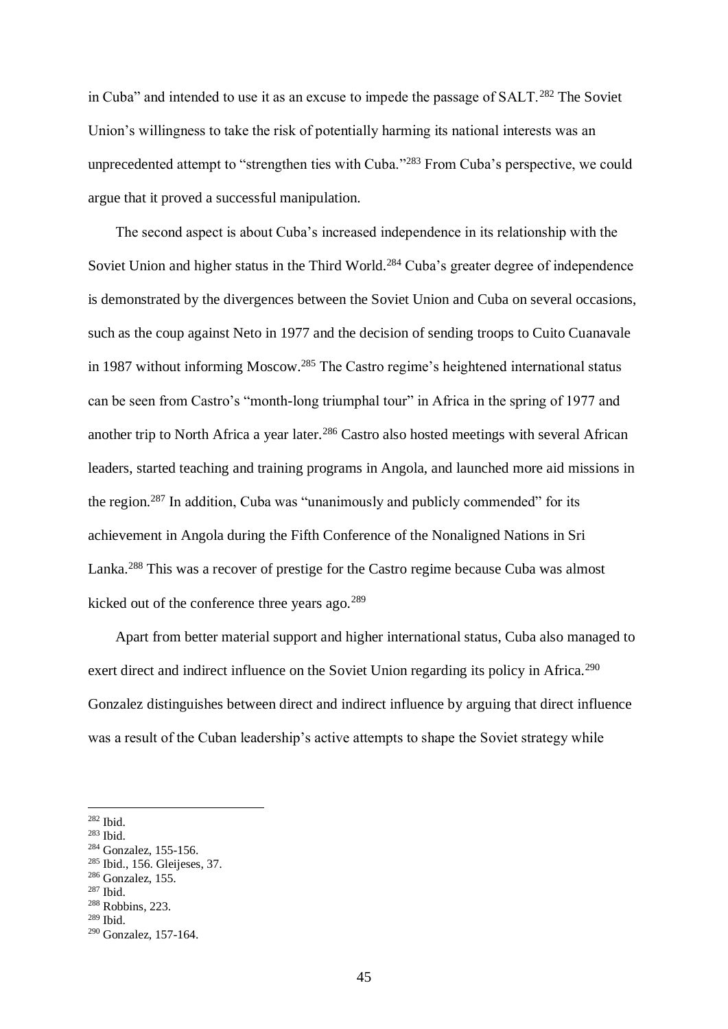in Cuba" and intended to use it as an excuse to impede the passage of SALT.[282] The Soviet Union's willingness to take the risk of potentially harming its national interests was an unprecedented attempt to "strengthen ties with Cuba."[283] From Cuba's perspective, we could argue that it proved a successful manipulation.

The second aspect is about Cuba's increased independence in its relationship with the Soviet Union and higher status in the Third World.[284] Cuba's greater degree of independence is demonstrated by the divergences between the Soviet Union and Cuba on several occasions, such as the coup against Neto in 1977 and the decision of sending troops to Cuito Cuanavale in 1987 without informing Moscow.[285] The Castro regime's heightened international status can be seen from Castro's "month-long triumphal tour" in Africa in the spring of 1977 and another trip to North Africa a year later.[286] Castro also hosted meetings with several African leaders, started teaching and training programs in Angola, and launched more aid missions in the region.[287] In addition, Cuba was "unanimously and publicly commended" for its achievement in Angola during the Fifth Conference of the Nonaligned Nations in Sri Lanka.[288] This was a recover of prestige for the Castro regime because Cuba was almost kicked out of the conference three years ago.[289]

Apart from better material support and higher international status, Cuba also managed to exert direct and indirect influence on the Soviet Union regarding its policy in Africa.[290] Gonzalez distinguishes between direct and indirect influence by arguing that direct influence was a result of the Cuban leadership's active attempts to shape the Soviet strategy while

---

[282] Ibid.
[283] Ibid.
[284] Gonzalez, 155-156.
[285] Ibid., 156. Gleijeses, 37.
[286] Gonzalez, 155.
[287] Ibid.
[288] Robbins, 223.
[289] Ibid.
[290] Gonzalez, 157-164.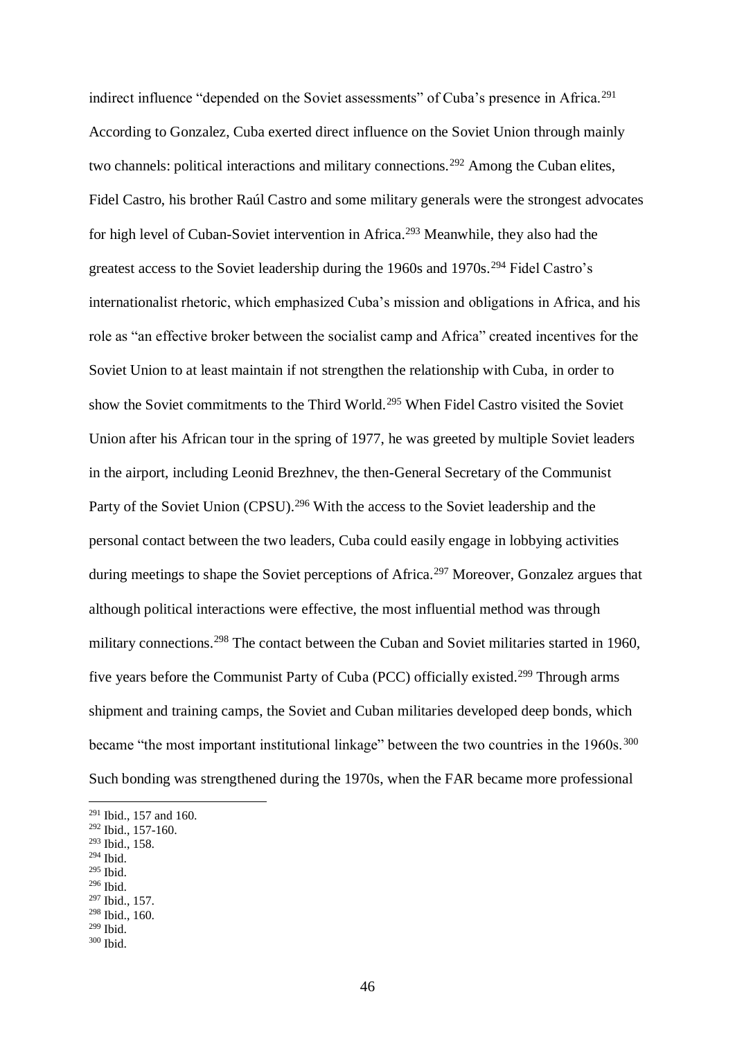indirect influence "depended on the Soviet assessments" of Cuba's presence in Africa.[291] According to Gonzalez, Cuba exerted direct influence on the Soviet Union through mainly two channels: political interactions and military connections.[292] Among the Cuban elites, Fidel Castro, his brother Raúl Castro and some military generals were the strongest advocates for high level of Cuban-Soviet intervention in Africa.[293] Meanwhile, they also had the greatest access to the Soviet leadership during the 1960s and 1970s.[294] Fidel Castro's internationalist rhetoric, which emphasized Cuba's mission and obligations in Africa, and his role as "an effective broker between the socialist camp and Africa" created incentives for the Soviet Union to at least maintain if not strengthen the relationship with Cuba, in order to show the Soviet commitments to the Third World.[295] When Fidel Castro visited the Soviet Union after his African tour in the spring of 1977, he was greeted by multiple Soviet leaders in the airport, including Leonid Brezhnev, the then-General Secretary of the Communist Party of the Soviet Union (CPSU).[296] With the access to the Soviet leadership and the personal contact between the two leaders, Cuba could easily engage in lobbying activities during meetings to shape the Soviet perceptions of Africa.[297] Moreover, Gonzalez argues that although political interactions were effective, the most influential method was through military connections.[298] The contact between the Cuban and Soviet militaries started in 1960, five years before the Communist Party of Cuba (PCC) officially existed.[299] Through arms shipment and training camps, the Soviet and Cuban militaries developed deep bonds, which became "the most important institutional linkage" between the two countries in the 1960s.[300] Such bonding was strengthened during the 1970s, when the FAR became more professional

[291] Ibid., 157 and 160.
[292] Ibid., 157-160.
[293] Ibid., 158.
[294] Ibid.
[295] Ibid.
[296] Ibid.
[297] Ibid., 157.
[298] Ibid., 160.
[299] Ibid.
[300] Ibid.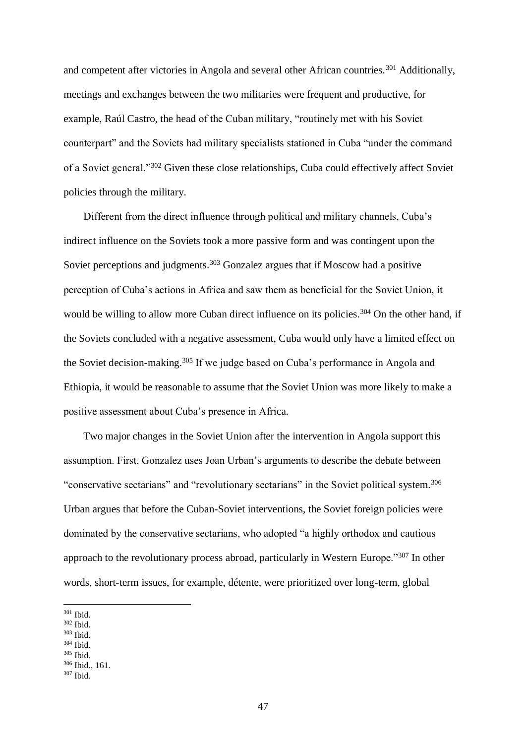and competent after victories in Angola and several other African countries.[301] Additionally, meetings and exchanges between the two militaries were frequent and productive, for example, Raúl Castro, the head of the Cuban military, "routinely met with his Soviet counterpart" and the Soviets had military specialists stationed in Cuba "under the command of a Soviet general."[302] Given these close relationships, Cuba could effectively affect Soviet policies through the military.

Different from the direct influence through political and military channels, Cuba's indirect influence on the Soviets took a more passive form and was contingent upon the Soviet perceptions and judgments.[303] Gonzalez argues that if Moscow had a positive perception of Cuba's actions in Africa and saw them as beneficial for the Soviet Union, it would be willing to allow more Cuban direct influence on its policies.[304] On the other hand, if the Soviets concluded with a negative assessment, Cuba would only have a limited effect on the Soviet decision-making.[305] If we judge based on Cuba's performance in Angola and Ethiopia, it would be reasonable to assume that the Soviet Union was more likely to make a positive assessment about Cuba's presence in Africa.

Two major changes in the Soviet Union after the intervention in Angola support this assumption. First, Gonzalez uses Joan Urban's arguments to describe the debate between "conservative sectarians" and "revolutionary sectarians" in the Soviet political system.[306] Urban argues that before the Cuban-Soviet interventions, the Soviet foreign policies were dominated by the conservative sectarians, who adopted "a highly orthodox and cautious approach to the revolutionary process abroad, particularly in Western Europe."[307] In other words, short-term issues, for example, détente, were prioritized over long-term, global

---

[301] Ibid.
[302] Ibid.
[303] Ibid.
[304] Ibid.
[305] Ibid.
[306] Ibid., 161.
[307] Ibid.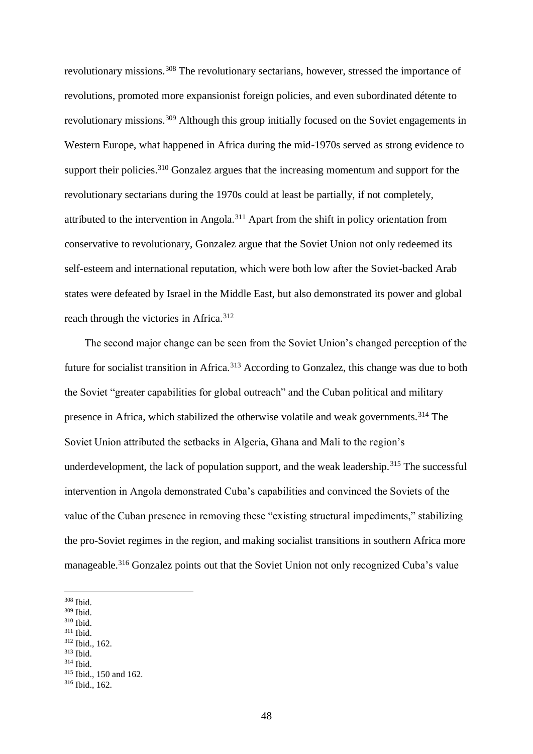revolutionary missions.[308] The revolutionary sectarians, however, stressed the importance of revolutions, promoted more expansionist foreign policies, and even subordinated détente to revolutionary missions.[309] Although this group initially focused on the Soviet engagements in Western Europe, what happened in Africa during the mid-1970s served as strong evidence to support their policies.[310] Gonzalez argues that the increasing momentum and support for the revolutionary sectarians during the 1970s could at least be partially, if not completely, attributed to the intervention in Angola.[311] Apart from the shift in policy orientation from conservative to revolutionary, Gonzalez argue that the Soviet Union not only redeemed its self-esteem and international reputation, which were both low after the Soviet-backed Arab states were defeated by Israel in the Middle East, but also demonstrated its power and global reach through the victories in Africa.[312]

The second major change can be seen from the Soviet Union's changed perception of the future for socialist transition in Africa.[313] According to Gonzalez, this change was due to both the Soviet "greater capabilities for global outreach" and the Cuban political and military presence in Africa, which stabilized the otherwise volatile and weak governments.[314] The Soviet Union attributed the setbacks in Algeria, Ghana and Mali to the region's underdevelopment, the lack of population support, and the weak leadership.[315] The successful intervention in Angola demonstrated Cuba's capabilities and convinced the Soviets of the value of the Cuban presence in removing these "existing structural impediments," stabilizing the pro-Soviet regimes in the region, and making socialist transitions in southern Africa more manageable.[316] Gonzalez points out that the Soviet Union not only recognized Cuba's value

[308] Ibid.
[309] Ibid.
[310] Ibid.
[311] Ibid.
[312] Ibid., 162.
[313] Ibid.
[314] Ibid.
[315] Ibid., 150 and 162.
[316] Ibid., 162.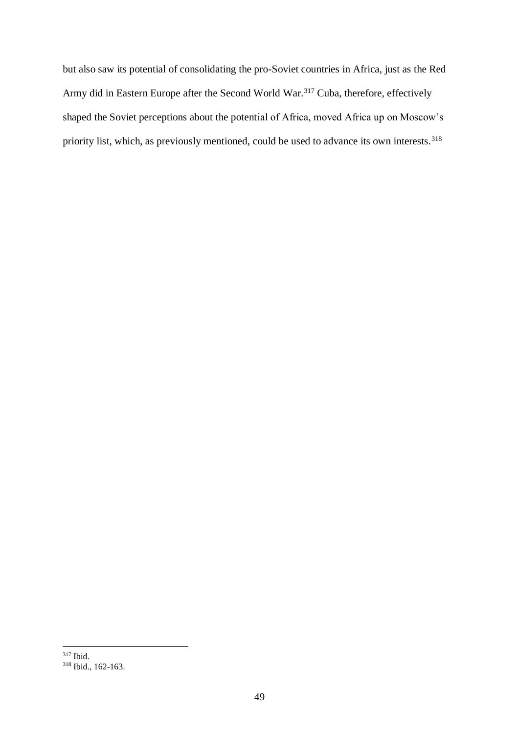but also saw its potential of consolidating the pro-Soviet countries in Africa, just as the Red Army did in Eastern Europe after the Second World War.[317] Cuba, therefore, effectively shaped the Soviet perceptions about the potential of Africa, moved Africa up on Moscow's priority list, which, as previously mentioned, could be used to advance its own interests.[318]

---

[317] Ibid.

[318] Ibid., 162-163.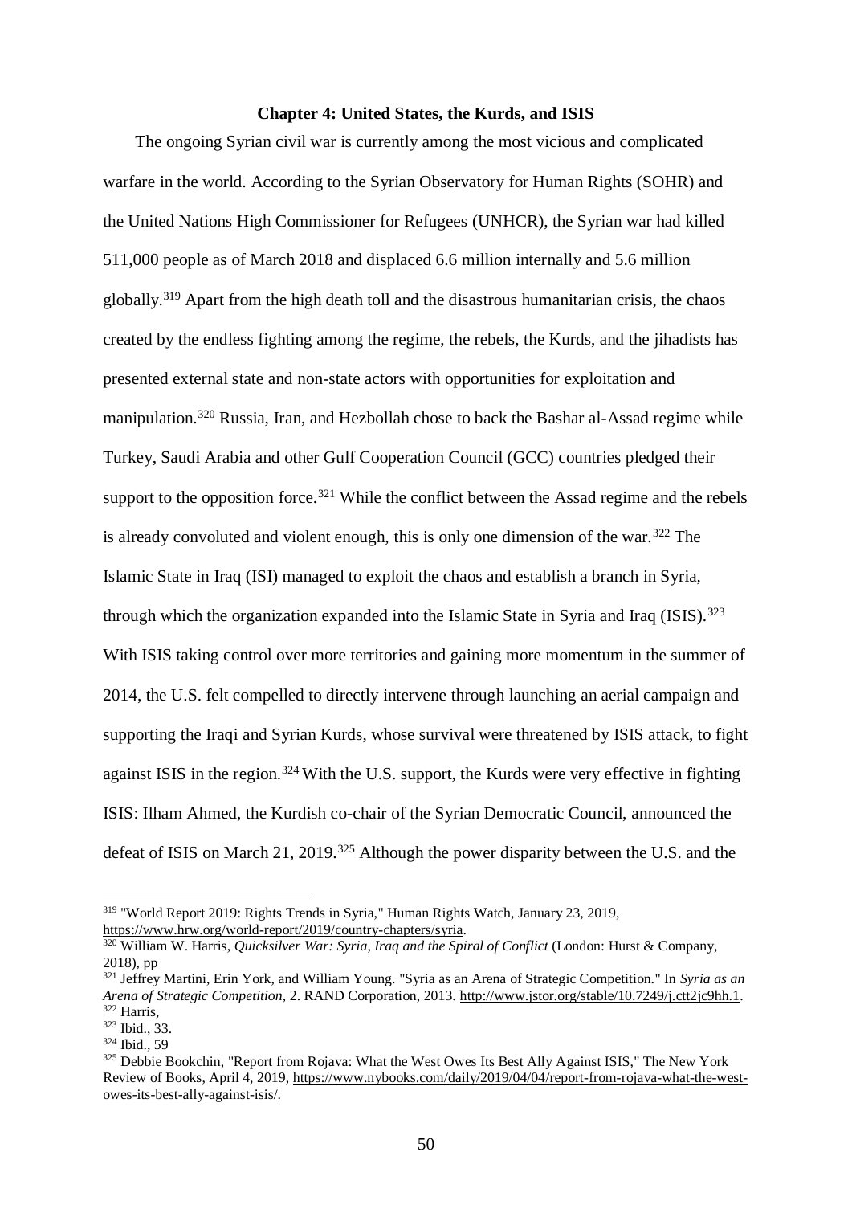## Chapter 4: United States, the Kurds, and ISIS

The ongoing Syrian civil war is currently among the most vicious and complicated warfare in the world. According to the Syrian Observatory for Human Rights (SOHR) and the United Nations High Commissioner for Refugees (UNHCR), the Syrian war had killed 511,000 people as of March 2018 and displaced 6.6 million internally and 5.6 million globally.[319] Apart from the high death toll and the disastrous humanitarian crisis, the chaos created by the endless fighting among the regime, the rebels, the Kurds, and the jihadists has presented external state and non-state actors with opportunities for exploitation and manipulation.[320] Russia, Iran, and Hezbollah chose to back the Bashar al-Assad regime while Turkey, Saudi Arabia and other Gulf Cooperation Council (GCC) countries pledged their support to the opposition force.[321] While the conflict between the Assad regime and the rebels is already convoluted and violent enough, this is only one dimension of the war.[322] The Islamic State in Iraq (ISI) managed to exploit the chaos and establish a branch in Syria, through which the organization expanded into the Islamic State in Syria and Iraq (ISIS).[323] With ISIS taking control over more territories and gaining more momentum in the summer of 2014, the U.S. felt compelled to directly intervene through launching an aerial campaign and supporting the Iraqi and Syrian Kurds, whose survival were threatened by ISIS attack, to fight against ISIS in the region.[324] With the U.S. support, the Kurds were very effective in fighting ISIS: Ilham Ahmed, the Kurdish co-chair of the Syrian Democratic Council, announced the defeat of ISIS on March 21, 2019.[325] Although the power disparity between the U.S. and the

---

[319] "World Report 2019: Rights Trends in Syria," Human Rights Watch, January 23, 2019, https://www.hrw.org/world-report/2019/country-chapters/syria.

[320] William W. Harris, *Quicksilver War: Syria, Iraq and the Spiral of Conflict* (London: Hurst & Company, 2018), pp

[321] Jeffrey Martini, Erin York, and William Young. "Syria as an Arena of Strategic Competition." In *Syria as an Arena of Strategic Competition*, 2. RAND Corporation, 2013. http://www.jstor.org/stable/10.7249/j.ctt2jc9hh.1.

[322] Harris,

[323] Ibid., 33.

[324] Ibid., 59

[325] Debbie Bookchin, "Report from Rojava: What the West Owes Its Best Ally Against ISIS," The New York Review of Books, April 4, 2019, https://www.nybooks.com/daily/2019/04/04/report-from-rojava-what-the-west-owes-its-best-ally-against-isis/.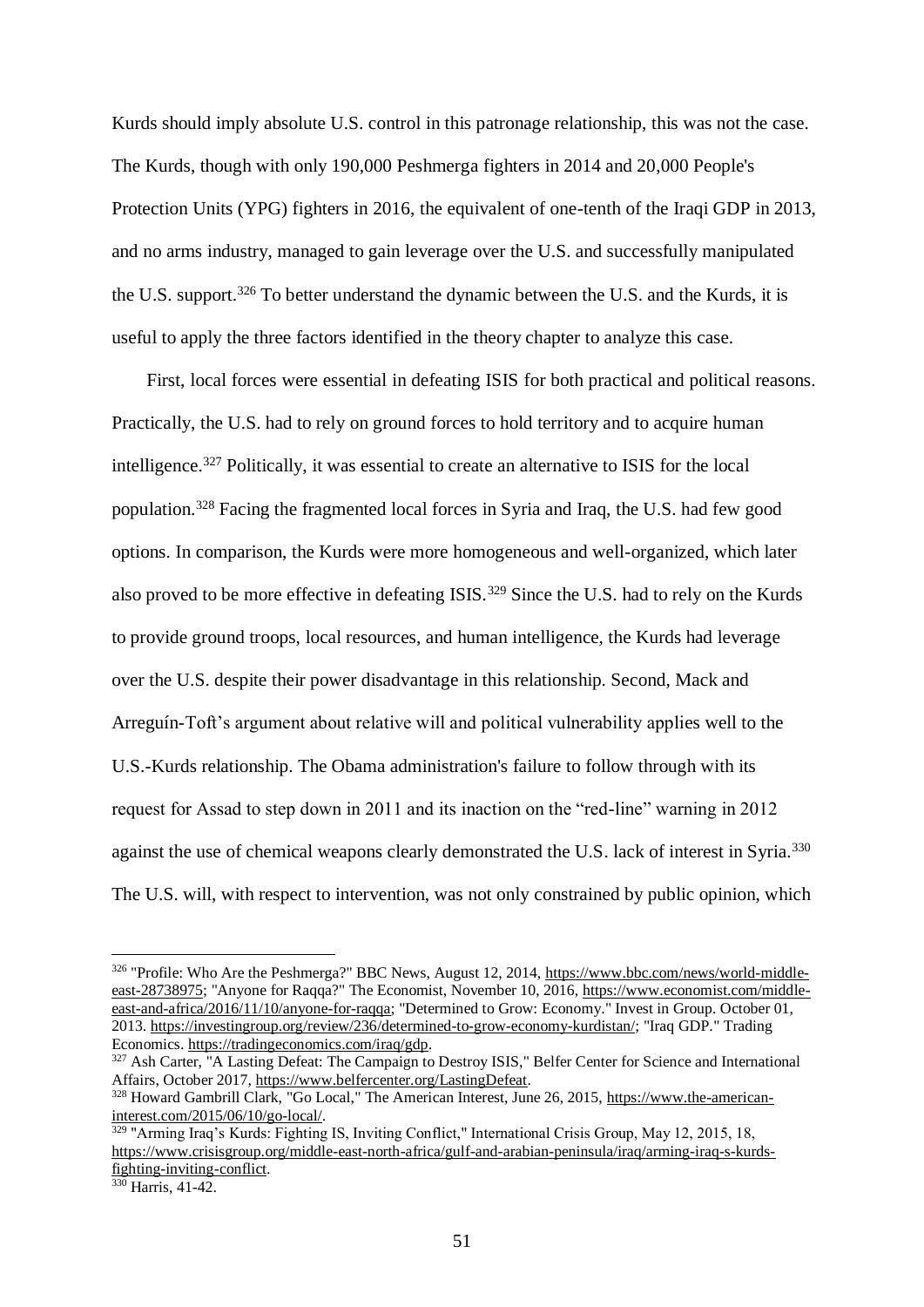Kurds should imply absolute U.S. control in this patronage relationship, this was not the case. The Kurds, though with only 190,000 Peshmerga fighters in 2014 and 20,000 People's Protection Units (YPG) fighters in 2016, the equivalent of one-tenth of the Iraqi GDP in 2013, and no arms industry, managed to gain leverage over the U.S. and successfully manipulated the U.S. support.[326] To better understand the dynamic between the U.S. and the Kurds, it is useful to apply the three factors identified in the theory chapter to analyze this case.

First, local forces were essential in defeating ISIS for both practical and political reasons. Practically, the U.S. had to rely on ground forces to hold territory and to acquire human intelligence.[327] Politically, it was essential to create an alternative to ISIS for the local population.[328] Facing the fragmented local forces in Syria and Iraq, the U.S. had few good options. In comparison, the Kurds were more homogeneous and well-organized, which later also proved to be more effective in defeating ISIS.[329] Since the U.S. had to rely on the Kurds to provide ground troops, local resources, and human intelligence, the Kurds had leverage over the U.S. despite their power disadvantage in this relationship. Second, Mack and Arreguín-Toft's argument about relative will and political vulnerability applies well to the U.S.-Kurds relationship. The Obama administration's failure to follow through with its request for Assad to step down in 2011 and its inaction on the "red-line" warning in 2012 against the use of chemical weapons clearly demonstrated the U.S. lack of interest in Syria.[330] The U.S. will, with respect to intervention, was not only constrained by public opinion, which

---

[326] "Profile: Who Are the Peshmerga?" BBC News, August 12, 2014, https://www.bbc.com/news/world-middle-east-28738975; "Anyone for Raqqa?" The Economist, November 10, 2016, https://www.economist.com/middle-east-and-africa/2016/11/10/anyone-for-raqqa; "Determined to Grow: Economy." Invest in Group. October 01, 2013. https://investingroup.org/review/236/determined-to-grow-economy-kurdistan/; "Iraq GDP." Trading Economics. https://tradingeconomics.com/iraq/gdp.

[327] Ash Carter, "A Lasting Defeat: The Campaign to Destroy ISIS," Belfer Center for Science and International Affairs, October 2017, https://www.belfercenter.org/LastingDefeat.

[328] Howard Gambrill Clark, "Go Local," The American Interest, June 26, 2015, https://www.the-american-interest.com/2015/06/10/go-local/.

[329] "Arming Iraq's Kurds: Fighting IS, Inviting Conflict," International Crisis Group, May 12, 2015, 18, https://www.crisisgroup.org/middle-east-north-africa/gulf-and-arabian-peninsula/iraq/arming-iraq-s-kurds-fighting-inviting-conflict.

[330] Harris, 41-42.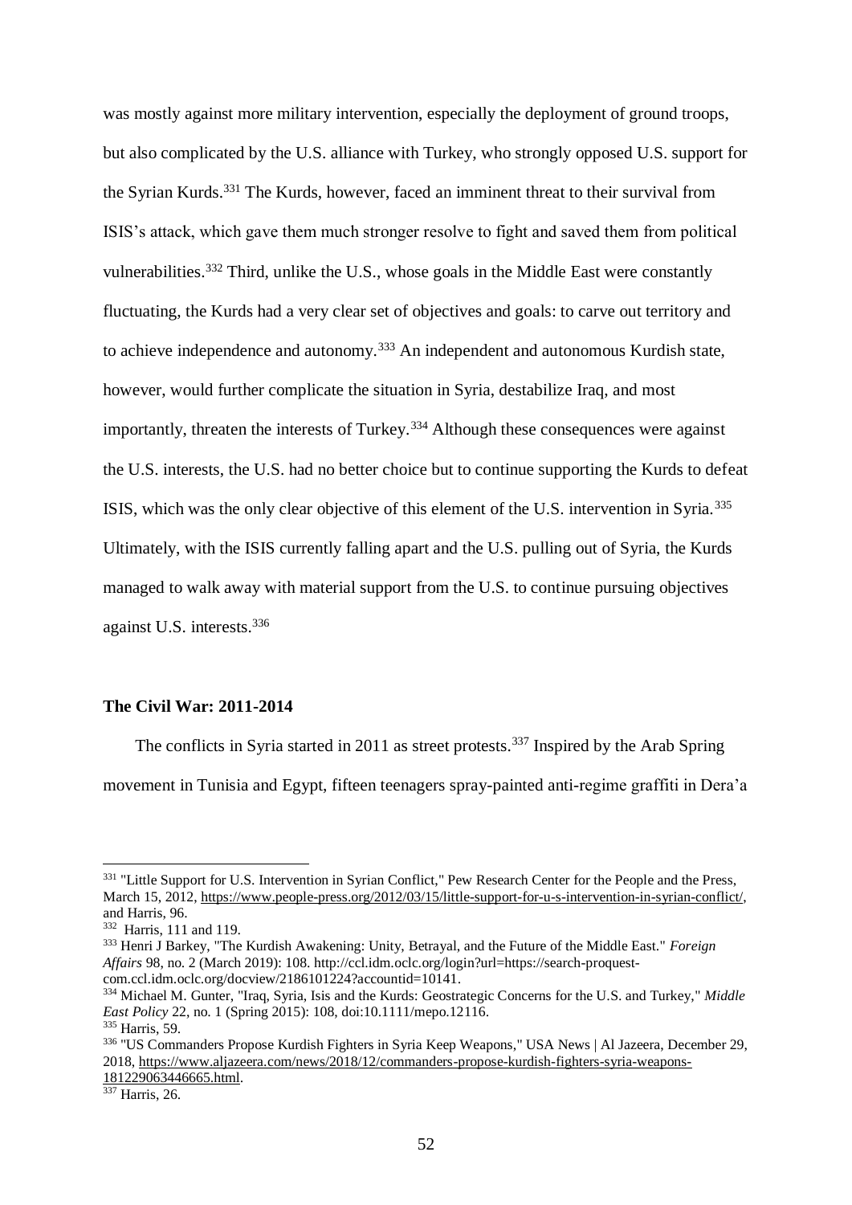was mostly against more military intervention, especially the deployment of ground troops, but also complicated by the U.S. alliance with Turkey, who strongly opposed U.S. support for the Syrian Kurds.[331] The Kurds, however, faced an imminent threat to their survival from ISIS's attack, which gave them much stronger resolve to fight and saved them from political vulnerabilities.[332] Third, unlike the U.S., whose goals in the Middle East were constantly fluctuating, the Kurds had a very clear set of objectives and goals: to carve out territory and to achieve independence and autonomy.[333] An independent and autonomous Kurdish state, however, would further complicate the situation in Syria, destabilize Iraq, and most importantly, threaten the interests of Turkey.[334] Although these consequences were against the U.S. interests, the U.S. had no better choice but to continue supporting the Kurds to defeat ISIS, which was the only clear objective of this element of the U.S. intervention in Syria.[335] Ultimately, with the ISIS currently falling apart and the U.S. pulling out of Syria, the Kurds managed to walk away with material support from the U.S. to continue pursuing objectives against U.S. interests.[336]

**The Civil War: 2011-2014**

The conflicts in Syria started in 2011 as street protests.[337] Inspired by the Arab Spring movement in Tunisia and Egypt, fifteen teenagers spray-painted anti-regime graffiti in Dera'a

---

[331] "Little Support for U.S. Intervention in Syrian Conflict," Pew Research Center for the People and the Press, March 15, 2012, https://www.people-press.org/2012/03/15/little-support-for-u-s-intervention-in-syrian-conflict/, and Harris, 96.

[332] Harris, 111 and 119.

[333] Henri J Barkey, "The Kurdish Awakening: Unity, Betrayal, and the Future of the Middle East." *Foreign Affairs* 98, no. 2 (March 2019): 108. http://ccl.idm.oclc.org/login?url=https://search-proquest-com.ccl.idm.oclc.org/docview/2186101224?accountid=10141.

[334] Michael M. Gunter, "Iraq, Syria, Isis and the Kurds: Geostrategic Concerns for the U.S. and Turkey," *Middle East Policy* 22, no. 1 (Spring 2015): 108, doi:10.1111/mepo.12116.

[335] Harris, 59.

[336] "US Commanders Propose Kurdish Fighters in Syria Keep Weapons," USA News | Al Jazeera, December 29, 2018, https://www.aljazeera.com/news/2018/12/commanders-propose-kurdish-fighters-syria-weapons-181229063446665.html.

[337] Harris, 26.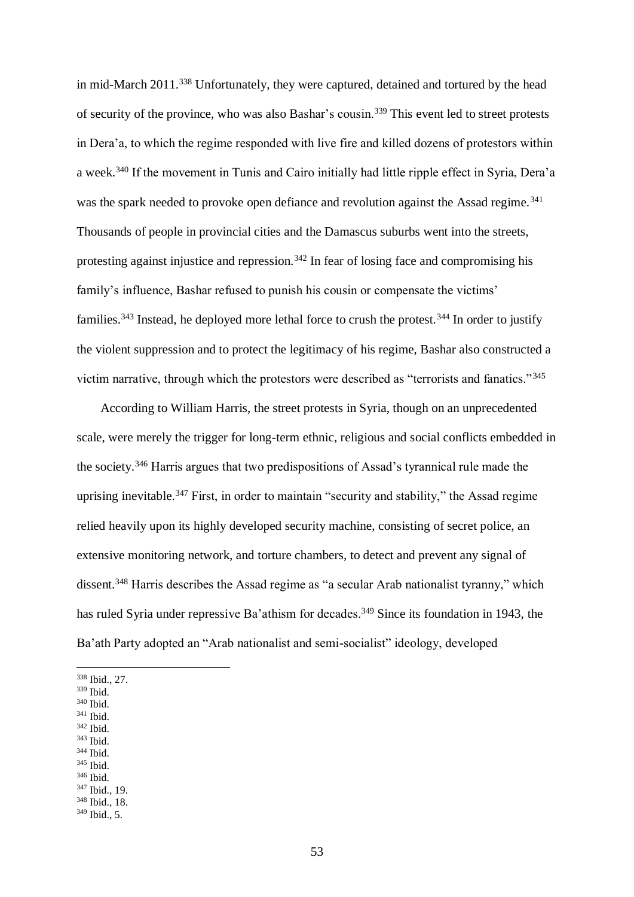in mid-March 2011.[338] Unfortunately, they were captured, detained and tortured by the head of security of the province, who was also Bashar's cousin.[339] This event led to street protests in Dera'a, to which the regime responded with live fire and killed dozens of protestors within a week.[340] If the movement in Tunis and Cairo initially had little ripple effect in Syria, Dera'a was the spark needed to provoke open defiance and revolution against the Assad regime.[341] Thousands of people in provincial cities and the Damascus suburbs went into the streets, protesting against injustice and repression.[342] In fear of losing face and compromising his family's influence, Bashar refused to punish his cousin or compensate the victims' families.[343] Instead, he deployed more lethal force to crush the protest.[344] In order to justify the violent suppression and to protect the legitimacy of his regime, Bashar also constructed a victim narrative, through which the protestors were described as "terrorists and fanatics."[345]

According to William Harris, the street protests in Syria, though on an unprecedented scale, were merely the trigger for long-term ethnic, religious and social conflicts embedded in the society.[346] Harris argues that two predispositions of Assad's tyrannical rule made the uprising inevitable.[347] First, in order to maintain "security and stability," the Assad regime relied heavily upon its highly developed security machine, consisting of secret police, an extensive monitoring network, and torture chambers, to detect and prevent any signal of dissent.[348] Harris describes the Assad regime as "a secular Arab nationalist tyranny," which has ruled Syria under repressive Ba'athism for decades.[349] Since its foundation in 1943, the Ba'ath Party adopted an "Arab nationalist and semi-socialist" ideology, developed

---

[338] Ibid., 27.
[339] Ibid.
[340] Ibid.
[341] Ibid.
[342] Ibid.
[343] Ibid.
[344] Ibid.
[345] Ibid.
[346] Ibid.
[347] Ibid., 19.
[348] Ibid., 18.
[349] Ibid., 5.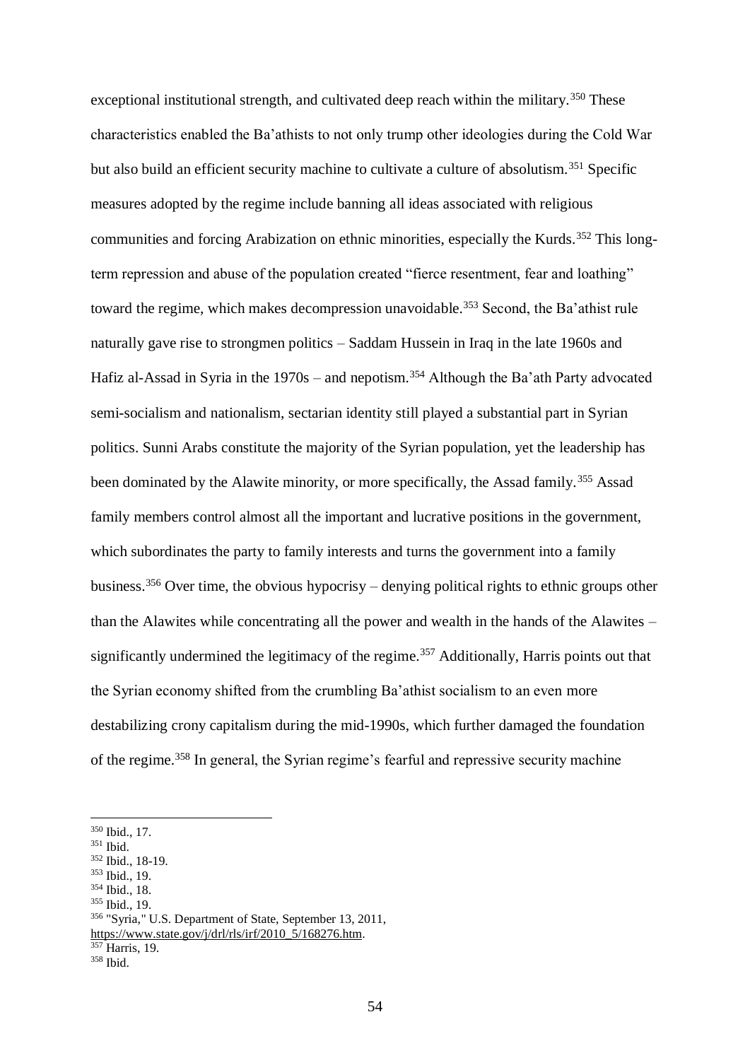exceptional institutional strength, and cultivated deep reach within the military.[350] These characteristics enabled the Ba'athists to not only trump other ideologies during the Cold War but also build an efficient security machine to cultivate a culture of absolutism.[351] Specific measures adopted by the regime include banning all ideas associated with religious communities and forcing Arabization on ethnic minorities, especially the Kurds.[352] This long-term repression and abuse of the population created "fierce resentment, fear and loathing" toward the regime, which makes decompression unavoidable.[353] Second, the Ba'athist rule naturally gave rise to strongmen politics – Saddam Hussein in Iraq in the late 1960s and Hafiz al-Assad in Syria in the 1970s – and nepotism.[354] Although the Ba'ath Party advocated semi-socialism and nationalism, sectarian identity still played a substantial part in Syrian politics. Sunni Arabs constitute the majority of the Syrian population, yet the leadership has been dominated by the Alawite minority, or more specifically, the Assad family.[355] Assad family members control almost all the important and lucrative positions in the government, which subordinates the party to family interests and turns the government into a family business.[356] Over time, the obvious hypocrisy – denying political rights to ethnic groups other than the Alawites while concentrating all the power and wealth in the hands of the Alawites – significantly undermined the legitimacy of the regime.[357] Additionally, Harris points out that the Syrian economy shifted from the crumbling Ba'athist socialism to an even more destabilizing crony capitalism during the mid-1990s, which further damaged the foundation of the regime.[358] In general, the Syrian regime's fearful and repressive security machine

---

[350] Ibid., 17.
[351] Ibid.
[352] Ibid., 18-19.
[353] Ibid., 19.
[354] Ibid., 18.
[355] Ibid., 19.
[356] "Syria," U.S. Department of State, September 13, 2011, https://www.state.gov/j/drl/rls/irf/2010_5/168276.htm.
[357] Harris, 19.
[358] Ibid.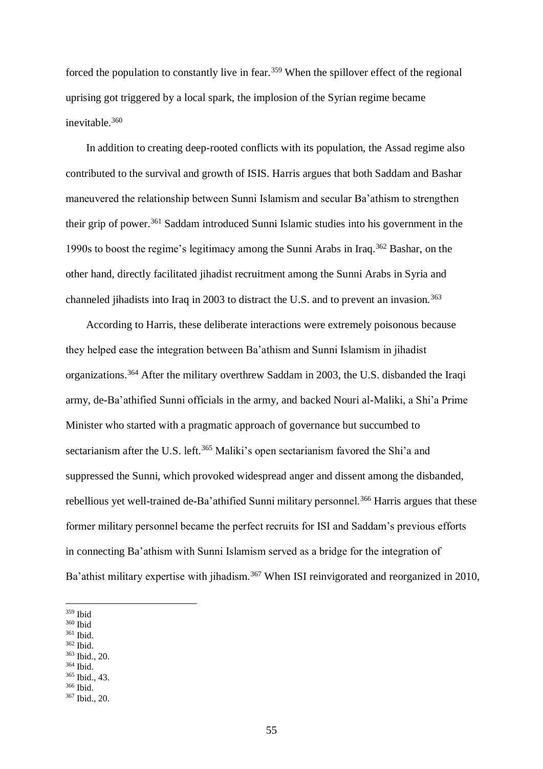forced the population to constantly live in fear.[359] When the spillover effect of the regional uprising got triggered by a local spark, the implosion of the Syrian regime became inevitable.[360]

In addition to creating deep-rooted conflicts with its population, the Assad regime also contributed to the survival and growth of ISIS. Harris argues that both Saddam and Bashar maneuvered the relationship between Sunni Islamism and secular Ba'athism to strengthen their grip of power.[361] Saddam introduced Sunni Islamic studies into his government in the 1990s to boost the regime's legitimacy among the Sunni Arabs in Iraq.[362] Bashar, on the other hand, directly facilitated jihadist recruitment among the Sunni Arabs in Syria and channeled jihadists into Iraq in 2003 to distract the U.S. and to prevent an invasion.[363]

According to Harris, these deliberate interactions were extremely poisonous because they helped ease the integration between Ba'athism and Sunni Islamism in jihadist organizations.[364] After the military overthrew Saddam in 2003, the U.S. disbanded the Iraqi army, de-Ba'athified Sunni officials in the army, and backed Nouri al-Maliki, a Shi'a Prime Minister who started with a pragmatic approach of governance but succumbed to sectarianism after the U.S. left.[365] Maliki's open sectarianism favored the Shi'a and suppressed the Sunni, which provoked widespread anger and dissent among the disbanded, rebellious yet well-trained de-Ba'athified Sunni military personnel.[366] Harris argues that these former military personnel became the perfect recruits for ISI and Saddam's previous efforts in connecting Ba'athism with Sunni Islamism served as a bridge for the integration of Ba'athist military expertise with jihadism.[367] When ISI reinvigorated and reorganized in 2010,

[359] Ibid
[360] Ibid
[361] Ibid.
[362] Ibid.
[363] Ibid., 20.
[364] Ibid.
[365] Ibid., 43.
[366] Ibid.
[367] Ibid., 20.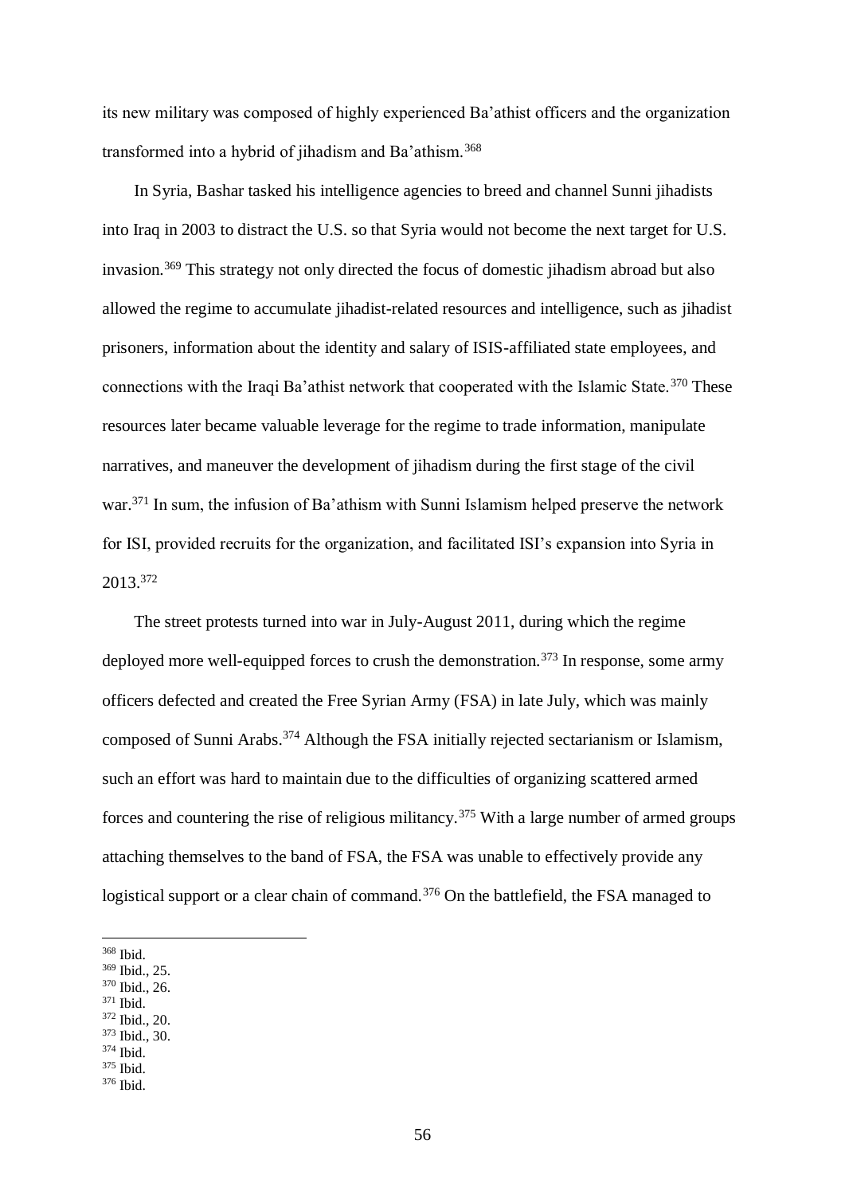its new military was composed of highly experienced Ba'athist officers and the organization transformed into a hybrid of jihadism and Ba'athism.[368]

In Syria, Bashar tasked his intelligence agencies to breed and channel Sunni jihadists into Iraq in 2003 to distract the U.S. so that Syria would not become the next target for U.S. invasion.[369] This strategy not only directed the focus of domestic jihadism abroad but also allowed the regime to accumulate jihadist-related resources and intelligence, such as jihadist prisoners, information about the identity and salary of ISIS-affiliated state employees, and connections with the Iraqi Ba'athist network that cooperated with the Islamic State.[370] These resources later became valuable leverage for the regime to trade information, manipulate narratives, and maneuver the development of jihadism during the first stage of the civil war.[371] In sum, the infusion of Ba'athism with Sunni Islamism helped preserve the network for ISI, provided recruits for the organization, and facilitated ISI's expansion into Syria in 2013.[372]

The street protests turned into war in July-August 2011, during which the regime deployed more well-equipped forces to crush the demonstration.[373] In response, some army officers defected and created the Free Syrian Army (FSA) in late July, which was mainly composed of Sunni Arabs.[374] Although the FSA initially rejected sectarianism or Islamism, such an effort was hard to maintain due to the difficulties of organizing scattered armed forces and countering the rise of religious militancy.[375] With a large number of armed groups attaching themselves to the band of FSA, the FSA was unable to effectively provide any logistical support or a clear chain of command.[376] On the battlefield, the FSA managed to

---

[368] Ibid.
[369] Ibid., 25.
[370] Ibid., 26.
[371] Ibid.
[372] Ibid., 20.
[373] Ibid., 30.
[374] Ibid.
[375] Ibid.
[376] Ibid.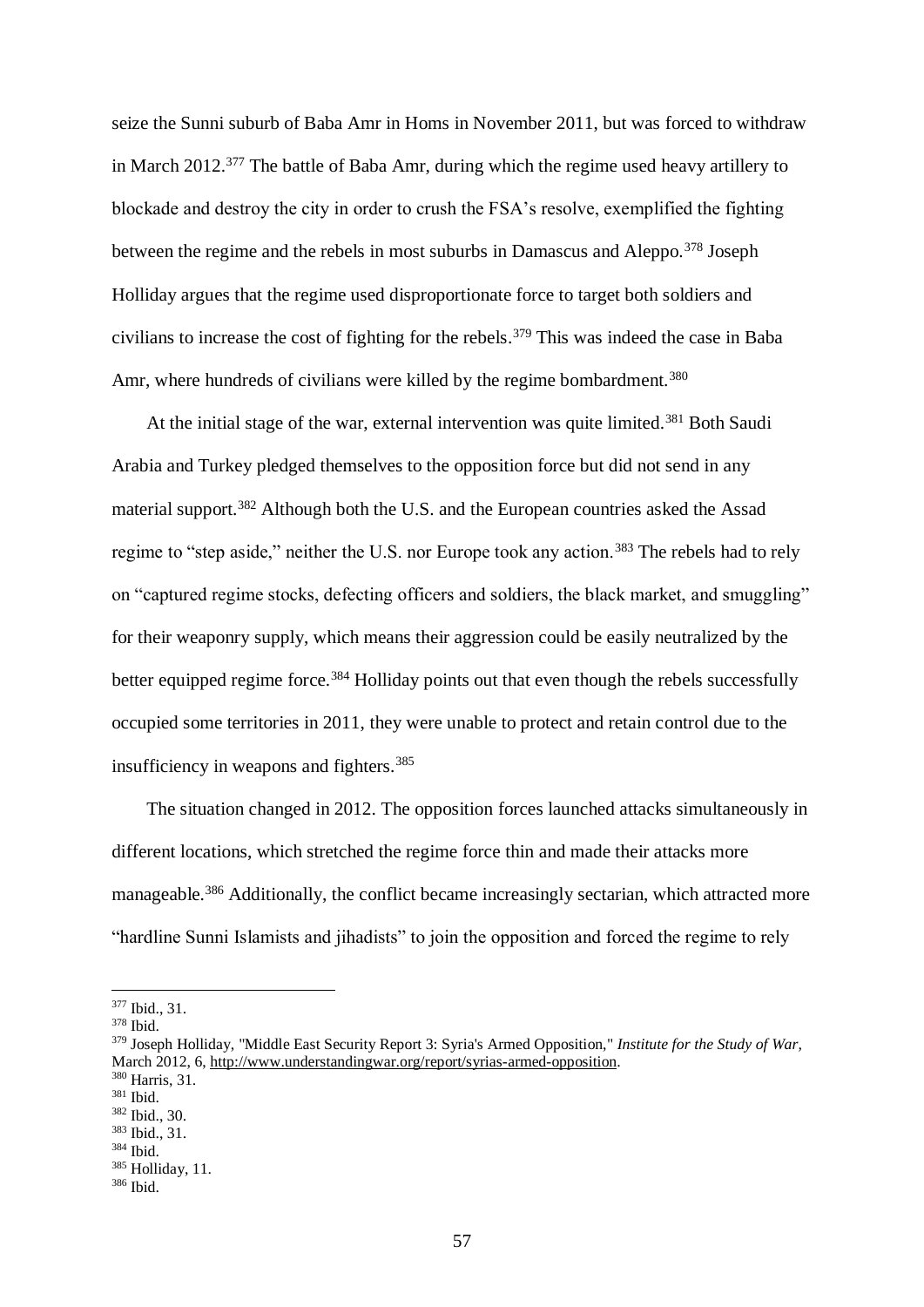seize the Sunni suburb of Baba Amr in Homs in November 2011, but was forced to withdraw in March 2012.[377] The battle of Baba Amr, during which the regime used heavy artillery to blockade and destroy the city in order to crush the FSA's resolve, exemplified the fighting between the regime and the rebels in most suburbs in Damascus and Aleppo.[378] Joseph Holliday argues that the regime used disproportionate force to target both soldiers and civilians to increase the cost of fighting for the rebels.[379] This was indeed the case in Baba Amr, where hundreds of civilians were killed by the regime bombardment.[380]

At the initial stage of the war, external intervention was quite limited.[381] Both Saudi Arabia and Turkey pledged themselves to the opposition force but did not send in any material support.[382] Although both the U.S. and the European countries asked the Assad regime to "step aside," neither the U.S. nor Europe took any action.[383] The rebels had to rely on "captured regime stocks, defecting officers and soldiers, the black market, and smuggling" for their weaponry supply, which means their aggression could be easily neutralized by the better equipped regime force.[384] Holliday points out that even though the rebels successfully occupied some territories in 2011, they were unable to protect and retain control due to the insufficiency in weapons and fighters.[385]

The situation changed in 2012. The opposition forces launched attacks simultaneously in different locations, which stretched the regime force thin and made their attacks more manageable.[386] Additionally, the conflict became increasingly sectarian, which attracted more "hardline Sunni Islamists and jihadists" to join the opposition and forced the regime to rely

---

[377] Ibid., 31.
[378] Ibid.
[379] Joseph Holliday, "Middle East Security Report 3: Syria's Armed Opposition," *Institute for the Study of War*, March 2012, 6, http://www.understandingwar.org/report/syrias-armed-opposition.
[380] Harris, 31.
[381] Ibid.
[382] Ibid., 30.
[383] Ibid., 31.
[384] Ibid.
[385] Holliday, 11.
[386] Ibid.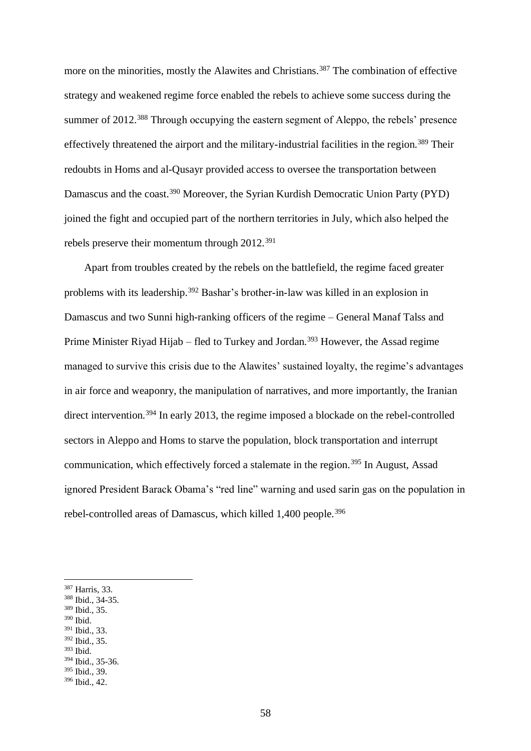more on the minorities, mostly the Alawites and Christians.[387] The combination of effective strategy and weakened regime force enabled the rebels to achieve some success during the summer of 2012.[388] Through occupying the eastern segment of Aleppo, the rebels' presence effectively threatened the airport and the military-industrial facilities in the region.[389] Their redoubts in Homs and al-Qusayr provided access to oversee the transportation between Damascus and the coast.[390] Moreover, the Syrian Kurdish Democratic Union Party (PYD) joined the fight and occupied part of the northern territories in July, which also helped the rebels preserve their momentum through 2012.[391]

Apart from troubles created by the rebels on the battlefield, the regime faced greater problems with its leadership.[392] Bashar's brother-in-law was killed in an explosion in Damascus and two Sunni high-ranking officers of the regime – General Manaf Talss and Prime Minister Riyad Hijab – fled to Turkey and Jordan.[393] However, the Assad regime managed to survive this crisis due to the Alawites' sustained loyalty, the regime's advantages in air force and weaponry, the manipulation of narratives, and more importantly, the Iranian direct intervention.[394] In early 2013, the regime imposed a blockade on the rebel-controlled sectors in Aleppo and Homs to starve the population, block transportation and interrupt communication, which effectively forced a stalemate in the region.[395] In August, Assad ignored President Barack Obama's "red line" warning and used sarin gas on the population in rebel-controlled areas of Damascus, which killed 1,400 people.[396]

---

[387] Harris, 33.
[388] Ibid., 34-35.
[389] Ibid., 35.
[390] Ibid.
[391] Ibid., 33.
[392] Ibid., 35.
[393] Ibid.
[394] Ibid., 35-36.
[395] Ibid., 39.
[396] Ibid., 42.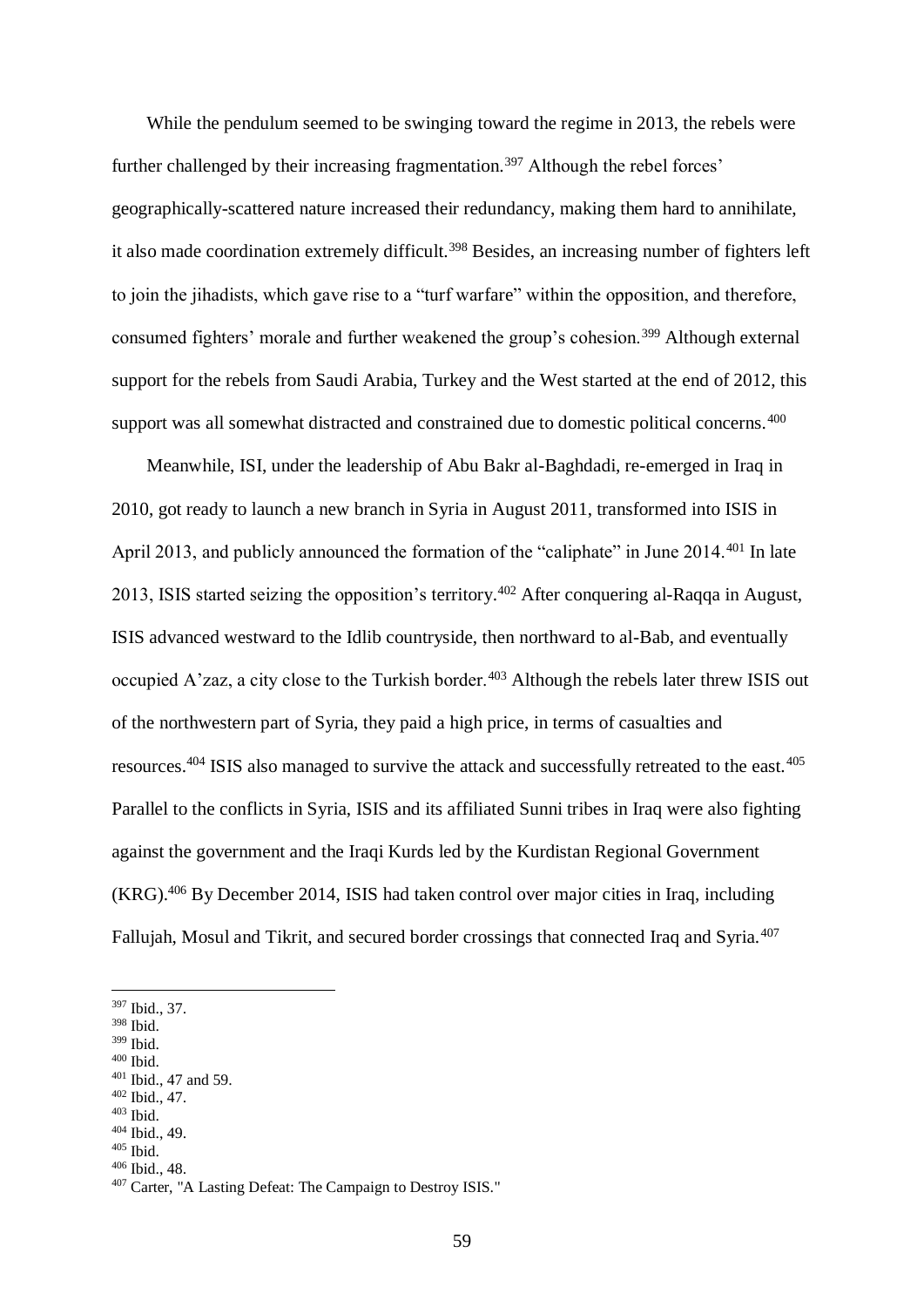While the pendulum seemed to be swinging toward the regime in 2013, the rebels were further challenged by their increasing fragmentation.[397] Although the rebel forces' geographically-scattered nature increased their redundancy, making them hard to annihilate, it also made coordination extremely difficult.[398] Besides, an increasing number of fighters left to join the jihadists, which gave rise to a "turf warfare" within the opposition, and therefore, consumed fighters' morale and further weakened the group's cohesion.[399] Although external support for the rebels from Saudi Arabia, Turkey and the West started at the end of 2012, this support was all somewhat distracted and constrained due to domestic political concerns.[400]

Meanwhile, ISI, under the leadership of Abu Bakr al-Baghdadi, re-emerged in Iraq in 2010, got ready to launch a new branch in Syria in August 2011, transformed into ISIS in April 2013, and publicly announced the formation of the "caliphate" in June 2014.[401] In late 2013, ISIS started seizing the opposition's territory.[402] After conquering al-Raqqa in August, ISIS advanced westward to the Idlib countryside, then northward to al-Bab, and eventually occupied A'zaz, a city close to the Turkish border.[403] Although the rebels later threw ISIS out of the northwestern part of Syria, they paid a high price, in terms of casualties and resources.[404] ISIS also managed to survive the attack and successfully retreated to the east.[405] Parallel to the conflicts in Syria, ISIS and its affiliated Sunni tribes in Iraq were also fighting against the government and the Iraqi Kurds led by the Kurdistan Regional Government (KRG).[406] By December 2014, ISIS had taken control over major cities in Iraq, including Fallujah, Mosul and Tikrit, and secured border crossings that connected Iraq and Syria.[407]

---

[397] Ibid., 37.
[398] Ibid.
[399] Ibid.
[400] Ibid.
[401] Ibid., 47 and 59.
[402] Ibid., 47.
[403] Ibid.
[404] Ibid., 49.
[405] Ibid.
[406] Ibid., 48.
[407] Carter, "A Lasting Defeat: The Campaign to Destroy ISIS."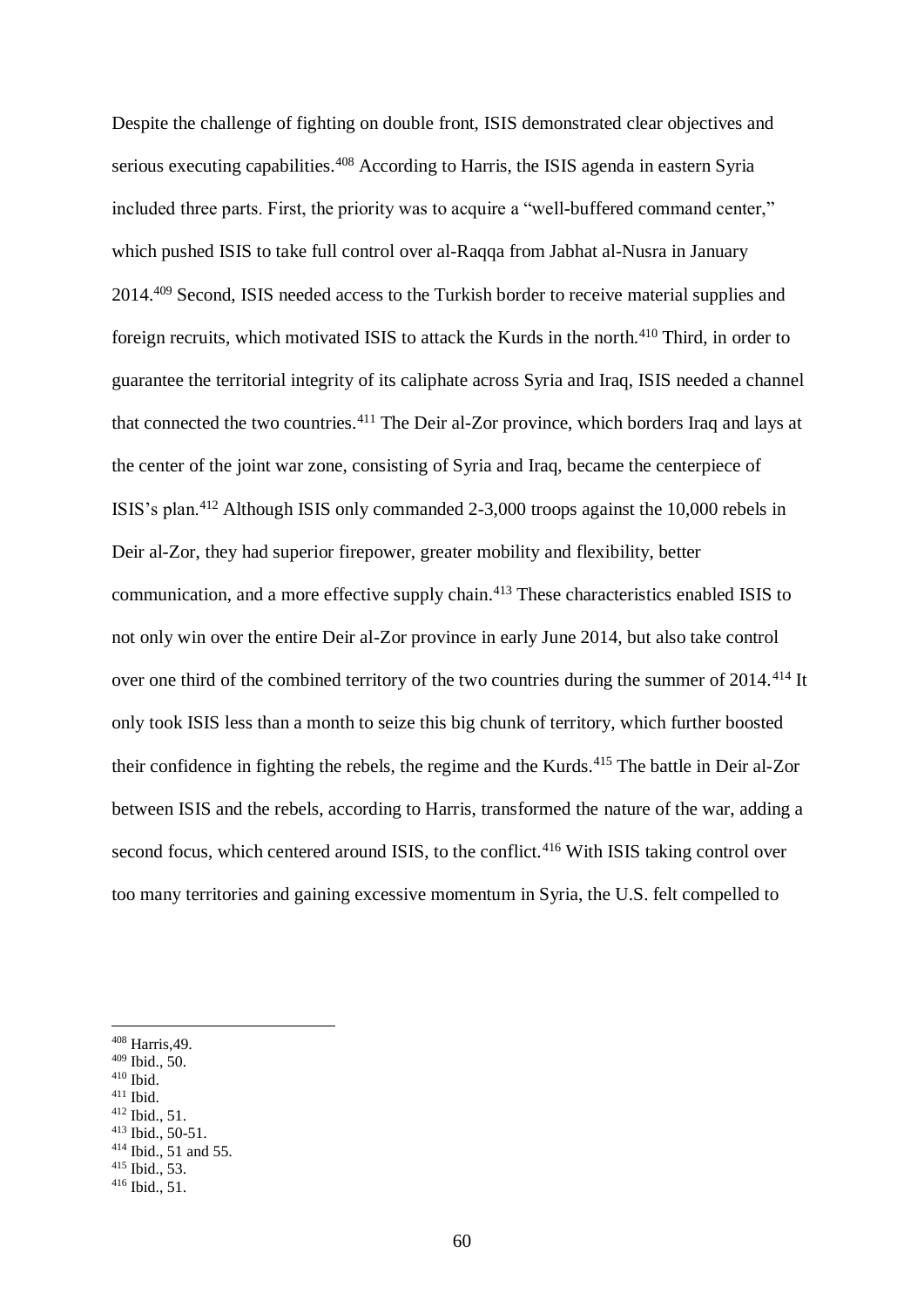Despite the challenge of fighting on double front, ISIS demonstrated clear objectives and serious executing capabilities.[408] According to Harris, the ISIS agenda in eastern Syria included three parts. First, the priority was to acquire a "well-buffered command center," which pushed ISIS to take full control over al-Raqqa from Jabhat al-Nusra in January 2014.[409] Second, ISIS needed access to the Turkish border to receive material supplies and foreign recruits, which motivated ISIS to attack the Kurds in the north.[410] Third, in order to guarantee the territorial integrity of its caliphate across Syria and Iraq, ISIS needed a channel that connected the two countries.[411] The Deir al-Zor province, which borders Iraq and lays at the center of the joint war zone, consisting of Syria and Iraq, became the centerpiece of ISIS's plan.[412] Although ISIS only commanded 2-3,000 troops against the 10,000 rebels in Deir al-Zor, they had superior firepower, greater mobility and flexibility, better communication, and a more effective supply chain.[413] These characteristics enabled ISIS to not only win over the entire Deir al-Zor province in early June 2014, but also take control over one third of the combined territory of the two countries during the summer of 2014.[414] It only took ISIS less than a month to seize this big chunk of territory, which further boosted their confidence in fighting the rebels, the regime and the Kurds.[415] The battle in Deir al-Zor between ISIS and the rebels, according to Harris, transformed the nature of the war, adding a second focus, which centered around ISIS, to the conflict.[416] With ISIS taking control over too many territories and gaining excessive momentum in Syria, the U.S. felt compelled to

---

[408] Harris,49.
[409] Ibid., 50.
[410] Ibid.
[411] Ibid.
[412] Ibid., 51.
[413] Ibid., 50-51.
[414] Ibid., 51 and 55.
[415] Ibid., 53.
[416] Ibid., 51.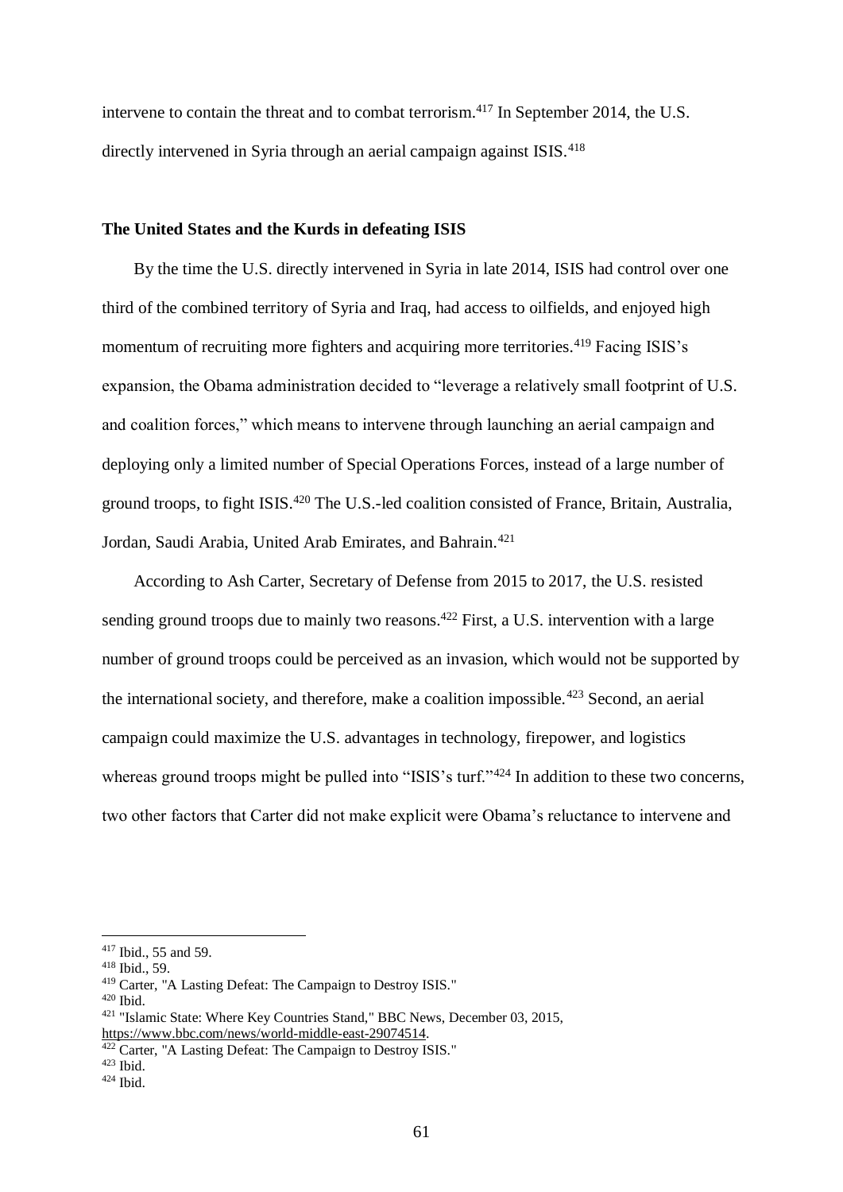intervene to contain the threat and to combat terrorism.[417] In September 2014, the U.S. directly intervened in Syria through an aerial campaign against ISIS.[418]

**The United States and the Kurds in defeating ISIS**

By the time the U.S. directly intervened in Syria in late 2014, ISIS had control over one third of the combined territory of Syria and Iraq, had access to oilfields, and enjoyed high momentum of recruiting more fighters and acquiring more territories.[419] Facing ISIS's expansion, the Obama administration decided to "leverage a relatively small footprint of U.S. and coalition forces," which means to intervene through launching an aerial campaign and deploying only a limited number of Special Operations Forces, instead of a large number of ground troops, to fight ISIS.[420] The U.S.-led coalition consisted of France, Britain, Australia, Jordan, Saudi Arabia, United Arab Emirates, and Bahrain.[421]

According to Ash Carter, Secretary of Defense from 2015 to 2017, the U.S. resisted sending ground troops due to mainly two reasons.[422] First, a U.S. intervention with a large number of ground troops could be perceived as an invasion, which would not be supported by the international society, and therefore, make a coalition impossible.[423] Second, an aerial campaign could maximize the U.S. advantages in technology, firepower, and logistics whereas ground troops might be pulled into "ISIS's turf."[424] In addition to these two concerns, two other factors that Carter did not make explicit were Obama's reluctance to intervene and

---

[417] Ibid., 55 and 59.
[418] Ibid., 59.
[419] Carter, "A Lasting Defeat: The Campaign to Destroy ISIS."
[420] Ibid.
[421] "Islamic State: Where Key Countries Stand," BBC News, December 03, 2015, https://www.bbc.com/news/world-middle-east-29074514.
[422] Carter, "A Lasting Defeat: The Campaign to Destroy ISIS."
[423] Ibid.
[424] Ibid.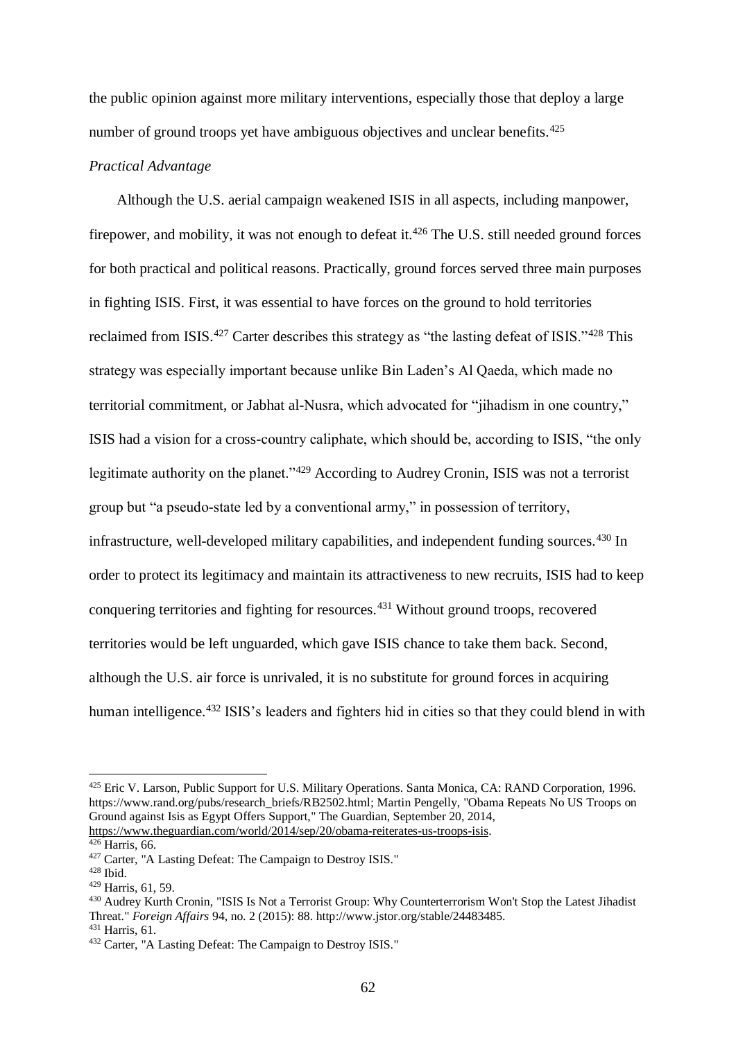the public opinion against more military interventions, especially those that deploy a large number of ground troops yet have ambiguous objectives and unclear benefits.[425]

*Practical Advantage*

Although the U.S. aerial campaign weakened ISIS in all aspects, including manpower, firepower, and mobility, it was not enough to defeat it.[426] The U.S. still needed ground forces for both practical and political reasons. Practically, ground forces served three main purposes in fighting ISIS. First, it was essential to have forces on the ground to hold territories reclaimed from ISIS.[427] Carter describes this strategy as "the lasting defeat of ISIS."[428] This strategy was especially important because unlike Bin Laden's Al Qaeda, which made no territorial commitment, or Jabhat al-Nusra, which advocated for "jihadism in one country," ISIS had a vision for a cross-country caliphate, which should be, according to ISIS, "the only legitimate authority on the planet."[429] According to Audrey Cronin, ISIS was not a terrorist group but "a pseudo-state led by a conventional army," in possession of territory, infrastructure, well-developed military capabilities, and independent funding sources.[430] In order to protect its legitimacy and maintain its attractiveness to new recruits, ISIS had to keep conquering territories and fighting for resources.[431] Without ground troops, recovered territories would be left unguarded, which gave ISIS chance to take them back. Second, although the U.S. air force is unrivaled, it is no substitute for ground forces in acquiring human intelligence.[432] ISIS's leaders and fighters hid in cities so that they could blend in with

---

[425] Eric V. Larson, Public Support for U.S. Military Operations. Santa Monica, CA: RAND Corporation, 1996. https://www.rand.org/pubs/research_briefs/RB2502.html; Martin Pengelly, "Obama Repeats No US Troops on Ground against Isis as Egypt Offers Support," The Guardian, September 20, 2014, https://www.theguardian.com/world/2014/sep/20/obama-reiterates-us-troops-isis.

[426] Harris, 66.

[427] Carter, "A Lasting Defeat: The Campaign to Destroy ISIS."

[428] Ibid.

[429] Harris, 61, 59.

[430] Audrey Kurth Cronin, "ISIS Is Not a Terrorist Group: Why Counterterrorism Won't Stop the Latest Jihadist Threat." *Foreign Affairs* 94, no. 2 (2015): 88. http://www.jstor.org/stable/24483485.

[431] Harris, 61.

[432] Carter, "A Lasting Defeat: The Campaign to Destroy ISIS."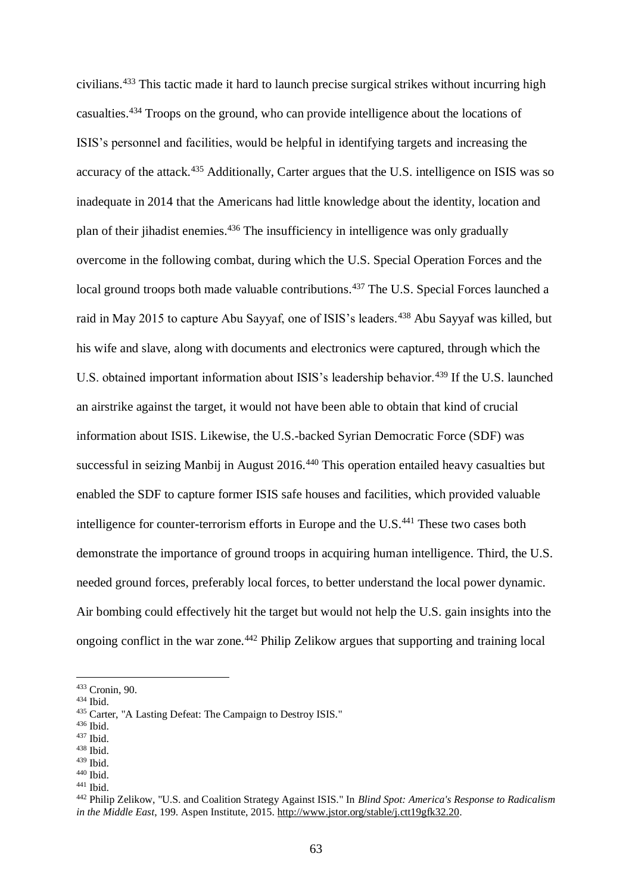civilians.[433] This tactic made it hard to launch precise surgical strikes without incurring high casualties.[434] Troops on the ground, who can provide intelligence about the locations of ISIS's personnel and facilities, would be helpful in identifying targets and increasing the accuracy of the attack.[435] Additionally, Carter argues that the U.S. intelligence on ISIS was so inadequate in 2014 that the Americans had little knowledge about the identity, location and plan of their jihadist enemies.[436] The insufficiency in intelligence was only gradually overcome in the following combat, during which the U.S. Special Operation Forces and the local ground troops both made valuable contributions.[437] The U.S. Special Forces launched a raid in May 2015 to capture Abu Sayyaf, one of ISIS's leaders.[438] Abu Sayyaf was killed, but his wife and slave, along with documents and electronics were captured, through which the U.S. obtained important information about ISIS's leadership behavior.[439] If the U.S. launched an airstrike against the target, it would not have been able to obtain that kind of crucial information about ISIS. Likewise, the U.S.-backed Syrian Democratic Force (SDF) was successful in seizing Manbij in August 2016.[440] This operation entailed heavy casualties but enabled the SDF to capture former ISIS safe houses and facilities, which provided valuable intelligence for counter-terrorism efforts in Europe and the U.S.[441] These two cases both demonstrate the importance of ground troops in acquiring human intelligence. Third, the U.S. needed ground forces, preferably local forces, to better understand the local power dynamic. Air bombing could effectively hit the target but would not help the U.S. gain insights into the ongoing conflict in the war zone.[442] Philip Zelikow argues that supporting and training local

---

[433] Cronin, 90.
[434] Ibid.
[435] Carter, "A Lasting Defeat: The Campaign to Destroy ISIS."
[436] Ibid.
[437] Ibid.
[438] Ibid.
[439] Ibid.
[440] Ibid.
[441] Ibid.
[442] Philip Zelikow, "U.S. and Coalition Strategy Against ISIS." In *Blind Spot: America's Response to Radicalism in the Middle East*, 199. Aspen Institute, 2015. http://www.jstor.org/stable/j.ctt19gfk32.20.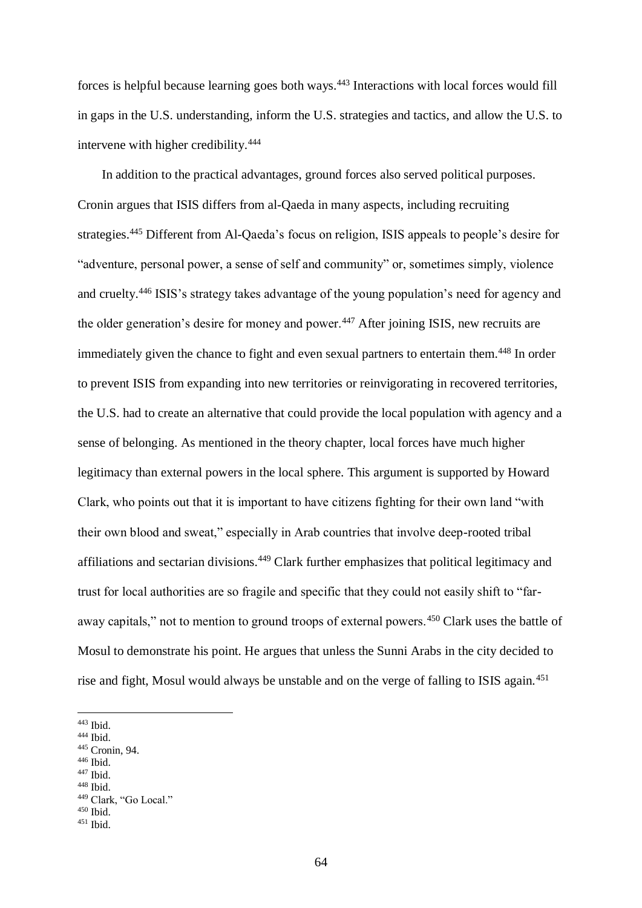forces is helpful because learning goes both ways.[443] Interactions with local forces would fill in gaps in the U.S. understanding, inform the U.S. strategies and tactics, and allow the U.S. to intervene with higher credibility.[444]

In addition to the practical advantages, ground forces also served political purposes. Cronin argues that ISIS differs from al-Qaeda in many aspects, including recruiting strategies.[445] Different from Al-Qaeda's focus on religion, ISIS appeals to people's desire for "adventure, personal power, a sense of self and community" or, sometimes simply, violence and cruelty.[446] ISIS's strategy takes advantage of the young population's need for agency and the older generation's desire for money and power.[447] After joining ISIS, new recruits are immediately given the chance to fight and even sexual partners to entertain them.[448] In order to prevent ISIS from expanding into new territories or reinvigorating in recovered territories, the U.S. had to create an alternative that could provide the local population with agency and a sense of belonging. As mentioned in the theory chapter, local forces have much higher legitimacy than external powers in the local sphere. This argument is supported by Howard Clark, who points out that it is important to have citizens fighting for their own land "with their own blood and sweat," especially in Arab countries that involve deep-rooted tribal affiliations and sectarian divisions.[449] Clark further emphasizes that political legitimacy and trust for local authorities are so fragile and specific that they could not easily shift to "far-away capitals," not to mention to ground troops of external powers.[450] Clark uses the battle of Mosul to demonstrate his point. He argues that unless the Sunni Arabs in the city decided to rise and fight, Mosul would always be unstable and on the verge of falling to ISIS again.[451]

---

[443] Ibid.
[444] Ibid.
[445] Cronin, 94.
[446] Ibid.
[447] Ibid.
[448] Ibid.
[449] Clark, "Go Local."
[450] Ibid.
[451] Ibid.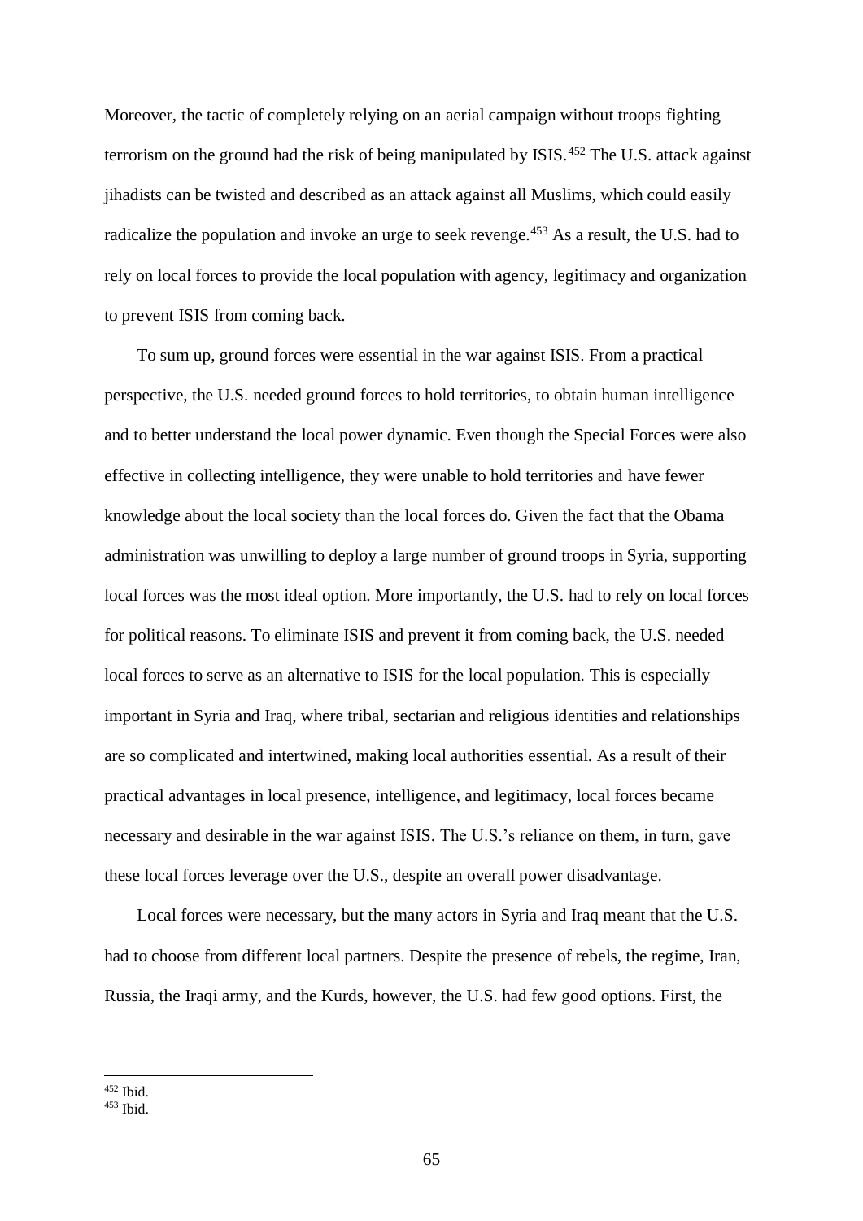Moreover, the tactic of completely relying on an aerial campaign without troops fighting terrorism on the ground had the risk of being manipulated by ISIS.[452] The U.S. attack against jihadists can be twisted and described as an attack against all Muslims, which could easily radicalize the population and invoke an urge to seek revenge.[453] As a result, the U.S. had to rely on local forces to provide the local population with agency, legitimacy and organization to prevent ISIS from coming back.

To sum up, ground forces were essential in the war against ISIS. From a practical perspective, the U.S. needed ground forces to hold territories, to obtain human intelligence and to better understand the local power dynamic. Even though the Special Forces were also effective in collecting intelligence, they were unable to hold territories and have fewer knowledge about the local society than the local forces do. Given the fact that the Obama administration was unwilling to deploy a large number of ground troops in Syria, supporting local forces was the most ideal option. More importantly, the U.S. had to rely on local forces for political reasons. To eliminate ISIS and prevent it from coming back, the U.S. needed local forces to serve as an alternative to ISIS for the local population. This is especially important in Syria and Iraq, where tribal, sectarian and religious identities and relationships are so complicated and intertwined, making local authorities essential. As a result of their practical advantages in local presence, intelligence, and legitimacy, local forces became necessary and desirable in the war against ISIS. The U.S.'s reliance on them, in turn, gave these local forces leverage over the U.S., despite an overall power disadvantage.

Local forces were necessary, but the many actors in Syria and Iraq meant that the U.S. had to choose from different local partners. Despite the presence of rebels, the regime, Iran, Russia, the Iraqi army, and the Kurds, however, the U.S. had few good options. First, the

---

[452] Ibid.

[453] Ibid.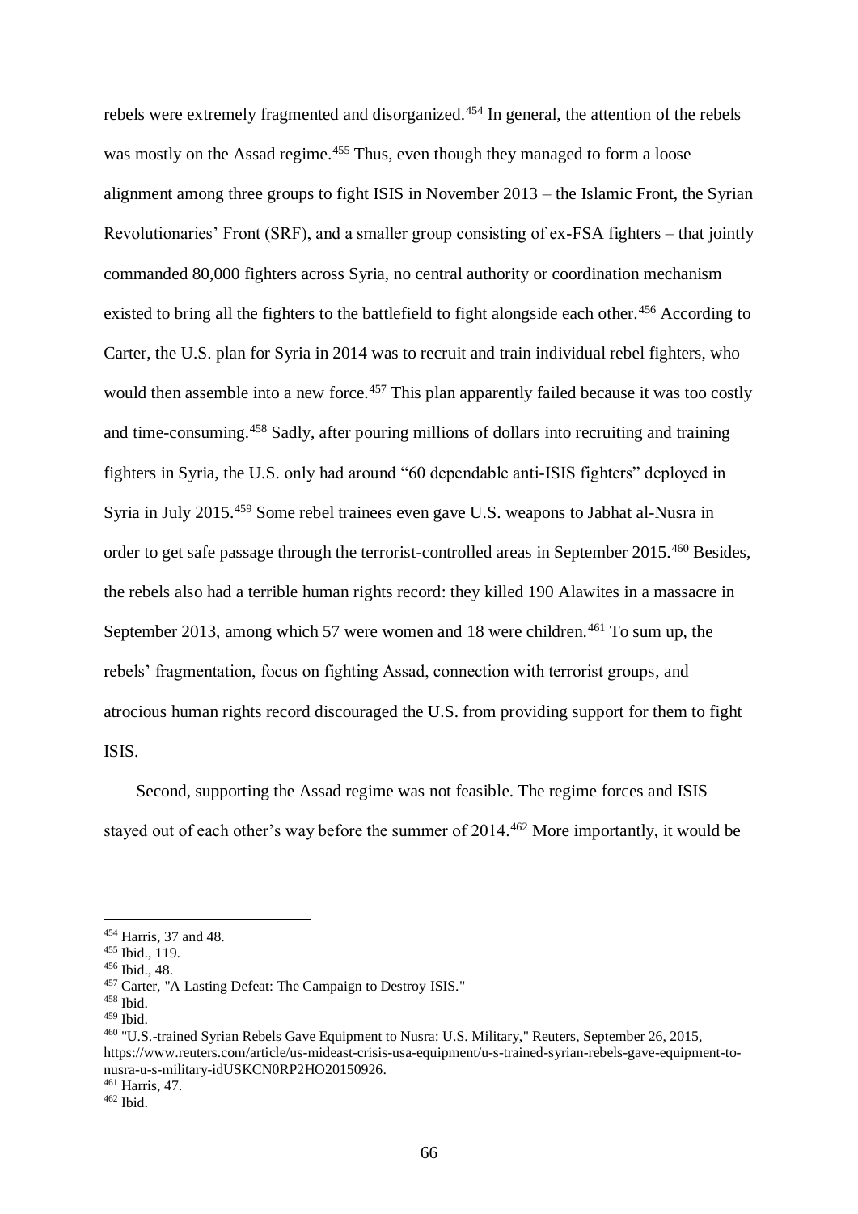rebels were extremely fragmented and disorganized.[454] In general, the attention of the rebels was mostly on the Assad regime.[455] Thus, even though they managed to form a loose alignment among three groups to fight ISIS in November 2013 – the Islamic Front, the Syrian Revolutionaries' Front (SRF), and a smaller group consisting of ex-FSA fighters – that jointly commanded 80,000 fighters across Syria, no central authority or coordination mechanism existed to bring all the fighters to the battlefield to fight alongside each other.[456] According to Carter, the U.S. plan for Syria in 2014 was to recruit and train individual rebel fighters, who would then assemble into a new force.[457] This plan apparently failed because it was too costly and time-consuming.[458] Sadly, after pouring millions of dollars into recruiting and training fighters in Syria, the U.S. only had around "60 dependable anti-ISIS fighters" deployed in Syria in July 2015.[459] Some rebel trainees even gave U.S. weapons to Jabhat al-Nusra in order to get safe passage through the terrorist-controlled areas in September 2015.[460] Besides, the rebels also had a terrible human rights record: they killed 190 Alawites in a massacre in September 2013, among which 57 were women and 18 were children.[461] To sum up, the rebels' fragmentation, focus on fighting Assad, connection with terrorist groups, and atrocious human rights record discouraged the U.S. from providing support for them to fight ISIS.

Second, supporting the Assad regime was not feasible. The regime forces and ISIS stayed out of each other's way before the summer of 2014.[462] More importantly, it would be

---

[454] Harris, 37 and 48.

[455] Ibid., 119.

[456] Ibid., 48.

[457] Carter, "A Lasting Defeat: The Campaign to Destroy ISIS."

[458] Ibid.

[459] Ibid.

[460] "U.S.-trained Syrian Rebels Gave Equipment to Nusra: U.S. Military," Reuters, September 26, 2015, https://www.reuters.com/article/us-mideast-crisis-usa-equipment/u-s-trained-syrian-rebels-gave-equipment-to-nusra-u-s-military-idUSKCN0RP2HO20150926.

[461] Harris, 47.

[462] Ibid.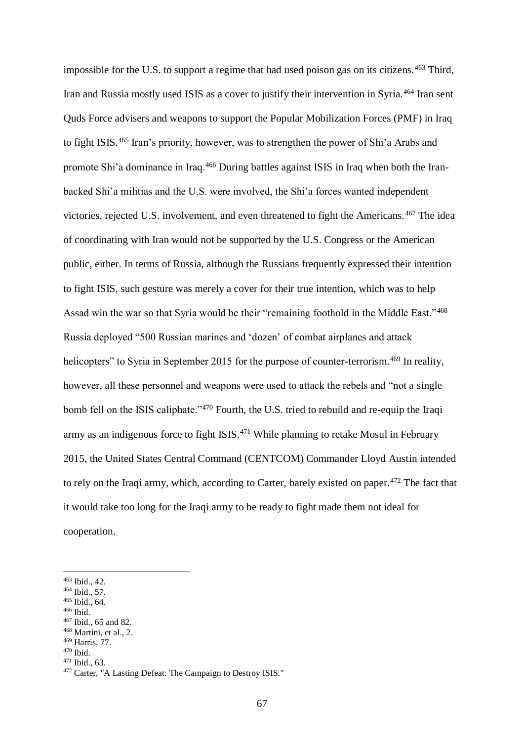impossible for the U.S. to support a regime that had used poison gas on its citizens.[463] Third, Iran and Russia mostly used ISIS as a cover to justify their intervention in Syria.[464] Iran sent Quds Force advisers and weapons to support the Popular Mobilization Forces (PMF) in Iraq to fight ISIS.[465] Iran's priority, however, was to strengthen the power of Shi'a Arabs and promote Shi'a dominance in Iraq.[466] During battles against ISIS in Iraq when both the Iran-backed Shi'a militias and the U.S. were involved, the Shi'a forces wanted independent victories, rejected U.S. involvement, and even threatened to fight the Americans.[467] The idea of coordinating with Iran would not be supported by the U.S. Congress or the American public, either. In terms of Russia, although the Russians frequently expressed their intention to fight ISIS, such gesture was merely a cover for their true intention, which was to help Assad win the war so that Syria would be their "remaining foothold in the Middle East."[468] Russia deployed "500 Russian marines and 'dozen' of combat airplanes and attack helicopters" to Syria in September 2015 for the purpose of counter-terrorism.[469] In reality, however, all these personnel and weapons were used to attack the rebels and "not a single bomb fell on the ISIS caliphate."[470] Fourth, the U.S. tried to rebuild and re-equip the Iraqi army as an indigenous force to fight ISIS.[471] While planning to retake Mosul in February 2015, the United States Central Command (CENTCOM) Commander Lloyd Austin intended to rely on the Iraqi army, which, according to Carter, barely existed on paper.[472] The fact that it would take too long for the Iraqi army to be ready to fight made them not ideal for cooperation.

---

[463] Ibid., 42.
[464] Ibid., 57.
[465] Ibid., 64.
[466] Ibid.
[467] Ibid., 65 and 82.
[468] Martini, et al., 2.
[469] Harris, 77.
[470] Ibid.
[471] Ibid., 63.
[472] Carter, "A Lasting Defeat: The Campaign to Destroy ISIS."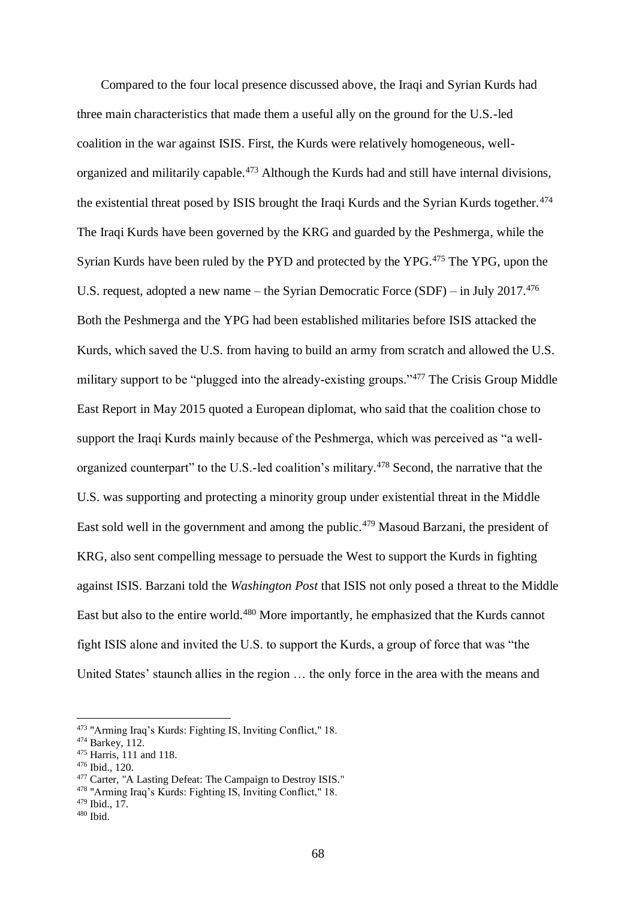Compared to the four local presence discussed above, the Iraqi and Syrian Kurds had three main characteristics that made them a useful ally on the ground for the U.S.-led coalition in the war against ISIS. First, the Kurds were relatively homogeneous, well-organized and militarily capable.[473] Although the Kurds had and still have internal divisions, the existential threat posed by ISIS brought the Iraqi Kurds and the Syrian Kurds together.[474] The Iraqi Kurds have been governed by the KRG and guarded by the Peshmerga, while the Syrian Kurds have been ruled by the PYD and protected by the YPG.[475] The YPG, upon the U.S. request, adopted a new name – the Syrian Democratic Force (SDF) – in July 2017.[476] Both the Peshmerga and the YPG had been established militaries before ISIS attacked the Kurds, which saved the U.S. from having to build an army from scratch and allowed the U.S. military support to be "plugged into the already-existing groups."[477] The Crisis Group Middle East Report in May 2015 quoted a European diplomat, who said that the coalition chose to support the Iraqi Kurds mainly because of the Peshmerga, which was perceived as "a well-organized counterpart" to the U.S.-led coalition's military.[478] Second, the narrative that the U.S. was supporting and protecting a minority group under existential threat in the Middle East sold well in the government and among the public.[479] Masoud Barzani, the president of KRG, also sent compelling message to persuade the West to support the Kurds in fighting against ISIS. Barzani told the *Washington Post* that ISIS not only posed a threat to the Middle East but also to the entire world.[480] More importantly, he emphasized that the Kurds cannot fight ISIS alone and invited the U.S. to support the Kurds, a group of force that was "the United States' staunch allies in the region … the only force in the area with the means and

---

[473] "Arming Iraq's Kurds: Fighting IS, Inviting Conflict," 18.
[474] Barkey, 112.
[475] Harris, 111 and 118.
[476] Ibid., 120.
[477] Carter, "A Lasting Defeat: The Campaign to Destroy ISIS."
[478] "Arming Iraq's Kurds: Fighting IS, Inviting Conflict," 18.
[479] Ibid., 17.
[480] Ibid.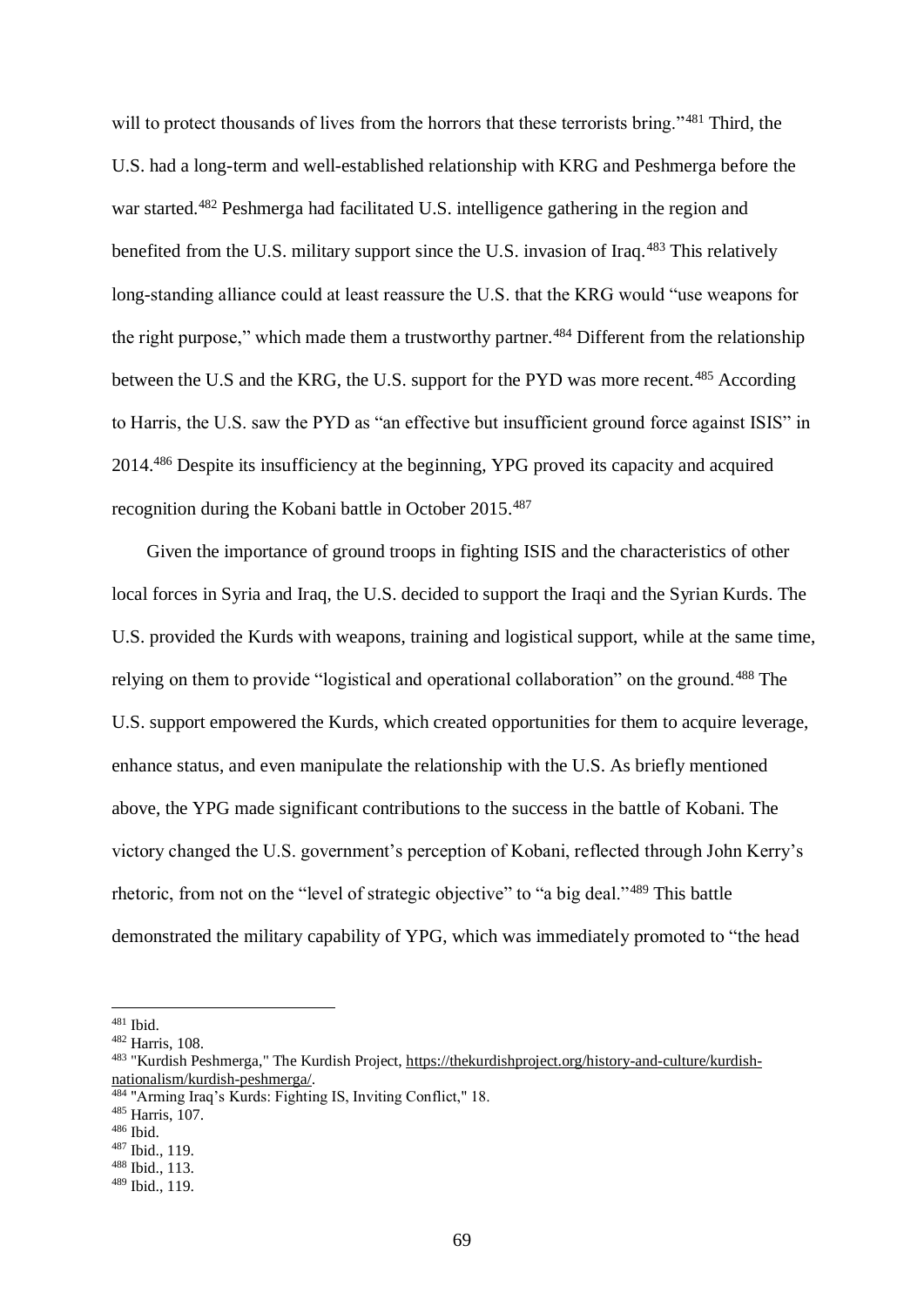will to protect thousands of lives from the horrors that these terrorists bring."[481] Third, the U.S. had a long-term and well-established relationship with KRG and Peshmerga before the war started.[482] Peshmerga had facilitated U.S. intelligence gathering in the region and benefited from the U.S. military support since the U.S. invasion of Iraq.[483] This relatively long-standing alliance could at least reassure the U.S. that the KRG would "use weapons for the right purpose," which made them a trustworthy partner.[484] Different from the relationship between the U.S and the KRG, the U.S. support for the PYD was more recent.[485] According to Harris, the U.S. saw the PYD as "an effective but insufficient ground force against ISIS" in 2014.[486] Despite its insufficiency at the beginning, YPG proved its capacity and acquired recognition during the Kobani battle in October 2015.[487]

Given the importance of ground troops in fighting ISIS and the characteristics of other local forces in Syria and Iraq, the U.S. decided to support the Iraqi and the Syrian Kurds. The U.S. provided the Kurds with weapons, training and logistical support, while at the same time, relying on them to provide "logistical and operational collaboration" on the ground.[488] The U.S. support empowered the Kurds, which created opportunities for them to acquire leverage, enhance status, and even manipulate the relationship with the U.S. As briefly mentioned above, the YPG made significant contributions to the success in the battle of Kobani. The victory changed the U.S. government's perception of Kobani, reflected through John Kerry's rhetoric, from not on the "level of strategic objective" to "a big deal."[489] This battle demonstrated the military capability of YPG, which was immediately promoted to "the head

---

[481] Ibid.

[482] Harris, 108.

[483] "Kurdish Peshmerga," The Kurdish Project, https://thekurdishproject.org/history-and-culture/kurdish-nationalism/kurdish-peshmerga/.

[484] "Arming Iraq's Kurds: Fighting IS, Inviting Conflict," 18.

[485] Harris, 107.

[486] Ibid.

[487] Ibid., 119.

[488] Ibid., 113.

[489] Ibid., 119.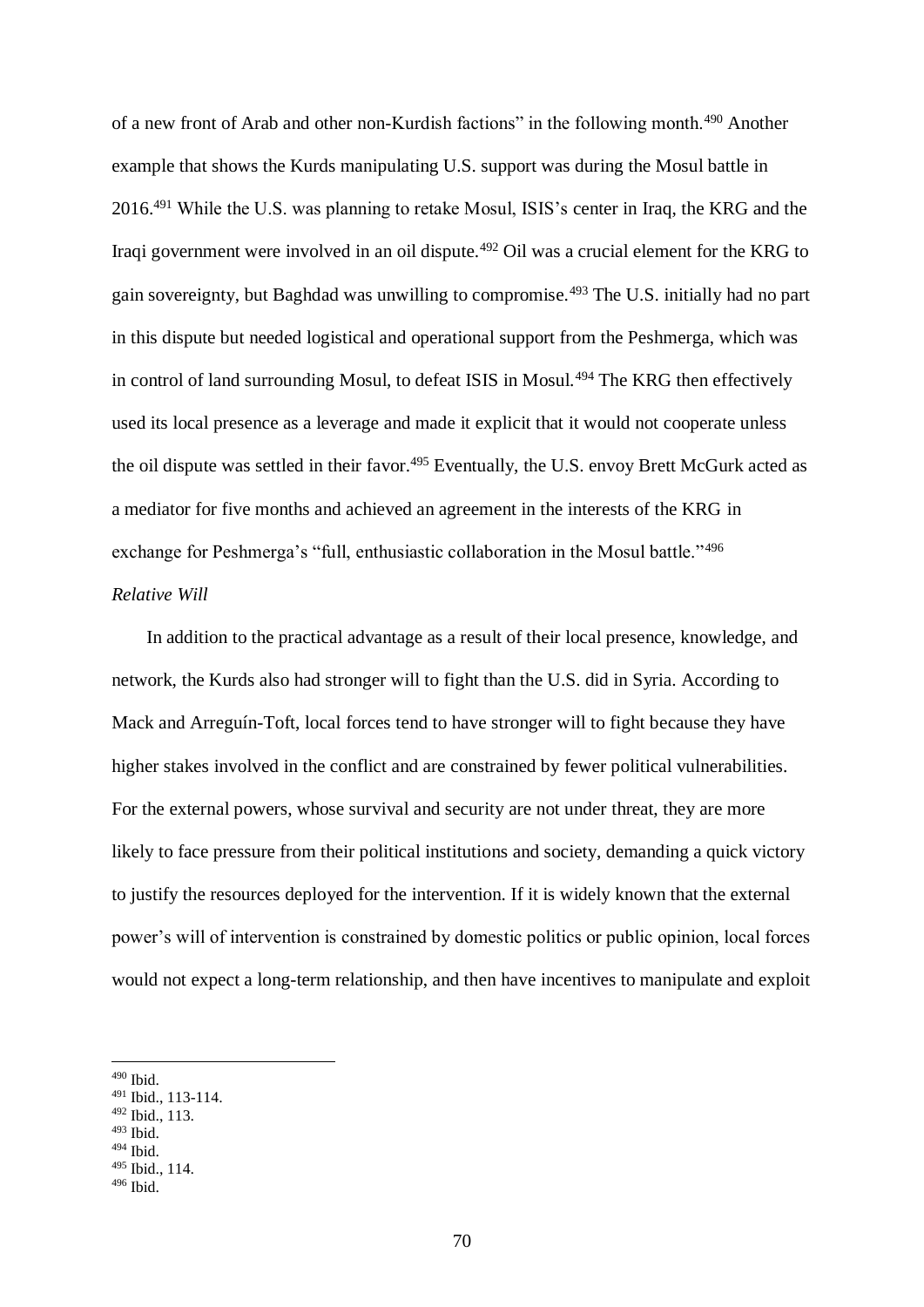of a new front of Arab and other non-Kurdish factions" in the following month.[490] Another example that shows the Kurds manipulating U.S. support was during the Mosul battle in 2016.[491] While the U.S. was planning to retake Mosul, ISIS's center in Iraq, the KRG and the Iraqi government were involved in an oil dispute.[492] Oil was a crucial element for the KRG to gain sovereignty, but Baghdad was unwilling to compromise.[493] The U.S. initially had no part in this dispute but needed logistical and operational support from the Peshmerga, which was in control of land surrounding Mosul, to defeat ISIS in Mosul.[494] The KRG then effectively used its local presence as a leverage and made it explicit that it would not cooperate unless the oil dispute was settled in their favor.[495] Eventually, the U.S. envoy Brett McGurk acted as a mediator for five months and achieved an agreement in the interests of the KRG in exchange for Peshmerga's "full, enthusiastic collaboration in the Mosul battle."[496]

*Relative Will*

In addition to the practical advantage as a result of their local presence, knowledge, and network, the Kurds also had stronger will to fight than the U.S. did in Syria. According to Mack and Arreguín-Toft, local forces tend to have stronger will to fight because they have higher stakes involved in the conflict and are constrained by fewer political vulnerabilities. For the external powers, whose survival and security are not under threat, they are more likely to face pressure from their political institutions and society, demanding a quick victory to justify the resources deployed for the intervention. If it is widely known that the external power's will of intervention is constrained by domestic politics or public opinion, local forces would not expect a long-term relationship, and then have incentives to manipulate and exploit

---

[490] Ibid.
[491] Ibid., 113-114.
[492] Ibid., 113.
[493] Ibid.
[494] Ibid.
[495] Ibid., 114.
[496] Ibid.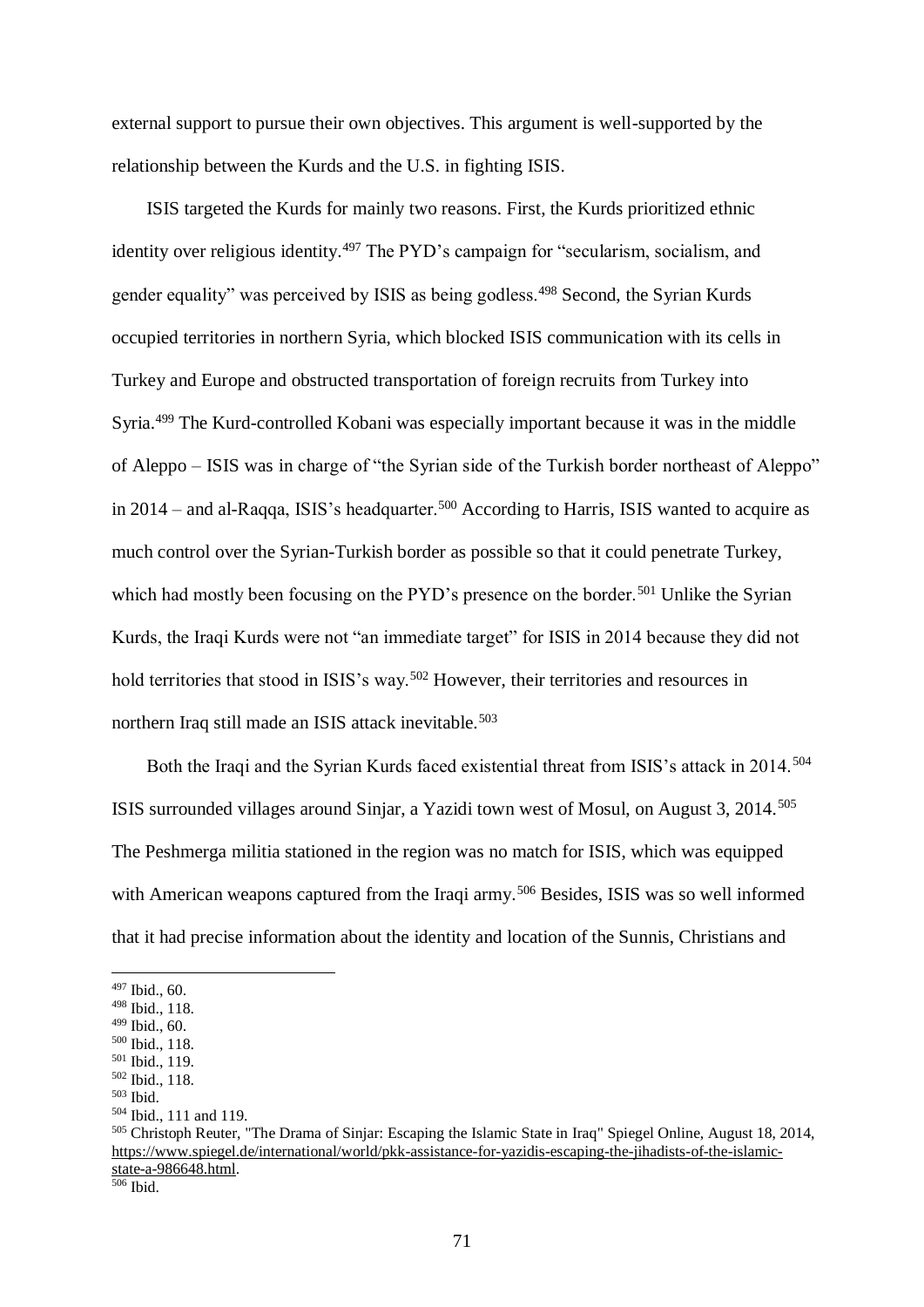external support to pursue their own objectives. This argument is well-supported by the relationship between the Kurds and the U.S. in fighting ISIS.

ISIS targeted the Kurds for mainly two reasons. First, the Kurds prioritized ethnic identity over religious identity.[497] The PYD's campaign for "secularism, socialism, and gender equality" was perceived by ISIS as being godless.[498] Second, the Syrian Kurds occupied territories in northern Syria, which blocked ISIS communication with its cells in Turkey and Europe and obstructed transportation of foreign recruits from Turkey into Syria.[499] The Kurd-controlled Kobani was especially important because it was in the middle of Aleppo – ISIS was in charge of "the Syrian side of the Turkish border northeast of Aleppo" in 2014 – and al-Raqqa, ISIS's headquarter.[500] According to Harris, ISIS wanted to acquire as much control over the Syrian-Turkish border as possible so that it could penetrate Turkey, which had mostly been focusing on the PYD's presence on the border.[501] Unlike the Syrian Kurds, the Iraqi Kurds were not "an immediate target" for ISIS in 2014 because they did not hold territories that stood in ISIS's way.[502] However, their territories and resources in northern Iraq still made an ISIS attack inevitable.[503]

Both the Iraqi and the Syrian Kurds faced existential threat from ISIS's attack in 2014.[504] ISIS surrounded villages around Sinjar, a Yazidi town west of Mosul, on August 3, 2014.[505] The Peshmerga militia stationed in the region was no match for ISIS, which was equipped with American weapons captured from the Iraqi army.[506] Besides, ISIS was so well informed that it had precise information about the identity and location of the Sunnis, Christians and

---

[497] Ibid., 60.

[498] Ibid., 118.

[499] Ibid., 60.

[500] Ibid., 118.

[501] Ibid., 119.

[502] Ibid., 118.

[503] Ibid.

[504] Ibid., 111 and 119.

[505] Christoph Reuter, "The Drama of Sinjar: Escaping the Islamic State in Iraq" Spiegel Online, August 18, 2014, https://www.spiegel.de/international/world/pkk-assistance-for-yazidis-escaping-the-jihadists-of-the-islamic-state-a-986648.html.

[506] Ibid.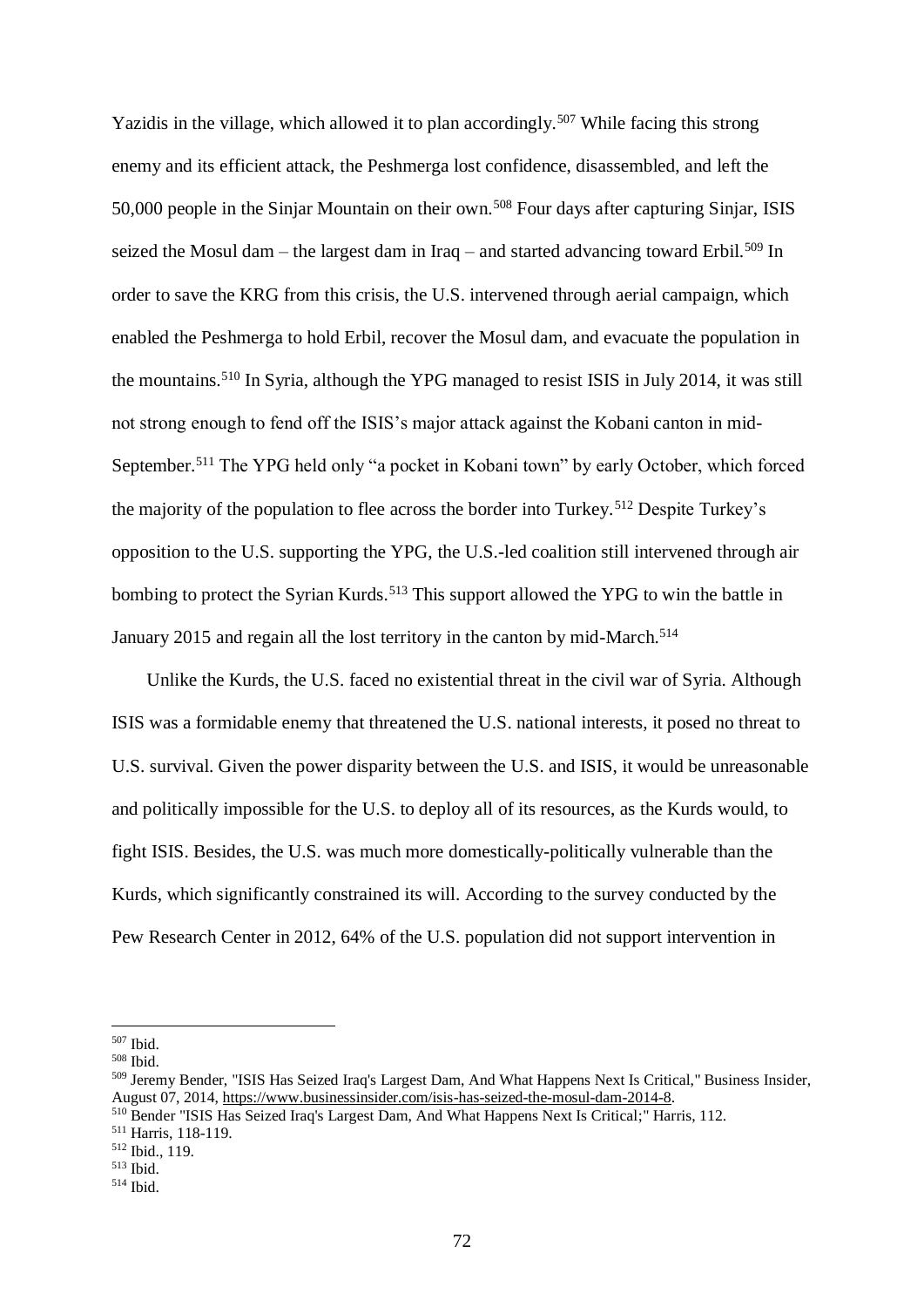Yazidis in the village, which allowed it to plan accordingly.[507] While facing this strong enemy and its efficient attack, the Peshmerga lost confidence, disassembled, and left the 50,000 people in the Sinjar Mountain on their own.[508] Four days after capturing Sinjar, ISIS seized the Mosul dam – the largest dam in Iraq – and started advancing toward Erbil.[509] In order to save the KRG from this crisis, the U.S. intervened through aerial campaign, which enabled the Peshmerga to hold Erbil, recover the Mosul dam, and evacuate the population in the mountains.[510] In Syria, although the YPG managed to resist ISIS in July 2014, it was still not strong enough to fend off the ISIS's major attack against the Kobani canton in mid-September.[511] The YPG held only "a pocket in Kobani town" by early October, which forced the majority of the population to flee across the border into Turkey.[512] Despite Turkey's opposition to the U.S. supporting the YPG, the U.S.-led coalition still intervened through air bombing to protect the Syrian Kurds.[513] This support allowed the YPG to win the battle in January 2015 and regain all the lost territory in the canton by mid-March.[514]

Unlike the Kurds, the U.S. faced no existential threat in the civil war of Syria. Although ISIS was a formidable enemy that threatened the U.S. national interests, it posed no threat to U.S. survival. Given the power disparity between the U.S. and ISIS, it would be unreasonable and politically impossible for the U.S. to deploy all of its resources, as the Kurds would, to fight ISIS. Besides, the U.S. was much more domestically-politically vulnerable than the Kurds, which significantly constrained its will. According to the survey conducted by the Pew Research Center in 2012, 64% of the U.S. population did not support intervention in

---

[507] Ibid.

[508] Ibid.

[509] Jeremy Bender, "ISIS Has Seized Iraq's Largest Dam, And What Happens Next Is Critical," Business Insider, August 07, 2014, https://www.businessinsider.com/isis-has-seized-the-mosul-dam-2014-8.

[510] Bender "ISIS Has Seized Iraq's Largest Dam, And What Happens Next Is Critical;" Harris, 112.

[511] Harris, 118-119.

[512] Ibid., 119.

[513] Ibid.

[514] Ibid.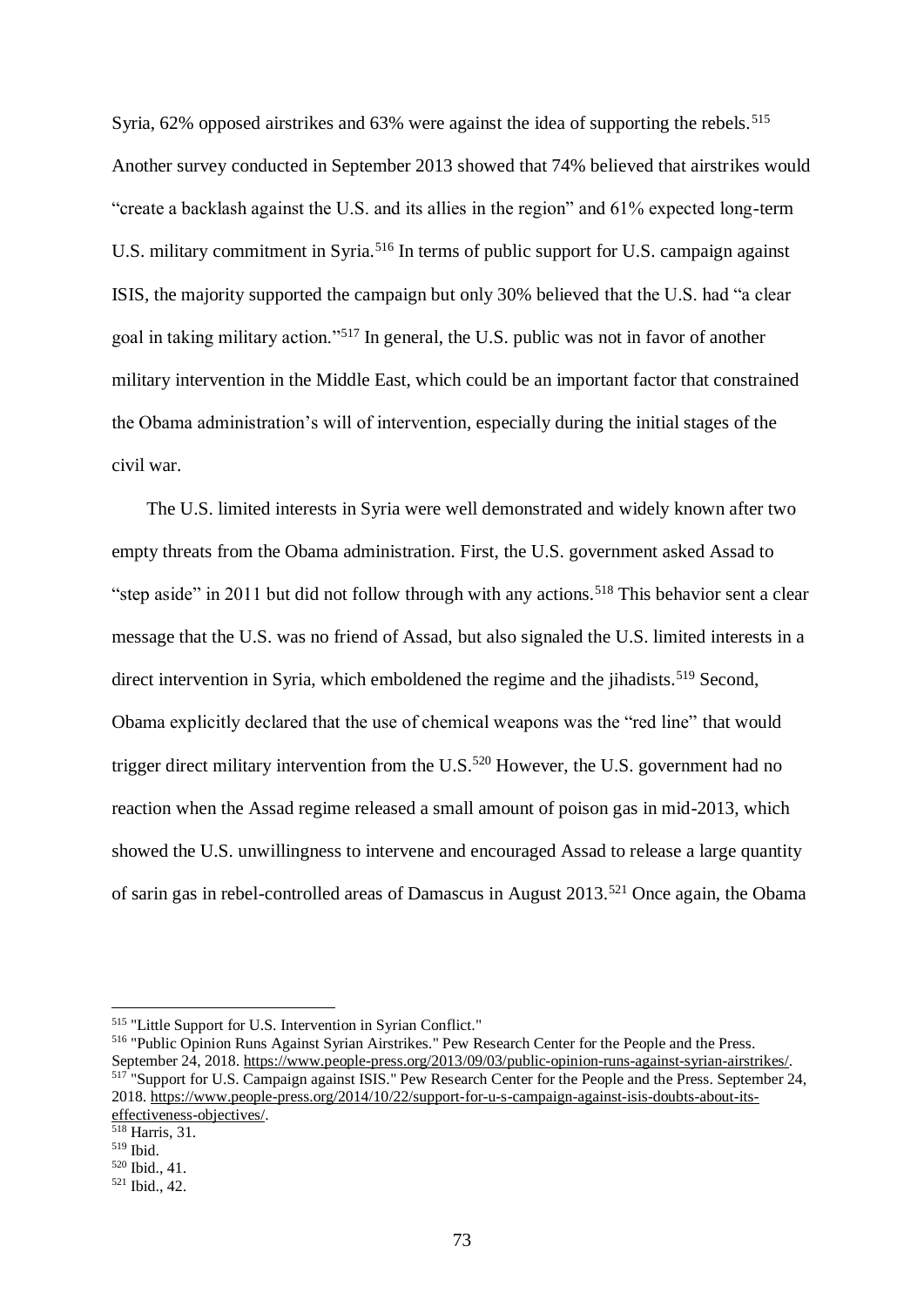Syria, 62% opposed airstrikes and 63% were against the idea of supporting the rebels.[515] Another survey conducted in September 2013 showed that 74% believed that airstrikes would "create a backlash against the U.S. and its allies in the region" and 61% expected long-term U.S. military commitment in Syria.[516] In terms of public support for U.S. campaign against ISIS, the majority supported the campaign but only 30% believed that the U.S. had "a clear goal in taking military action."[517] In general, the U.S. public was not in favor of another military intervention in the Middle East, which could be an important factor that constrained the Obama administration's will of intervention, especially during the initial stages of the civil war.

The U.S. limited interests in Syria were well demonstrated and widely known after two empty threats from the Obama administration. First, the U.S. government asked Assad to "step aside" in 2011 but did not follow through with any actions.[518] This behavior sent a clear message that the U.S. was no friend of Assad, but also signaled the U.S. limited interests in a direct intervention in Syria, which emboldened the regime and the jihadists.[519] Second, Obama explicitly declared that the use of chemical weapons was the "red line" that would trigger direct military intervention from the U.S.[520] However, the U.S. government had no reaction when the Assad regime released a small amount of poison gas in mid-2013, which showed the U.S. unwillingness to intervene and encouraged Assad to release a large quantity of sarin gas in rebel-controlled areas of Damascus in August 2013.[521] Once again, the Obama

---

[515] "Little Support for U.S. Intervention in Syrian Conflict."

[516] "Public Opinion Runs Against Syrian Airstrikes." Pew Research Center for the People and the Press. September 24, 2018. https://www.people-press.org/2013/09/03/public-opinion-runs-against-syrian-airstrikes/.

[517] "Support for U.S. Campaign against ISIS." Pew Research Center for the People and the Press. September 24, 2018. https://www.people-press.org/2014/10/22/support-for-u-s-campaign-against-isis-doubts-about-its-effectiveness-objectives/.

[518] Harris, 31.

[519] Ibid.

[520] Ibid., 41.

[521] Ibid., 42.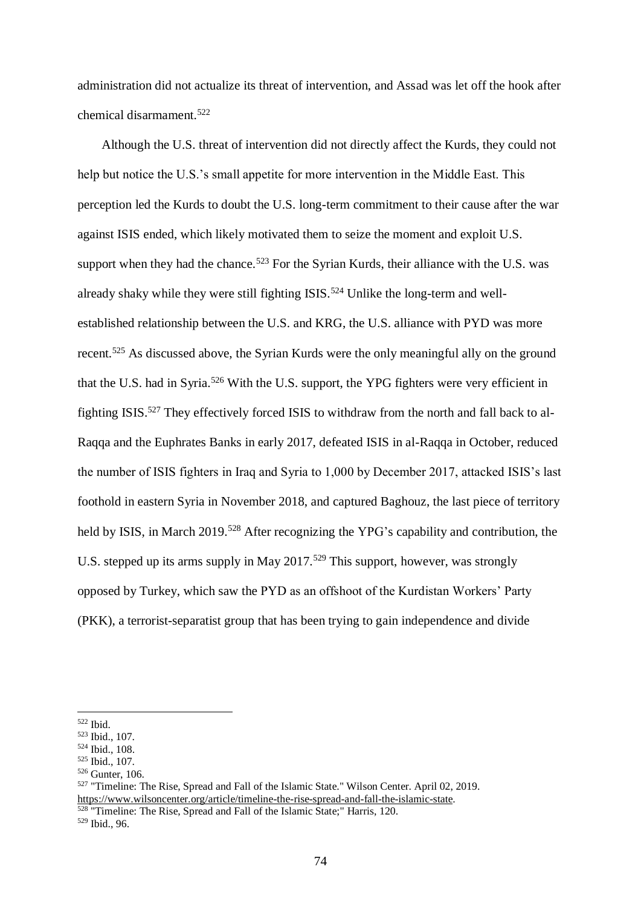administration did not actualize its threat of intervention, and Assad was let off the hook after chemical disarmament.[522]

Although the U.S. threat of intervention did not directly affect the Kurds, they could not help but notice the U.S.'s small appetite for more intervention in the Middle East. This perception led the Kurds to doubt the U.S. long-term commitment to their cause after the war against ISIS ended, which likely motivated them to seize the moment and exploit U.S. support when they had the chance.[523] For the Syrian Kurds, their alliance with the U.S. was already shaky while they were still fighting ISIS.[524] Unlike the long-term and well-established relationship between the U.S. and KRG, the U.S. alliance with PYD was more recent.[525] As discussed above, the Syrian Kurds were the only meaningful ally on the ground that the U.S. had in Syria.[526] With the U.S. support, the YPG fighters were very efficient in fighting ISIS.[527] They effectively forced ISIS to withdraw from the north and fall back to al-Raqqa and the Euphrates Banks in early 2017, defeated ISIS in al-Raqqa in October, reduced the number of ISIS fighters in Iraq and Syria to 1,000 by December 2017, attacked ISIS's last foothold in eastern Syria in November 2018, and captured Baghouz, the last piece of territory held by ISIS, in March 2019.[528] After recognizing the YPG's capability and contribution, the U.S. stepped up its arms supply in May 2017.[529] This support, however, was strongly opposed by Turkey, which saw the PYD as an offshoot of the Kurdistan Workers' Party (PKK), a terrorist-separatist group that has been trying to gain independence and divide

---

[522] Ibid.
[523] Ibid., 107.
[524] Ibid., 108.
[525] Ibid., 107.
[526] Gunter, 106.
[527] "Timeline: The Rise, Spread and Fall of the Islamic State." Wilson Center. April 02, 2019. https://www.wilsoncenter.org/article/timeline-the-rise-spread-and-fall-the-islamic-state.
[528] "Timeline: The Rise, Spread and Fall of the Islamic State;" Harris, 120.
[529] Ibid., 96.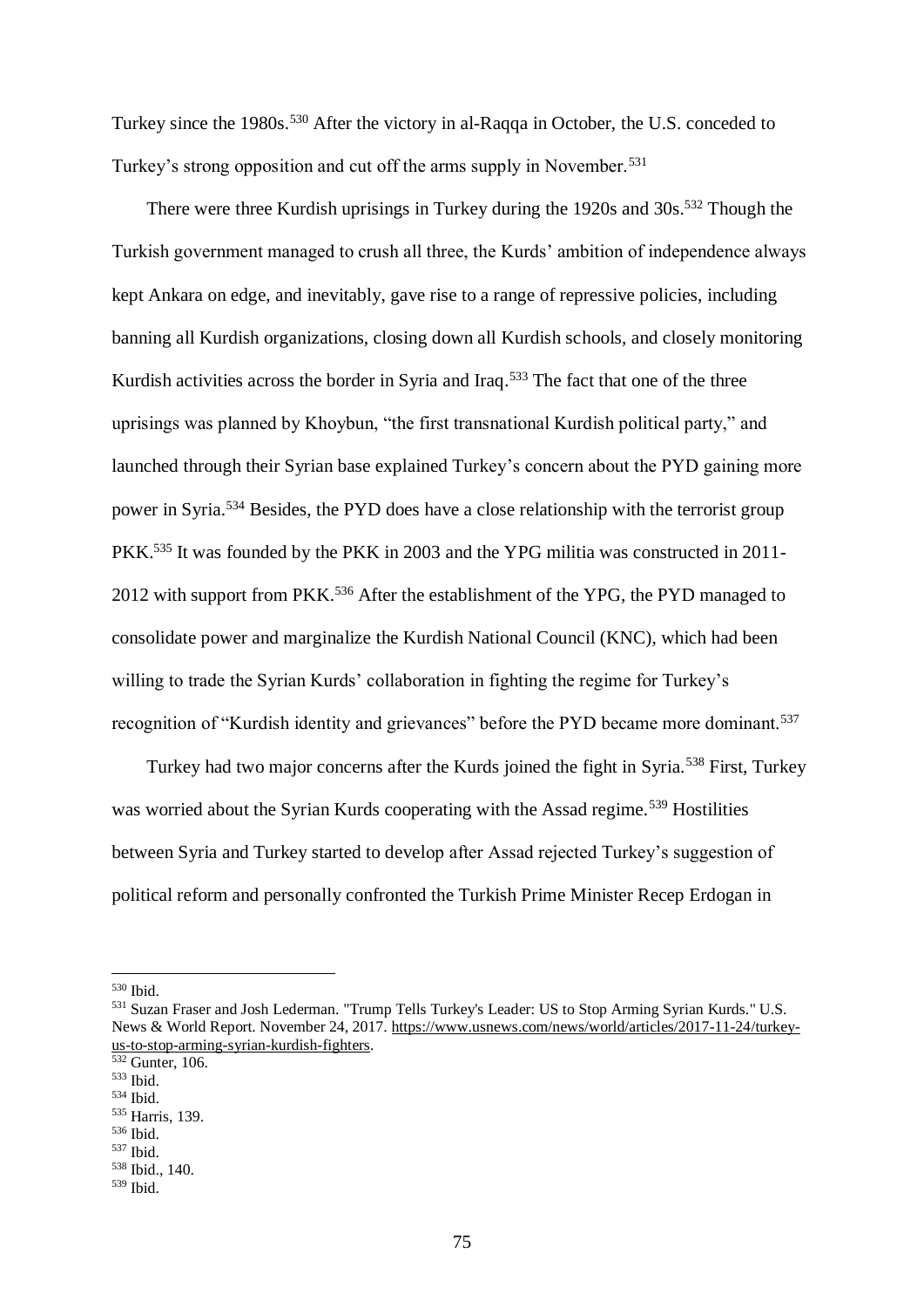Turkey since the 1980s.[530] After the victory in al-Raqqa in October, the U.S. conceded to Turkey's strong opposition and cut off the arms supply in November.[531]

There were three Kurdish uprisings in Turkey during the 1920s and 30s.[532] Though the Turkish government managed to crush all three, the Kurds' ambition of independence always kept Ankara on edge, and inevitably, gave rise to a range of repressive policies, including banning all Kurdish organizations, closing down all Kurdish schools, and closely monitoring Kurdish activities across the border in Syria and Iraq.[533] The fact that one of the three uprisings was planned by Khoybun, "the first transnational Kurdish political party," and launched through their Syrian base explained Turkey's concern about the PYD gaining more power in Syria.[534] Besides, the PYD does have a close relationship with the terrorist group PKK.[535] It was founded by the PKK in 2003 and the YPG militia was constructed in 2011-2012 with support from PKK.[536] After the establishment of the YPG, the PYD managed to consolidate power and marginalize the Kurdish National Council (KNC), which had been willing to trade the Syrian Kurds' collaboration in fighting the regime for Turkey's recognition of "Kurdish identity and grievances" before the PYD became more dominant.[537]

Turkey had two major concerns after the Kurds joined the fight in Syria.[538] First, Turkey was worried about the Syrian Kurds cooperating with the Assad regime.[539] Hostilities between Syria and Turkey started to develop after Assad rejected Turkey's suggestion of political reform and personally confronted the Turkish Prime Minister Recep Erdogan in

---

[530] Ibid.

[531] Suzan Fraser and Josh Lederman. "Trump Tells Turkey's Leader: US to Stop Arming Syrian Kurds." U.S. News & World Report. November 24, 2017. https://www.usnews.com/news/world/articles/2017-11-24/turkey-us-to-stop-arming-syrian-kurdish-fighters.

[532] Gunter, 106.

[533] Ibid.

[534] Ibid.

[535] Harris, 139.

[536] Ibid.

[537] Ibid.

[538] Ibid., 140.

[539] Ibid.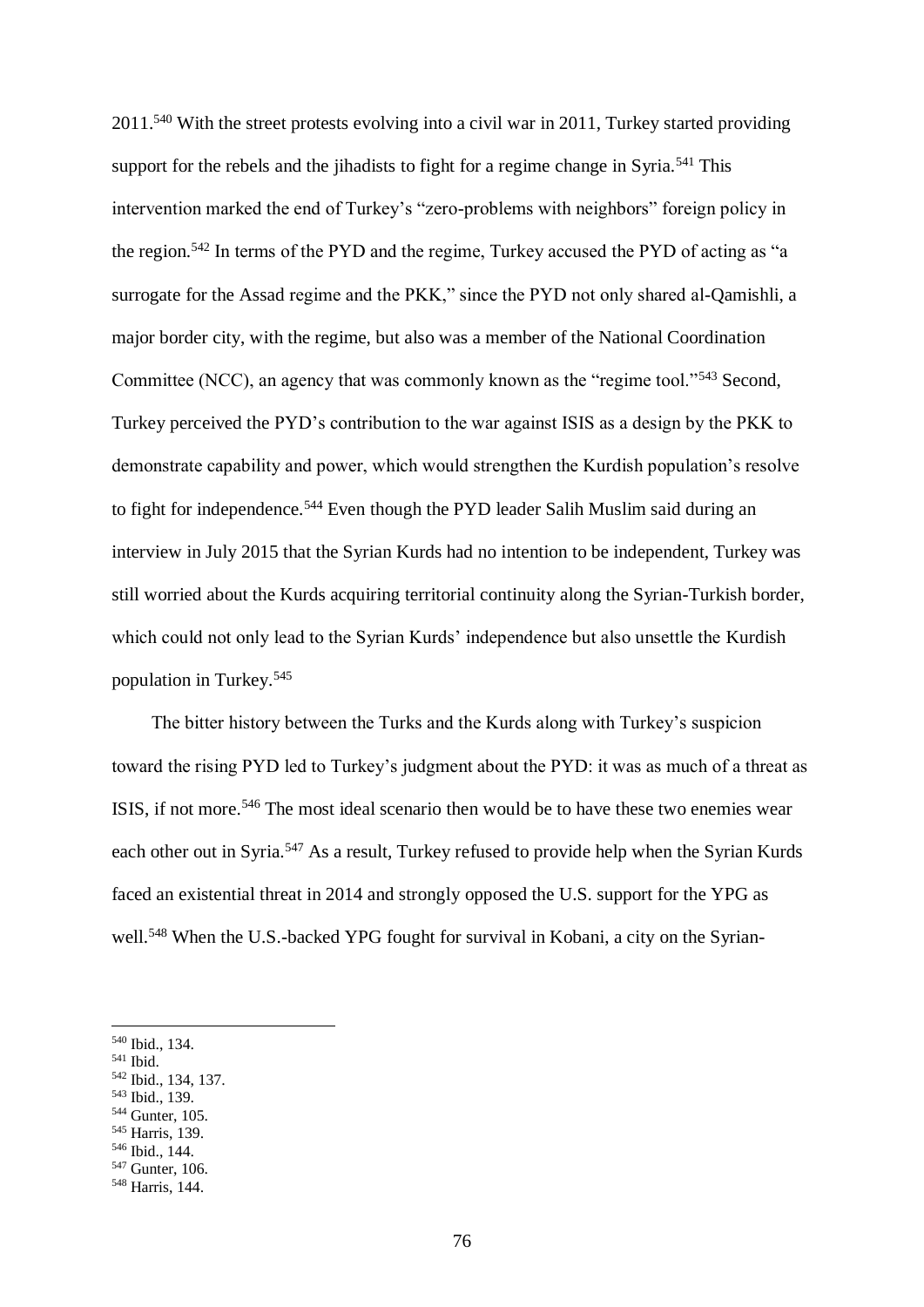2011.[540] With the street protests evolving into a civil war in 2011, Turkey started providing support for the rebels and the jihadists to fight for a regime change in Syria.[541] This intervention marked the end of Turkey's "zero-problems with neighbors" foreign policy in the region.[542] In terms of the PYD and the regime, Turkey accused the PYD of acting as "a surrogate for the Assad regime and the PKK," since the PYD not only shared al-Qamishli, a major border city, with the regime, but also was a member of the National Coordination Committee (NCC), an agency that was commonly known as the "regime tool."[543] Second, Turkey perceived the PYD's contribution to the war against ISIS as a design by the PKK to demonstrate capability and power, which would strengthen the Kurdish population's resolve to fight for independence.[544] Even though the PYD leader Salih Muslim said during an interview in July 2015 that the Syrian Kurds had no intention to be independent, Turkey was still worried about the Kurds acquiring territorial continuity along the Syrian-Turkish border, which could not only lead to the Syrian Kurds' independence but also unsettle the Kurdish population in Turkey.[545]

The bitter history between the Turks and the Kurds along with Turkey's suspicion toward the rising PYD led to Turkey's judgment about the PYD: it was as much of a threat as ISIS, if not more.[546] The most ideal scenario then would be to have these two enemies wear each other out in Syria.[547] As a result, Turkey refused to provide help when the Syrian Kurds faced an existential threat in 2014 and strongly opposed the U.S. support for the YPG as well.[548] When the U.S.-backed YPG fought for survival in Kobani, a city on the Syrian-

---

[540] Ibid., 134.
[541] Ibid.
[542] Ibid., 134, 137.
[543] Ibid., 139.
[544] Gunter, 105.
[545] Harris, 139.
[546] Ibid., 144.
[547] Gunter, 106.
[548] Harris, 144.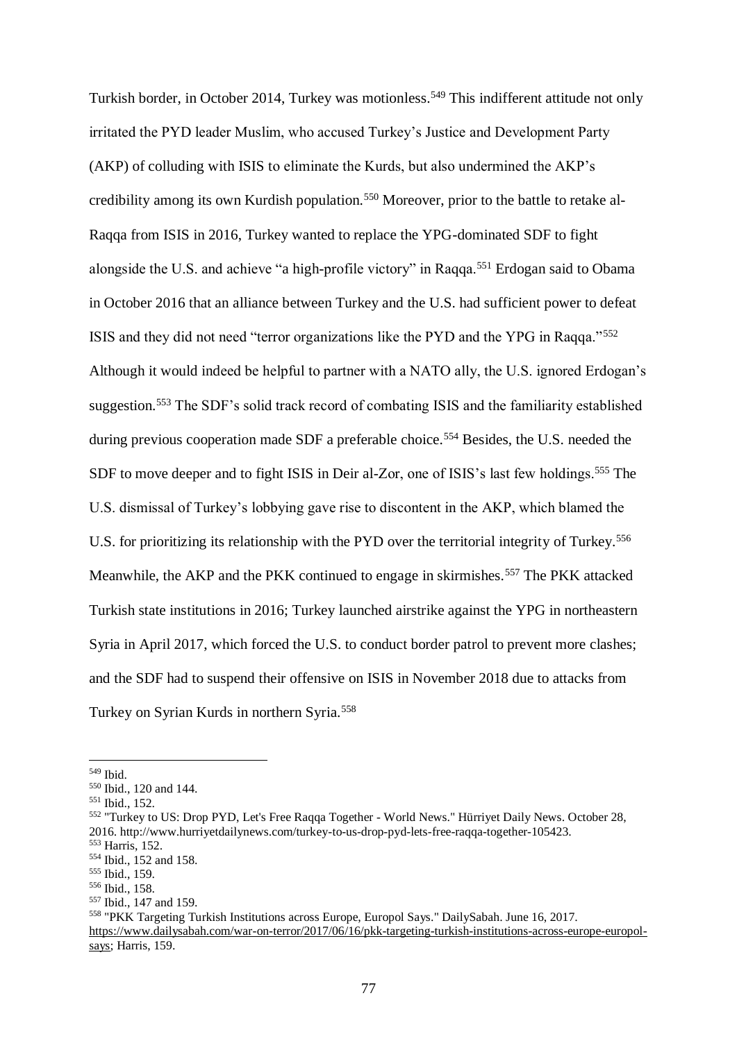Turkish border, in October 2014, Turkey was motionless.[549] This indifferent attitude not only irritated the PYD leader Muslim, who accused Turkey's Justice and Development Party (AKP) of colluding with ISIS to eliminate the Kurds, but also undermined the AKP's credibility among its own Kurdish population.[550] Moreover, prior to the battle to retake al-Raqqa from ISIS in 2016, Turkey wanted to replace the YPG-dominated SDF to fight alongside the U.S. and achieve "a high-profile victory" in Raqqa.[551] Erdogan said to Obama in October 2016 that an alliance between Turkey and the U.S. had sufficient power to defeat ISIS and they did not need "terror organizations like the PYD and the YPG in Raqqa."[552] Although it would indeed be helpful to partner with a NATO ally, the U.S. ignored Erdogan's suggestion.[553] The SDF's solid track record of combating ISIS and the familiarity established during previous cooperation made SDF a preferable choice.[554] Besides, the U.S. needed the SDF to move deeper and to fight ISIS in Deir al-Zor, one of ISIS's last few holdings.[555] The U.S. dismissal of Turkey's lobbying gave rise to discontent in the AKP, which blamed the U.S. for prioritizing its relationship with the PYD over the territorial integrity of Turkey.[556] Meanwhile, the AKP and the PKK continued to engage in skirmishes.[557] The PKK attacked Turkish state institutions in 2016; Turkey launched airstrike against the YPG in northeastern Syria in April 2017, which forced the U.S. to conduct border patrol to prevent more clashes; and the SDF had to suspend their offensive on ISIS in November 2018 due to attacks from Turkey on Syrian Kurds in northern Syria.[558]

---

[549] Ibid.

[550] Ibid., 120 and 144.

[551] Ibid., 152.

[552] "Turkey to US: Drop PYD, Let's Free Raqqa Together - World News." Hürriyet Daily News. October 28, 2016. http://www.hurriyetdailynews.com/turkey-to-us-drop-pyd-lets-free-raqqa-together-105423.

[553] Harris, 152.

[554] Ibid., 152 and 158.

[555] Ibid., 159.

[556] Ibid., 158.

[557] Ibid., 147 and 159.

[558] "PKK Targeting Turkish Institutions across Europe, Europol Says." DailySabah. June 16, 2017. https://www.dailysabah.com/war-on-terror/2017/06/16/pkk-targeting-turkish-institutions-across-europe-europol-says; Harris, 159.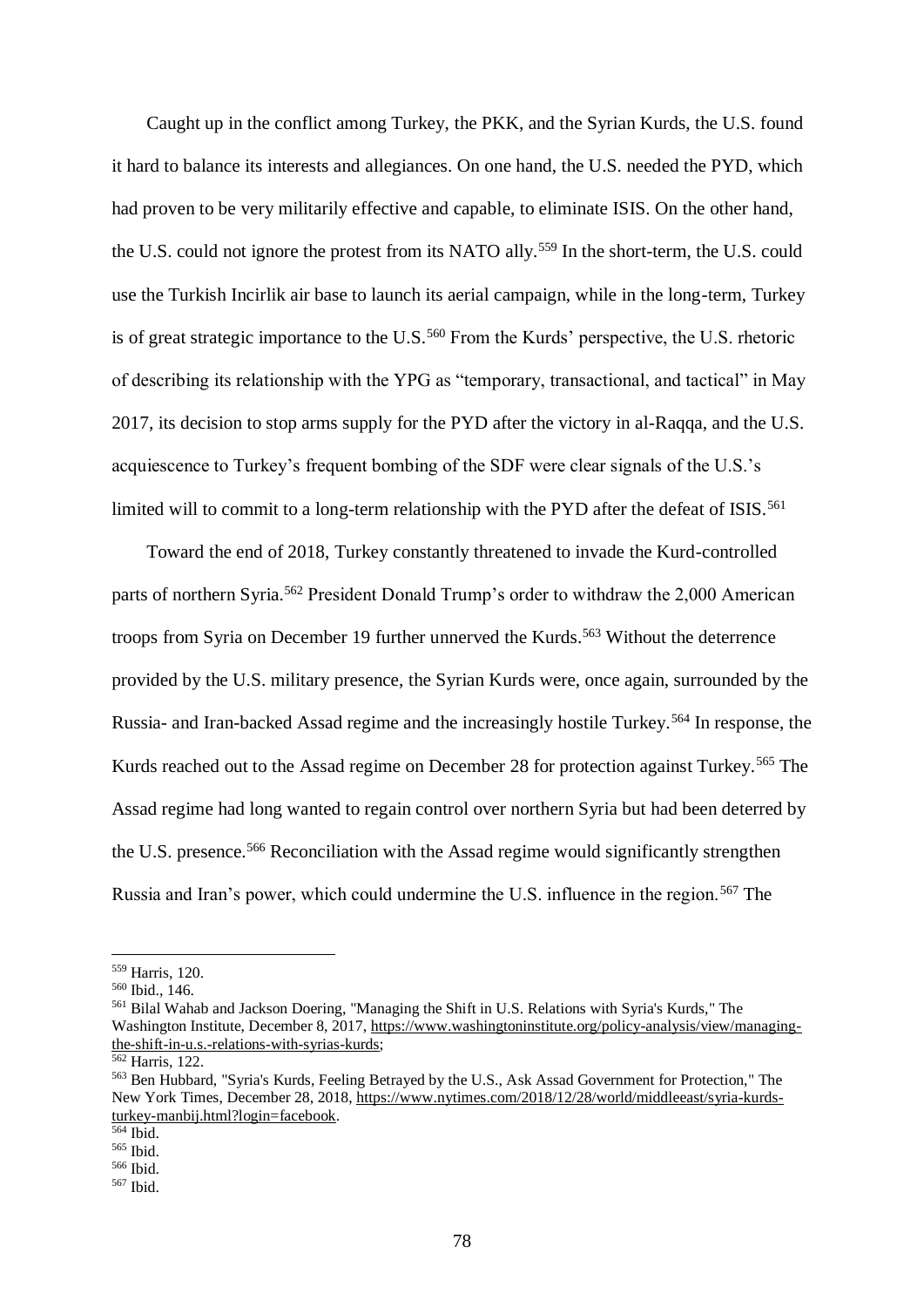Caught up in the conflict among Turkey, the PKK, and the Syrian Kurds, the U.S. found it hard to balance its interests and allegiances. On one hand, the U.S. needed the PYD, which had proven to be very militarily effective and capable, to eliminate ISIS. On the other hand, the U.S. could not ignore the protest from its NATO ally.[559] In the short-term, the U.S. could use the Turkish Incirlik air base to launch its aerial campaign, while in the long-term, Turkey is of great strategic importance to the U.S.[560] From the Kurds' perspective, the U.S. rhetoric of describing its relationship with the YPG as "temporary, transactional, and tactical" in May 2017, its decision to stop arms supply for the PYD after the victory in al-Raqqa, and the U.S. acquiescence to Turkey's frequent bombing of the SDF were clear signals of the U.S.'s limited will to commit to a long-term relationship with the PYD after the defeat of ISIS.[561]

Toward the end of 2018, Turkey constantly threatened to invade the Kurd-controlled parts of northern Syria.[562] President Donald Trump's order to withdraw the 2,000 American troops from Syria on December 19 further unnerved the Kurds.[563] Without the deterrence provided by the U.S. military presence, the Syrian Kurds were, once again, surrounded by the Russia- and Iran-backed Assad regime and the increasingly hostile Turkey.[564] In response, the Kurds reached out to the Assad regime on December 28 for protection against Turkey.[565] The Assad regime had long wanted to regain control over northern Syria but had been deterred by the U.S. presence.[566] Reconciliation with the Assad regime would significantly strengthen Russia and Iran's power, which could undermine the U.S. influence in the region.[567] The

---

[559] Harris, 120.

[560] Ibid., 146.

[561] Bilal Wahab and Jackson Doering, "Managing the Shift in U.S. Relations with Syria's Kurds," The Washington Institute, December 8, 2017, https://www.washingtoninstitute.org/policy-analysis/view/managing-the-shift-in-u.s.-relations-with-syrias-kurds;

[562] Harris, 122.

[563] Ben Hubbard, "Syria's Kurds, Feeling Betrayed by the U.S., Ask Assad Government for Protection," The New York Times, December 28, 2018, https://www.nytimes.com/2018/12/28/world/middleeast/syria-kurds-turkey-manbij.html?login=facebook.

[564] Ibid.

[565] Ibid.

[566] Ibid.

[567] Ibid.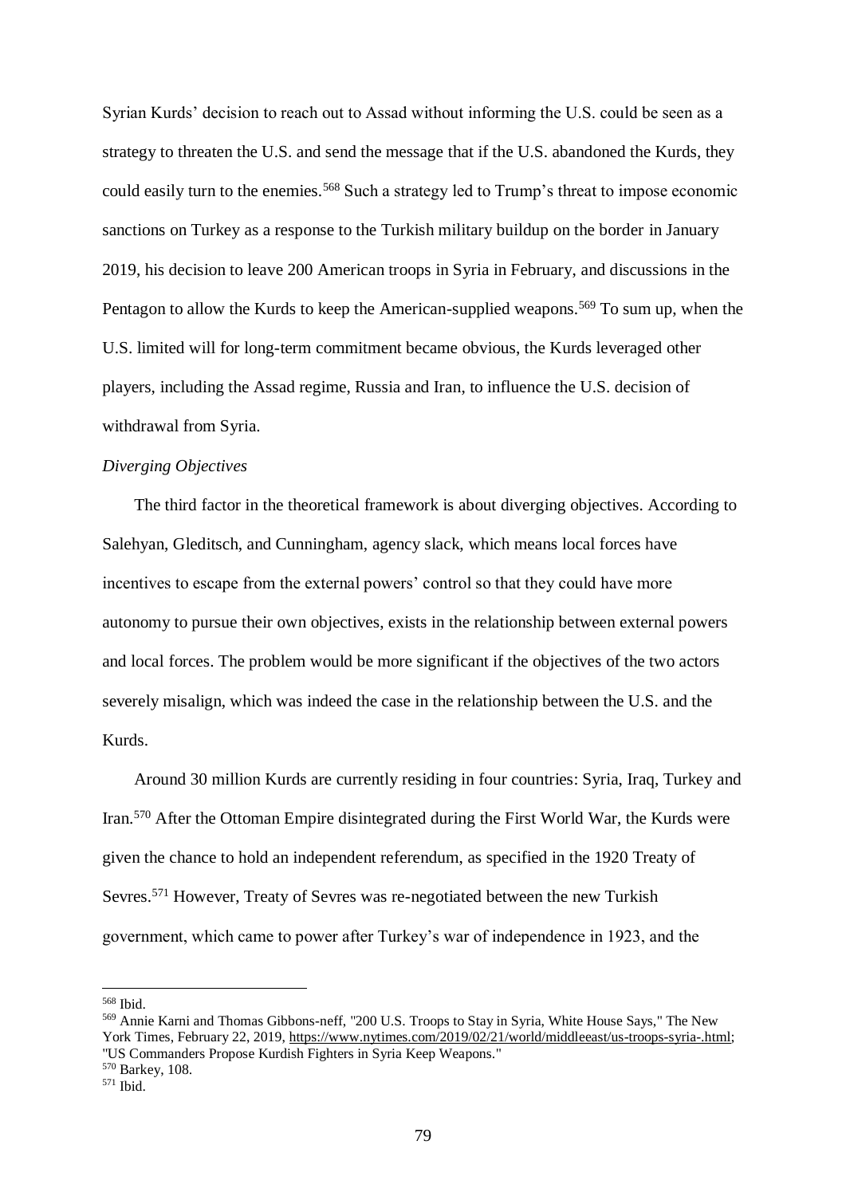Syrian Kurds' decision to reach out to Assad without informing the U.S. could be seen as a strategy to threaten the U.S. and send the message that if the U.S. abandoned the Kurds, they could easily turn to the enemies.[568] Such a strategy led to Trump's threat to impose economic sanctions on Turkey as a response to the Turkish military buildup on the border in January 2019, his decision to leave 200 American troops in Syria in February, and discussions in the Pentagon to allow the Kurds to keep the American-supplied weapons.[569] To sum up, when the U.S. limited will for long-term commitment became obvious, the Kurds leveraged other players, including the Assad regime, Russia and Iran, to influence the U.S. decision of withdrawal from Syria.

*Diverging Objectives*

The third factor in the theoretical framework is about diverging objectives. According to Salehyan, Gleditsch, and Cunningham, agency slack, which means local forces have incentives to escape from the external powers' control so that they could have more autonomy to pursue their own objectives, exists in the relationship between external powers and local forces. The problem would be more significant if the objectives of the two actors severely misalign, which was indeed the case in the relationship between the U.S. and the Kurds.

Around 30 million Kurds are currently residing in four countries: Syria, Iraq, Turkey and Iran.[570] After the Ottoman Empire disintegrated during the First World War, the Kurds were given the chance to hold an independent referendum, as specified in the 1920 Treaty of Sevres.[571] However, Treaty of Sevres was re-negotiated between the new Turkish government, which came to power after Turkey's war of independence in 1923, and the

---

[568] Ibid.

[569] Annie Karni and Thomas Gibbons-neff, "200 U.S. Troops to Stay in Syria, White House Says," The New York Times, February 22, 2019, https://www.nytimes.com/2019/02/21/world/middleeast/us-troops-syria-.html; "US Commanders Propose Kurdish Fighters in Syria Keep Weapons."

[570] Barkey, 108.

[571] Ibid.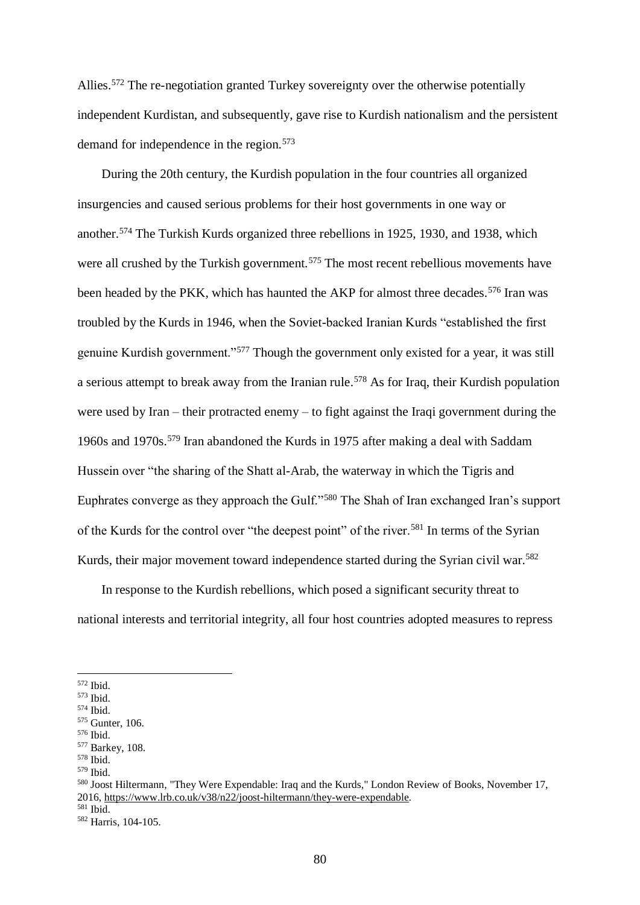Allies.[572] The re-negotiation granted Turkey sovereignty over the otherwise potentially independent Kurdistan, and subsequently, gave rise to Kurdish nationalism and the persistent demand for independence in the region.[573]

During the 20th century, the Kurdish population in the four countries all organized insurgencies and caused serious problems for their host governments in one way or another.[574] The Turkish Kurds organized three rebellions in 1925, 1930, and 1938, which were all crushed by the Turkish government.[575] The most recent rebellious movements have been headed by the PKK, which has haunted the AKP for almost three decades.[576] Iran was troubled by the Kurds in 1946, when the Soviet-backed Iranian Kurds "established the first genuine Kurdish government."[577] Though the government only existed for a year, it was still a serious attempt to break away from the Iranian rule.[578] As for Iraq, their Kurdish population were used by Iran – their protracted enemy – to fight against the Iraqi government during the 1960s and 1970s.[579] Iran abandoned the Kurds in 1975 after making a deal with Saddam Hussein over "the sharing of the Shatt al-Arab, the waterway in which the Tigris and Euphrates converge as they approach the Gulf."[580] The Shah of Iran exchanged Iran's support of the Kurds for the control over "the deepest point" of the river.[581] In terms of the Syrian Kurds, their major movement toward independence started during the Syrian civil war.[582]

In response to the Kurdish rebellions, which posed a significant security threat to national interests and territorial integrity, all four host countries adopted measures to repress

---

[572] Ibid.
[573] Ibid.
[574] Ibid.
[575] Gunter, 106.
[576] Ibid.
[577] Barkey, 108.
[578] Ibid.
[579] Ibid.
[580] Joost Hiltermann, "They Were Expendable: Iraq and the Kurds," London Review of Books, November 17, 2016, https://www.lrb.co.uk/v38/n22/joost-hiltermann/they-were-expendable.
[581] Ibid.
[582] Harris, 104-105.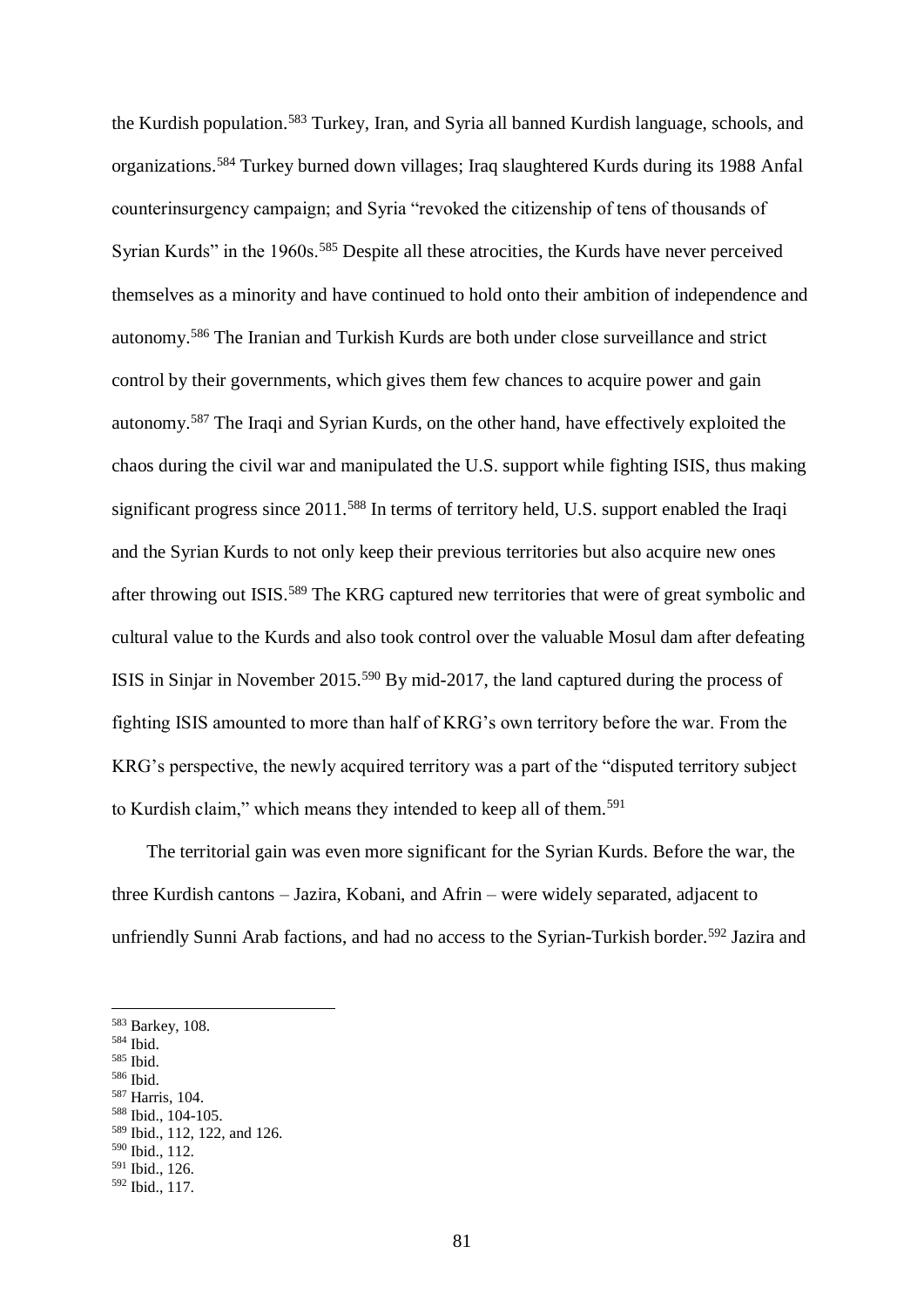the Kurdish population.[583] Turkey, Iran, and Syria all banned Kurdish language, schools, and organizations.[584] Turkey burned down villages; Iraq slaughtered Kurds during its 1988 Anfal counterinsurgency campaign; and Syria "revoked the citizenship of tens of thousands of Syrian Kurds" in the 1960s.[585] Despite all these atrocities, the Kurds have never perceived themselves as a minority and have continued to hold onto their ambition of independence and autonomy.[586] The Iranian and Turkish Kurds are both under close surveillance and strict control by their governments, which gives them few chances to acquire power and gain autonomy.[587] The Iraqi and Syrian Kurds, on the other hand, have effectively exploited the chaos during the civil war and manipulated the U.S. support while fighting ISIS, thus making significant progress since 2011.[588] In terms of territory held, U.S. support enabled the Iraqi and the Syrian Kurds to not only keep their previous territories but also acquire new ones after throwing out ISIS.[589] The KRG captured new territories that were of great symbolic and cultural value to the Kurds and also took control over the valuable Mosul dam after defeating ISIS in Sinjar in November 2015.[590] By mid-2017, the land captured during the process of fighting ISIS amounted to more than half of KRG's own territory before the war. From the KRG's perspective, the newly acquired territory was a part of the "disputed territory subject to Kurdish claim," which means they intended to keep all of them.[591]

The territorial gain was even more significant for the Syrian Kurds. Before the war, the three Kurdish cantons – Jazira, Kobani, and Afrin – were widely separated, adjacent to unfriendly Sunni Arab factions, and had no access to the Syrian-Turkish border.[592] Jazira and

---

[583] Barkey, 108.
[584] Ibid.
[585] Ibid.
[586] Ibid.
[587] Harris, 104.
[588] Ibid., 104-105.
[589] Ibid., 112, 122, and 126.
[590] Ibid., 112.
[591] Ibid., 126.
[592] Ibid., 117.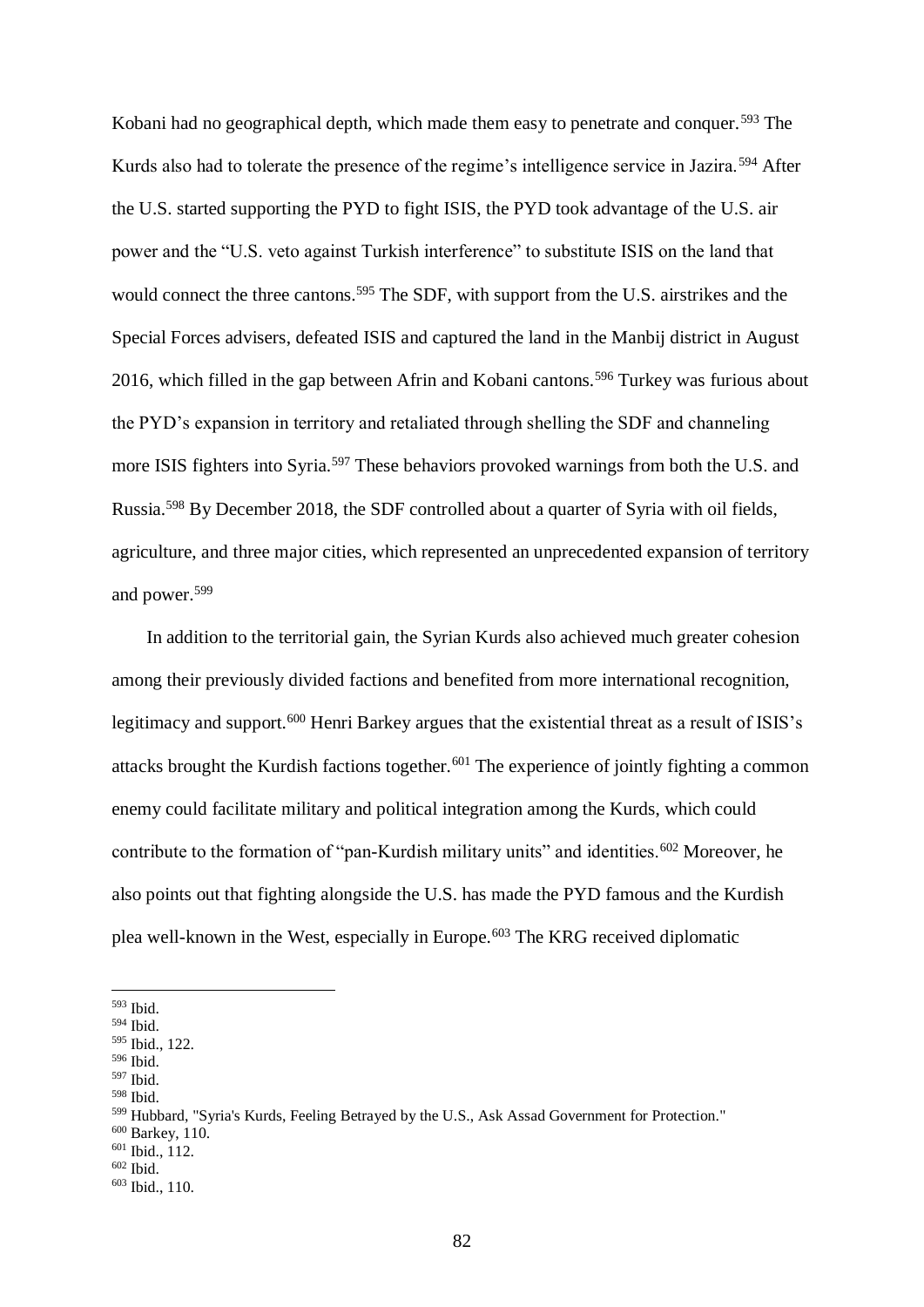Kobani had no geographical depth, which made them easy to penetrate and conquer.[593] The Kurds also had to tolerate the presence of the regime's intelligence service in Jazira.[594] After the U.S. started supporting the PYD to fight ISIS, the PYD took advantage of the U.S. air power and the "U.S. veto against Turkish interference" to substitute ISIS on the land that would connect the three cantons.[595] The SDF, with support from the U.S. airstrikes and the Special Forces advisers, defeated ISIS and captured the land in the Manbij district in August 2016, which filled in the gap between Afrin and Kobani cantons.[596] Turkey was furious about the PYD's expansion in territory and retaliated through shelling the SDF and channeling more ISIS fighters into Syria.[597] These behaviors provoked warnings from both the U.S. and Russia.[598] By December 2018, the SDF controlled about a quarter of Syria with oil fields, agriculture, and three major cities, which represented an unprecedented expansion of territory and power.[599]

In addition to the territorial gain, the Syrian Kurds also achieved much greater cohesion among their previously divided factions and benefited from more international recognition, legitimacy and support.[600] Henri Barkey argues that the existential threat as a result of ISIS's attacks brought the Kurdish factions together.[601] The experience of jointly fighting a common enemy could facilitate military and political integration among the Kurds, which could contribute to the formation of "pan-Kurdish military units" and identities.[602] Moreover, he also points out that fighting alongside the U.S. has made the PYD famous and the Kurdish plea well-known in the West, especially in Europe.[603] The KRG received diplomatic

---

[593] Ibid.
[594] Ibid.
[595] Ibid., 122.
[596] Ibid.
[597] Ibid.
[598] Ibid.
[599] Hubbard, "Syria's Kurds, Feeling Betrayed by the U.S., Ask Assad Government for Protection."
[600] Barkey, 110.
[601] Ibid., 112.
[602] Ibid.
[603] Ibid., 110.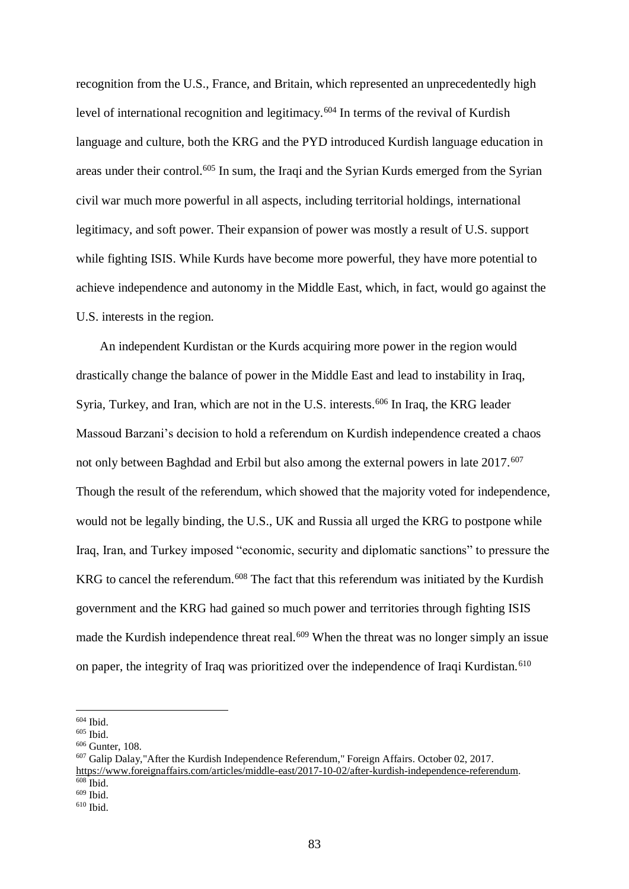recognition from the U.S., France, and Britain, which represented an unprecedentedly high level of international recognition and legitimacy.[604] In terms of the revival of Kurdish language and culture, both the KRG and the PYD introduced Kurdish language education in areas under their control.[605] In sum, the Iraqi and the Syrian Kurds emerged from the Syrian civil war much more powerful in all aspects, including territorial holdings, international legitimacy, and soft power. Their expansion of power was mostly a result of U.S. support while fighting ISIS. While Kurds have become more powerful, they have more potential to achieve independence and autonomy in the Middle East, which, in fact, would go against the U.S. interests in the region.

An independent Kurdistan or the Kurds acquiring more power in the region would drastically change the balance of power in the Middle East and lead to instability in Iraq, Syria, Turkey, and Iran, which are not in the U.S. interests.[606] In Iraq, the KRG leader Massoud Barzani's decision to hold a referendum on Kurdish independence created a chaos not only between Baghdad and Erbil but also among the external powers in late 2017.[607] Though the result of the referendum, which showed that the majority voted for independence, would not be legally binding, the U.S., UK and Russia all urged the KRG to postpone while Iraq, Iran, and Turkey imposed "economic, security and diplomatic sanctions" to pressure the KRG to cancel the referendum.[608] The fact that this referendum was initiated by the Kurdish government and the KRG had gained so much power and territories through fighting ISIS made the Kurdish independence threat real.[609] When the threat was no longer simply an issue on paper, the integrity of Iraq was prioritized over the independence of Iraqi Kurdistan.[610]

---

[604] Ibid.

[605] Ibid.

[606] Gunter, 108.

[607] Galip Dalay,"After the Kurdish Independence Referendum," Foreign Affairs. October 02, 2017. https://www.foreignaffairs.com/articles/middle-east/2017-10-02/after-kurdish-independence-referendum.

[608] Ibid.

[609] Ibid.

[610] Ibid.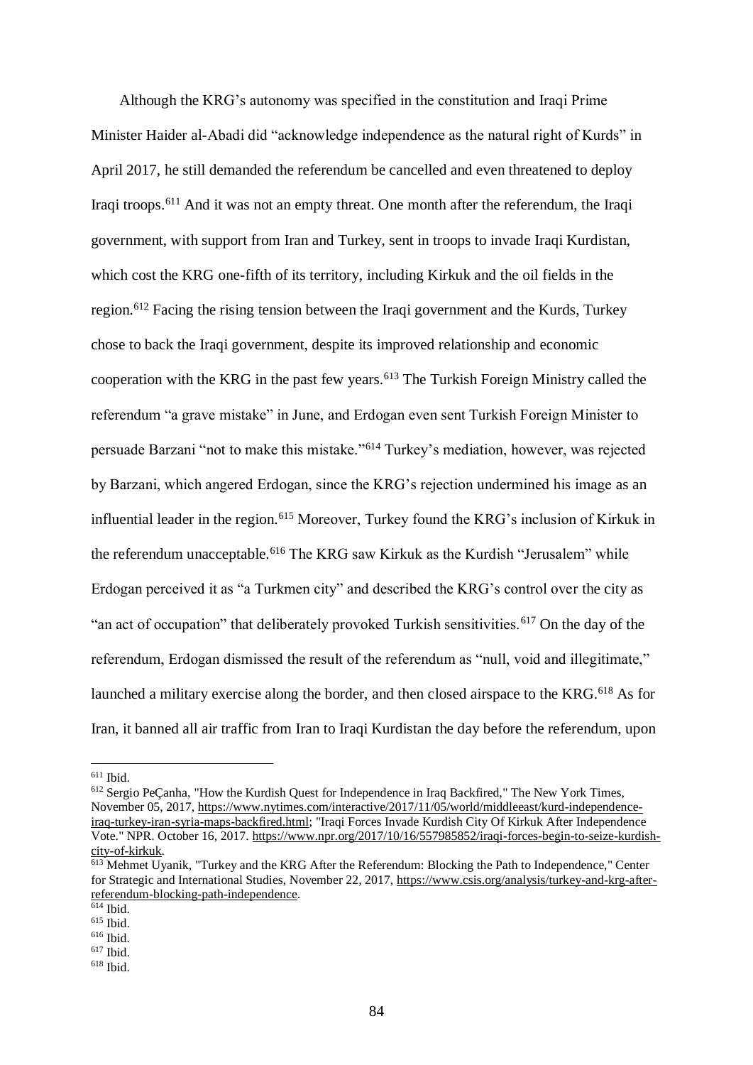Although the KRG's autonomy was specified in the constitution and Iraqi Prime Minister Haider al-Abadi did "acknowledge independence as the natural right of Kurds" in April 2017, he still demanded the referendum be cancelled and even threatened to deploy Iraqi troops.[611] And it was not an empty threat. One month after the referendum, the Iraqi government, with support from Iran and Turkey, sent in troops to invade Iraqi Kurdistan, which cost the KRG one-fifth of its territory, including Kirkuk and the oil fields in the region.[612] Facing the rising tension between the Iraqi government and the Kurds, Turkey chose to back the Iraqi government, despite its improved relationship and economic cooperation with the KRG in the past few years.[613] The Turkish Foreign Ministry called the referendum "a grave mistake" in June, and Erdogan even sent Turkish Foreign Minister to persuade Barzani "not to make this mistake."[614] Turkey's mediation, however, was rejected by Barzani, which angered Erdogan, since the KRG's rejection undermined his image as an influential leader in the region.[615] Moreover, Turkey found the KRG's inclusion of Kirkuk in the referendum unacceptable.[616] The KRG saw Kirkuk as the Kurdish "Jerusalem" while Erdogan perceived it as "a Turkmen city" and described the KRG's control over the city as "an act of occupation" that deliberately provoked Turkish sensitivities.[617] On the day of the referendum, Erdogan dismissed the result of the referendum as "null, void and illegitimate," launched a military exercise along the border, and then closed airspace to the KRG.[618] As for Iran, it banned all air traffic from Iran to Iraqi Kurdistan the day before the referendum, upon

---

[611] Ibid.

[612] Sergio PeÇanha, "How the Kurdish Quest for Independence in Iraq Backfired," The New York Times, November 05, 2017, https://www.nytimes.com/interactive/2017/11/05/world/middleeast/kurd-independence-iraq-turkey-iran-syria-maps-backfired.html; "Iraqi Forces Invade Kurdish City Of Kirkuk After Independence Vote." NPR. October 16, 2017. https://www.npr.org/2017/10/16/557985852/iraqi-forces-begin-to-seize-kurdish-city-of-kirkuk.

[613] Mehmet Uyanik, "Turkey and the KRG After the Referendum: Blocking the Path to Independence," Center for Strategic and International Studies, November 22, 2017, https://www.csis.org/analysis/turkey-and-krg-after-referendum-blocking-path-independence.

[614] Ibid.

[615] Ibid.

[616] Ibid.

[617] Ibid.

[618] Ibid.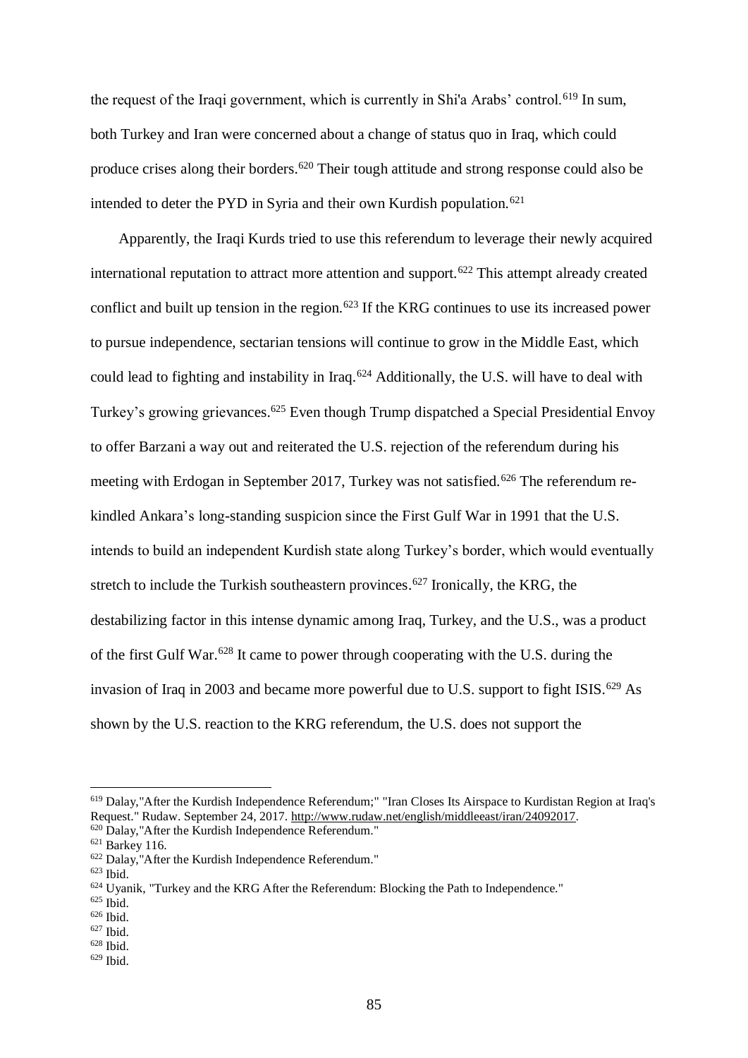the request of the Iraqi government, which is currently in Shi'a Arabs' control.[619] In sum, both Turkey and Iran were concerned about a change of status quo in Iraq, which could produce crises along their borders.[620] Their tough attitude and strong response could also be intended to deter the PYD in Syria and their own Kurdish population.[621]

Apparently, the Iraqi Kurds tried to use this referendum to leverage their newly acquired international reputation to attract more attention and support.[622] This attempt already created conflict and built up tension in the region.[623] If the KRG continues to use its increased power to pursue independence, sectarian tensions will continue to grow in the Middle East, which could lead to fighting and instability in Iraq.[624] Additionally, the U.S. will have to deal with Turkey's growing grievances.[625] Even though Trump dispatched a Special Presidential Envoy to offer Barzani a way out and reiterated the U.S. rejection of the referendum during his meeting with Erdogan in September 2017, Turkey was not satisfied.[626] The referendum re-kindled Ankara's long-standing suspicion since the First Gulf War in 1991 that the U.S. intends to build an independent Kurdish state along Turkey's border, which would eventually stretch to include the Turkish southeastern provinces.[627] Ironically, the KRG, the destabilizing factor in this intense dynamic among Iraq, Turkey, and the U.S., was a product of the first Gulf War.[628] It came to power through cooperating with the U.S. during the invasion of Iraq in 2003 and became more powerful due to U.S. support to fight ISIS.[629] As shown by the U.S. reaction to the KRG referendum, the U.S. does not support the

---

[619] Dalay,"After the Kurdish Independence Referendum;" "Iran Closes Its Airspace to Kurdistan Region at Iraq's Request." Rudaw. September 24, 2017. http://www.rudaw.net/english/middleeast/iran/24092017.

[620] Dalay,"After the Kurdish Independence Referendum."

[621] Barkey 116.

[622] Dalay,"After the Kurdish Independence Referendum."

[623] Ibid.

[624] Uyanik, "Turkey and the KRG After the Referendum: Blocking the Path to Independence."

[625] Ibid.

[626] Ibid.

[627] Ibid.

[628] Ibid.

[629] Ibid.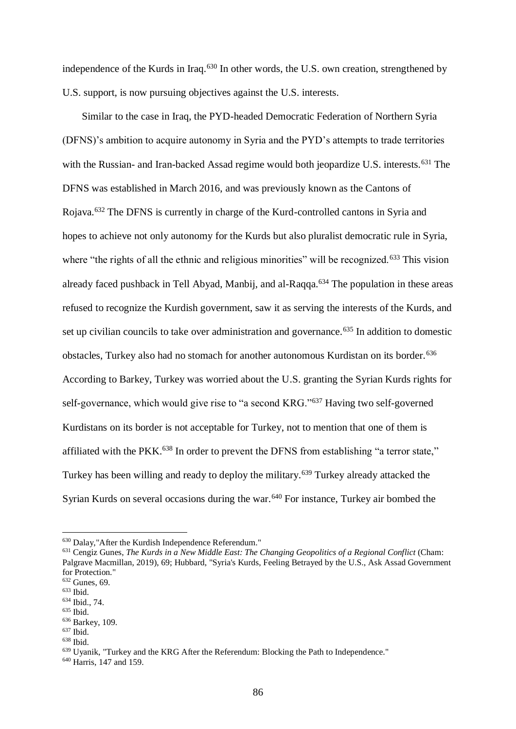independence of the Kurds in Iraq.[630] In other words, the U.S. own creation, strengthened by U.S. support, is now pursuing objectives against the U.S. interests.

Similar to the case in Iraq, the PYD-headed Democratic Federation of Northern Syria (DFNS)'s ambition to acquire autonomy in Syria and the PYD's attempts to trade territories with the Russian- and Iran-backed Assad regime would both jeopardize U.S. interests.[631] The DFNS was established in March 2016, and was previously known as the Cantons of Rojava.[632] The DFNS is currently in charge of the Kurd-controlled cantons in Syria and hopes to achieve not only autonomy for the Kurds but also pluralist democratic rule in Syria, where "the rights of all the ethnic and religious minorities" will be recognized.[633] This vision already faced pushback in Tell Abyad, Manbij, and al-Raqqa.[634] The population in these areas refused to recognize the Kurdish government, saw it as serving the interests of the Kurds, and set up civilian councils to take over administration and governance.[635] In addition to domestic obstacles, Turkey also had no stomach for another autonomous Kurdistan on its border.[636] According to Barkey, Turkey was worried about the U.S. granting the Syrian Kurds rights for self-governance, which would give rise to "a second KRG."[637] Having two self-governed Kurdistans on its border is not acceptable for Turkey, not to mention that one of them is affiliated with the PKK.[638] In order to prevent the DFNS from establishing "a terror state," Turkey has been willing and ready to deploy the military.[639] Turkey already attacked the Syrian Kurds on several occasions during the war.[640] For instance, Turkey air bombed the

---

[630] Dalay,"After the Kurdish Independence Referendum."

[631] Cengiz Gunes, *The Kurds in a New Middle East: The Changing Geopolitics of a Regional Conflict* (Cham: Palgrave Macmillan, 2019), 69; Hubbard, "Syria's Kurds, Feeling Betrayed by the U.S., Ask Assad Government for Protection."

[632] Gunes, 69.

[633] Ibid.

[634] Ibid., 74.

[635] Ibid.

[636] Barkey, 109.

[637] Ibid.

[638] Ibid.

[639] Uyanik, "Turkey and the KRG After the Referendum: Blocking the Path to Independence."

[640] Harris, 147 and 159.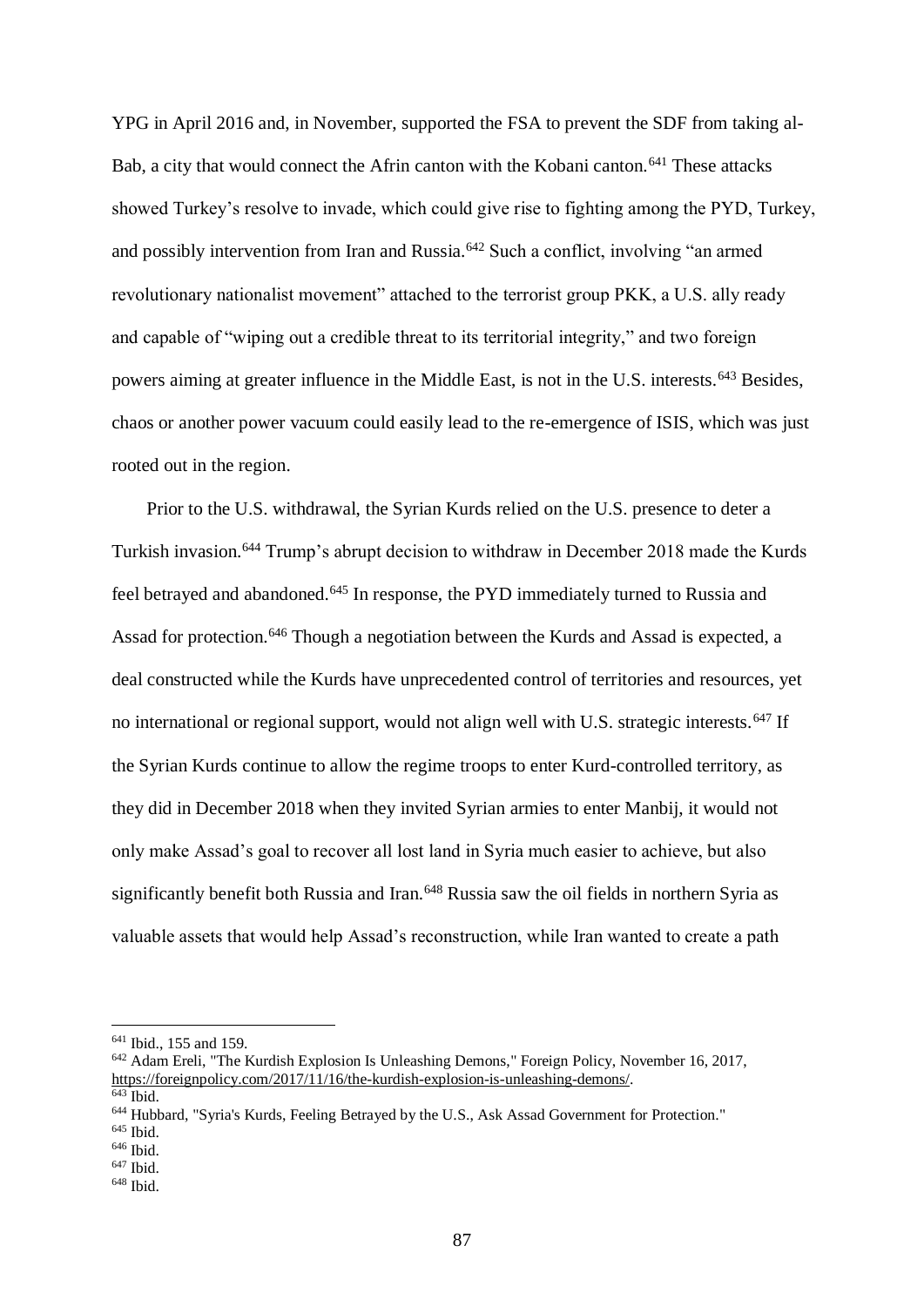YPG in April 2016 and, in November, supported the FSA to prevent the SDF from taking al-Bab, a city that would connect the Afrin canton with the Kobani canton.[641] These attacks showed Turkey's resolve to invade, which could give rise to fighting among the PYD, Turkey, and possibly intervention from Iran and Russia.[642] Such a conflict, involving "an armed revolutionary nationalist movement" attached to the terrorist group PKK, a U.S. ally ready and capable of "wiping out a credible threat to its territorial integrity," and two foreign powers aiming at greater influence in the Middle East, is not in the U.S. interests.[643] Besides, chaos or another power vacuum could easily lead to the re-emergence of ISIS, which was just rooted out in the region.

Prior to the U.S. withdrawal, the Syrian Kurds relied on the U.S. presence to deter a Turkish invasion.[644] Trump's abrupt decision to withdraw in December 2018 made the Kurds feel betrayed and abandoned.[645] In response, the PYD immediately turned to Russia and Assad for protection.[646] Though a negotiation between the Kurds and Assad is expected, a deal constructed while the Kurds have unprecedented control of territories and resources, yet no international or regional support, would not align well with U.S. strategic interests.[647] If the Syrian Kurds continue to allow the regime troops to enter Kurd-controlled territory, as they did in December 2018 when they invited Syrian armies to enter Manbij, it would not only make Assad's goal to recover all lost land in Syria much easier to achieve, but also significantly benefit both Russia and Iran.[648] Russia saw the oil fields in northern Syria as valuable assets that would help Assad's reconstruction, while Iran wanted to create a path

---

[641] Ibid., 155 and 159.

[642] Adam Ereli, "The Kurdish Explosion Is Unleashing Demons," Foreign Policy, November 16, 2017, https://foreignpolicy.com/2017/11/16/the-kurdish-explosion-is-unleashing-demons/.

[643] Ibid.

[644] Hubbard, "Syria's Kurds, Feeling Betrayed by the U.S., Ask Assad Government for Protection."

[645] Ibid.

[646] Ibid.

[647] Ibid.

[648] Ibid.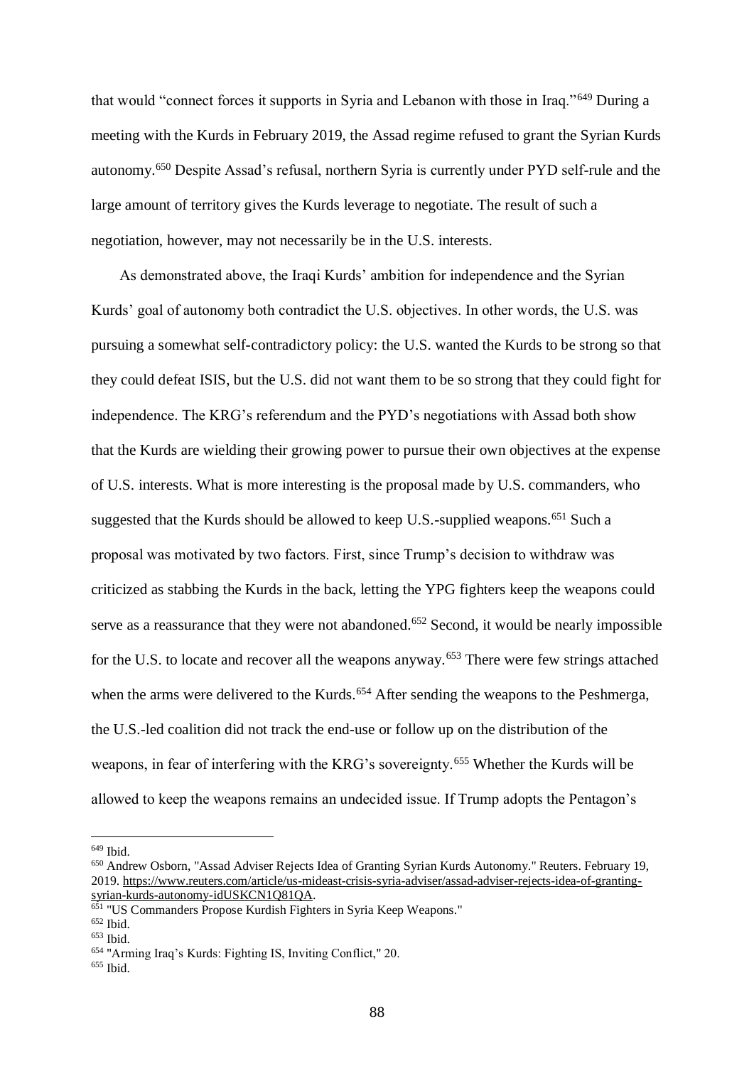that would "connect forces it supports in Syria and Lebanon with those in Iraq."[649] During a meeting with the Kurds in February 2019, the Assad regime refused to grant the Syrian Kurds autonomy.[650] Despite Assad's refusal, northern Syria is currently under PYD self-rule and the large amount of territory gives the Kurds leverage to negotiate. The result of such a negotiation, however, may not necessarily be in the U.S. interests.

As demonstrated above, the Iraqi Kurds' ambition for independence and the Syrian Kurds' goal of autonomy both contradict the U.S. objectives. In other words, the U.S. was pursuing a somewhat self-contradictory policy: the U.S. wanted the Kurds to be strong so that they could defeat ISIS, but the U.S. did not want them to be so strong that they could fight for independence. The KRG's referendum and the PYD's negotiations with Assad both show that the Kurds are wielding their growing power to pursue their own objectives at the expense of U.S. interests. What is more interesting is the proposal made by U.S. commanders, who suggested that the Kurds should be allowed to keep U.S.-supplied weapons.[651] Such a proposal was motivated by two factors. First, since Trump's decision to withdraw was criticized as stabbing the Kurds in the back, letting the YPG fighters keep the weapons could serve as a reassurance that they were not abandoned.[652] Second, it would be nearly impossible for the U.S. to locate and recover all the weapons anyway.[653] There were few strings attached when the arms were delivered to the Kurds.[654] After sending the weapons to the Peshmerga, the U.S.-led coalition did not track the end-use or follow up on the distribution of the weapons, in fear of interfering with the KRG's sovereignty.[655] Whether the Kurds will be allowed to keep the weapons remains an undecided issue. If Trump adopts the Pentagon's

---

[649] Ibid.

[650] Andrew Osborn, "Assad Adviser Rejects Idea of Granting Syrian Kurds Autonomy." Reuters. February 19, 2019. https://www.reuters.com/article/us-mideast-crisis-syria-adviser/assad-adviser-rejects-idea-of-granting-syrian-kurds-autonomy-idUSKCN1Q81QA.

[651] "US Commanders Propose Kurdish Fighters in Syria Keep Weapons."

[652] Ibid.

[653] Ibid.

[654] "Arming Iraq's Kurds: Fighting IS, Inviting Conflict," 20.

[655] Ibid.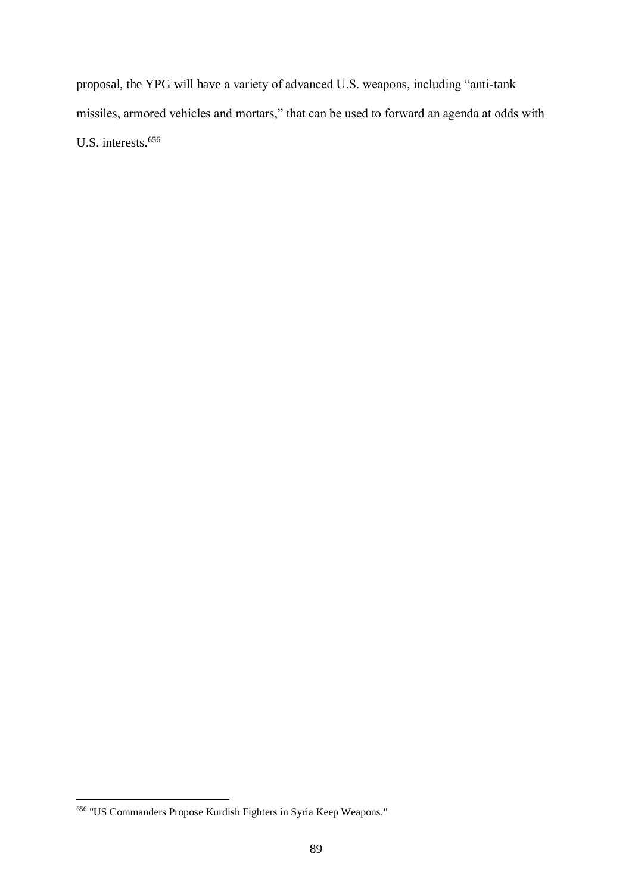proposal, the YPG will have a variety of advanced U.S. weapons, including "anti-tank missiles, armored vehicles and mortars," that can be used to forward an agenda at odds with U.S. interests.[656]

[656] "US Commanders Propose Kurdish Fighters in Syria Keep Weapons."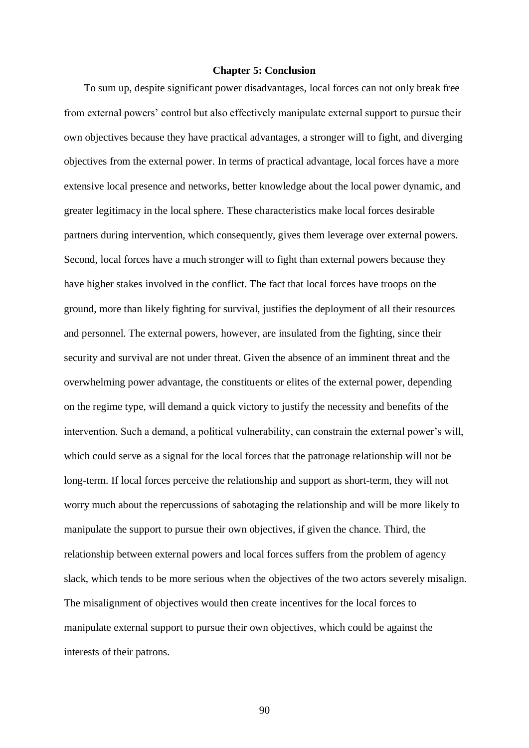# Chapter 5: Conclusion

To sum up, despite significant power disadvantages, local forces can not only break free from external powers' control but also effectively manipulate external support to pursue their own objectives because they have practical advantages, a stronger will to fight, and diverging objectives from the external power. In terms of practical advantage, local forces have a more extensive local presence and networks, better knowledge about the local power dynamic, and greater legitimacy in the local sphere. These characteristics make local forces desirable partners during intervention, which consequently, gives them leverage over external powers. Second, local forces have a much stronger will to fight than external powers because they have higher stakes involved in the conflict. The fact that local forces have troops on the ground, more than likely fighting for survival, justifies the deployment of all their resources and personnel. The external powers, however, are insulated from the fighting, since their security and survival are not under threat. Given the absence of an imminent threat and the overwhelming power advantage, the constituents or elites of the external power, depending on the regime type, will demand a quick victory to justify the necessity and benefits of the intervention. Such a demand, a political vulnerability, can constrain the external power's will, which could serve as a signal for the local forces that the patronage relationship will not be long-term. If local forces perceive the relationship and support as short-term, they will not worry much about the repercussions of sabotaging the relationship and will be more likely to manipulate the support to pursue their own objectives, if given the chance. Third, the relationship between external powers and local forces suffers from the problem of agency slack, which tends to be more serious when the objectives of the two actors severely misalign. The misalignment of objectives would then create incentives for the local forces to manipulate external support to pursue their own objectives, which could be against the interests of their patrons.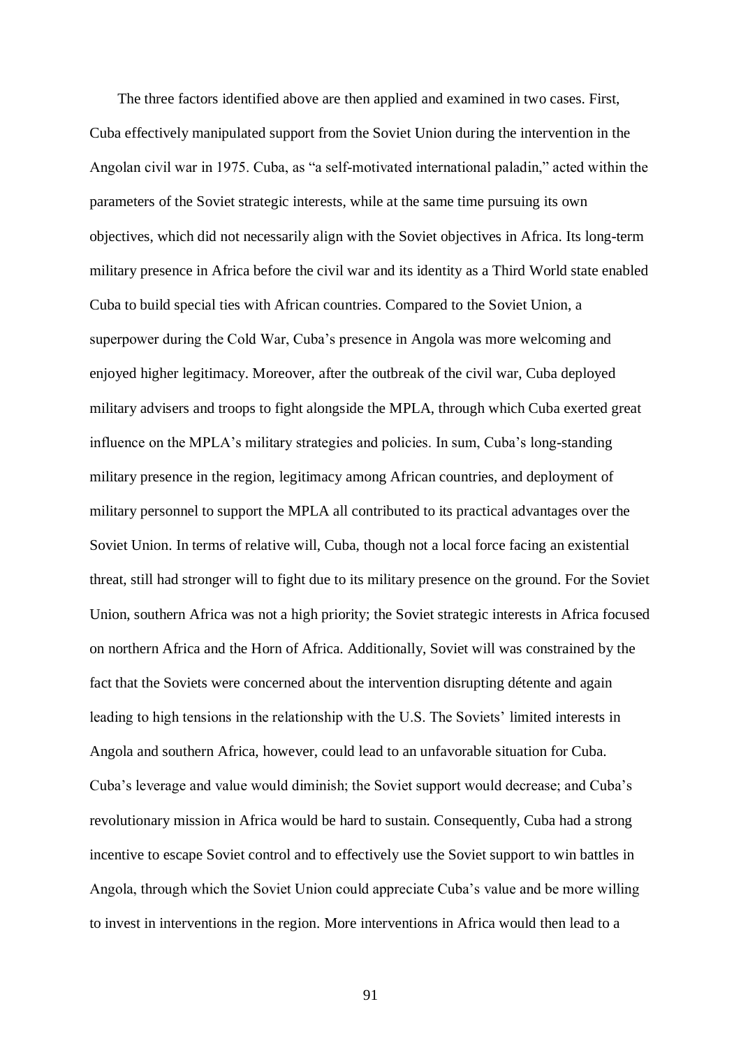The three factors identified above are then applied and examined in two cases. First, Cuba effectively manipulated support from the Soviet Union during the intervention in the Angolan civil war in 1975. Cuba, as "a self-motivated international paladin," acted within the parameters of the Soviet strategic interests, while at the same time pursuing its own objectives, which did not necessarily align with the Soviet objectives in Africa. Its long-term military presence in Africa before the civil war and its identity as a Third World state enabled Cuba to build special ties with African countries. Compared to the Soviet Union, a superpower during the Cold War, Cuba's presence in Angola was more welcoming and enjoyed higher legitimacy. Moreover, after the outbreak of the civil war, Cuba deployed military advisers and troops to fight alongside the MPLA, through which Cuba exerted great influence on the MPLA's military strategies and policies. In sum, Cuba's long-standing military presence in the region, legitimacy among African countries, and deployment of military personnel to support the MPLA all contributed to its practical advantages over the Soviet Union. In terms of relative will, Cuba, though not a local force facing an existential threat, still had stronger will to fight due to its military presence on the ground. For the Soviet Union, southern Africa was not a high priority; the Soviet strategic interests in Africa focused on northern Africa and the Horn of Africa. Additionally, Soviet will was constrained by the fact that the Soviets were concerned about the intervention disrupting détente and again leading to high tensions in the relationship with the U.S. The Soviets' limited interests in Angola and southern Africa, however, could lead to an unfavorable situation for Cuba. Cuba's leverage and value would diminish; the Soviet support would decrease; and Cuba's revolutionary mission in Africa would be hard to sustain. Consequently, Cuba had a strong incentive to escape Soviet control and to effectively use the Soviet support to win battles in Angola, through which the Soviet Union could appreciate Cuba's value and be more willing to invest in interventions in the region. More interventions in Africa would then lead to a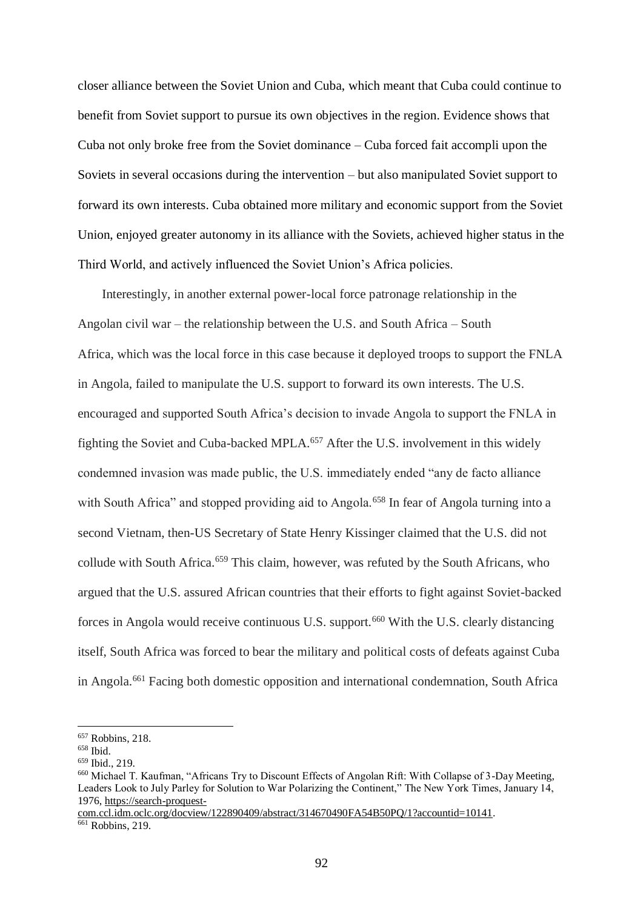closer alliance between the Soviet Union and Cuba, which meant that Cuba could continue to benefit from Soviet support to pursue its own objectives in the region. Evidence shows that Cuba not only broke free from the Soviet dominance – Cuba forced fait accompli upon the Soviets in several occasions during the intervention – but also manipulated Soviet support to forward its own interests. Cuba obtained more military and economic support from the Soviet Union, enjoyed greater autonomy in its alliance with the Soviets, achieved higher status in the Third World, and actively influenced the Soviet Union's Africa policies.

Interestingly, in another external power-local force patronage relationship in the Angolan civil war – the relationship between the U.S. and South Africa – South Africa, which was the local force in this case because it deployed troops to support the FNLA in Angola, failed to manipulate the U.S. support to forward its own interests. The U.S. encouraged and supported South Africa's decision to invade Angola to support the FNLA in fighting the Soviet and Cuba-backed MPLA.[657] After the U.S. involvement in this widely condemned invasion was made public, the U.S. immediately ended "any de facto alliance with South Africa" and stopped providing aid to Angola.[658] In fear of Angola turning into a second Vietnam, then-US Secretary of State Henry Kissinger claimed that the U.S. did not collude with South Africa.[659] This claim, however, was refuted by the South Africans, who argued that the U.S. assured African countries that their efforts to fight against Soviet-backed forces in Angola would receive continuous U.S. support.[660] With the U.S. clearly distancing itself, South Africa was forced to bear the military and political costs of defeats against Cuba in Angola.[661] Facing both domestic opposition and international condemnation, South Africa

---

[657] Robbins, 218.

[658] Ibid.

[659] Ibid., 219.

[660] Michael T. Kaufman, "Africans Try to Discount Effects of Angolan Rift: With Collapse of 3-Day Meeting, Leaders Look to July Parley for Solution to War Polarizing the Continent," The New York Times, January 14, 1976, https://search-proquest-com.ccl.idm.oclc.org/docview/122890409/abstract/314670490FA54B50PQ/1?accountid=10141.

[661] Robbins, 219.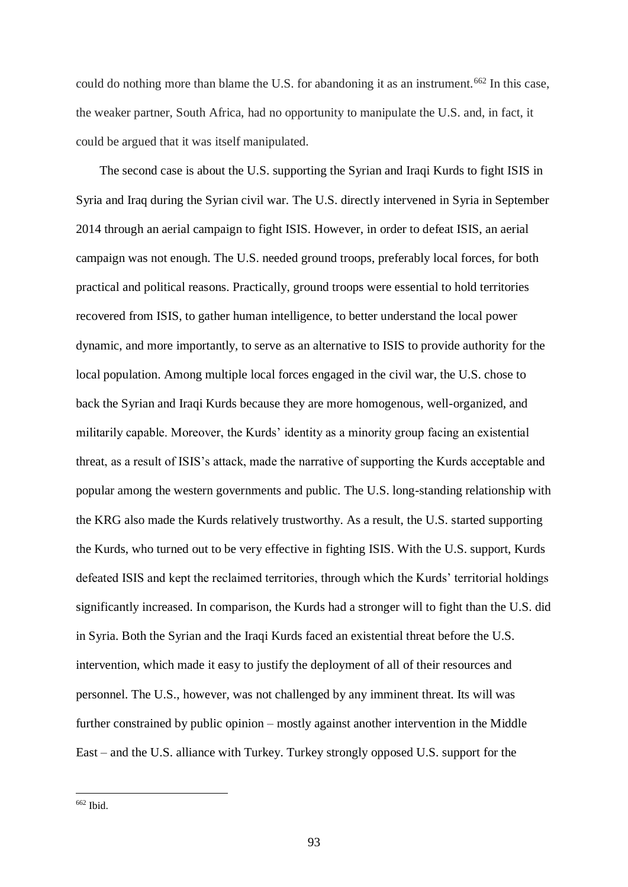could do nothing more than blame the U.S. for abandoning it as an instrument.[662] In this case, the weaker partner, South Africa, had no opportunity to manipulate the U.S. and, in fact, it could be argued that it was itself manipulated.

The second case is about the U.S. supporting the Syrian and Iraqi Kurds to fight ISIS in Syria and Iraq during the Syrian civil war. The U.S. directly intervened in Syria in September 2014 through an aerial campaign to fight ISIS. However, in order to defeat ISIS, an aerial campaign was not enough. The U.S. needed ground troops, preferably local forces, for both practical and political reasons. Practically, ground troops were essential to hold territories recovered from ISIS, to gather human intelligence, to better understand the local power dynamic, and more importantly, to serve as an alternative to ISIS to provide authority for the local population. Among multiple local forces engaged in the civil war, the U.S. chose to back the Syrian and Iraqi Kurds because they are more homogenous, well-organized, and militarily capable. Moreover, the Kurds' identity as a minority group facing an existential threat, as a result of ISIS's attack, made the narrative of supporting the Kurds acceptable and popular among the western governments and public. The U.S. long-standing relationship with the KRG also made the Kurds relatively trustworthy. As a result, the U.S. started supporting the Kurds, who turned out to be very effective in fighting ISIS. With the U.S. support, Kurds defeated ISIS and kept the reclaimed territories, through which the Kurds' territorial holdings significantly increased. In comparison, the Kurds had a stronger will to fight than the U.S. did in Syria. Both the Syrian and the Iraqi Kurds faced an existential threat before the U.S. intervention, which made it easy to justify the deployment of all of their resources and personnel. The U.S., however, was not challenged by any imminent threat. Its will was further constrained by public opinion – mostly against another intervention in the Middle East – and the U.S. alliance with Turkey. Turkey strongly opposed U.S. support for the

---

[662] Ibid.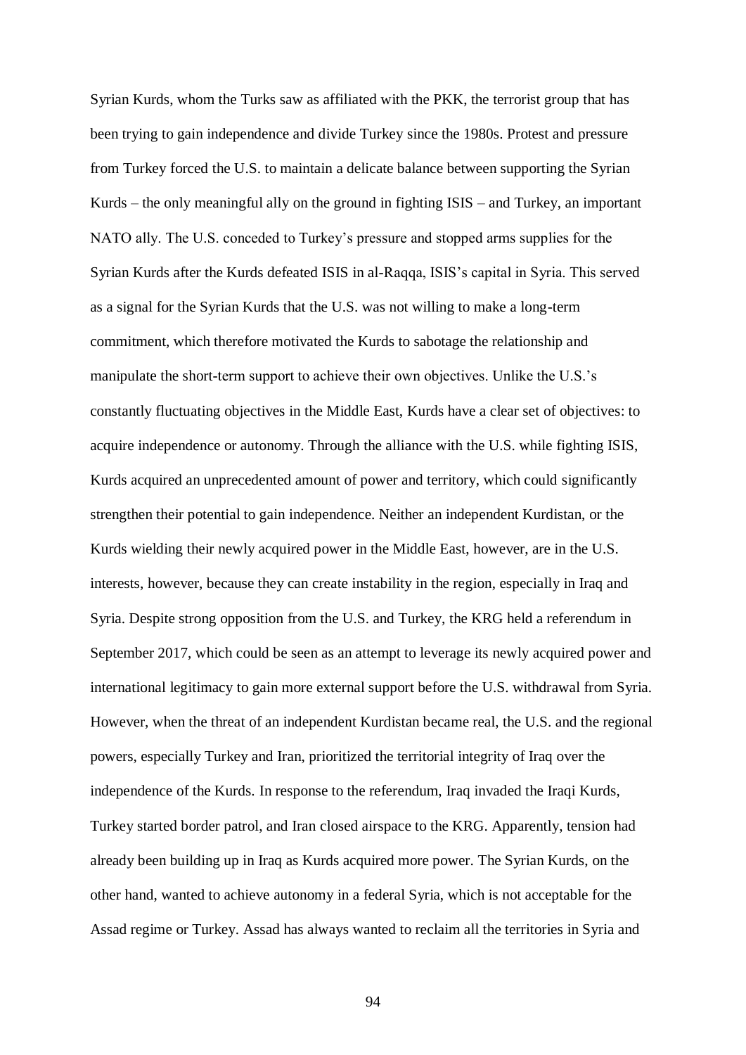Syrian Kurds, whom the Turks saw as affiliated with the PKK, the terrorist group that has been trying to gain independence and divide Turkey since the 1980s. Protest and pressure from Turkey forced the U.S. to maintain a delicate balance between supporting the Syrian Kurds – the only meaningful ally on the ground in fighting ISIS – and Turkey, an important NATO ally. The U.S. conceded to Turkey's pressure and stopped arms supplies for the Syrian Kurds after the Kurds defeated ISIS in al-Raqqa, ISIS's capital in Syria. This served as a signal for the Syrian Kurds that the U.S. was not willing to make a long-term commitment, which therefore motivated the Kurds to sabotage the relationship and manipulate the short-term support to achieve their own objectives. Unlike the U.S.'s constantly fluctuating objectives in the Middle East, Kurds have a clear set of objectives: to acquire independence or autonomy. Through the alliance with the U.S. while fighting ISIS, Kurds acquired an unprecedented amount of power and territory, which could significantly strengthen their potential to gain independence. Neither an independent Kurdistan, or the Kurds wielding their newly acquired power in the Middle East, however, are in the U.S. interests, however, because they can create instability in the region, especially in Iraq and Syria. Despite strong opposition from the U.S. and Turkey, the KRG held a referendum in September 2017, which could be seen as an attempt to leverage its newly acquired power and international legitimacy to gain more external support before the U.S. withdrawal from Syria. However, when the threat of an independent Kurdistan became real, the U.S. and the regional powers, especially Turkey and Iran, prioritized the territorial integrity of Iraq over the independence of the Kurds. In response to the referendum, Iraq invaded the Iraqi Kurds, Turkey started border patrol, and Iran closed airspace to the KRG. Apparently, tension had already been building up in Iraq as Kurds acquired more power. The Syrian Kurds, on the other hand, wanted to achieve autonomy in a federal Syria, which is not acceptable for the Assad regime or Turkey. Assad has always wanted to reclaim all the territories in Syria and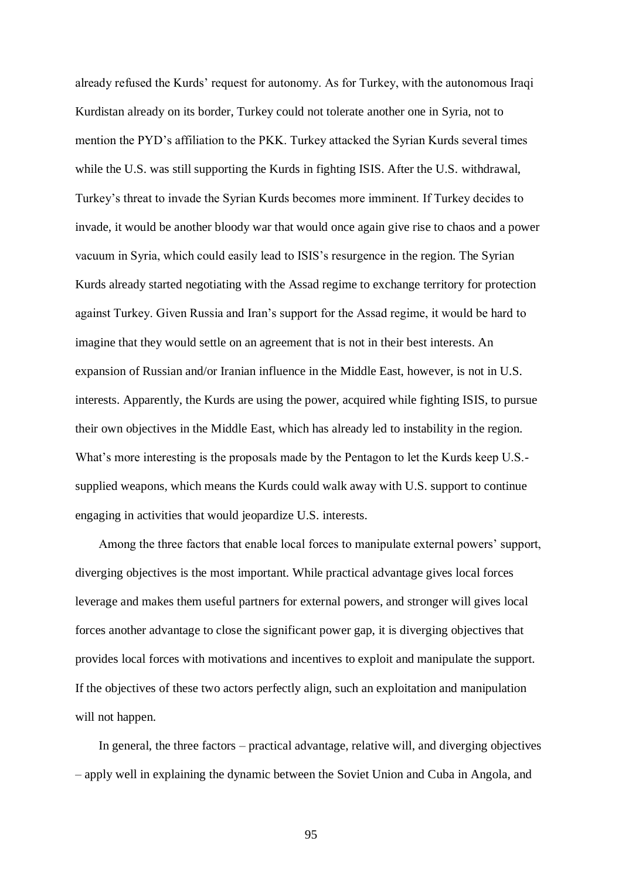already refused the Kurds' request for autonomy. As for Turkey, with the autonomous Iraqi Kurdistan already on its border, Turkey could not tolerate another one in Syria, not to mention the PYD's affiliation to the PKK. Turkey attacked the Syrian Kurds several times while the U.S. was still supporting the Kurds in fighting ISIS. After the U.S. withdrawal, Turkey's threat to invade the Syrian Kurds becomes more imminent. If Turkey decides to invade, it would be another bloody war that would once again give rise to chaos and a power vacuum in Syria, which could easily lead to ISIS's resurgence in the region. The Syrian Kurds already started negotiating with the Assad regime to exchange territory for protection against Turkey. Given Russia and Iran's support for the Assad regime, it would be hard to imagine that they would settle on an agreement that is not in their best interests. An expansion of Russian and/or Iranian influence in the Middle East, however, is not in U.S. interests. Apparently, the Kurds are using the power, acquired while fighting ISIS, to pursue their own objectives in the Middle East, which has already led to instability in the region. What's more interesting is the proposals made by the Pentagon to let the Kurds keep U.S.-supplied weapons, which means the Kurds could walk away with U.S. support to continue engaging in activities that would jeopardize U.S. interests.

Among the three factors that enable local forces to manipulate external powers' support, diverging objectives is the most important. While practical advantage gives local forces leverage and makes them useful partners for external powers, and stronger will gives local forces another advantage to close the significant power gap, it is diverging objectives that provides local forces with motivations and incentives to exploit and manipulate the support. If the objectives of these two actors perfectly align, such an exploitation and manipulation will not happen.

In general, the three factors – practical advantage, relative will, and diverging objectives – apply well in explaining the dynamic between the Soviet Union and Cuba in Angola, and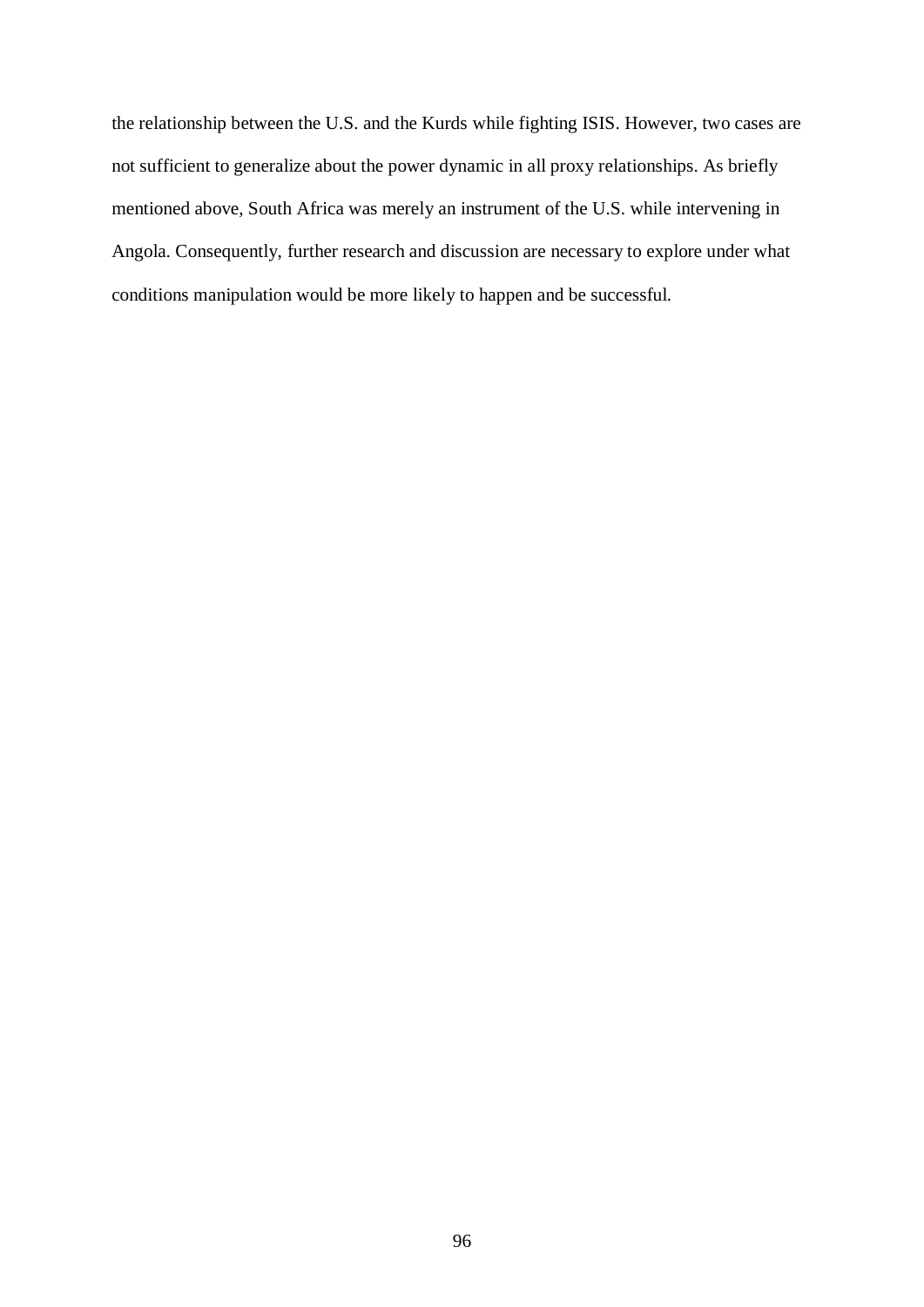the relationship between the U.S. and the Kurds while fighting ISIS. However, two cases are not sufficient to generalize about the power dynamic in all proxy relationships. As briefly mentioned above, South Africa was merely an instrument of the U.S. while intervening in Angola. Consequently, further research and discussion are necessary to explore under what conditions manipulation would be more likely to happen and be successful.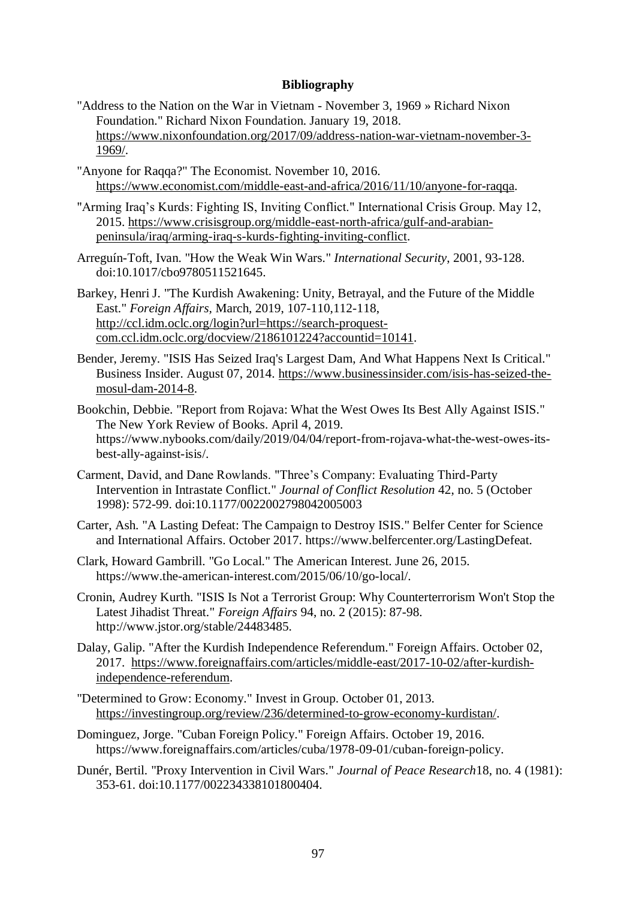**Bibliography**

"Address to the Nation on the War in Vietnam - November 3, 1969 » Richard Nixon Foundation." Richard Nixon Foundation. January 19, 2018. https://www.nixonfoundation.org/2017/09/address-nation-war-vietnam-november-3-1969/.

"Anyone for Raqqa?" The Economist. November 10, 2016. https://www.economist.com/middle-east-and-africa/2016/11/10/anyone-for-raqqa.

"Arming Iraq's Kurds: Fighting IS, Inviting Conflict." International Crisis Group. May 12, 2015. https://www.crisisgroup.org/middle-east-north-africa/gulf-and-arabian-peninsula/iraq/arming-iraq-s-kurds-fighting-inviting-conflict.

Arreguín-Toft, Ivan. "How the Weak Win Wars." *International Security*, 2001, 93-128. doi:10.1017/cbo9780511521645.

Barkey, Henri J. "The Kurdish Awakening: Unity, Betrayal, and the Future of the Middle East." *Foreign Affairs*, March, 2019, 107-110,112-118, http://ccl.idm.oclc.org/login?url=https://search-proquest-com.ccl.idm.oclc.org/docview/2186101224?accountid=10141.

Bender, Jeremy. "ISIS Has Seized Iraq's Largest Dam, And What Happens Next Is Critical." Business Insider. August 07, 2014. https://www.businessinsider.com/isis-has-seized-the-mosul-dam-2014-8.

Bookchin, Debbie. "Report from Rojava: What the West Owes Its Best Ally Against ISIS." The New York Review of Books. April 4, 2019. https://www.nybooks.com/daily/2019/04/04/report-from-rojava-what-the-west-owes-its-best-ally-against-isis/.

Carment, David, and Dane Rowlands. "Three's Company: Evaluating Third-Party Intervention in Intrastate Conflict." *Journal of Conflict Resolution* 42, no. 5 (October 1998): 572-99. doi:10.1177/0022002798042005003

Carter, Ash. "A Lasting Defeat: The Campaign to Destroy ISIS." Belfer Center for Science and International Affairs. October 2017. https://www.belfercenter.org/LastingDefeat.

Clark, Howard Gambrill. "Go Local." The American Interest. June 26, 2015. https://www.the-american-interest.com/2015/06/10/go-local/.

Cronin, Audrey Kurth. "ISIS Is Not a Terrorist Group: Why Counterterrorism Won't Stop the Latest Jihadist Threat." *Foreign Affairs* 94, no. 2 (2015): 87-98. http://www.jstor.org/stable/24483485.

Dalay, Galip. "After the Kurdish Independence Referendum." Foreign Affairs. October 02, 2017. https://www.foreignaffairs.com/articles/middle-east/2017-10-02/after-kurdish-independence-referendum.

"Determined to Grow: Economy." Invest in Group. October 01, 2013. https://investingroup.org/review/236/determined-to-grow-economy-kurdistan/.

Dominguez, Jorge. "Cuban Foreign Policy." Foreign Affairs. October 19, 2016. https://www.foreignaffairs.com/articles/cuba/1978-09-01/cuban-foreign-policy.

Dunér, Bertil. "Proxy Intervention in Civil Wars." *Journal of Peace Research*18, no. 4 (1981): 353-61. doi:10.1177/002234338101800404.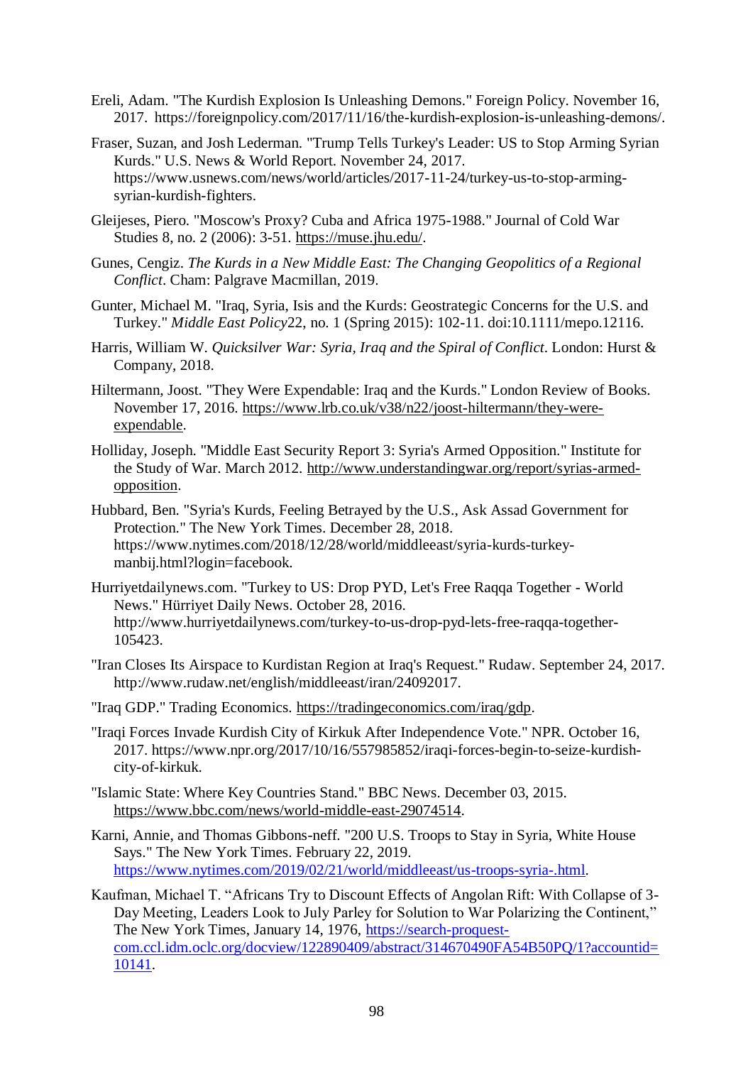Ereli, Adam. "The Kurdish Explosion Is Unleashing Demons." Foreign Policy. November 16, 2017. https://foreignpolicy.com/2017/11/16/the-kurdish-explosion-is-unleashing-demons/.

Fraser, Suzan, and Josh Lederman. "Trump Tells Turkey's Leader: US to Stop Arming Syrian Kurds." U.S. News & World Report. November 24, 2017. https://www.usnews.com/news/world/articles/2017-11-24/turkey-us-to-stop-arming-syrian-kurdish-fighters.

Gleijeses, Piero. "Moscow's Proxy? Cuba and Africa 1975-1988." Journal of Cold War Studies 8, no. 2 (2006): 3-51. https://muse.jhu.edu/.

Gunes, Cengiz. *The Kurds in a New Middle East: The Changing Geopolitics of a Regional Conflict*. Cham: Palgrave Macmillan, 2019.

Gunter, Michael M. "Iraq, Syria, Isis and the Kurds: Geostrategic Concerns for the U.S. and Turkey." *Middle East Policy*22, no. 1 (Spring 2015): 102-11. doi:10.1111/mepo.12116.

Harris, William W. *Quicksilver War: Syria, Iraq and the Spiral of Conflict*. London: Hurst & Company, 2018.

Hiltermann, Joost. "They Were Expendable: Iraq and the Kurds." London Review of Books. November 17, 2016. https://www.lrb.co.uk/v38/n22/joost-hiltermann/they-were-expendable.

Holliday, Joseph. "Middle East Security Report 3: Syria's Armed Opposition." Institute for the Study of War. March 2012. http://www.understandingwar.org/report/syrias-armed-opposition.

Hubbard, Ben. "Syria's Kurds, Feeling Betrayed by the U.S., Ask Assad Government for Protection." The New York Times. December 28, 2018. https://www.nytimes.com/2018/12/28/world/middleeast/syria-kurds-turkey-manbij.html?login=facebook.

Hurriyetdailynews.com. "Turkey to US: Drop PYD, Let's Free Raqqa Together - World News." Hürriyet Daily News. October 28, 2016. http://www.hurriyetdailynews.com/turkey-to-us-drop-pyd-lets-free-raqqa-together-105423.

"Iran Closes Its Airspace to Kurdistan Region at Iraq's Request." Rudaw. September 24, 2017. http://www.rudaw.net/english/middleeast/iran/24092017.

"Iraq GDP." Trading Economics. https://tradingeconomics.com/iraq/gdp.

"Iraqi Forces Invade Kurdish City of Kirkuk After Independence Vote." NPR. October 16, 2017. https://www.npr.org/2017/10/16/557985852/iraqi-forces-begin-to-seize-kurdish-city-of-kirkuk.

"Islamic State: Where Key Countries Stand." BBC News. December 03, 2015. https://www.bbc.com/news/world-middle-east-29074514.

Karni, Annie, and Thomas Gibbons-neff. "200 U.S. Troops to Stay in Syria, White House Says." The New York Times. February 22, 2019. https://www.nytimes.com/2019/02/21/world/middleeast/us-troops-syria-.html.

Kaufman, Michael T. "Africans Try to Discount Effects of Angolan Rift: With Collapse of 3-Day Meeting, Leaders Look to July Parley for Solution to War Polarizing the Continent," The New York Times, January 14, 1976, https://search-proquest-com.ccl.idm.oclc.org/docview/122890409/abstract/314670490FA54B50PQ/1?accountid=10141.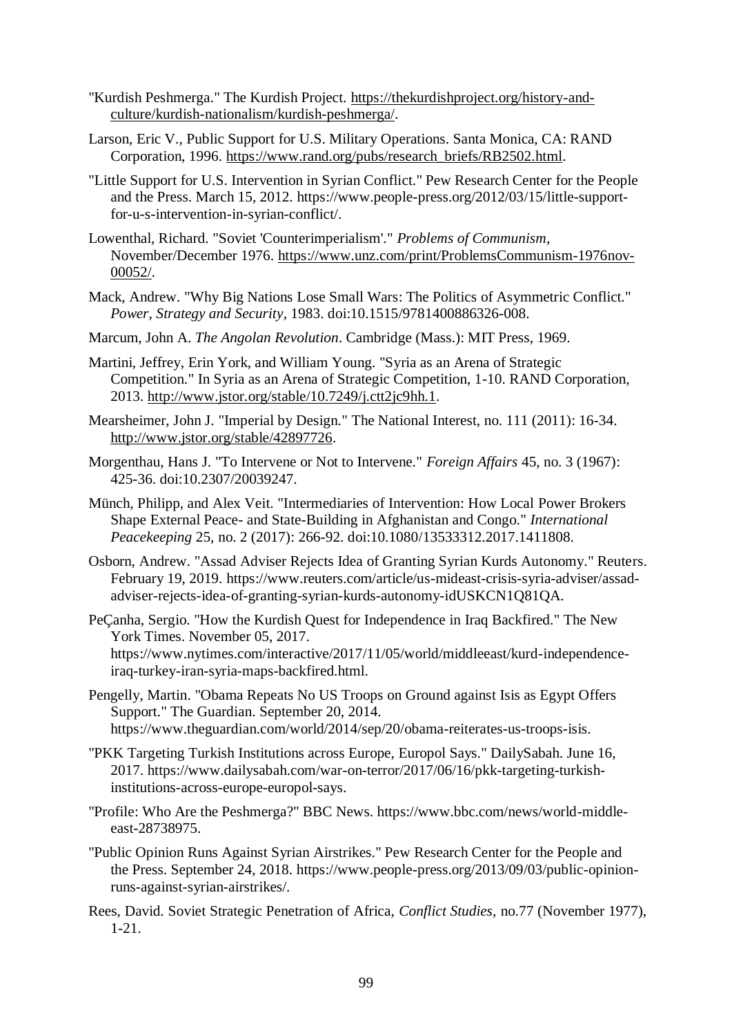"Kurdish Peshmerga." The Kurdish Project. https://thekurdishproject.org/history-and-culture/kurdish-nationalism/kurdish-peshmerga/.

Larson, Eric V., Public Support for U.S. Military Operations. Santa Monica, CA: RAND Corporation, 1996. https://www.rand.org/pubs/research_briefs/RB2502.html.

"Little Support for U.S. Intervention in Syrian Conflict." Pew Research Center for the People and the Press. March 15, 2012. https://www.people-press.org/2012/03/15/little-support-for-u-s-intervention-in-syrian-conflict/.

Lowenthal, Richard. "Soviet 'Counterimperialism'." *Problems of Communism*, November/December 1976. https://www.unz.com/print/ProblemsCommunism-1976nov-00052/.

Mack, Andrew. "Why Big Nations Lose Small Wars: The Politics of Asymmetric Conflict." *Power, Strategy and Security*, 1983. doi:10.1515/9781400886326-008.

Marcum, John A. *The Angolan Revolution*. Cambridge (Mass.): MIT Press, 1969.

Martini, Jeffrey, Erin York, and William Young. "Syria as an Arena of Strategic Competition." In Syria as an Arena of Strategic Competition, 1-10. RAND Corporation, 2013. http://www.jstor.org/stable/10.7249/j.ctt2jc9hh.1.

Mearsheimer, John J. "Imperial by Design." The National Interest, no. 111 (2011): 16-34. http://www.jstor.org/stable/42897726.

Morgenthau, Hans J. "To Intervene or Not to Intervene." *Foreign Affairs* 45, no. 3 (1967): 425-36. doi:10.2307/20039247.

Münch, Philipp, and Alex Veit. "Intermediaries of Intervention: How Local Power Brokers Shape External Peace- and State-Building in Afghanistan and Congo." *International Peacekeeping* 25, no. 2 (2017): 266-92. doi:10.1080/13533312.2017.1411808.

Osborn, Andrew. "Assad Adviser Rejects Idea of Granting Syrian Kurds Autonomy." Reuters. February 19, 2019. https://www.reuters.com/article/us-mideast-crisis-syria-adviser/assad-adviser-rejects-idea-of-granting-syrian-kurds-autonomy-idUSKCN1Q81QA.

PeÇanha, Sergio. "How the Kurdish Quest for Independence in Iraq Backfired." The New York Times. November 05, 2017. https://www.nytimes.com/interactive/2017/11/05/world/middleeast/kurd-independence-iraq-turkey-iran-syria-maps-backfired.html.

Pengelly, Martin. "Obama Repeats No US Troops on Ground against Isis as Egypt Offers Support." The Guardian. September 20, 2014. https://www.theguardian.com/world/2014/sep/20/obama-reiterates-us-troops-isis.

"PKK Targeting Turkish Institutions across Europe, Europol Says." DailySabah. June 16, 2017. https://www.dailysabah.com/war-on-terror/2017/06/16/pkk-targeting-turkish-institutions-across-europe-europol-says.

"Profile: Who Are the Peshmerga?" BBC News. https://www.bbc.com/news/world-middle-east-28738975.

"Public Opinion Runs Against Syrian Airstrikes." Pew Research Center for the People and the Press. September 24, 2018. https://www.people-press.org/2013/09/03/public-opinion-runs-against-syrian-airstrikes/.

Rees, David. Soviet Strategic Penetration of Africa, *Conflict Studies*, no.77 (November 1977), 1-21.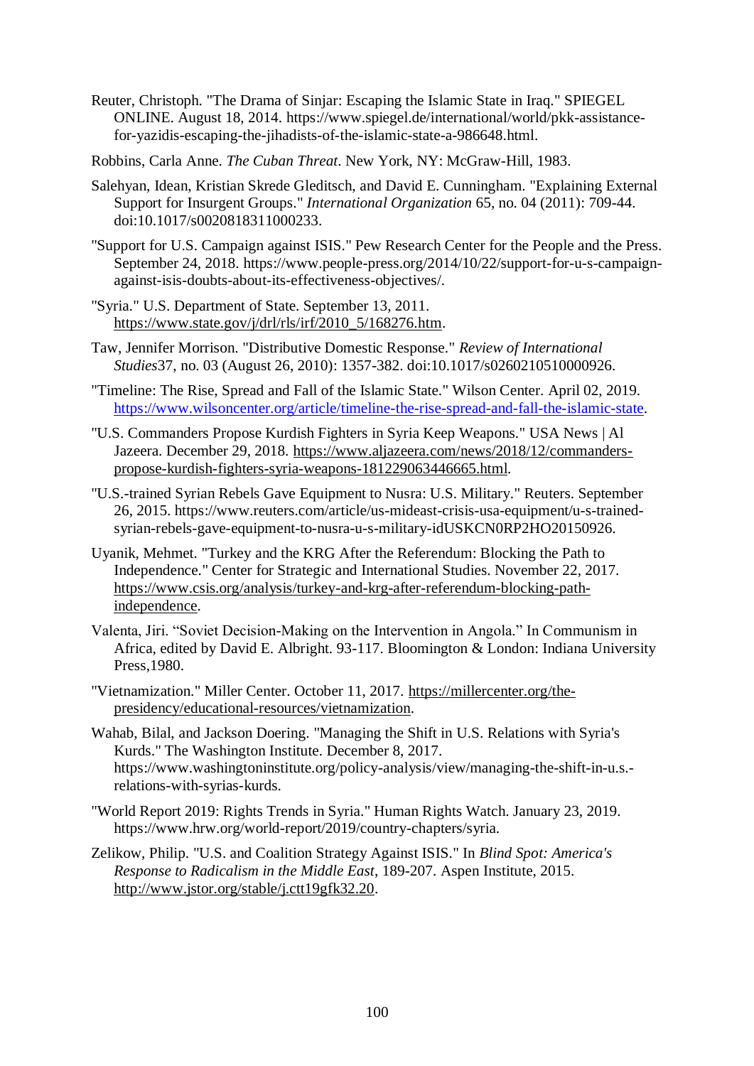Reuter, Christoph. "The Drama of Sinjar: Escaping the Islamic State in Iraq." SPIEGEL ONLINE. August 18, 2014. https://www.spiegel.de/international/world/pkk-assistance-for-yazidis-escaping-the-jihadists-of-the-islamic-state-a-986648.html.

Robbins, Carla Anne. *The Cuban Threat*. New York, NY: McGraw-Hill, 1983.

Salehyan, Idean, Kristian Skrede Gleditsch, and David E. Cunningham. "Explaining External Support for Insurgent Groups." *International Organization* 65, no. 04 (2011): 709-44. doi:10.1017/s0020818311000233.

"Support for U.S. Campaign against ISIS." Pew Research Center for the People and the Press. September 24, 2018. https://www.people-press.org/2014/10/22/support-for-u-s-campaign-against-isis-doubts-about-its-effectiveness-objectives/.

"Syria." U.S. Department of State. September 13, 2011. https://www.state.gov/j/drl/rls/irf/2010_5/168276.htm.

Taw, Jennifer Morrison. "Distributive Domestic Response." *Review of International Studies*37, no. 03 (August 26, 2010): 1357-382. doi:10.1017/s0260210510000926.

"Timeline: The Rise, Spread and Fall of the Islamic State." Wilson Center. April 02, 2019. https://www.wilsoncenter.org/article/timeline-the-rise-spread-and-fall-the-islamic-state.

"U.S. Commanders Propose Kurdish Fighters in Syria Keep Weapons." USA News | Al Jazeera. December 29, 2018. https://www.aljazeera.com/news/2018/12/commanders-propose-kurdish-fighters-syria-weapons-181229063446665.html.

"U.S.-trained Syrian Rebels Gave Equipment to Nusra: U.S. Military." Reuters. September 26, 2015. https://www.reuters.com/article/us-mideast-crisis-usa-equipment/u-s-trained-syrian-rebels-gave-equipment-to-nusra-u-s-military-idUSKCN0RP2HO20150926.

Uyanik, Mehmet. "Turkey and the KRG After the Referendum: Blocking the Path to Independence." Center for Strategic and International Studies. November 22, 2017. https://www.csis.org/analysis/turkey-and-krg-after-referendum-blocking-path-independence.

Valenta, Jiri. "Soviet Decision-Making on the Intervention in Angola." In Communism in Africa, edited by David E. Albright. 93-117. Bloomington & London: Indiana University Press,1980.

"Vietnamization." Miller Center. October 11, 2017. https://millercenter.org/the-presidency/educational-resources/vietnamization.

Wahab, Bilal, and Jackson Doering. "Managing the Shift in U.S. Relations with Syria's Kurds." The Washington Institute. December 8, 2017. https://www.washingtoninstitute.org/policy-analysis/view/managing-the-shift-in-u.s.-relations-with-syrias-kurds.

"World Report 2019: Rights Trends in Syria." Human Rights Watch. January 23, 2019. https://www.hrw.org/world-report/2019/country-chapters/syria.

Zelikow, Philip. "U.S. and Coalition Strategy Against ISIS." In *Blind Spot: America's Response to Radicalism in the Middle East*, 189-207. Aspen Institute, 2015. http://www.jstor.org/stable/j.ctt19gfk32.20.